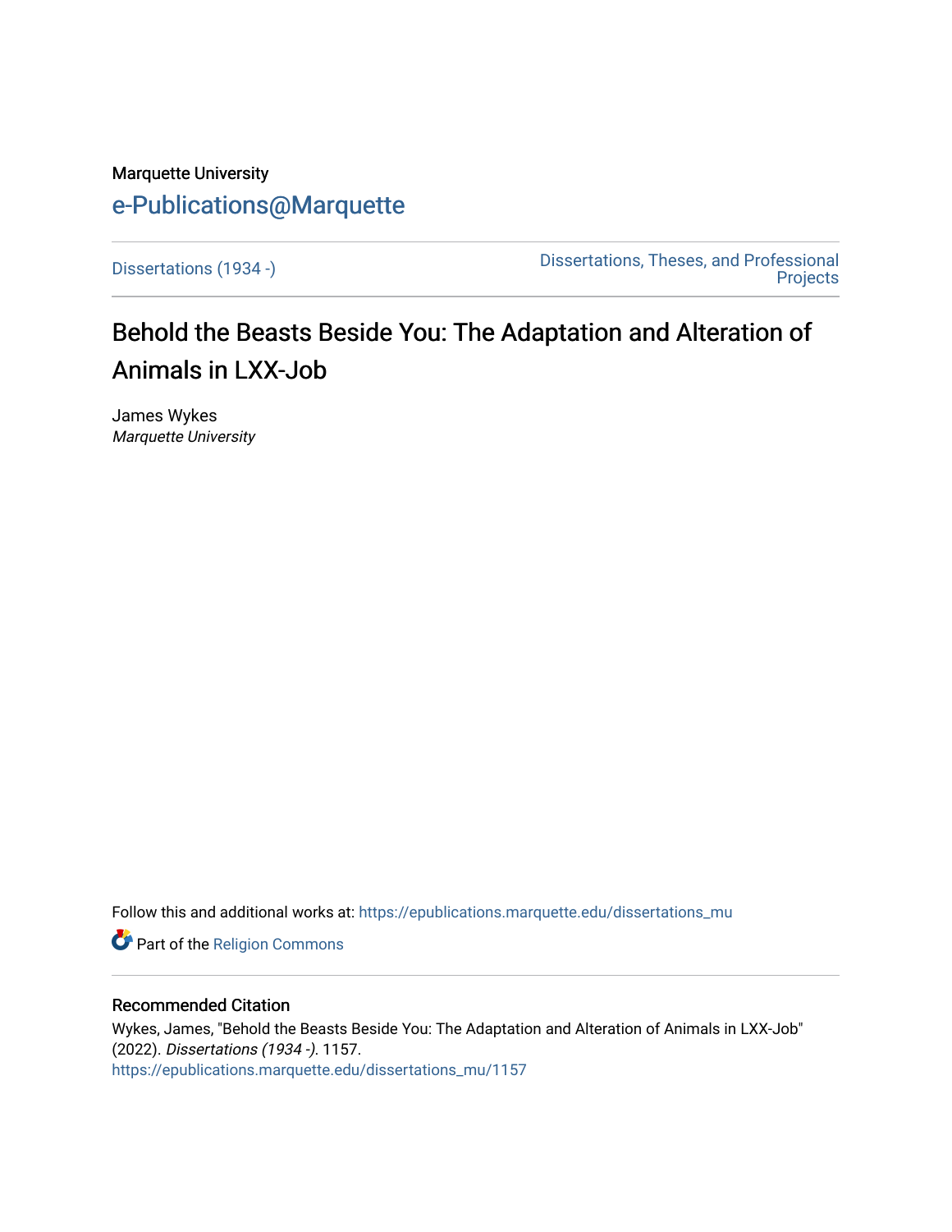Marquette University

# e-Publications@Marquette

Dissertations (1934 -)

Dissertations, Theses, and Professional Projects

## Behold the Beasts Beside You: The Adaptation and Alteration of Animals in LXX-Job

James Wykes
*Marquette University*

Follow this and additional works at: https://epublications.marquette.edu/dissertations_mu

Part of the Religion Commons

### Recommended Citation

Wykes, James, "Behold the Beasts Beside You: The Adaptation and Alteration of Animals in LXX-Job" (2022). *Dissertations (1934 -)*. 1157.
https://epublications.marquette.edu/dissertations_mu/1157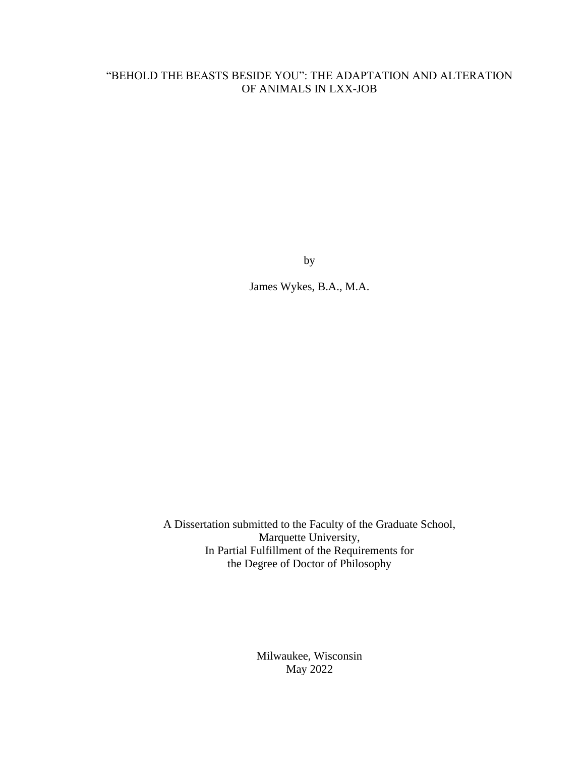# "BEHOLD THE BEASTS BESIDE YOU": THE ADAPTATION AND ALTERATION OF ANIMALS IN LXX-JOB

by

James Wykes, B.A., M.A.

A Dissertation submitted to the Faculty of the Graduate School,
Marquette University,
In Partial Fulfillment of the Requirements for
the Degree of Doctor of Philosophy

Milwaukee, Wisconsin
May 2022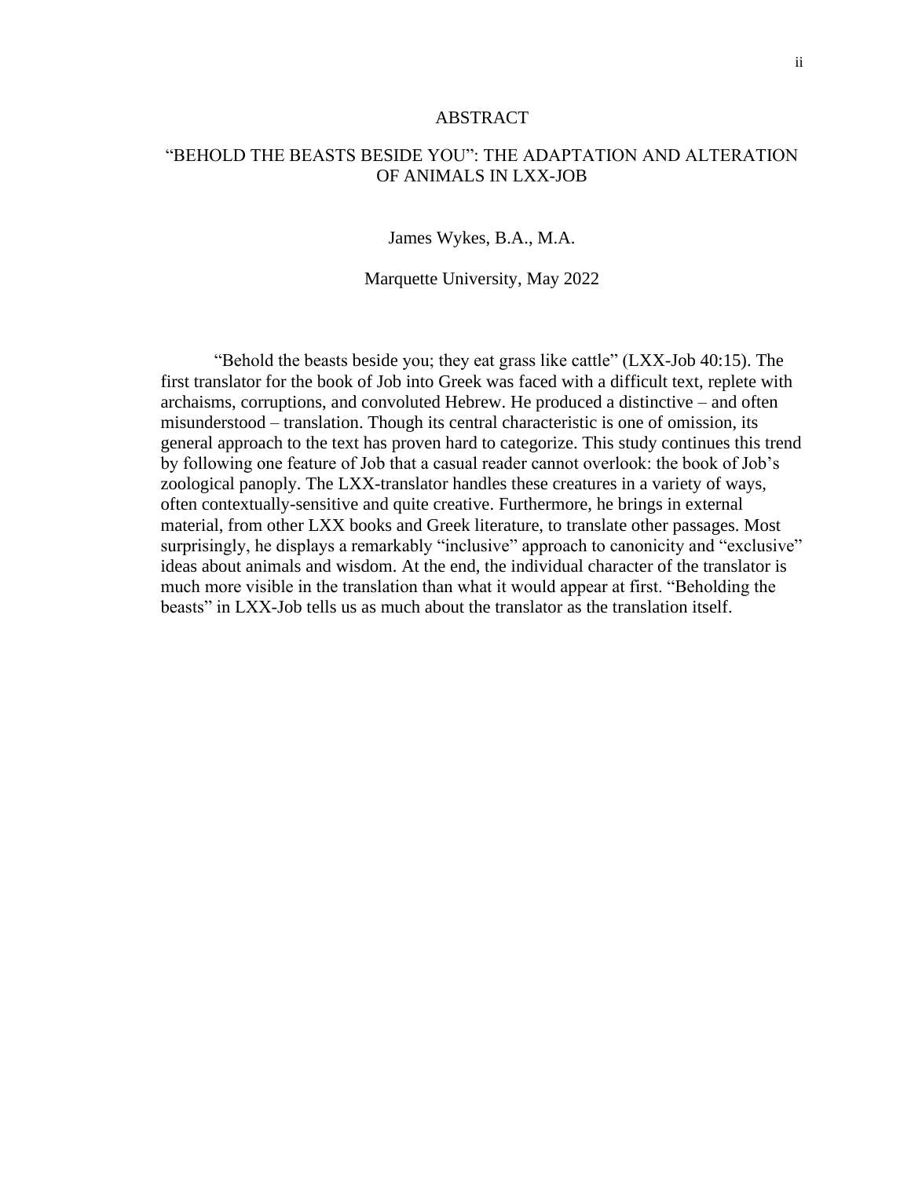# ABSTRACT

## "BEHOLD THE BEASTS BESIDE YOU": THE ADAPTATION AND ALTERATION OF ANIMALS IN LXX-JOB

James Wykes, B.A., M.A.

Marquette University, May 2022

"Behold the beasts beside you; they eat grass like cattle" (LXX-Job 40:15). The first translator for the book of Job into Greek was faced with a difficult text, replete with archaisms, corruptions, and convoluted Hebrew. He produced a distinctive – and often misunderstood – translation. Though its central characteristic is one of omission, its general approach to the text has proven hard to categorize. This study continues this trend by following one feature of Job that a casual reader cannot overlook: the book of Job's zoological panoply. The LXX-translator handles these creatures in a variety of ways, often contextually-sensitive and quite creative. Furthermore, he brings in external material, from other LXX books and Greek literature, to translate other passages. Most surprisingly, he displays a remarkably "inclusive" approach to canonicity and "exclusive" ideas about animals and wisdom. At the end, the individual character of the translator is much more visible in the translation than what it would appear at first. "Beholding the beasts" in LXX-Job tells us as much about the translator as the translation itself.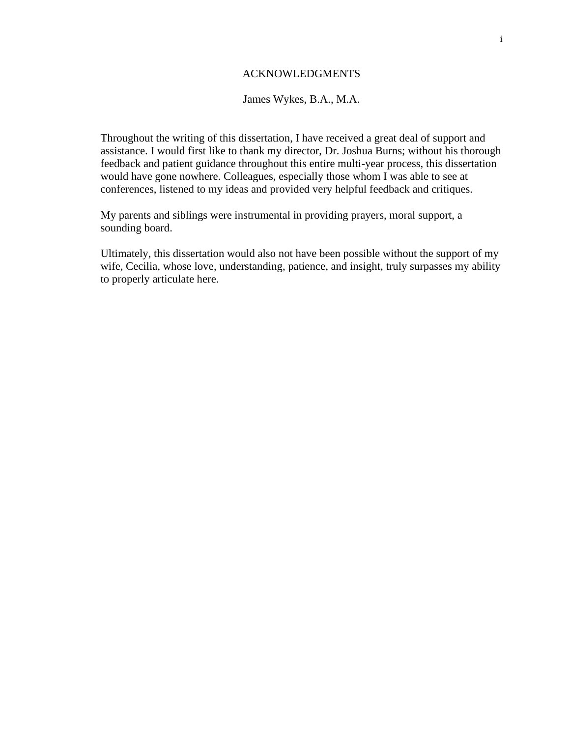# ACKNOWLEDGMENTS

James Wykes, B.A., M.A.

Throughout the writing of this dissertation, I have received a great deal of support and assistance. I would first like to thank my director, Dr. Joshua Burns; without his thorough feedback and patient guidance throughout this entire multi-year process, this dissertation would have gone nowhere. Colleagues, especially those whom I was able to see at conferences, listened to my ideas and provided very helpful feedback and critiques.

My parents and siblings were instrumental in providing prayers, moral support, a sounding board.

Ultimately, this dissertation would also not have been possible without the support of my wife, Cecilia, whose love, understanding, patience, and insight, truly surpasses my ability to properly articulate here.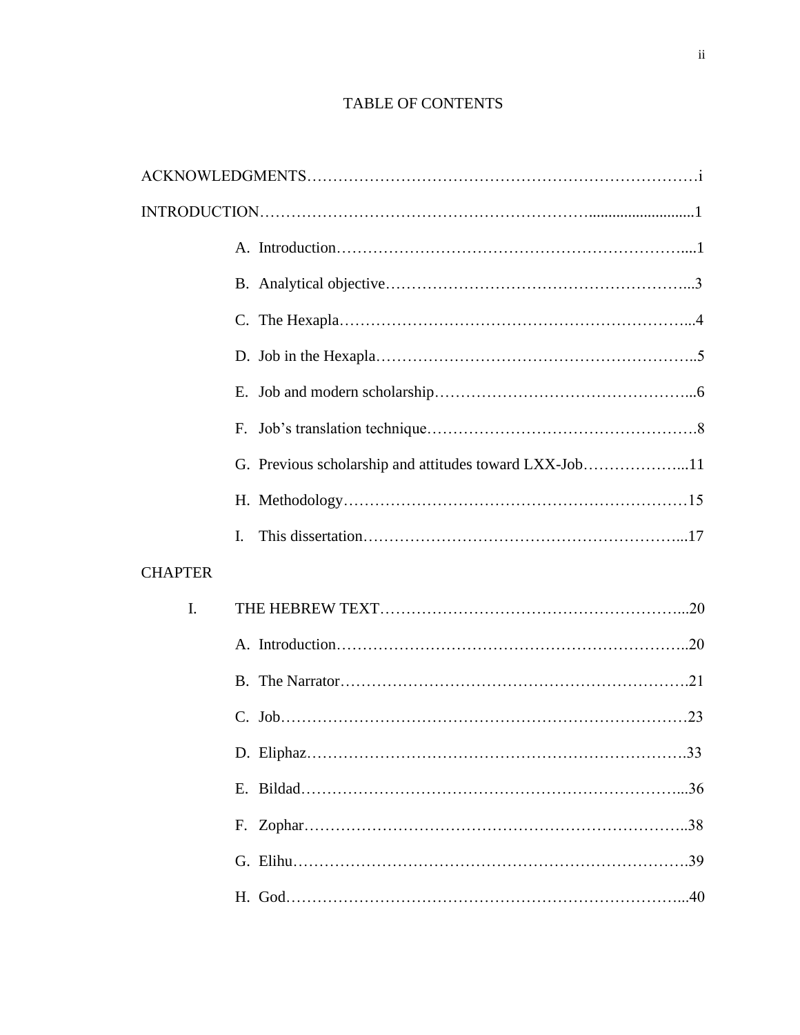# TABLE OF CONTENTS

ACKNOWLEDGMENTS…………………………………………………………………i

INTRODUCTION………………………………………………………...........................1

A. Introduction…………………………………………………………....1

B. Analytical objective…………………………………………………...3

C. The Hexapla…………………………………………………………...4

D. Job in the Hexapla……………………………………………………..5

E. Job and modern scholarship…………………………………………...6

F. Job's translation technique…………………………………………….8

G. Previous scholarship and attitudes toward LXX-Job………………...11

H. Methodology…………………………………………………………15

I. This dissertation……………………………………………………...17

CHAPTER

I. THE HEBREW TEXT…………………………………………………...20

A. Introduction…………………………………………………………..20

B. The Narrator………………………………………………………….21

C. Job……………………………………………………………………23

D. Eliphaz……………………………………………………………….33

E. Bildad………………………………………………………………...36

F. Zophar………………………………………………………………..38

G. Elihu………………………………………………………………….39

H. God…………………………………………………………………...40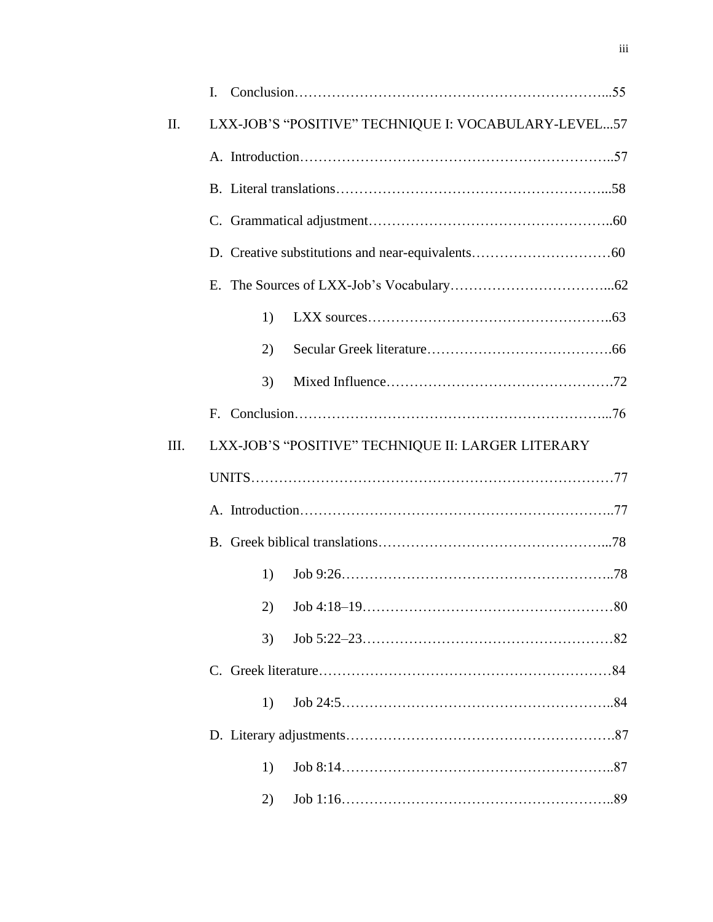I. Conclusion…………………………………………………………...55

II. LXX-JOB'S "POSITIVE" TECHNIQUE I: VOCABULARY-LEVEL...57

A. Introduction…………………………………………………………..57

B. Literal translations…………………………………………………...58

C. Grammatical adjustment……………………………………………..60

D. Creative substitutions and near-equivalents…………………………60

E. The Sources of LXX-Job's Vocabulary……………………………...62

1) LXX sources……………………………………………..63

2) Secular Greek literature………………………………….66

3) Mixed Influence………………………………………….72

F. Conclusion…………………………………………………………...76

III. LXX-JOB'S "POSITIVE" TECHNIQUE II: LARGER LITERARY UNITS…………………………………………………………………77

A. Introduction…………………………………………………………..77

B. Greek biblical translations…………………………………………...78

1) Job 9:26…………………………………………………..78

2) Job 4:18–19………………………………………………80

3) Job 5:22–23………………………………………………82

C. Greek literature………………………………………………………84

1) Job 24:5…………………………………………………..84

D. Literary adjustments…………………………………………………87

1) Job 8:14…………………………………………………..87

2) Job 1:16…………………………………………………..89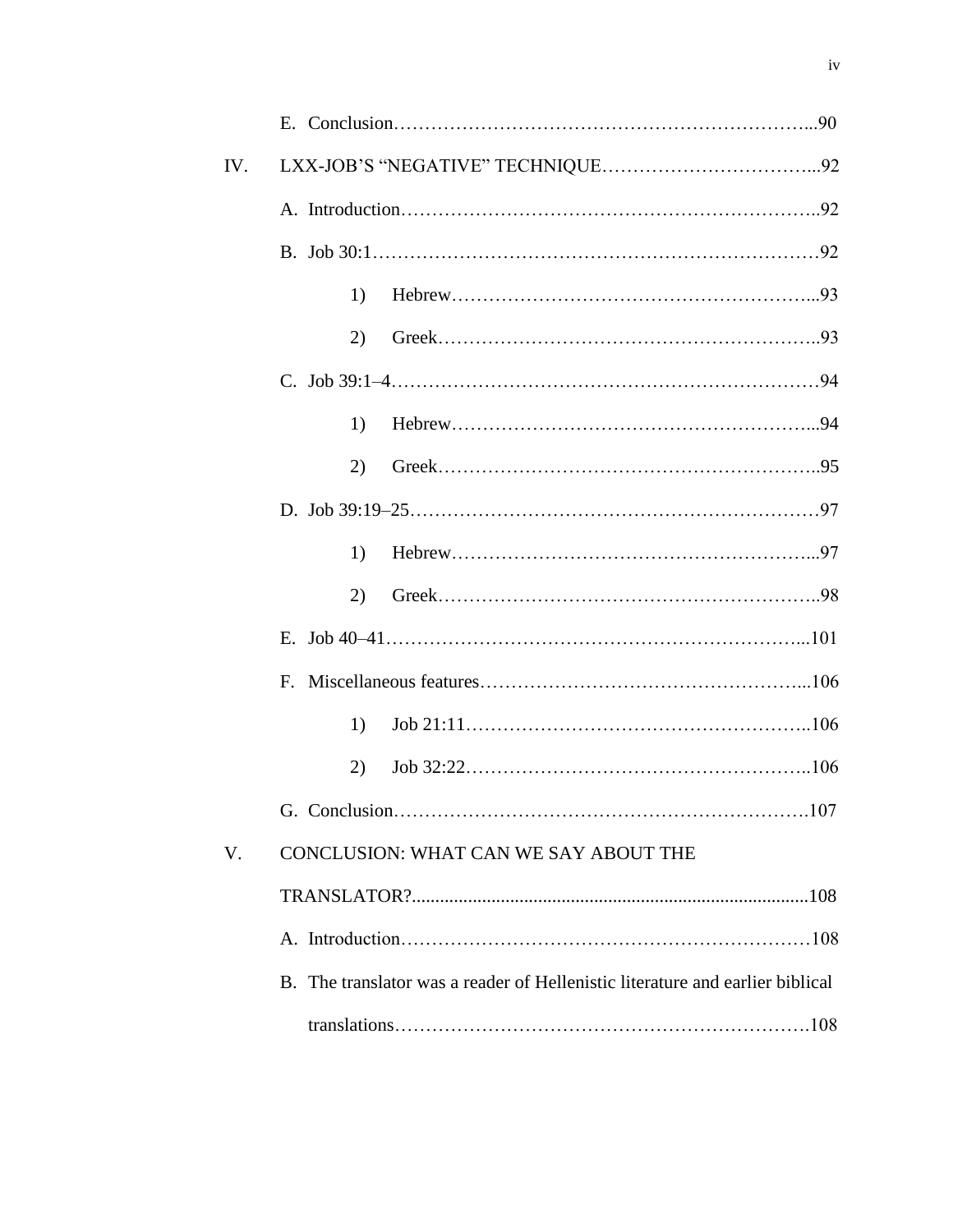E. Conclusion……………………………………………………………...90

IV. LXX-JOB'S "NEGATIVE" TECHNIQUE……………………………...92

A. Introduction…………………………………………………………..92

B. Job 30:1………………………………………………………………92

1) Hebrew…………………………………………………...93

2) Greek……………………………………………………..93

C. Job 39:1–4……………………………………………………………94

1) Hebrew…………………………………………………...94

2) Greek……………………………………………………..95

D. Job 39:19–25…………………………………………………………97

1) Hebrew…………………………………………………...97

2) Greek……………………………………………………..98

E. Job 40–41…………………………………………………………...101

F. Miscellaneous features……………………………………………...106

1) Job 21:11………………………………………………..106

2) Job 32:22………………………………………………..106

G. Conclusion………………………………………………………….107

V. CONCLUSION: WHAT CAN WE SAY ABOUT THE TRANSLATOR?...................................................................................108

A. Introduction…………………………………………………………108

B. The translator was a reader of Hellenistic literature and earlier biblical translations………………………………………………………….108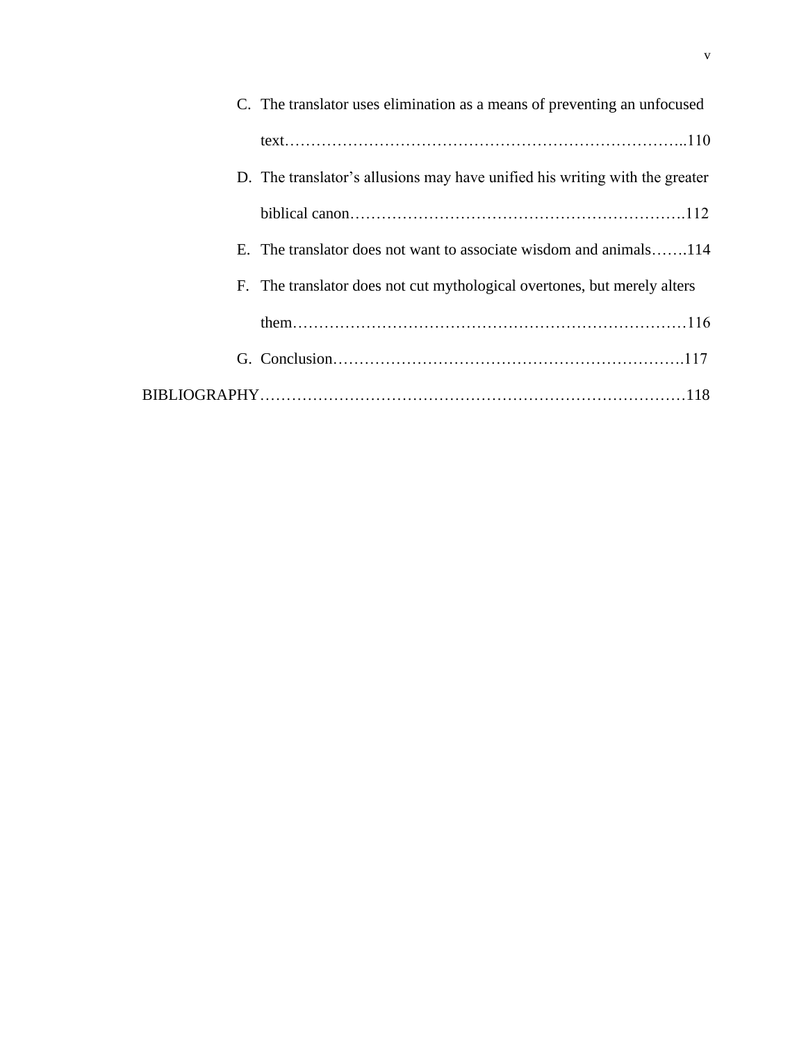C. The translator uses elimination as a means of preventing an unfocused text……………………………………………………………………..110

D. The translator's allusions may have unified his writing with the greater biblical canon……………………………………………………….112

E. The translator does not want to associate wisdom and animals…….114

F. The translator does not cut mythological overtones, but merely alters them…………………………………………………………………116

G. Conclusion………………………………………………………….117

BIBLIOGRAPHY………………………………………………………………………118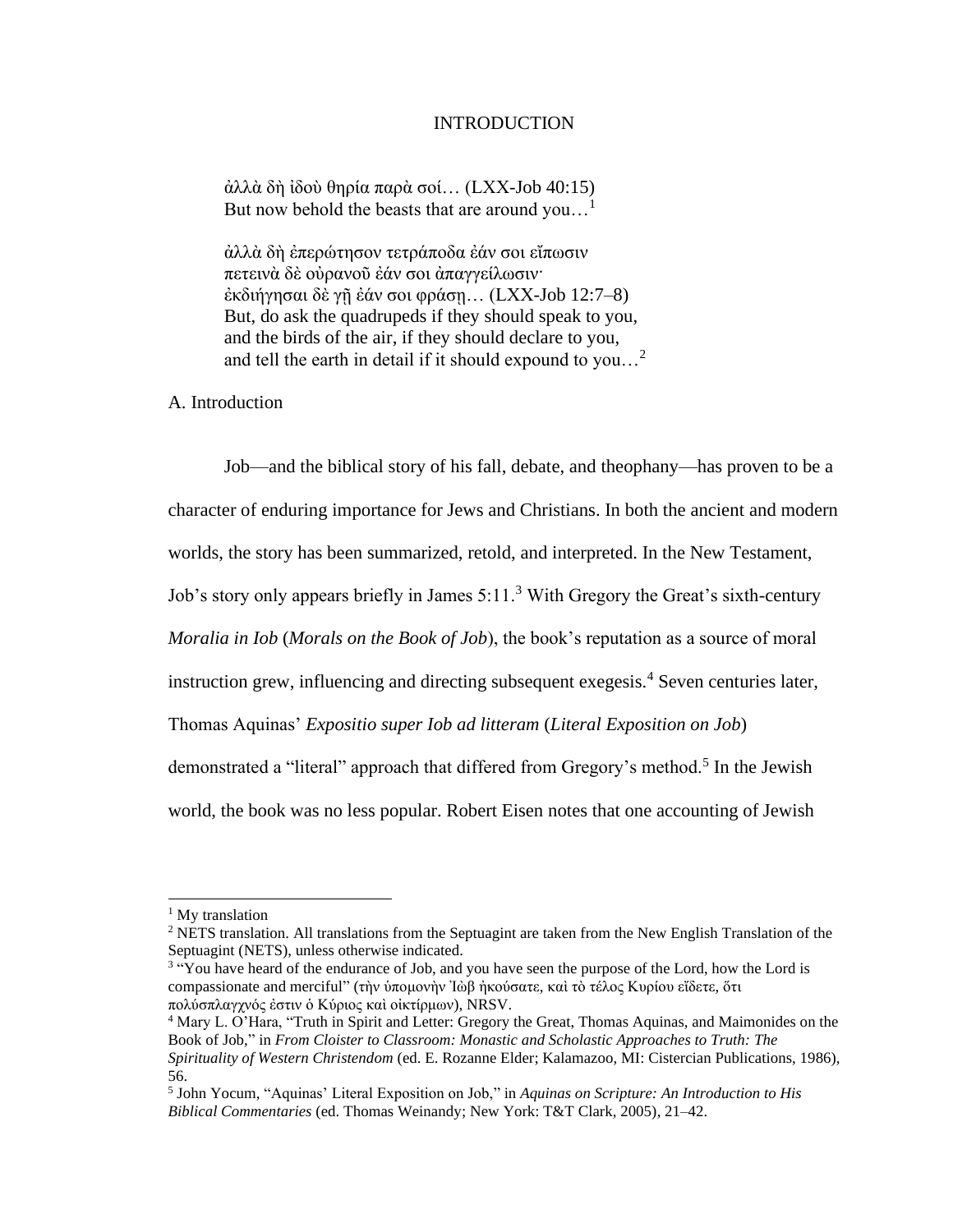# INTRODUCTION

> ἀλλὰ δὴ ἰδοὺ θηρία παρὰ σοί… (LXX-Job 40:15)
> But now behold the beasts that are around you…[1]

> ἀλλὰ δὴ ἐπερώτησον τετράποδα ἐάν σοι εἴπωσιν
> πετεινὰ δὲ οὐρανοῦ ἐάν σοι ἀπαγγείλωσιν·
> ἐκδιήγησαι δὲ γῇ ἐάν σοι φράσῃ… (LXX-Job 12:7–8)
> But, do ask the quadrupeds if they should speak to you,
> and the birds of the air, if they should declare to you,
> and tell the earth in detail if it should expound to you…[2]

## A. Introduction

Job—and the biblical story of his fall, debate, and theophany—has proven to be a character of enduring importance for Jews and Christians. In both the ancient and modern worlds, the story has been summarized, retold, and interpreted. In the New Testament, Job's story only appears briefly in James 5:11.[3] With Gregory the Great's sixth-century *Moralia in Iob* (*Morals on the Book of Job*), the book's reputation as a source of moral instruction grew, influencing and directing subsequent exegesis.[4] Seven centuries later, Thomas Aquinas' *Expositio super Iob ad litteram* (*Literal Exposition on Job*) demonstrated a "literal" approach that differed from Gregory's method.[5] In the Jewish world, the book was no less popular. Robert Eisen notes that one accounting of Jewish

---

[1] My translation

[2] NETS translation. All translations from the Septuagint are taken from the New English Translation of the Septuagint (NETS), unless otherwise indicated.

[3] "You have heard of the endurance of Job, and you have seen the purpose of the Lord, how the Lord is compassionate and merciful" (τὴν ὑπομονὴν Ἰὼβ ἠκούσατε, καὶ τὸ τέλος Κυρίου εἴδετε, ὅτι πολύσπλαγχνός ἐστιν ὁ Κύριος καὶ οἰκτίρμων), NRSV.

[4] Mary L. O'Hara, "Truth in Spirit and Letter: Gregory the Great, Thomas Aquinas, and Maimonides on the Book of Job," in *From Cloister to Classroom: Monastic and Scholastic Approaches to Truth: The Spirituality of Western Christendom* (ed. E. Rozanne Elder; Kalamazoo, MI: Cistercian Publications, 1986), 56.

[5] John Yocum, "Aquinas' Literal Exposition on Job," in *Aquinas on Scripture: An Introduction to His Biblical Commentaries* (ed. Thomas Weinandy; New York: T&T Clark, 2005), 21–42.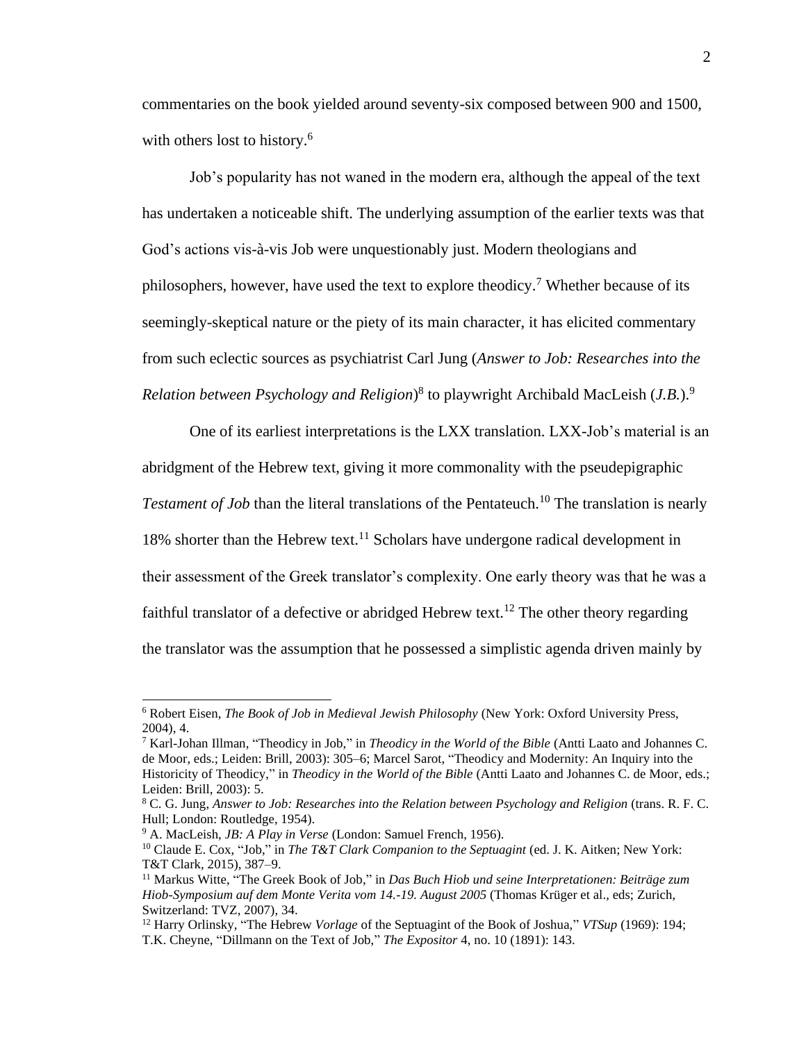commentaries on the book yielded around seventy-six composed between 900 and 1500, with others lost to history.[6]

Job's popularity has not waned in the modern era, although the appeal of the text has undertaken a noticeable shift. The underlying assumption of the earlier texts was that God's actions vis-à-vis Job were unquestionably just. Modern theologians and philosophers, however, have used the text to explore theodicy.[7] Whether because of its seemingly-skeptical nature or the piety of its main character, it has elicited commentary from such eclectic sources as psychiatrist Carl Jung (*Answer to Job: Researches into the Relation between Psychology and Religion*)[8] to playwright Archibald MacLeish (*J.B.*).[9]

One of its earliest interpretations is the LXX translation. LXX-Job's material is an abridgment of the Hebrew text, giving it more commonality with the pseudepigraphic *Testament of Job* than the literal translations of the Pentateuch.[10] The translation is nearly 18% shorter than the Hebrew text.[11] Scholars have undergone radical development in their assessment of the Greek translator's complexity. One early theory was that he was a faithful translator of a defective or abridged Hebrew text.[12] The other theory regarding the translator was the assumption that he possessed a simplistic agenda driven mainly by

---

[6] Robert Eisen, *The Book of Job in Medieval Jewish Philosophy* (New York: Oxford University Press, 2004), 4.

[7] Karl-Johan Illman, "Theodicy in Job," in *Theodicy in the World of the Bible* (Antti Laato and Johannes C. de Moor, eds.; Leiden: Brill, 2003): 305–6; Marcel Sarot, "Theodicy and Modernity: An Inquiry into the Historicity of Theodicy," in *Theodicy in the World of the Bible* (Antti Laato and Johannes C. de Moor, eds.; Leiden: Brill, 2003): 5.

[8] C. G. Jung, *Answer to Job: Researches into the Relation between Psychology and Religion* (trans. R. F. C. Hull; London: Routledge, 1954).

[9] A. MacLeish, *JB: A Play in Verse* (London: Samuel French, 1956).

[10] Claude E. Cox, "Job," in *The T&T Clark Companion to the Septuagint* (ed. J. K. Aitken; New York: T&T Clark, 2015), 387–9.

[11] Markus Witte, "The Greek Book of Job," in *Das Buch Hiob und seine Interpretationen: Beiträge zum Hiob-Symposium auf dem Monte Verita vom 14.-19. August 2005* (Thomas Krüger et al., eds; Zurich, Switzerland: TVZ, 2007), 34.

[12] Harry Orlinsky, "The Hebrew *Vorlage* of the Septuagint of the Book of Joshua," *VTSup* (1969): 194; T.K. Cheyne, "Dillmann on the Text of Job," *The Expositor* 4, no. 10 (1891): 143.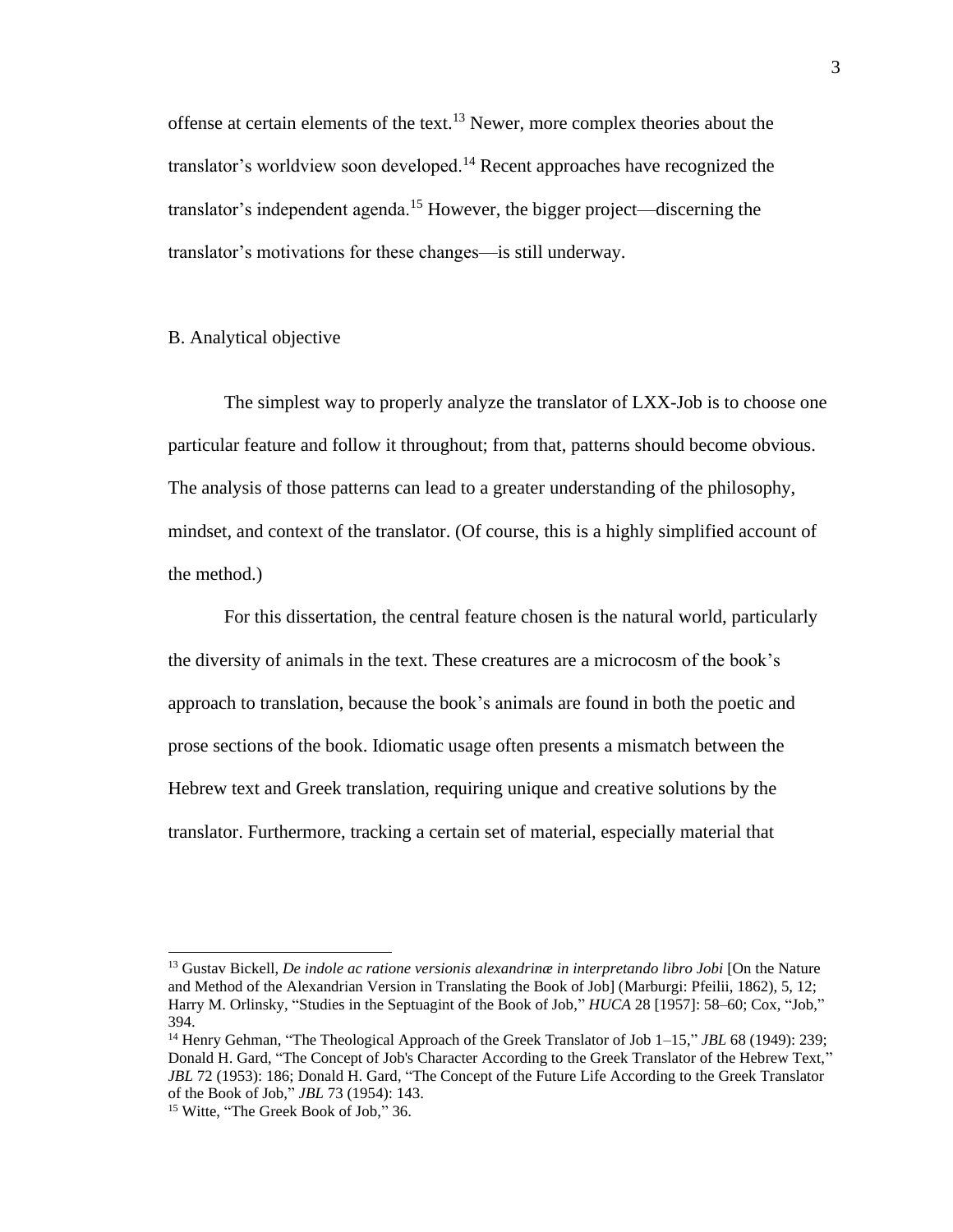offense at certain elements of the text.[13] Newer, more complex theories about the translator's worldview soon developed.[14] Recent approaches have recognized the translator's independent agenda.[15] However, the bigger project—discerning the translator's motivations for these changes—is still underway.

## B. Analytical objective

The simplest way to properly analyze the translator of LXX-Job is to choose one particular feature and follow it throughout; from that, patterns should become obvious. The analysis of those patterns can lead to a greater understanding of the philosophy, mindset, and context of the translator. (Of course, this is a highly simplified account of the method.)

For this dissertation, the central feature chosen is the natural world, particularly the diversity of animals in the text. These creatures are a microcosm of the book's approach to translation, because the book's animals are found in both the poetic and prose sections of the book. Idiomatic usage often presents a mismatch between the Hebrew text and Greek translation, requiring unique and creative solutions by the translator. Furthermore, tracking a certain set of material, especially material that

---

[13] Gustav Bickell, *De indole ac ratione versionis alexandrinæ in interpretando libro Jobi* [On the Nature and Method of the Alexandrian Version in Translating the Book of Job] (Marburgi: Pfeilii, 1862), 5, 12; Harry M. Orlinsky, "Studies in the Septuagint of the Book of Job," *HUCA* 28 [1957]: 58–60; Cox, "Job," 394.

[14] Henry Gehman, "The Theological Approach of the Greek Translator of Job 1–15," *JBL* 68 (1949): 239; Donald H. Gard, "The Concept of Job's Character According to the Greek Translator of the Hebrew Text," *JBL* 72 (1953): 186; Donald H. Gard, "The Concept of the Future Life According to the Greek Translator of the Book of Job," *JBL* 73 (1954): 143.

[15] Witte, "The Greek Book of Job," 36.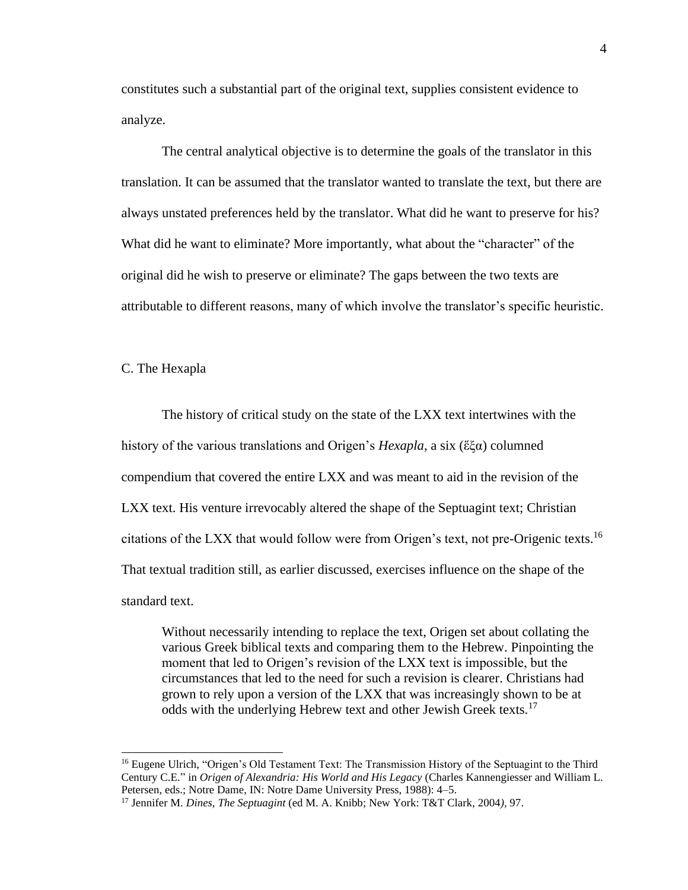constitutes such a substantial part of the original text, supplies consistent evidence to analyze.

The central analytical objective is to determine the goals of the translator in this translation. It can be assumed that the translator wanted to translate the text, but there are always unstated preferences held by the translator. What did he want to preserve for his? What did he want to eliminate? More importantly, what about the "character" of the original did he wish to preserve or eliminate? The gaps between the two texts are attributable to different reasons, many of which involve the translator's specific heuristic.

C. The Hexapla

The history of critical study on the state of the LXX text intertwines with the history of the various translations and Origen's *Hexapla*, a six (ἕξα) columned compendium that covered the entire LXX and was meant to aid in the revision of the LXX text. His venture irrevocably altered the shape of the Septuagint text; Christian citations of the LXX that would follow were from Origen's text, not pre-Origenic texts.[16] That textual tradition still, as earlier discussed, exercises influence on the shape of the standard text.

> Without necessarily intending to replace the text, Origen set about collating the various Greek biblical texts and comparing them to the Hebrew. Pinpointing the moment that led to Origen's revision of the LXX text is impossible, but the circumstances that led to the need for such a revision is clearer. Christians had grown to rely upon a version of the LXX that was increasingly shown to be at odds with the underlying Hebrew text and other Jewish Greek texts.[17]

---

[16] Eugene Ulrich, "Origen's Old Testament Text: The Transmission History of the Septuagint to the Third Century C.E." in *Origen of Alexandria: His World and His Legacy* (Charles Kannengiesser and William L. Petersen, eds.; Notre Dame, IN: Notre Dame University Press, 1988): 4–5.

[17] Jennifer M. *Dines*, *The Septuagint* (ed M. A. Knibb; New York: T&T Clark, 2004*)*, 97.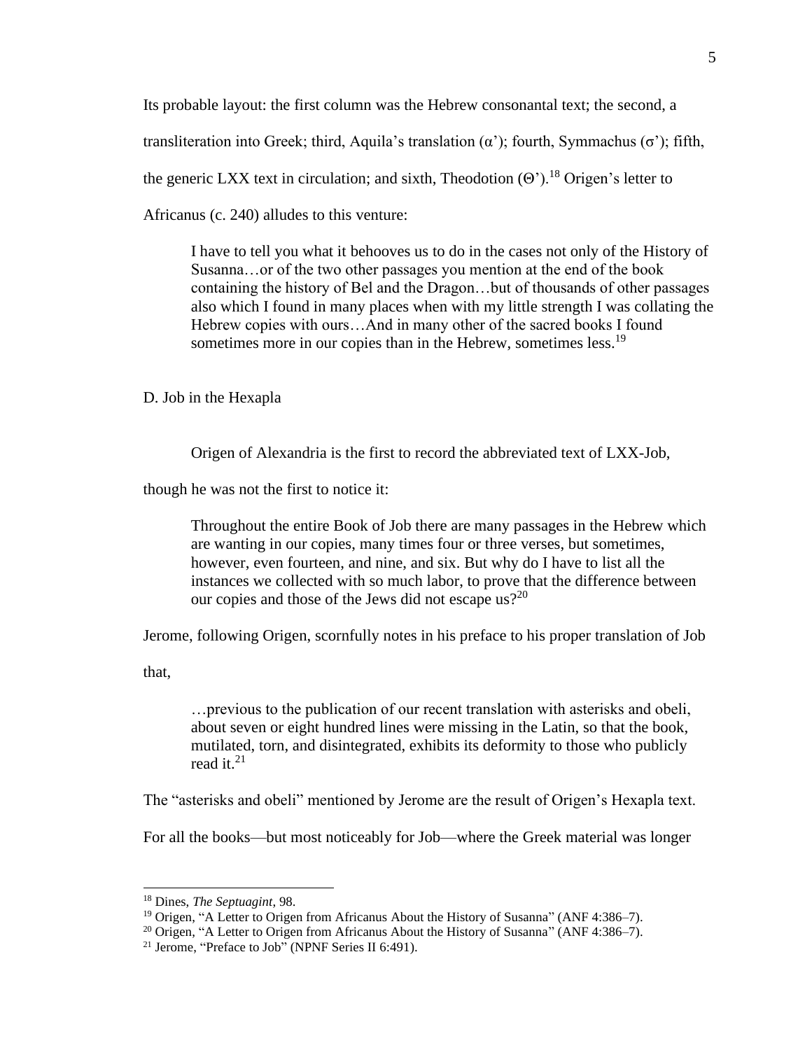Its probable layout: the first column was the Hebrew consonantal text; the second, a transliteration into Greek; third, Aquila's translation (α'); fourth, Symmachus (σ'); fifth, the generic LXX text in circulation; and sixth, Theodotion (Θ').[18] Origen's letter to Africanus (c. 240) alludes to this venture:

> I have to tell you what it behooves us to do in the cases not only of the History of Susanna…or of the two other passages you mention at the end of the book containing the history of Bel and the Dragon…but of thousands of other passages also which I found in many places when with my little strength I was collating the Hebrew copies with ours…And in many other of the sacred books I found sometimes more in our copies than in the Hebrew, sometimes less.[19]

D. Job in the Hexapla

Origen of Alexandria is the first to record the abbreviated text of LXX-Job, though he was not the first to notice it:

> Throughout the entire Book of Job there are many passages in the Hebrew which are wanting in our copies, many times four or three verses, but sometimes, however, even fourteen, and nine, and six. But why do I have to list all the instances we collected with so much labor, to prove that the difference between our copies and those of the Jews did not escape us?[20]

Jerome, following Origen, scornfully notes in his preface to his proper translation of Job that,

> …previous to the publication of our recent translation with asterisks and obeli, about seven or eight hundred lines were missing in the Latin, so that the book, mutilated, torn, and disintegrated, exhibits its deformity to those who publicly read it.[21]

The "asterisks and obeli" mentioned by Jerome are the result of Origen's Hexapla text. For all the books—but most noticeably for Job—where the Greek material was longer

---

[18] Dines, *The Septuagint*, 98.

[19] Origen, "A Letter to Origen from Africanus About the History of Susanna" (ANF 4:386–7).

[20] Origen, "A Letter to Origen from Africanus About the History of Susanna" (ANF 4:386–7).

[21] Jerome, "Preface to Job" (NPNF Series II 6:491).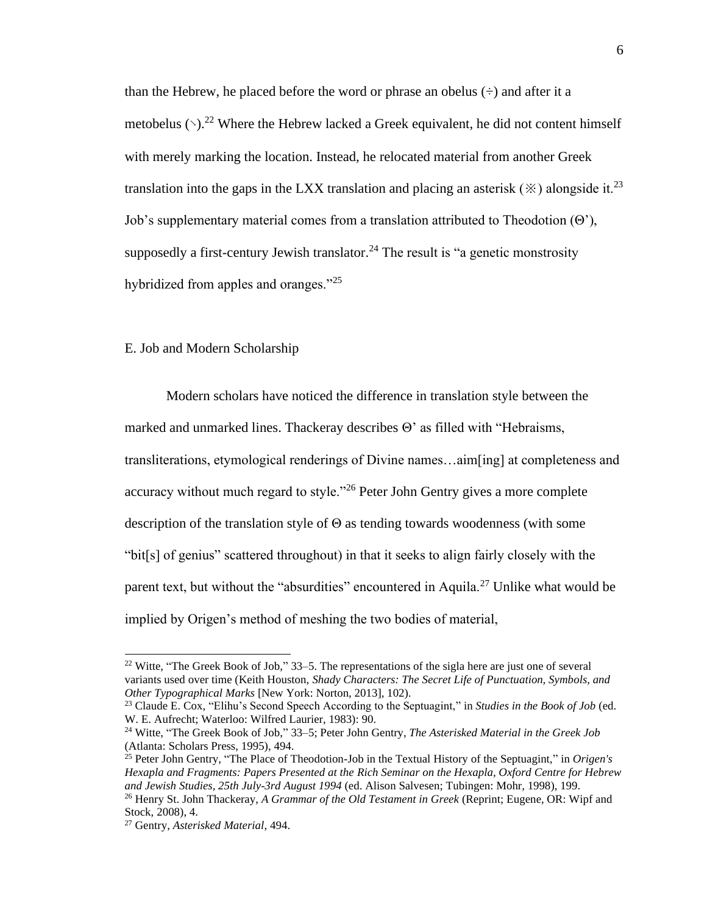than the Hebrew, he placed before the word or phrase an obelus (÷) and after it a metobelus (⸔).[22] Where the Hebrew lacked a Greek equivalent, he did not content himself with merely marking the location. Instead, he relocated material from another Greek translation into the gaps in the LXX translation and placing an asterisk (※) alongside it.[23] Job's supplementary material comes from a translation attributed to Theodotion (Θ'), supposedly a first-century Jewish translator.[24] The result is "a genetic monstrosity hybridized from apples and oranges."[25]

## E. Job and Modern Scholarship

Modern scholars have noticed the difference in translation style between the marked and unmarked lines. Thackeray describes Θ' as filled with "Hebraisms, transliterations, etymological renderings of Divine names…aim[ing] at completeness and accuracy without much regard to style."[26] Peter John Gentry gives a more complete description of the translation style of Θ as tending towards woodenness (with some "bit[s] of genius" scattered throughout) in that it seeks to align fairly closely with the parent text, but without the "absurdities" encountered in Aquila.[27] Unlike what would be implied by Origen's method of meshing the two bodies of material,

---

[22] Witte, "The Greek Book of Job," 33–5. The representations of the sigla here are just one of several variants used over time (Keith Houston, *Shady Characters: The Secret Life of Punctuation, Symbols, and Other Typographical Marks* [New York: Norton, 2013], 102).

[23] Claude E. Cox, "Elihu's Second Speech According to the Septuagint," in *Studies in the Book of Job* (ed. W. E. Aufrecht; Waterloo: Wilfred Laurier, 1983): 90.

[24] Witte, "The Greek Book of Job," 33–5; Peter John Gentry, *The Asterisked Material in the Greek Job* (Atlanta: Scholars Press, 1995), 494.

[25] Peter John Gentry, "The Place of Theodotion-Job in the Textual History of the Septuagint," in *Origen's Hexapla and Fragments: Papers Presented at the Rich Seminar on the Hexapla, Oxford Centre for Hebrew and Jewish Studies, 25th July-3rd August 1994* (ed. Alison Salvesen; Tubingen: Mohr, 1998), 199.

[26] Henry St. John Thackeray, *A Grammar of the Old Testament in Greek* (Reprint; Eugene, OR: Wipf and Stock, 2008), 4.

[27] Gentry, *Asterisked Material*, 494.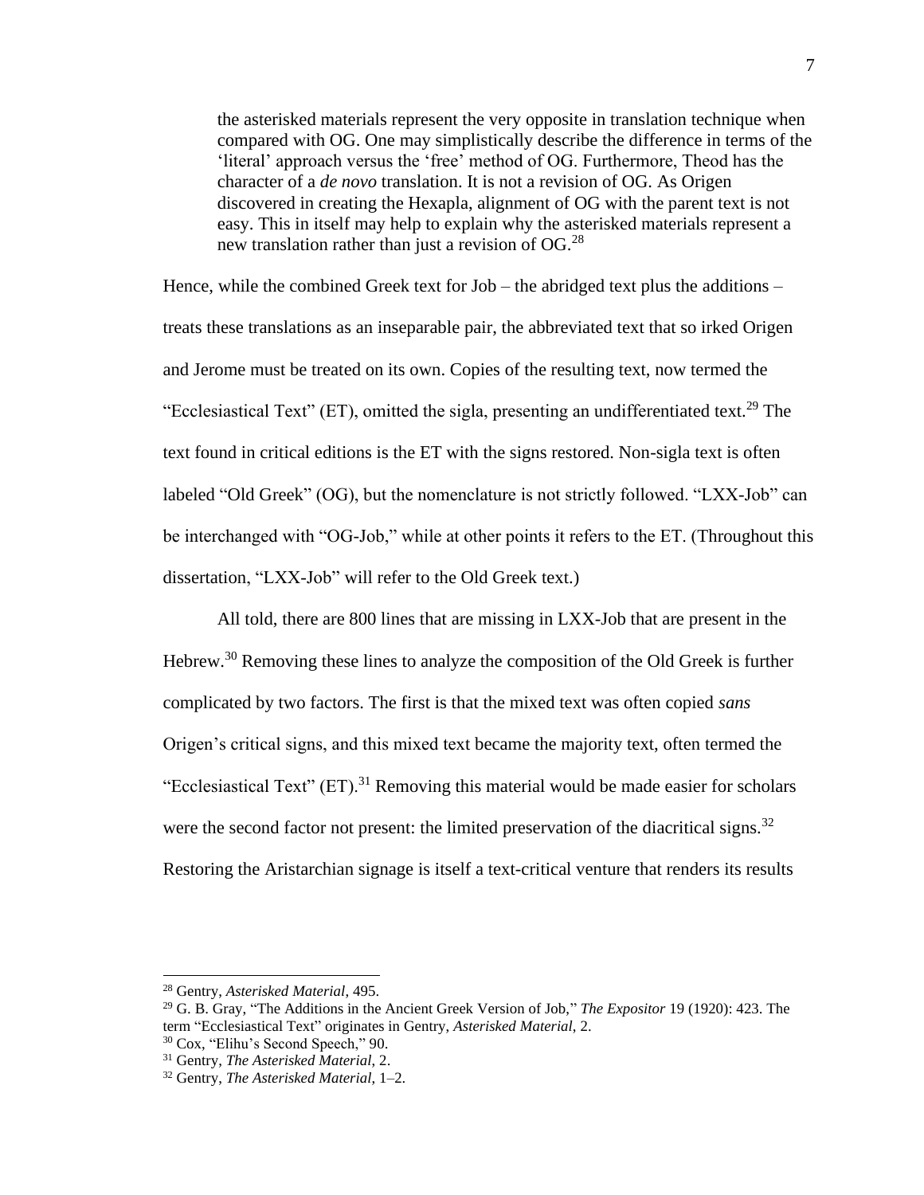> the asterisked materials represent the very opposite in translation technique when compared with OG. One may simplistically describe the difference in terms of the 'literal' approach versus the 'free' method of OG. Furthermore, Theod has the character of a *de novo* translation. It is not a revision of OG. As Origen discovered in creating the Hexapla, alignment of OG with the parent text is not easy. This in itself may help to explain why the asterisked materials represent a new translation rather than just a revision of OG.[28]

Hence, while the combined Greek text for Job – the abridged text plus the additions – treats these translations as an inseparable pair, the abbreviated text that so irked Origen and Jerome must be treated on its own. Copies of the resulting text, now termed the "Ecclesiastical Text" (ET), omitted the sigla, presenting an undifferentiated text.[29] The text found in critical editions is the ET with the signs restored. Non-sigla text is often labeled "Old Greek" (OG), but the nomenclature is not strictly followed. "LXX-Job" can be interchanged with "OG-Job," while at other points it refers to the ET. (Throughout this dissertation, "LXX-Job" will refer to the Old Greek text.)

All told, there are 800 lines that are missing in LXX-Job that are present in the Hebrew.[30] Removing these lines to analyze the composition of the Old Greek is further complicated by two factors. The first is that the mixed text was often copied *sans* Origen's critical signs, and this mixed text became the majority text, often termed the "Ecclesiastical Text" (ET).[31] Removing this material would be made easier for scholars were the second factor not present: the limited preservation of the diacritical signs.[32] Restoring the Aristarchian signage is itself a text-critical venture that renders its results

---

[28] Gentry, *Asterisked Material*, 495.

[29] G. B. Gray, "The Additions in the Ancient Greek Version of Job," *The Expositor* 19 (1920): 423. The term "Ecclesiastical Text" originates in Gentry, *Asterisked Material*, 2.

[30] Cox, "Elihu's Second Speech," 90.

[31] Gentry, *The Asterisked Material*, 2.

[32] Gentry, *The Asterisked Material*, 1–2.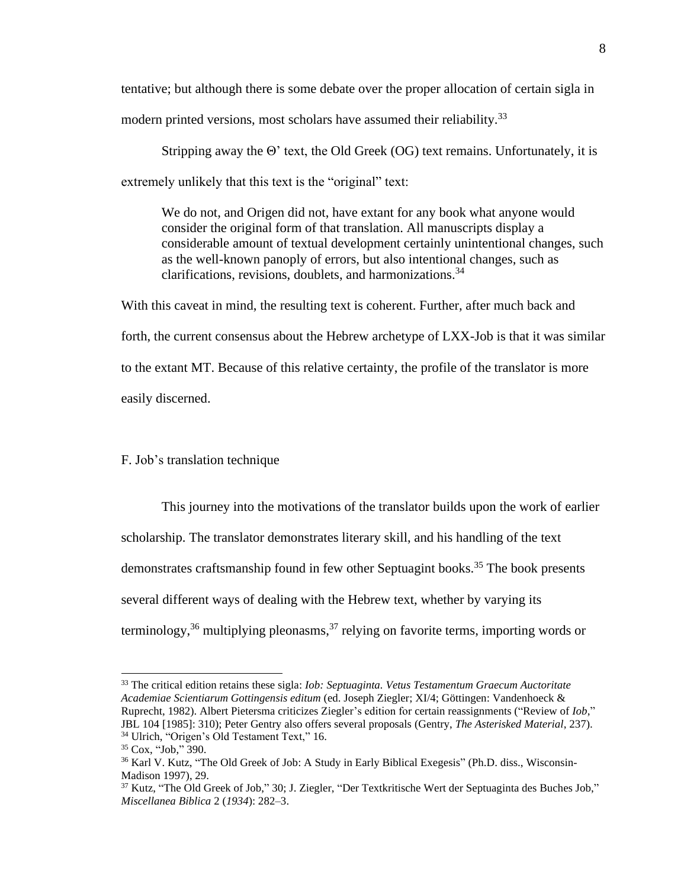tentative; but although there is some debate over the proper allocation of certain sigla in modern printed versions, most scholars have assumed their reliability.[33]

Stripping away the Θ' text, the Old Greek (OG) text remains. Unfortunately, it is extremely unlikely that this text is the "original" text:

> We do not, and Origen did not, have extant for any book what anyone would consider the original form of that translation. All manuscripts display a considerable amount of textual development certainly unintentional changes, such as the well-known panoply of errors, but also intentional changes, such as clarifications, revisions, doublets, and harmonizations.[34]

With this caveat in mind, the resulting text is coherent. Further, after much back and forth, the current consensus about the Hebrew archetype of LXX-Job is that it was similar to the extant MT. Because of this relative certainty, the profile of the translator is more easily discerned.

### F. Job's translation technique

This journey into the motivations of the translator builds upon the work of earlier scholarship. The translator demonstrates literary skill, and his handling of the text demonstrates craftsmanship found in few other Septuagint books.[35] The book presents several different ways of dealing with the Hebrew text, whether by varying its terminology,[36] multiplying pleonasms,[37] relying on favorite terms, importing words or

---

[33] The critical edition retains these sigla: *Iob: Septuaginta. Vetus Testamentum Graecum Auctoritate Academiae Scientiarum Gottingensis editum* (ed. Joseph Ziegler; XI/4; Göttingen: Vandenhoeck & Ruprecht, 1982). Albert Pietersma criticizes Ziegler's edition for certain reassignments ("Review of *Iob*," JBL 104 [1985]: 310); Peter Gentry also offers several proposals (Gentry, *The Asterisked Material*, 237).

[34] Ulrich, "Origen's Old Testament Text," 16.

[35] Cox, "Job," 390.

[36] Karl V. Kutz, "The Old Greek of Job: A Study in Early Biblical Exegesis" (Ph.D. diss., Wisconsin-Madison 1997), 29.

[37] Kutz, "The Old Greek of Job," 30; J. Ziegler, "Der Textkritische Wert der Septuaginta des Buches Job," *Miscellanea Biblica* 2 (*1934*): 282–3.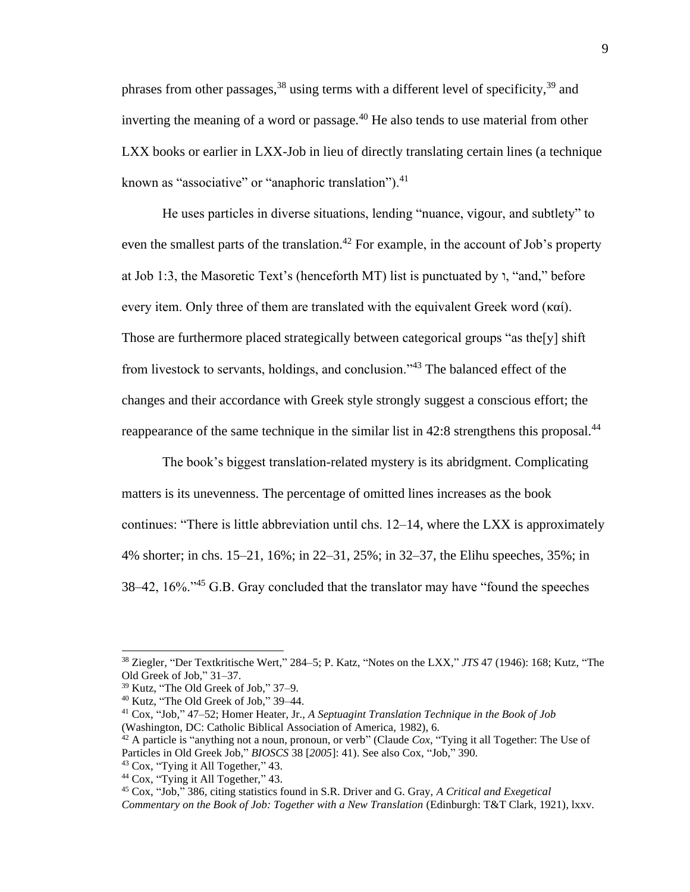phrases from other passages,[38] using terms with a different level of specificity,[39] and inverting the meaning of a word or passage.[40] He also tends to use material from other LXX books or earlier in LXX-Job in lieu of directly translating certain lines (a technique known as "associative" or "anaphoric translation").[41]

He uses particles in diverse situations, lending "nuance, vigour, and subtlety" to even the smallest parts of the translation.[42] For example, in the account of Job's property at Job 1:3, the Masoretic Text's (henceforth MT) list is punctuated by ו, "and," before every item. Only three of them are translated with the equivalent Greek word (καί). Those are furthermore placed strategically between categorical groups "as the[y] shift from livestock to servants, holdings, and conclusion."[43] The balanced effect of the changes and their accordance with Greek style strongly suggest a conscious effort; the reappearance of the same technique in the similar list in 42:8 strengthens this proposal.[44]

The book's biggest translation-related mystery is its abridgment. Complicating matters is its unevenness. The percentage of omitted lines increases as the book continues: "There is little abbreviation until chs. 12–14, where the LXX is approximately 4% shorter; in chs. 15–21, 16%; in 22–31, 25%; in 32–37, the Elihu speeches, 35%; in 38–42, 16%."[45] G.B. Gray concluded that the translator may have "found the speeches

---

[38] Ziegler, "Der Textkritische Wert," 284–5; P. Katz, "Notes on the LXX," *JTS* 47 (1946): 168; Kutz, "The Old Greek of Job," 31–37.

[39] Kutz, "The Old Greek of Job," 37–9.

[40] Kutz, "The Old Greek of Job," 39–44.

[41] Cox, "Job," 47–52; Homer Heater, Jr., *A Septuagint Translation Technique in the Book of Job* (Washington, DC: Catholic Biblical Association of America, 1982), 6.

[42] A particle is "anything not a noun, pronoun, or verb" (Claude *Cox*, "Tying it all Together: The Use of Particles in Old Greek Job," *BIOSCS* 38 [*2005*]: 41). See also Cox, "Job," 390.

[43] Cox, "Tying it All Together," 43.

[44] Cox, "Tying it All Together," 43.

[45] Cox, "Job," 386, citing statistics found in S.R. Driver and G. Gray, *A Critical and Exegetical Commentary on the Book of Job: Together with a New Translation* (Edinburgh: T&T Clark, 1921), lxxv.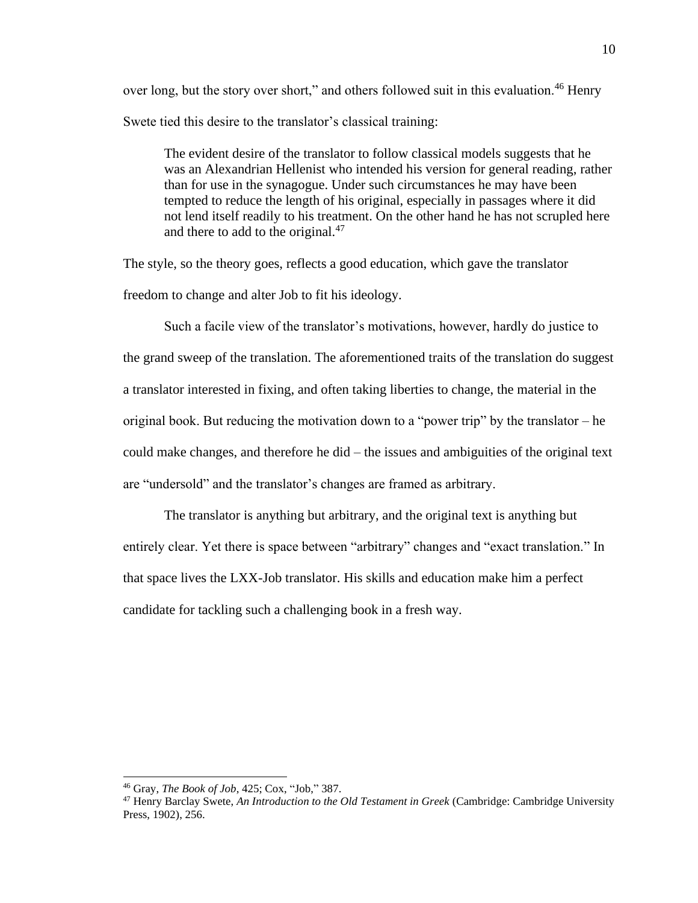over long, but the story over short," and others followed suit in this evaluation.[46] Henry Swete tied this desire to the translator's classical training:

> The evident desire of the translator to follow classical models suggests that he was an Alexandrian Hellenist who intended his version for general reading, rather than for use in the synagogue. Under such circumstances he may have been tempted to reduce the length of his original, especially in passages where it did not lend itself readily to his treatment. On the other hand he has not scrupled here and there to add to the original.[47]

The style, so the theory goes, reflects a good education, which gave the translator freedom to change and alter Job to fit his ideology.

Such a facile view of the translator's motivations, however, hardly do justice to the grand sweep of the translation. The aforementioned traits of the translation do suggest a translator interested in fixing, and often taking liberties to change, the material in the original book. But reducing the motivation down to a "power trip" by the translator – he could make changes, and therefore he did – the issues and ambiguities of the original text are "undersold" and the translator's changes are framed as arbitrary.

The translator is anything but arbitrary, and the original text is anything but entirely clear. Yet there is space between "arbitrary" changes and "exact translation." In that space lives the LXX-Job translator. His skills and education make him a perfect candidate for tackling such a challenging book in a fresh way.

---

[46] Gray, *The Book of Job*, 425; Cox, "Job," 387.

[47] Henry Barclay Swete, *An Introduction to the Old Testament in Greek* (Cambridge: Cambridge University Press, 1902), 256.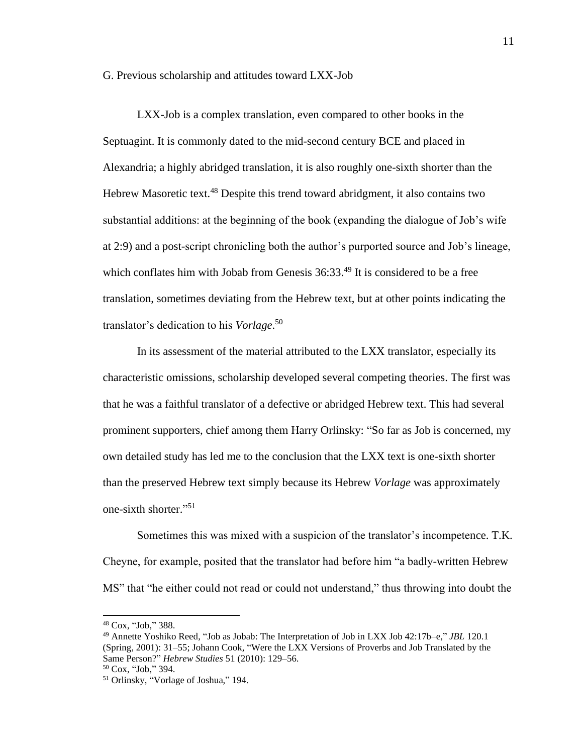G. Previous scholarship and attitudes toward LXX-Job

LXX-Job is a complex translation, even compared to other books in the Septuagint. It is commonly dated to the mid-second century BCE and placed in Alexandria; a highly abridged translation, it is also roughly one-sixth shorter than the Hebrew Masoretic text.[48] Despite this trend toward abridgment, it also contains two substantial additions: at the beginning of the book (expanding the dialogue of Job's wife at 2:9) and a post-script chronicling both the author's purported source and Job's lineage, which conflates him with Jobab from Genesis 36:33.[49] It is considered to be a free translation, sometimes deviating from the Hebrew text, but at other points indicating the translator's dedication to his *Vorlage*.[50]

In its assessment of the material attributed to the LXX translator, especially its characteristic omissions, scholarship developed several competing theories. The first was that he was a faithful translator of a defective or abridged Hebrew text. This had several prominent supporters, chief among them Harry Orlinsky: "So far as Job is concerned, my own detailed study has led me to the conclusion that the LXX text is one-sixth shorter than the preserved Hebrew text simply because its Hebrew *Vorlage* was approximately one-sixth shorter."[51]

Sometimes this was mixed with a suspicion of the translator's incompetence. T.K. Cheyne, for example, posited that the translator had before him "a badly-written Hebrew MS" that "he either could not read or could not understand," thus throwing into doubt the

---

[48] Cox, "Job," 388.

[49] Annette Yoshiko Reed, "Job as Jobab: The Interpretation of Job in LXX Job 42:17b–e," *JBL* 120.1 (Spring, 2001): 31–55; Johann Cook, "Were the LXX Versions of Proverbs and Job Translated by the Same Person?" *Hebrew Studies* 51 (2010): 129–56.

[50] Cox, "Job," 394.

[51] Orlinsky, "Vorlage of Joshua," 194.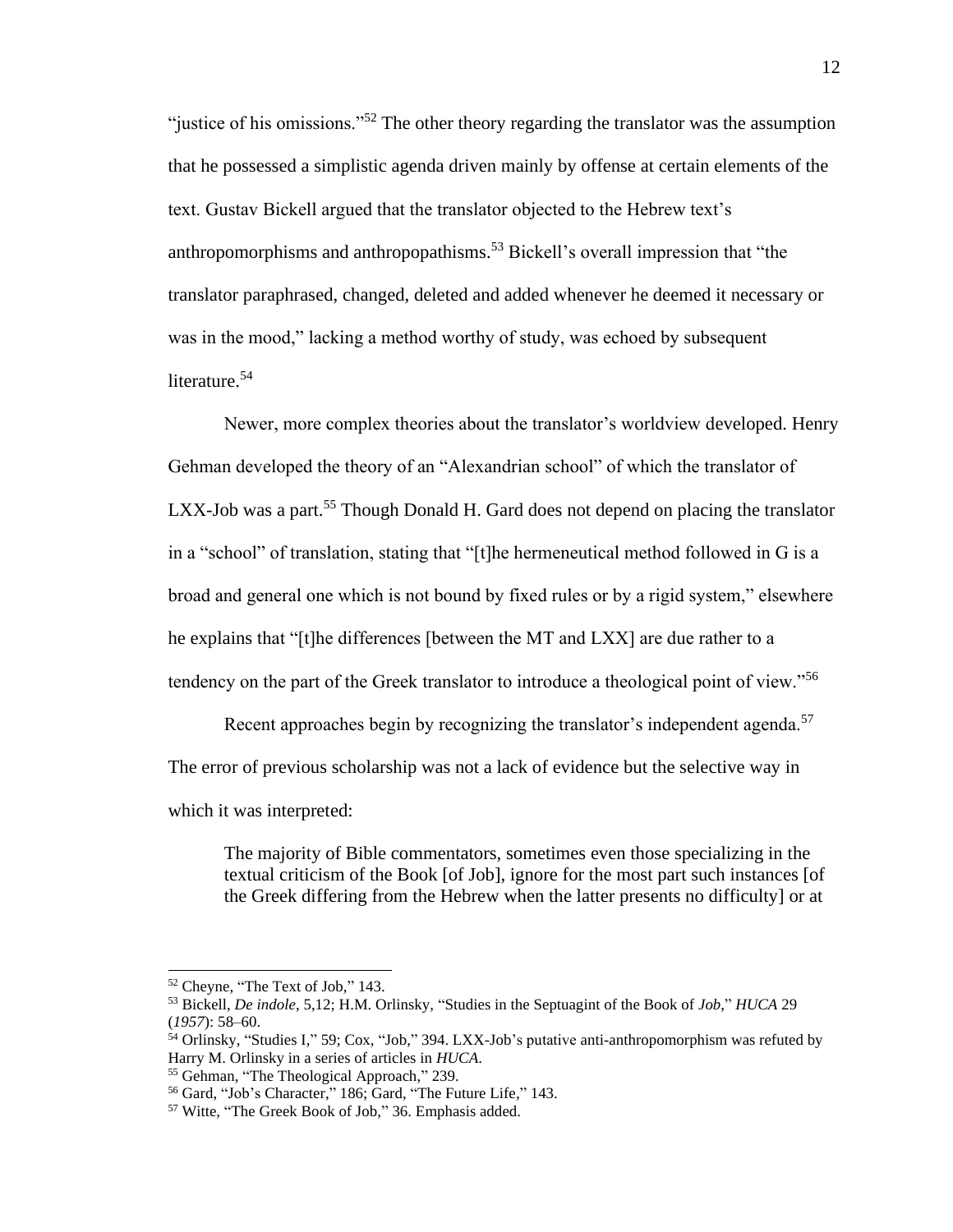"justice of his omissions."[52] The other theory regarding the translator was the assumption that he possessed a simplistic agenda driven mainly by offense at certain elements of the text. Gustav Bickell argued that the translator objected to the Hebrew text's anthropomorphisms and anthropopathisms.[53] Bickell's overall impression that "the translator paraphrased, changed, deleted and added whenever he deemed it necessary or was in the mood," lacking a method worthy of study, was echoed by subsequent literature.[54]

Newer, more complex theories about the translator's worldview developed. Henry Gehman developed the theory of an "Alexandrian school" of which the translator of LXX-Job was a part.[55] Though Donald H. Gard does not depend on placing the translator in a "school" of translation, stating that "[t]he hermeneutical method followed in G is a broad and general one which is not bound by fixed rules or by a rigid system," elsewhere he explains that "[t]he differences [between the MT and LXX] are due rather to a tendency on the part of the Greek translator to introduce a theological point of view."[56]

Recent approaches begin by recognizing the translator's independent agenda.[57] The error of previous scholarship was not a lack of evidence but the selective way in which it was interpreted:

> The majority of Bible commentators, sometimes even those specializing in the textual criticism of the Book [of Job], ignore for the most part such instances [of the Greek differing from the Hebrew when the latter presents no difficulty] or at

---

[52] Cheyne, "The Text of Job," 143.

[53] Bickell, *De indole*, 5,12; H.M. Orlinsky, "Studies in the Septuagint of the Book of *Job*," *HUCA* 29 (*1957*): 58–60.

[54] Orlinsky, "Studies I," 59; Cox, "Job," 394. LXX-Job's putative anti-anthropomorphism was refuted by Harry M. Orlinsky in a series of articles in *HUCA*.

[55] Gehman, "The Theological Approach," 239.

[56] Gard, "Job's Character," 186; Gard, "The Future Life," 143.

[57] Witte, "The Greek Book of Job," 36. Emphasis added.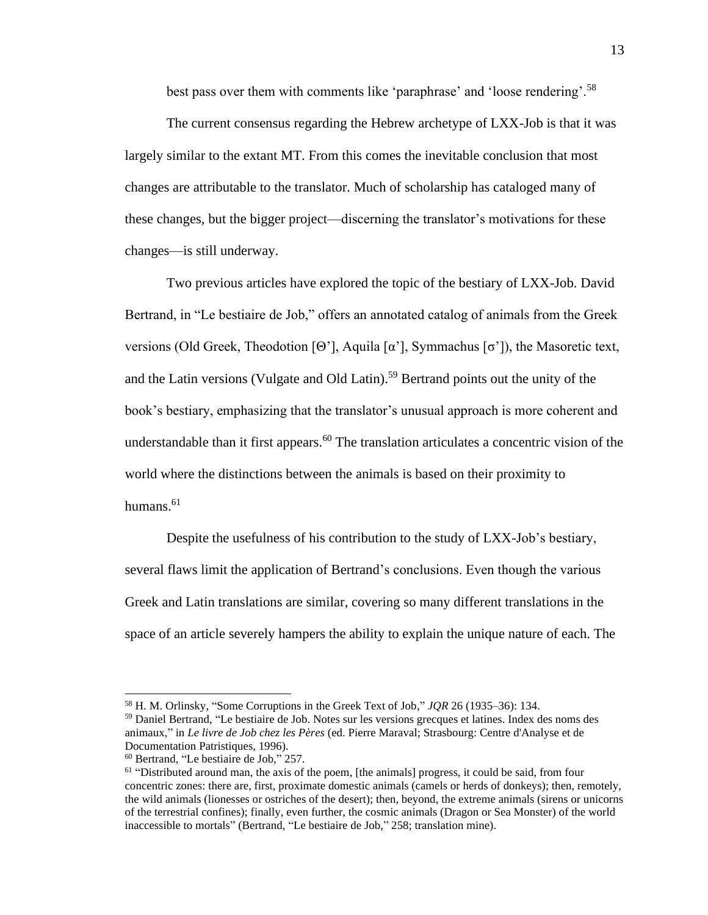best pass over them with comments like 'paraphrase' and 'loose rendering'.[58]

The current consensus regarding the Hebrew archetype of LXX-Job is that it was largely similar to the extant MT. From this comes the inevitable conclusion that most changes are attributable to the translator. Much of scholarship has cataloged many of these changes, but the bigger project—discerning the translator's motivations for these changes—is still underway.

Two previous articles have explored the topic of the bestiary of LXX-Job. David Bertrand, in "Le bestiaire de Job," offers an annotated catalog of animals from the Greek versions (Old Greek, Theodotion [Θ'], Aquila [α'], Symmachus [σ']), the Masoretic text, and the Latin versions (Vulgate and Old Latin).[59] Bertrand points out the unity of the book's bestiary, emphasizing that the translator's unusual approach is more coherent and understandable than it first appears.[60] The translation articulates a concentric vision of the world where the distinctions between the animals is based on their proximity to humans.[61]

Despite the usefulness of his contribution to the study of LXX-Job's bestiary, several flaws limit the application of Bertrand's conclusions. Even though the various Greek and Latin translations are similar, covering so many different translations in the space of an article severely hampers the ability to explain the unique nature of each. The

---

[58] H. M. Orlinsky, "Some Corruptions in the Greek Text of Job," *JQR* 26 (1935–36): 134.

[59] Daniel Bertrand, "Le bestiaire de Job. Notes sur les versions grecques et latines. Index des noms des animaux," in *Le livre de Job chez les Pères* (ed. Pierre Maraval; Strasbourg: Centre d'Analyse et de Documentation Patristiques, 1996).

[60] Bertrand, "Le bestiaire de Job," 257.

[61] "Distributed around man, the axis of the poem, [the animals] progress, it could be said, from four concentric zones: there are, first, proximate domestic animals (camels or herds of donkeys); then, remotely, the wild animals (lionesses or ostriches of the desert); then, beyond, the extreme animals (sirens or unicorns of the terrestrial confines); finally, even further, the cosmic animals (Dragon or Sea Monster) of the world inaccessible to mortals" (Bertrand, "Le bestiaire de Job," 258; translation mine).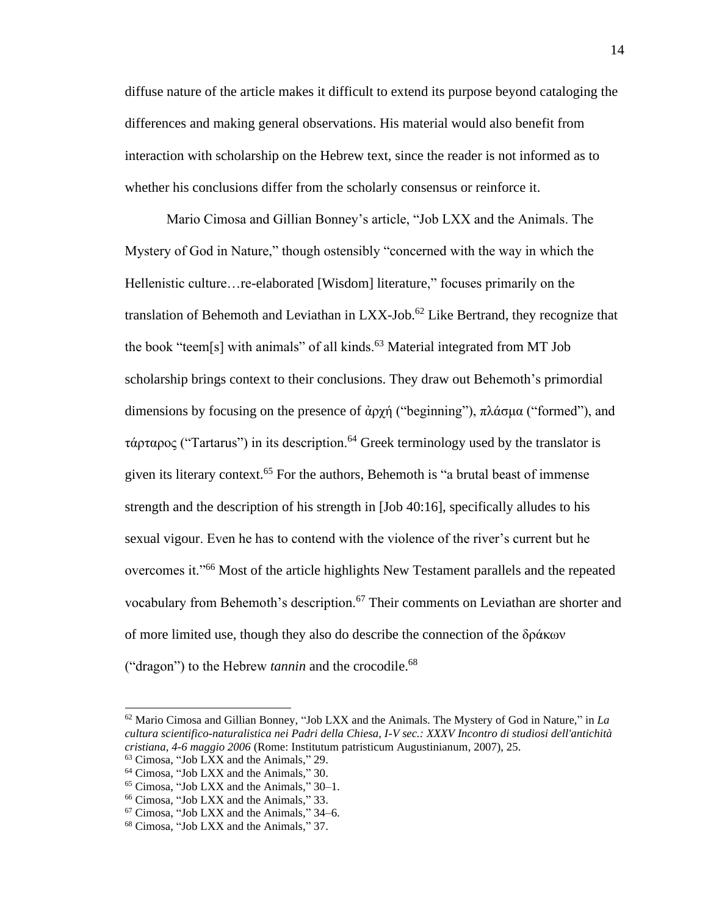diffuse nature of the article makes it difficult to extend its purpose beyond cataloging the differences and making general observations. His material would also benefit from interaction with scholarship on the Hebrew text, since the reader is not informed as to whether his conclusions differ from the scholarly consensus or reinforce it.

Mario Cimosa and Gillian Bonney's article, "Job LXX and the Animals. The Mystery of God in Nature," though ostensibly "concerned with the way in which the Hellenistic culture…re-elaborated [Wisdom] literature," focuses primarily on the translation of Behemoth and Leviathan in LXX-Job.[62] Like Bertrand, they recognize that the book "teem[s] with animals" of all kinds.[63] Material integrated from MT Job scholarship brings context to their conclusions. They draw out Behemoth's primordial dimensions by focusing on the presence of ἀρχή ("beginning"), πλάσμα ("formed"), and τάρταρος ("Tartarus") in its description.[64] Greek terminology used by the translator is given its literary context.[65] For the authors, Behemoth is "a brutal beast of immense strength and the description of his strength in [Job 40:16], specifically alludes to his sexual vigour. Even he has to contend with the violence of the river's current but he overcomes it."[66] Most of the article highlights New Testament parallels and the repeated vocabulary from Behemoth's description.[67] Their comments on Leviathan are shorter and of more limited use, though they also do describe the connection of the δράκων ("dragon") to the Hebrew *tannin* and the crocodile.[68]

---

[62] Mario Cimosa and Gillian Bonney, "Job LXX and the Animals. The Mystery of God in Nature," in *La cultura scientifico-naturalistica nei Padri della Chiesa, I-V sec.: XXXV Incontro di studiosi dell'antichità cristiana, 4-6 maggio 2006* (Rome: Institutum patristicum Augustinianum, 2007), 25.

[63] Cimosa, "Job LXX and the Animals," 29.

[64] Cimosa, "Job LXX and the Animals," 30.

[65] Cimosa, "Job LXX and the Animals," 30–1.

[66] Cimosa, "Job LXX and the Animals," 33.

[67] Cimosa, "Job LXX and the Animals," 34–6.

[68] Cimosa, "Job LXX and the Animals," 37.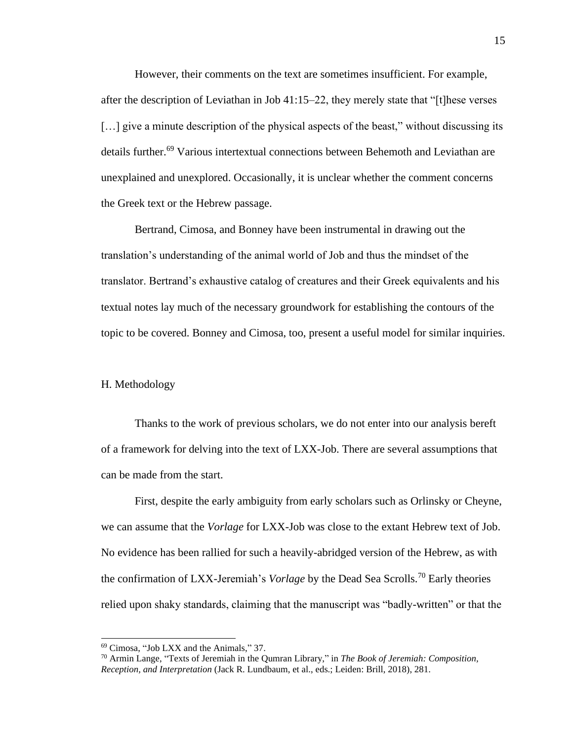However, their comments on the text are sometimes insufficient. For example, after the description of Leviathan in Job 41:15–22, they merely state that "[t]hese verses […] give a minute description of the physical aspects of the beast," without discussing its details further.[69] Various intertextual connections between Behemoth and Leviathan are unexplained and unexplored. Occasionally, it is unclear whether the comment concerns the Greek text or the Hebrew passage.

Bertrand, Cimosa, and Bonney have been instrumental in drawing out the translation's understanding of the animal world of Job and thus the mindset of the translator. Bertrand's exhaustive catalog of creatures and their Greek equivalents and his textual notes lay much of the necessary groundwork for establishing the contours of the topic to be covered. Bonney and Cimosa, too, present a useful model for similar inquiries.

## H. Methodology

Thanks to the work of previous scholars, we do not enter into our analysis bereft of a framework for delving into the text of LXX-Job. There are several assumptions that can be made from the start.

First, despite the early ambiguity from early scholars such as Orlinsky or Cheyne, we can assume that the *Vorlage* for LXX-Job was close to the extant Hebrew text of Job. No evidence has been rallied for such a heavily-abridged version of the Hebrew, as with the confirmation of LXX-Jeremiah's *Vorlage* by the Dead Sea Scrolls.[70] Early theories relied upon shaky standards, claiming that the manuscript was "badly-written" or that the

---

[69] Cimosa, "Job LXX and the Animals," 37.

[70] Armin Lange, "Texts of Jeremiah in the Qumran Library," in *The Book of Jeremiah: Composition, Reception, and Interpretation* (Jack R. Lundbaum, et al., eds.; Leiden: Brill, 2018), 281.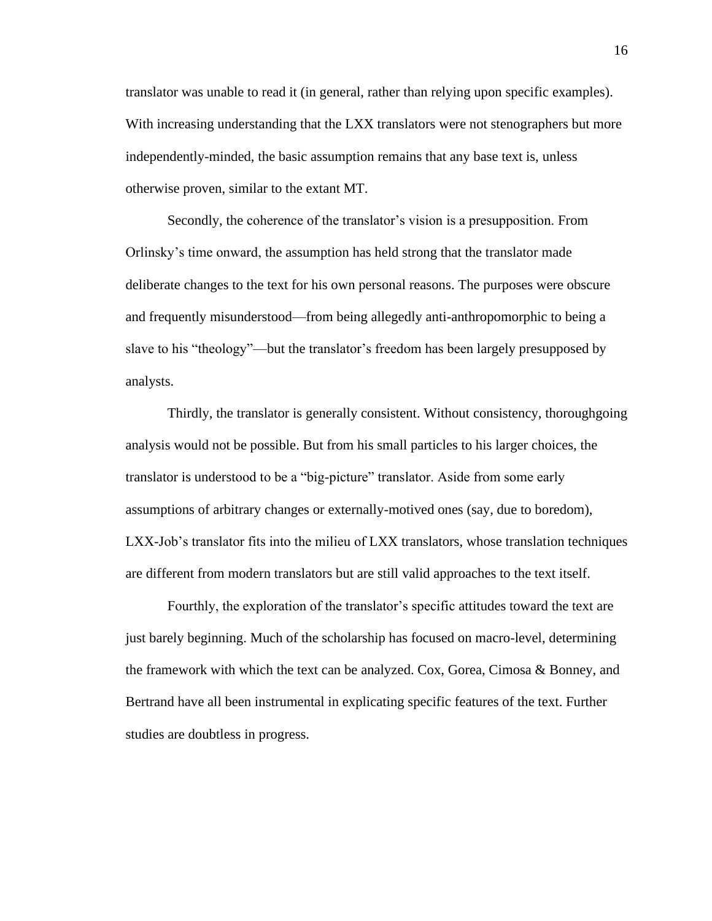translator was unable to read it (in general, rather than relying upon specific examples). With increasing understanding that the LXX translators were not stenographers but more independently-minded, the basic assumption remains that any base text is, unless otherwise proven, similar to the extant MT.

Secondly, the coherence of the translator's vision is a presupposition. From Orlinsky's time onward, the assumption has held strong that the translator made deliberate changes to the text for his own personal reasons. The purposes were obscure and frequently misunderstood—from being allegedly anti-anthropomorphic to being a slave to his "theology"—but the translator's freedom has been largely presupposed by analysts.

Thirdly, the translator is generally consistent. Without consistency, thoroughgoing analysis would not be possible. But from his small particles to his larger choices, the translator is understood to be a "big-picture" translator. Aside from some early assumptions of arbitrary changes or externally-motived ones (say, due to boredom), LXX-Job's translator fits into the milieu of LXX translators, whose translation techniques are different from modern translators but are still valid approaches to the text itself.

Fourthly, the exploration of the translator's specific attitudes toward the text are just barely beginning. Much of the scholarship has focused on macro-level, determining the framework with which the text can be analyzed. Cox, Gorea, Cimosa & Bonney, and Bertrand have all been instrumental in explicating specific features of the text. Further studies are doubtless in progress.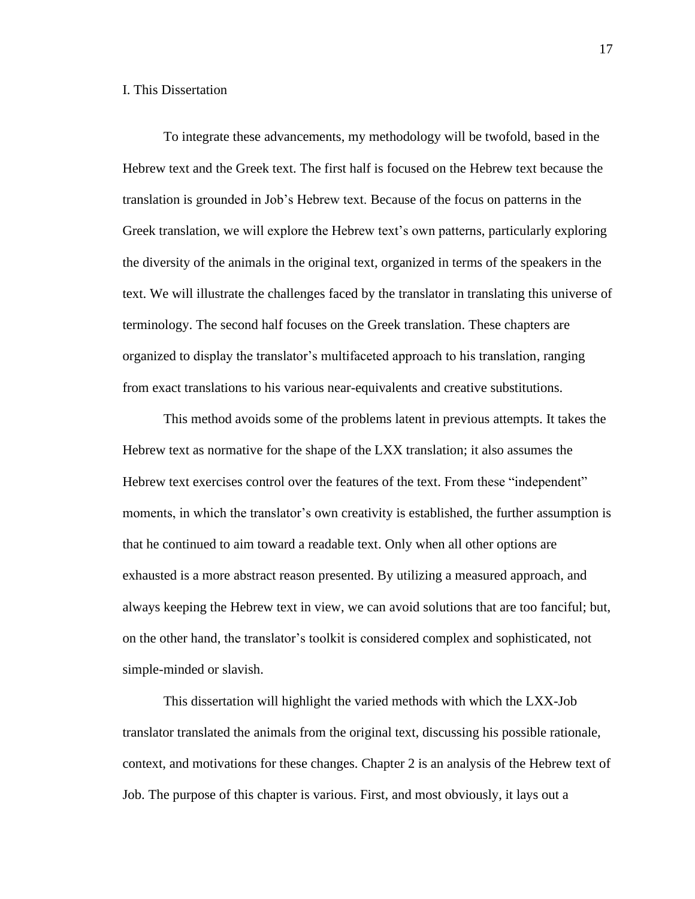## I. This Dissertation

To integrate these advancements, my methodology will be twofold, based in the Hebrew text and the Greek text. The first half is focused on the Hebrew text because the translation is grounded in Job's Hebrew text. Because of the focus on patterns in the Greek translation, we will explore the Hebrew text's own patterns, particularly exploring the diversity of the animals in the original text, organized in terms of the speakers in the text. We will illustrate the challenges faced by the translator in translating this universe of terminology. The second half focuses on the Greek translation. These chapters are organized to display the translator's multifaceted approach to his translation, ranging from exact translations to his various near-equivalents and creative substitutions.

This method avoids some of the problems latent in previous attempts. It takes the Hebrew text as normative for the shape of the LXX translation; it also assumes the Hebrew text exercises control over the features of the text. From these "independent" moments, in which the translator's own creativity is established, the further assumption is that he continued to aim toward a readable text. Only when all other options are exhausted is a more abstract reason presented. By utilizing a measured approach, and always keeping the Hebrew text in view, we can avoid solutions that are too fanciful; but, on the other hand, the translator's toolkit is considered complex and sophisticated, not simple-minded or slavish.

This dissertation will highlight the varied methods with which the LXX-Job translator translated the animals from the original text, discussing his possible rationale, context, and motivations for these changes. Chapter 2 is an analysis of the Hebrew text of Job. The purpose of this chapter is various. First, and most obviously, it lays out a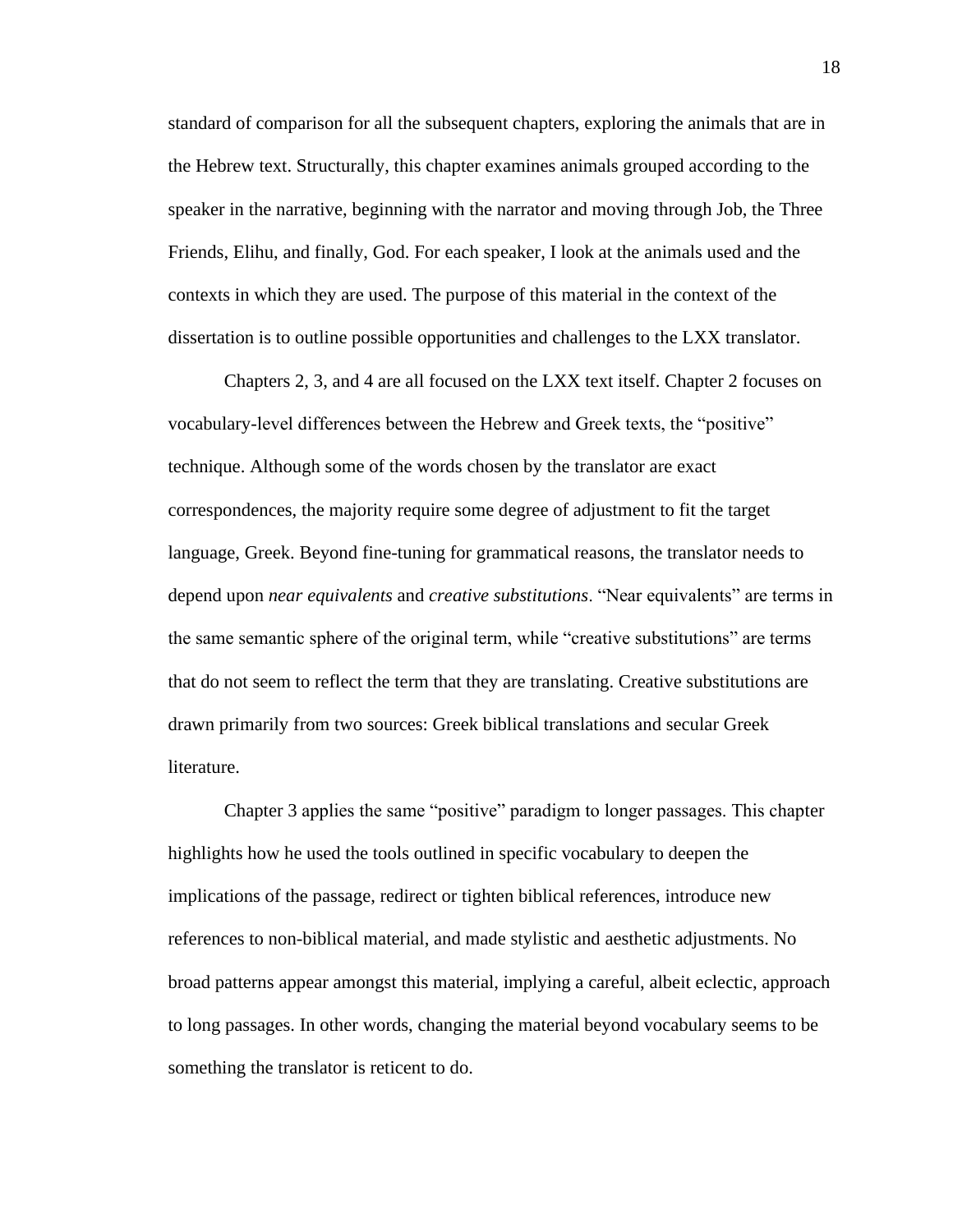standard of comparison for all the subsequent chapters, exploring the animals that are in the Hebrew text. Structurally, this chapter examines animals grouped according to the speaker in the narrative, beginning with the narrator and moving through Job, the Three Friends, Elihu, and finally, God. For each speaker, I look at the animals used and the contexts in which they are used. The purpose of this material in the context of the dissertation is to outline possible opportunities and challenges to the LXX translator.

Chapters 2, 3, and 4 are all focused on the LXX text itself. Chapter 2 focuses on vocabulary-level differences between the Hebrew and Greek texts, the "positive" technique. Although some of the words chosen by the translator are exact correspondences, the majority require some degree of adjustment to fit the target language, Greek. Beyond fine-tuning for grammatical reasons, the translator needs to depend upon *near equivalents* and *creative substitutions*. "Near equivalents" are terms in the same semantic sphere of the original term, while "creative substitutions" are terms that do not seem to reflect the term that they are translating. Creative substitutions are drawn primarily from two sources: Greek biblical translations and secular Greek literature.

Chapter 3 applies the same "positive" paradigm to longer passages. This chapter highlights how he used the tools outlined in specific vocabulary to deepen the implications of the passage, redirect or tighten biblical references, introduce new references to non-biblical material, and made stylistic and aesthetic adjustments. No broad patterns appear amongst this material, implying a careful, albeit eclectic, approach to long passages. In other words, changing the material beyond vocabulary seems to be something the translator is reticent to do.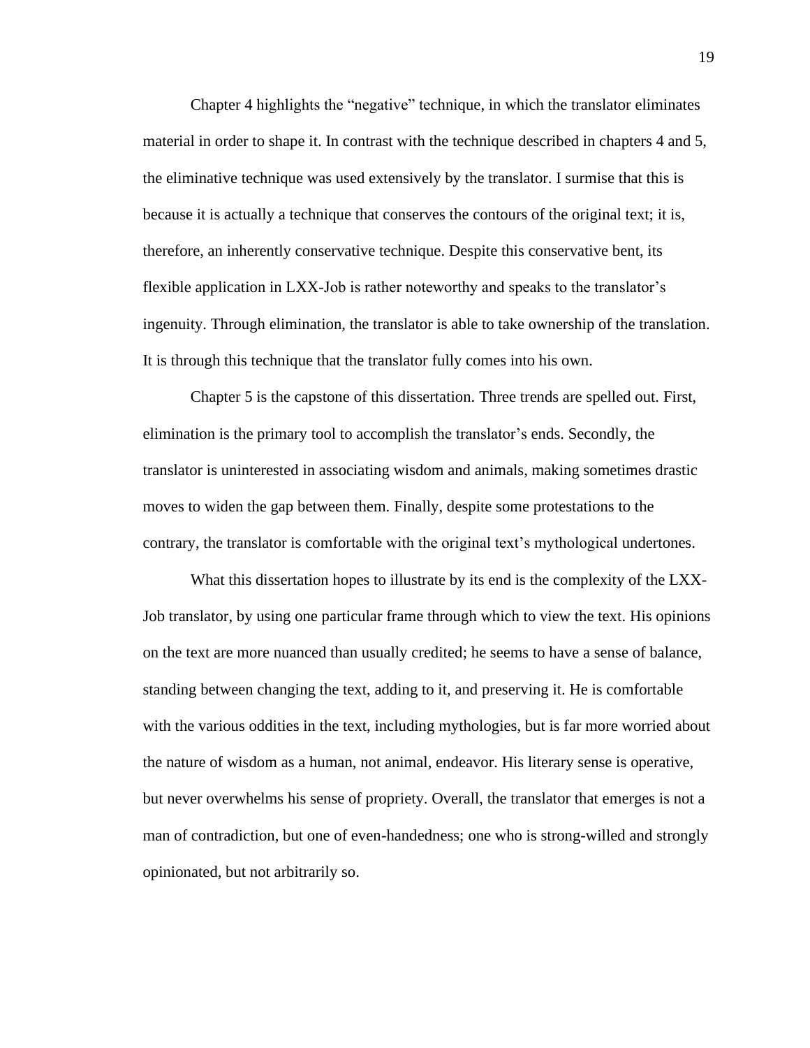Chapter 4 highlights the "negative" technique, in which the translator eliminates material in order to shape it. In contrast with the technique described in chapters 4 and 5, the eliminative technique was used extensively by the translator. I surmise that this is because it is actually a technique that conserves the contours of the original text; it is, therefore, an inherently conservative technique. Despite this conservative bent, its flexible application in LXX-Job is rather noteworthy and speaks to the translator's ingenuity. Through elimination, the translator is able to take ownership of the translation. It is through this technique that the translator fully comes into his own.

Chapter 5 is the capstone of this dissertation. Three trends are spelled out. First, elimination is the primary tool to accomplish the translator's ends. Secondly, the translator is uninterested in associating wisdom and animals, making sometimes drastic moves to widen the gap between them. Finally, despite some protestations to the contrary, the translator is comfortable with the original text's mythological undertones.

What this dissertation hopes to illustrate by its end is the complexity of the LXX-Job translator, by using one particular frame through which to view the text. His opinions on the text are more nuanced than usually credited; he seems to have a sense of balance, standing between changing the text, adding to it, and preserving it. He is comfortable with the various oddities in the text, including mythologies, but is far more worried about the nature of wisdom as a human, not animal, endeavor. His literary sense is operative, but never overwhelms his sense of propriety. Overall, the translator that emerges is not a man of contradiction, but one of even-handedness; one who is strong-willed and strongly opinionated, but not arbitrarily so.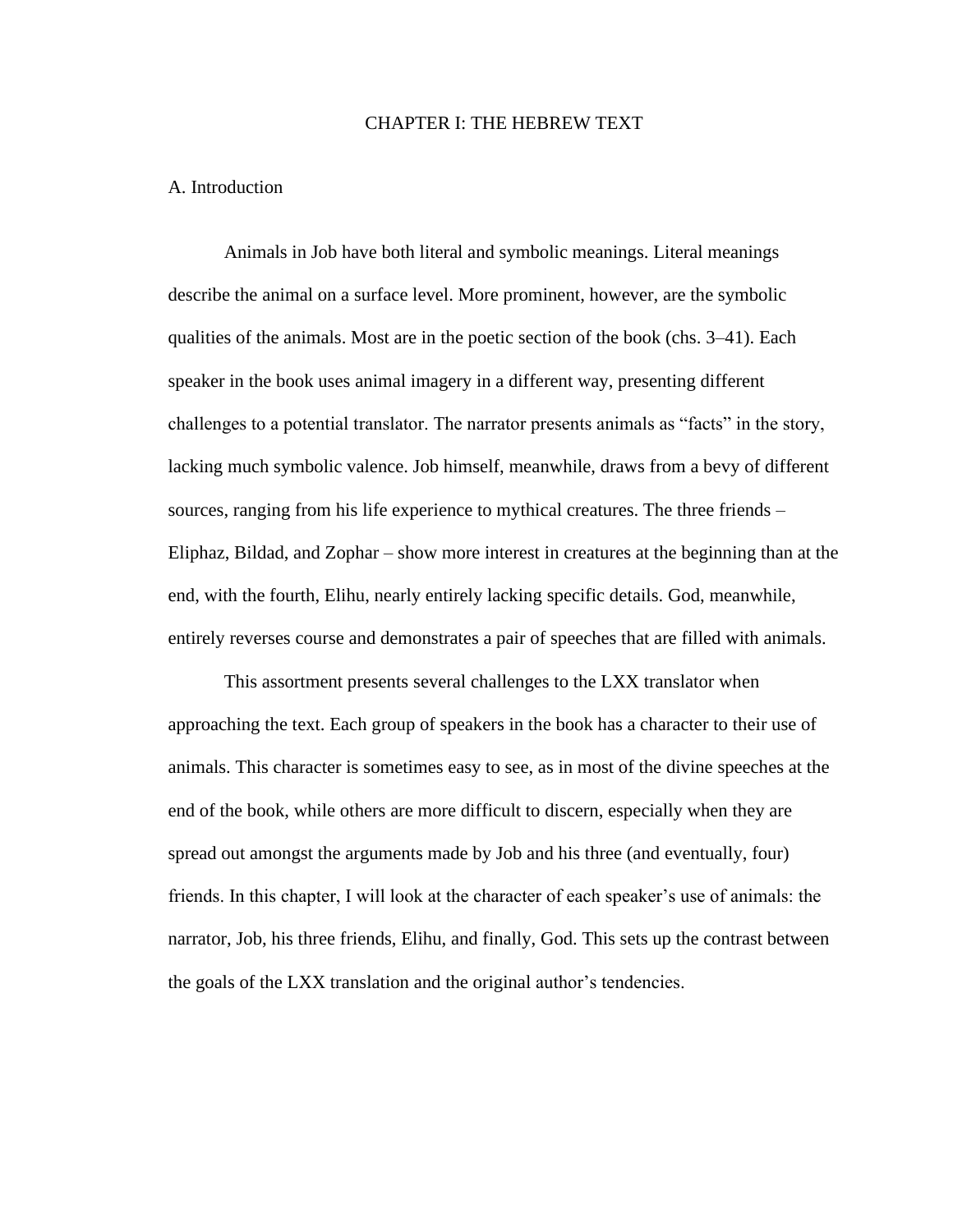# CHAPTER I: THE HEBREW TEXT

## A. Introduction

Animals in Job have both literal and symbolic meanings. Literal meanings describe the animal on a surface level. More prominent, however, are the symbolic qualities of the animals. Most are in the poetic section of the book (chs. 3–41). Each speaker in the book uses animal imagery in a different way, presenting different challenges to a potential translator. The narrator presents animals as "facts" in the story, lacking much symbolic valence. Job himself, meanwhile, draws from a bevy of different sources, ranging from his life experience to mythical creatures. The three friends – Eliphaz, Bildad, and Zophar – show more interest in creatures at the beginning than at the end, with the fourth, Elihu, nearly entirely lacking specific details. God, meanwhile, entirely reverses course and demonstrates a pair of speeches that are filled with animals.

This assortment presents several challenges to the LXX translator when approaching the text. Each group of speakers in the book has a character to their use of animals. This character is sometimes easy to see, as in most of the divine speeches at the end of the book, while others are more difficult to discern, especially when they are spread out amongst the arguments made by Job and his three (and eventually, four) friends. In this chapter, I will look at the character of each speaker's use of animals: the narrator, Job, his three friends, Elihu, and finally, God. This sets up the contrast between the goals of the LXX translation and the original author's tendencies.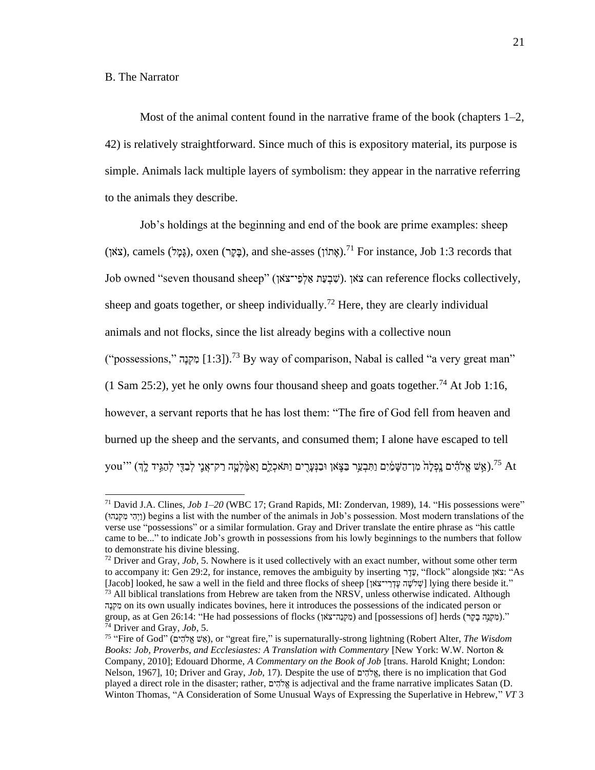B. The Narrator

Most of the animal content found in the narrative frame of the book (chapters 1–2, 42) is relatively straightforward. Since much of this is expository material, its purpose is simple. Animals lack multiple layers of symbolism: they appear in the narrative referring to the animals they describe.

Job's holdings at the beginning and end of the book are prime examples: sheep (צֹאן), camels (גָּמָל), oxen (בָּקָר), and she-asses (אָתוֹן).[71] For instance, Job 1:3 records that Job owned "seven thousand sheep" (שִׁבְעַת אַלְפֵי־צֹאן). צֹאן can reference flocks collectively, sheep and goats together, or sheep individually.[72] Here, they are clearly individual animals and not flocks, since the list already begins with a collective noun ("possessions," מִקְנֶה [1:3]).[73] By way of comparison, Nabal is called "a very great man" (1 Sam 25:2), yet he only owns four thousand sheep and goats together.[74] At Job 1:16, however, a servant reports that he has lost them: "The fire of God fell from heaven and burned up the sheep and the servants, and consumed them; I alone have escaped to tell you'" (אֵשׁ אֱלֹהִים נָפְלָה מִן־הַשָּׁמַיִם וַתִּבְעַר בַּצֹּאן וּבַנְּעָרִים וַתֹּאכְלֵם וָאִמָּלְטָה רַק־אֲנִי לְבַדִּי לְהַגִּיד לָךְ).[75] At

---

[71] David J.A. Clines, *Job 1–20* (WBC 17; Grand Rapids, MI: Zondervan, 1989), 14. "His possessions were" (וַיְהִי מִקְנֵהוּ) begins a list with the number of the animals in Job's possession. Most modern translations of the verse use "possessions" or a similar formulation. Gray and Driver translate the entire phrase as "his cattle came to be..." to indicate Job's growth in possessions from his lowly beginnings to the numbers that follow to demonstrate his divine blessing.

[72] Driver and Gray, *Job*, 5. Nowhere is it used collectively with an exact number, without some other term to accompany it: Gen 29:2, for instance, removes the ambiguity by inserting עֵדֶר, "flock" alongside צֹאן: "As [Jacob] looked, he saw a well in the field and three flocks of sheep [שְׁלֹשָׁה עֶדְרֵי־צֹאן] lying there beside it."

[73] All biblical translations from Hebrew are taken from the NRSV, unless otherwise indicated. Although מִקְנֶה on its own usually indicates bovines, here it introduces the possessions of the indicated person or group, as at Gen 26:14: "He had possessions of flocks (מִקְנֵה־צֹאן) and [possessions of] herds (מִקְנֵה בָקָר)."

[74] Driver and Gray, *Job*, 5.

[75] "Fire of God" (אֵשׁ אֱלֹהִים), or "great fire," is supernaturally-strong lightning (Robert Alter, *The Wisdom Books: Job, Proverbs, and Ecclesiastes: A Translation with Commentary* [New York: W.W. Norton & Company, 2010]; Edouard Dhorme, *A Commentary on the Book of Job* [trans. Harold Knight; London: Nelson, 1967], 10; Driver and Gray, *Job*, 17). Despite the use of אֱלֹהִים, there is no implication that God played a direct role in the disaster; rather, אֱלֹהִים is adjectival and the frame narrative implicates Satan (D. Winton Thomas, "A Consideration of Some Unusual Ways of Expressing the Superlative in Hebrew," *VT* 3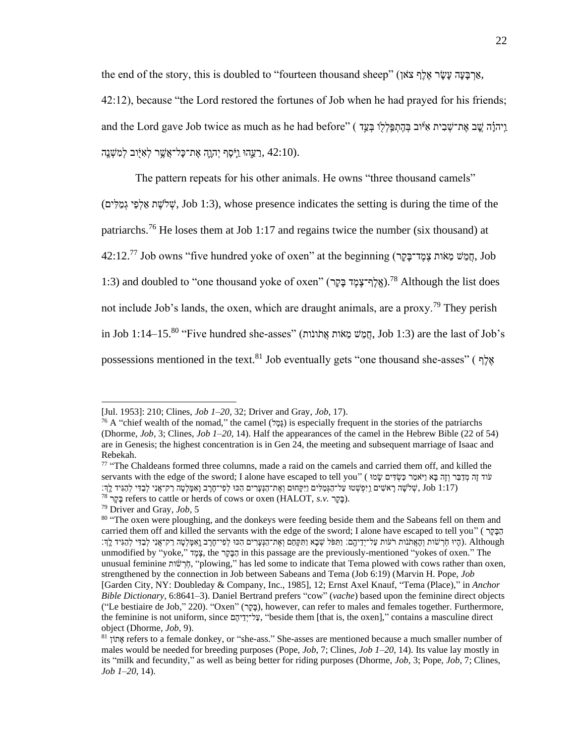the end of the story, this is doubled to "fourteen thousand sheep" (אַרְבָּעָה עָשָׂר אֶלֶף צֹאן, 42:12), because "the Lord restored the fortunes of Job when he had prayed for his friends; and the Lord gave Job twice as much as he had before" (וַיהוָה שָׁב אֶת־שְׁבִית אִיּוֹב בְּהִתְפַּלְלוֹ בְּעַד רֵעֵהוּ וַיֹּסֶף יְהוָה אֶת־כָּל־אֲשֶׁר לְאִיּוֹב לְמִשְׁנֶה, 42:10).

The pattern repeats for his other animals. He owns "three thousand camels" (שְׁלֹשֶׁת אַלְפֵי גְמַלִּים, Job 1:3), whose presence indicates the setting is during the time of the patriarchs.[76] He loses them at Job 1:17 and regains twice the number (six thousand) at 42:12.[77] Job owns "five hundred yoke of oxen" at the beginning (חֲמֵשׁ מֵאוֹת צֶמֶד־בָּקָר, Job 1:3) and doubled to "one thousand yoke of oxen" (אֶלֶף־צֶמֶד בָּקָר).[78] Although the list does not include Job's lands, the oxen, which are draught animals, are a proxy.[79] They perish in Job 1:14–15.[80] "Five hundred she-asses" (חֲמֵשׁ מֵאוֹת אֲתוֹנוֹת, Job 1:3) are the last of Job's possessions mentioned in the text.[81] Job eventually gets "one thousand she-asses" ( אֶלֶף

---

[Jul. 1953]: 210; Clines, *Job 1–20*, 32; Driver and Gray, *Job*, 17).

[76] A "chief wealth of the nomad," the camel (גָּמָל) is especially frequent in the stories of the patriarchs (Dhorme, *Job*, 3; Clines, *Job 1–20*, 14). Half the appearances of the camel in the Hebrew Bible (22 of 54) are in Genesis; the highest concentration is in Gen 24, the meeting and subsequent marriage of Isaac and Rebekah.

[77] "The Chaldeans formed three columns, made a raid on the camels and carried them off, and killed the servants with the edge of the sword; I alone have escaped to tell you" (עוֹד זֶה מְדַבֵּר וְזֶה בָּא וַיֹּאמַר כַּשְׂדִּים שָׂמוּ שְׁלֹשָׁה רָאשִׁים וַיִּפְשְׁטוּ עַל־הַגְּמַלִּים וַיִּקָּחוּם וְאֶת־הַנְּעָרִים הִכּוּ לְפִי־חָרֶב וָאִמָּלְטָה רַק־אֲנִי לְבַדִּי לְהַגִּיד לָךְ׃, Job 1:17)

[78] בָּקָר refers to cattle or herds of cows or oxen (HALOT, *s.v.* בָּקָר).

[79] Driver and Gray, *Job*, 5

[80] "The oxen were ploughing, and the donkeys were feeding beside them and the Sabeans fell on them and carried them off and killed the servants with the edge of the sword; I alone have escaped to tell you" (הַבָּקָר הָיוּ חֹרְשׁוֹת וְהָאֲתֹנוֹת רֹעוֹת עַל־יְדֵיהֶם׃ וַתִּפֹּל שְׁבָא וַתִּקָּחֵם וְאֶת־הַנְּעָרִים הִכּוּ לְפִי־חָרֶב וָאִמָּלְטָה רַק־אֲנִי לְבַדִּי לְהַגִּיד לָךְ׃). Although unmodified by "yoke," צֶמֶד, the הַבָּקָר in this passage are the previously-mentioned "yokes of oxen." The unusual feminine חֹרְשׁוֹת, "plowing," has led some to indicate that Tema plowed with cows rather than oxen, strengthened by the connection in Job between Sabeans and Tema (Job 6:19) (Marvin H. Pope, *Job* [Garden City, NY: Doubleday & Company, Inc., 1985], 12; Ernst Axel Knauf, "Tema (Place)," in *Anchor Bible Dictionary*, 6:8641–3). Daniel Bertrand prefers "cow" (*vache*) based upon the feminine direct objects ("Le bestiaire de Job," 220). "Oxen" (בָּקָר), however, can refer to males and females together. Furthermore, the feminine is not uniform, since עַל־יְדֵיהֶם, "beside them [that is, the oxen]," contains a masculine direct object (Dhorme, *Job*, 9).

[81] אָתוֹן refers to a female donkey, or "she-ass." She-asses are mentioned because a much smaller number of males would be needed for breeding purposes (Pope, *Job*, 7; Clines, *Job 1–20*, 14). Its value lay mostly in its "milk and fecundity," as well as being better for riding purposes (Dhorme, *Job*, 3; Pope, *Job*, 7; Clines, *Job 1–20*, 14).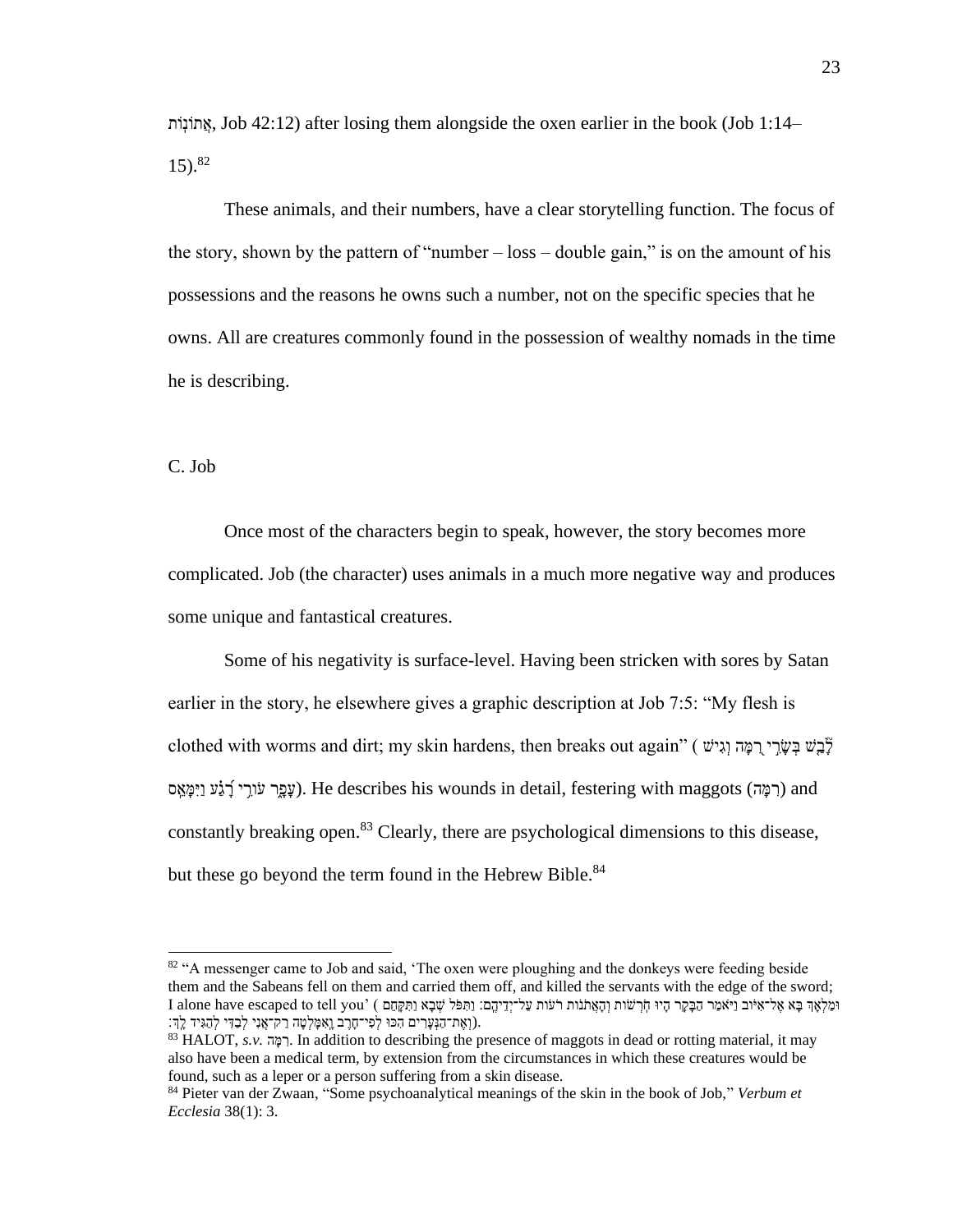אֲתוֹנוֹת, Job 42:12) after losing them alongside the oxen earlier in the book (Job 1:14–15).[82]

These animals, and their numbers, have a clear storytelling function. The focus of the story, shown by the pattern of "number – loss – double gain," is on the amount of his possessions and the reasons he owns such a number, not on the specific species that he owns. All are creatures commonly found in the possession of wealthy nomads in the time he is describing.

C. Job

Once most of the characters begin to speak, however, the story becomes more complicated. Job (the character) uses animals in a much more negative way and produces some unique and fantastical creatures.

Some of his negativity is surface-level. Having been stricken with sores by Satan earlier in the story, he elsewhere gives a graphic description at Job 7:5: "My flesh is clothed with worms and dirt; my skin hardens, then breaks out again" (לָבַשׁ בְּשָׂרִי רִמָּה וְגִישׁ עָפָר עוֹרִי רָגַע וַיִּמָּאֵס). He describes his wounds in detail, festering with maggots (רִמָּה) and constantly breaking open.[83] Clearly, there are psychological dimensions to this disease, but these go beyond the term found in the Hebrew Bible.[84]

---

[82] "A messenger came to Job and said, 'The oxen were ploughing and the donkeys were feeding beside them and the Sabeans fell on them and carried them off, and killed the servants with the edge of the sword; I alone have escaped to tell you' (וּמַלְאָךְ בָּא אֶל־אִיּוֹב וַיֹּאמַר הַבָּקָר הָיוּ חֹרְשׁוֹת וְהָאֲתֹנוֹת רֹעוֹת עַל־יְדֵיהֶם׃ וַתִּפֹּל שְׁבָא וַתִּקָּחֵם וְאֶת־הַנְּעָרִים הִכּוּ לְפִי־חָרֶב וָאִמָּלְטָה רַק־אֲנִי לְבַדִּי לְהַגִּיד לָךְ׃).

[83] HALOT, *s.v.* רִמָּה. In addition to describing the presence of maggots in dead or rotting material, it may also have been a medical term, by extension from the circumstances in which these creatures would be found, such as a leper or a person suffering from a skin disease.

[84] Pieter van der Zwaan, "Some psychoanalytical meanings of the skin in the book of Job," *Verbum et Ecclesia* 38(1): 3.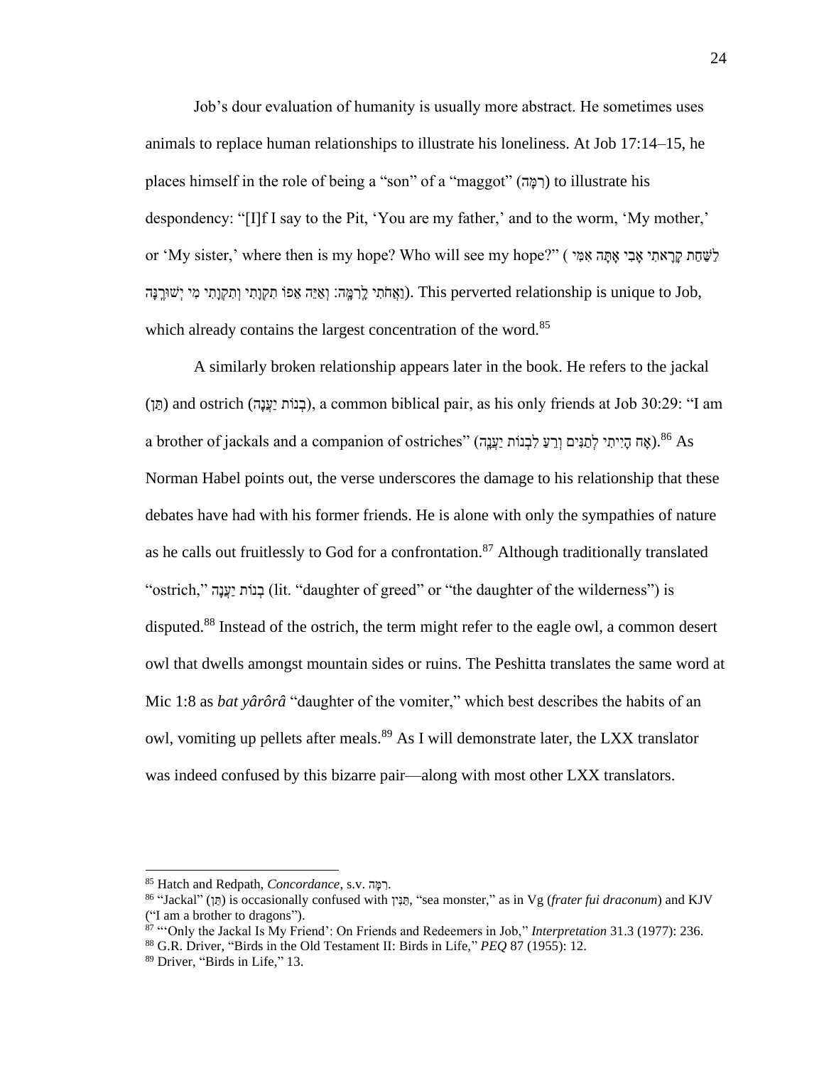Job's dour evaluation of humanity is usually more abstract. He sometimes uses animals to replace human relationships to illustrate his loneliness. At Job 17:14–15, he places himself in the role of being a "son" of a "maggot" (רִמָּה) to illustrate his despondency: "[I]f I say to the Pit, 'You are my father,' and to the worm, 'My mother,' or 'My sister,' where then is my hope? Who will see my hope?" (לַשַּׁחַת קָרָאתִי אָבִי אָתָּה אִמִּי וַאֲחֹתִי לָרִמָּה: וְאַיֵּה אֵפוֹ תִקְוָתִי וְתִקְוָתִי מִי יְשׁוּרֶנָּה). This perverted relationship is unique to Job, which already contains the largest concentration of the word.[85]

A similarly broken relationship appears later in the book. He refers to the jackal (תַּן) and ostrich (בְנוֹת יַעֲנָה), a common biblical pair, as his only friends at Job 30:29: "I am a brother of jackals and a companion of ostriches" (אָח הָיִיתִי לְתַנִּים וְרֵעַ לִבְנוֹת יַעֲנָה).[86] As Norman Habel points out, the verse underscores the damage to his relationship that these debates have had with his former friends. He is alone with only the sympathies of nature as he calls out fruitlessly to God for a confrontation.[87] Although traditionally translated "ostrich," בְנוֹת יַעֲנָה (lit. "daughter of greed" or "the daughter of the wilderness") is disputed.[88] Instead of the ostrich, the term might refer to the eagle owl, a common desert owl that dwells amongst mountain sides or ruins. The Peshitta translates the same word at Mic 1:8 as *bat yârôrâ* "daughter of the vomiter," which best describes the habits of an owl, vomiting up pellets after meals.[89] As I will demonstrate later, the LXX translator was indeed confused by this bizarre pair—along with most other LXX translators.

---

[85] Hatch and Redpath, *Concordance*, s.v. רִמָּה.

[86] "Jackal" (תַּן) is occasionally confused with תַּנִּין, "sea monster," as in Vg (*frater fui draconum*) and KJV ("I am a brother to dragons").

[87] "'Only the Jackal Is My Friend': On Friends and Redeemers in Job," *Interpretation* 31.3 (1977): 236.

[88] G.R. Driver, "Birds in the Old Testament II: Birds in Life," *PEQ* 87 (1955): 12.

[89] Driver, "Birds in Life," 13.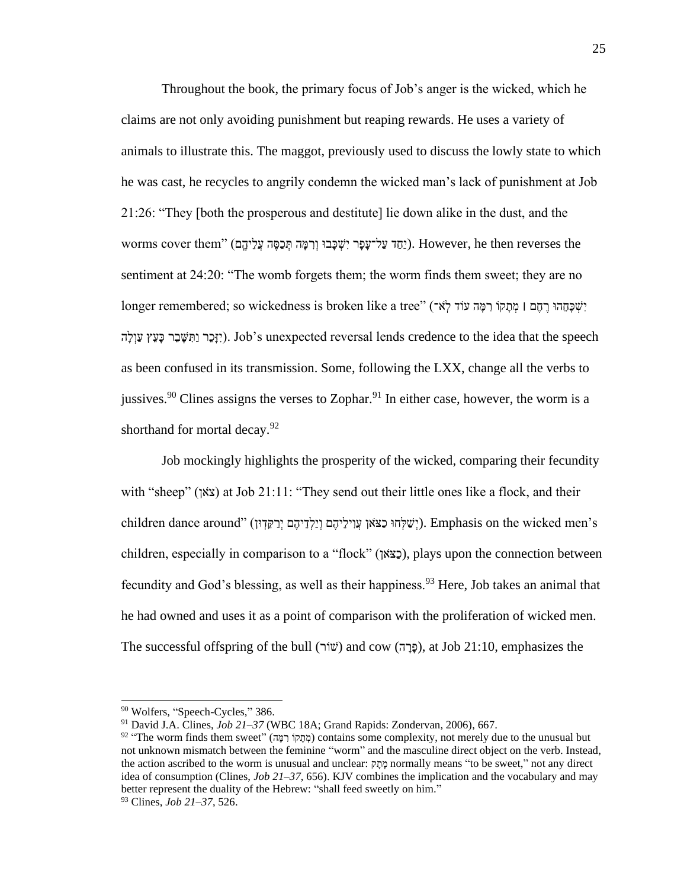Throughout the book, the primary focus of Job's anger is the wicked, which he claims are not only avoiding punishment but reaping rewards. He uses a variety of animals to illustrate this. The maggot, previously used to discuss the lowly state to which he was cast, he recycles to angrily condemn the wicked man's lack of punishment at Job 21:26: "They [both the prosperous and destitute] lie down alike in the dust, and the worms cover them" (יַחַד עַל־עָפָר יִשְׁכָּבוּ וְרִמָּה תְּכַסֶּה עֲלֵיהֶם). However, he then reverses the sentiment at 24:20: "The womb forgets them; the worm finds them sweet; they are no longer remembered; so wickedness is broken like a tree" (יִשְׁכָּחֵהוּ רֶחֶם ׀ מְתָקוֹ רִמָּה עוֹד לֹא־יִזָּכֵר וַתִּשָּׁבֵר כָּעֵץ עַוְלָה). Job's unexpected reversal lends credence to the idea that the speech as been confused in its transmission. Some, following the LXX, change all the verbs to jussives.[90] Clines assigns the verses to Zophar.[91] In either case, however, the worm is a shorthand for mortal decay.[92]

Job mockingly highlights the prosperity of the wicked, comparing their fecundity with "sheep" (צֹאן) at Job 21:11: "They send out their little ones like a flock, and their children dance around" (יְשַׁלְּחוּ כַצֹּאן עֲוִילֵיהֶם וְיַלְדֵיהֶם יְרַקֵּדוּן). Emphasis on the wicked men's children, especially in comparison to a "flock" (כצֹּאן), plays upon the connection between fecundity and God's blessing, as well as their happiness.[93] Here, Job takes an animal that he had owned and uses it as a point of comparison with the proliferation of wicked men. The successful offspring of the bull (שׁוֹר) and cow (פָּרָה), at Job 21:10, emphasizes the

---

[90] Wolfers, "Speech-Cycles," 386.

[91] David J.A. Clines, *Job 21–37* (WBC 18A; Grand Rapids: Zondervan, 2006), 667.

[92] "The worm finds them sweet" (מְתָקוֹ רִמָּה) contains some complexity, not merely due to the unusual but not unknown mismatch between the feminine "worm" and the masculine direct object on the verb. Instead, the action ascribed to the worm is unusual and unclear: מָתַק normally means "to be sweet," not any direct idea of consumption (Clines, *Job 21–37*, 656). KJV combines the implication and the vocabulary and may better represent the duality of the Hebrew: "shall feed sweetly on him."

[93] Clines, *Job 21–37*, 526.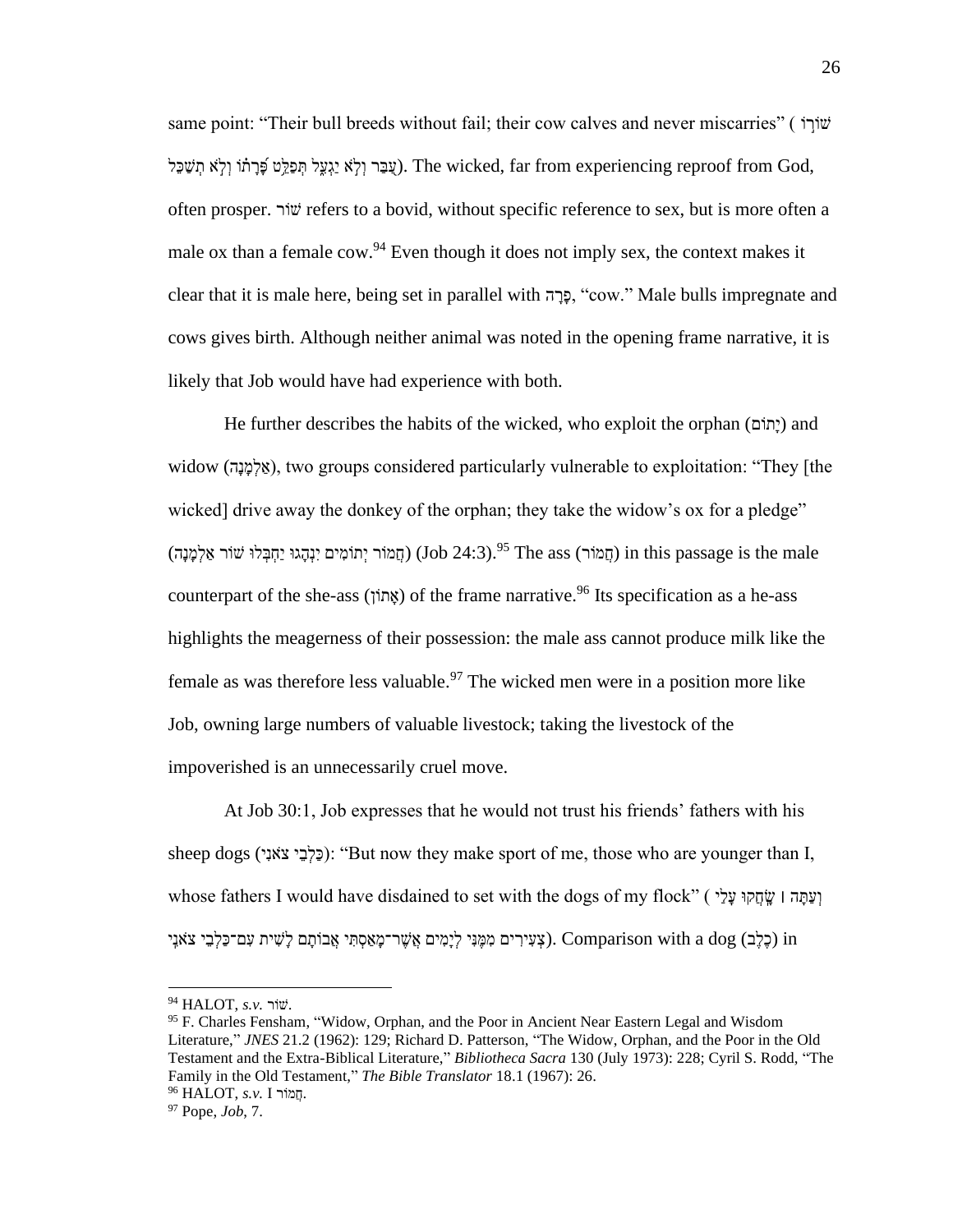same point: "Their bull breeds without fail; their cow calves and never miscarries" (שׁוֹרוֹ עִבַּר וְלֹא יַגְעִל תְּפַלֵּט פָּרָתוֹ וְלֹא תְשַׁכֵּל). The wicked, far from experiencing reproof from God, often prosper. שׁוֹר refers to a bovid, without specific reference to sex, but is more often a male ox than a female cow.[94] Even though it does not imply sex, the context makes it clear that it is male here, being set in parallel with פָּרָה, "cow." Male bulls impregnate and cows gives birth. Although neither animal was noted in the opening frame narrative, it is likely that Job would have had experience with both.

He further describes the habits of the wicked, who exploit the orphan (יָתוֹם) and widow (אַלְמָנָה), two groups considered particularly vulnerable to exploitation: "They [the wicked] drive away the donkey of the orphan; they take the widow's ox for a pledge" (חֲמוֹר יְתוֹמִים יִנְהָגוּ יַחְבְּלוּ שׁוֹר אַלְמָנָה) (Job 24:3).[95] The ass (חֲמוֹר) in this passage is the male counterpart of the she-ass (אָתוֹן) of the frame narrative.[96] Its specification as a he-ass highlights the meagerness of their possession: the male ass cannot produce milk like the female as was therefore less valuable.[97] The wicked men were in a position more like Job, owning large numbers of valuable livestock; taking the livestock of the impoverished is an unnecessarily cruel move.

At Job 30:1, Job expresses that he would not trust his friends' fathers with his sheep dogs (כַּלְבֵי צֹאנִי): "But now they make sport of me, those who are younger than I, whose fathers I would have disdained to set with the dogs of my flock" (וְעַתָּה ׀ שָׂחֲקוּ עָלַי צְעִירִים מִמֶּנִּי לְיָמִים אֲשֶׁר־מָאַסְתִּי אֲבוֹתָם לָשִׁית עִם־כַּלְבֵי צֹאנִי). Comparison with a dog (כֶּלֶב) in

---

[94] HALOT, *s.v.* שׁוֹר.

[95] F. Charles Fensham, "Widow, Orphan, and the Poor in Ancient Near Eastern Legal and Wisdom Literature," *JNES* 21.2 (1962): 129; Richard D. Patterson, "The Widow, Orphan, and the Poor in the Old Testament and the Extra-Biblical Literature," *Bibliotheca Sacra* 130 (July 1973): 228; Cyril S. Rodd, "The Family in the Old Testament," *The Bible Translator* 18.1 (1967): 26.

[96] HALOT, *s.v.* I חֲמוֹר.

[97] Pope, *Job*, 7.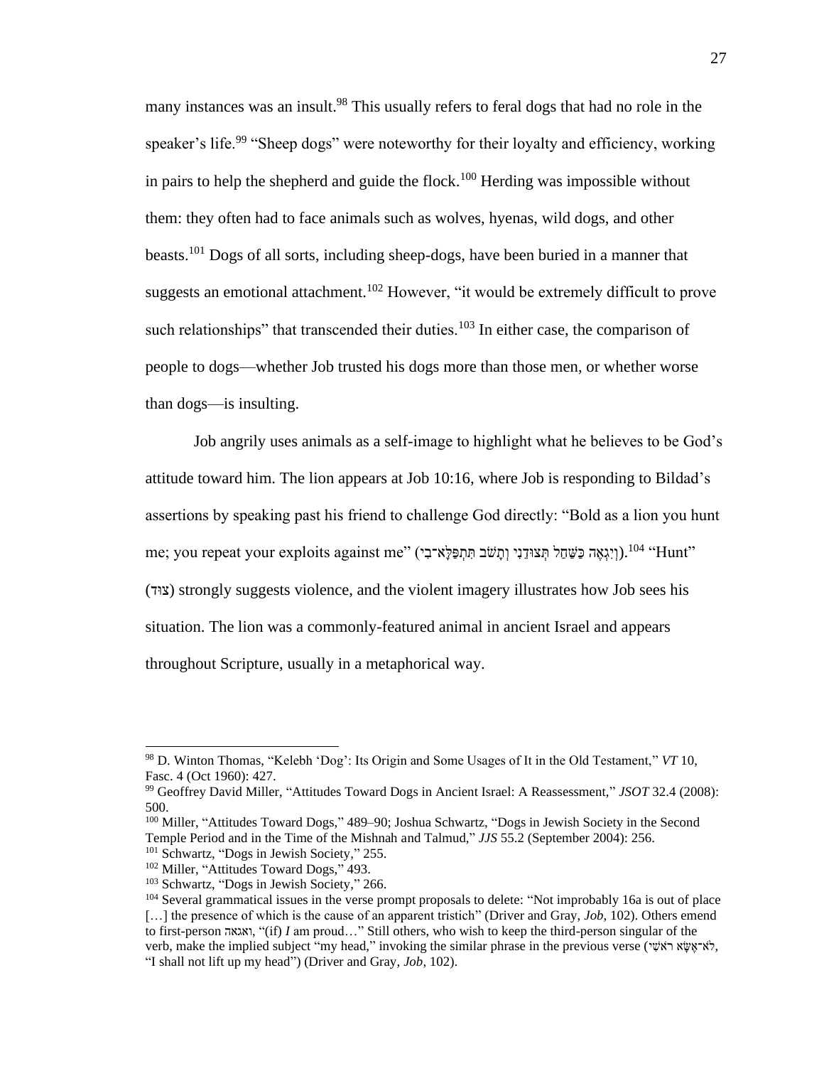many instances was an insult.[98] This usually refers to feral dogs that had no role in the speaker's life.[99] "Sheep dogs" were noteworthy for their loyalty and efficiency, working in pairs to help the shepherd and guide the flock.[100] Herding was impossible without them: they often had to face animals such as wolves, hyenas, wild dogs, and other beasts.[101] Dogs of all sorts, including sheep-dogs, have been buried in a manner that suggests an emotional attachment.[102] However, "it would be extremely difficult to prove such relationships" that transcended their duties.[103] In either case, the comparison of people to dogs—whether Job trusted his dogs more than those men, or whether worse than dogs—is insulting.

Job angrily uses animals as a self-image to highlight what he believes to be God's attitude toward him. The lion appears at Job 10:16, where Job is responding to Bildad's assertions by speaking past his friend to challenge God directly: "Bold as a lion you hunt me; you repeat your exploits against me" (וְיִגְאֶה כַּשַּׁחַל תְּצוּדֵנִי וְתָשֹׁב תִּתְפַּלָּא־בִי).[104] "Hunt" (צוד) strongly suggests violence, and the violent imagery illustrates how Job sees his situation. The lion was a commonly-featured animal in ancient Israel and appears throughout Scripture, usually in a metaphorical way.

---

[98] D. Winton Thomas, "Kelebh 'Dog': Its Origin and Some Usages of It in the Old Testament," *VT* 10, Fasc. 4 (Oct 1960): 427.

[99] Geoffrey David Miller, "Attitudes Toward Dogs in Ancient Israel: A Reassessment," *JSOT* 32.4 (2008): 500.

[100] Miller, "Attitudes Toward Dogs," 489–90; Joshua Schwartz, "Dogs in Jewish Society in the Second Temple Period and in the Time of the Mishnah and Talmud," *JJS* 55.2 (September 2004): 256.

[101] Schwartz, "Dogs in Jewish Society," 255.

[102] Miller, "Attitudes Toward Dogs," 493.

[103] Schwartz, "Dogs in Jewish Society," 266.

[104] Several grammatical issues in the verse prompt proposals to delete: "Not improbably 16a is out of place […] the presence of which is the cause of an apparent tristich" (Driver and Gray, *Job*, 102). Others emend to first-person ואגאה, "(if) *I* am proud…" Still others, who wish to keep the third-person singular of the verb, make the implied subject "my head," invoking the similar phrase in the previous verse (לֹא־אֶשָּׂא רֹאשִׁי, "I shall not lift up my head") (Driver and Gray, *Job*, 102).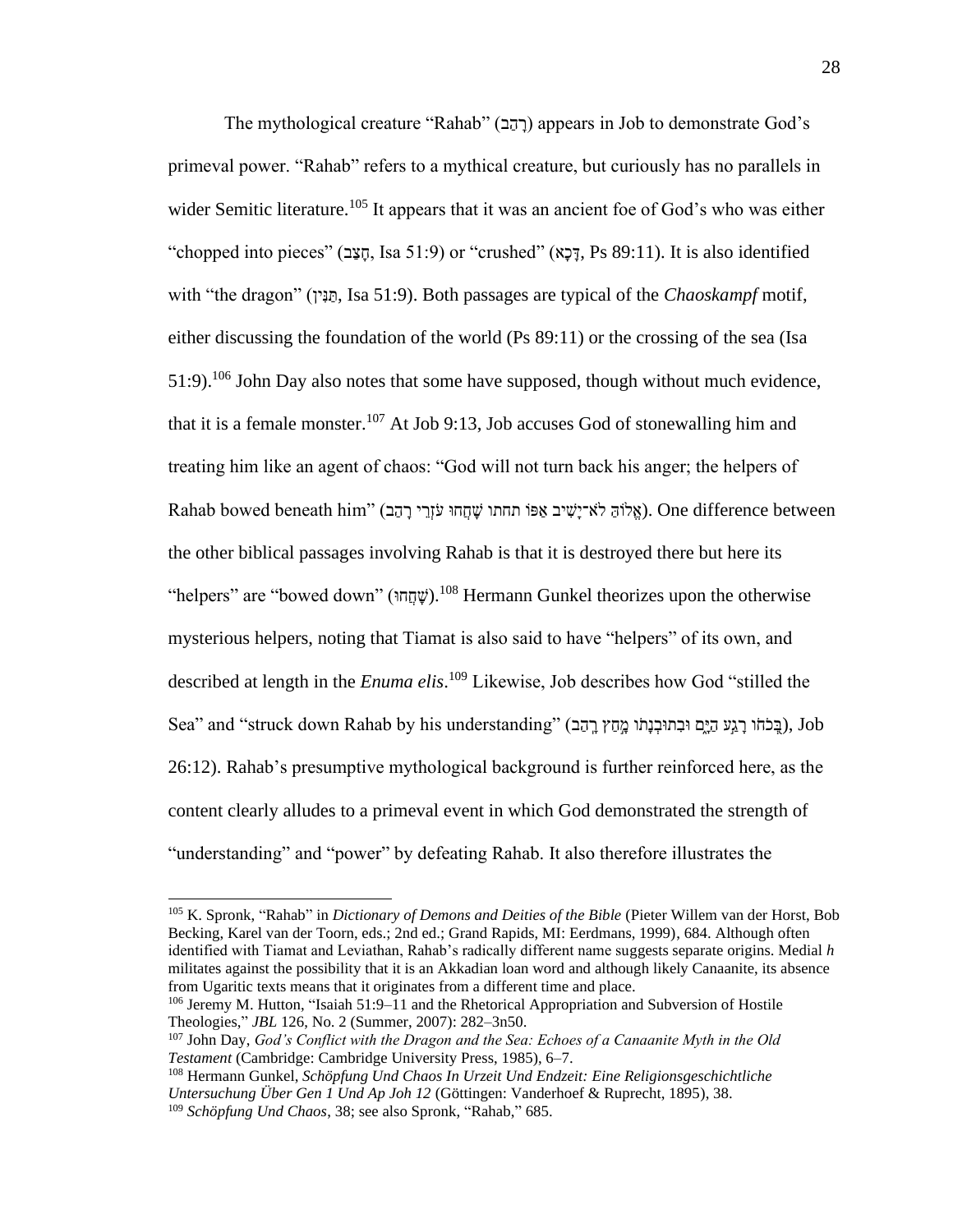The mythological creature "Rahab" (רָהַב) appears in Job to demonstrate God's primeval power. "Rahab" refers to a mythical creature, but curiously has no parallels in wider Semitic literature.[105] It appears that it was an ancient foe of God's who was either "chopped into pieces" (חָצַב, Isa 51:9) or "crushed" (דָּכָא, Ps 89:11). It is also identified with "the dragon" (תַּנִּין, Isa 51:9). Both passages are typical of the *Chaoskampf* motif, either discussing the foundation of the world (Ps 89:11) or the crossing of the sea (Isa 51:9).[106] John Day also notes that some have supposed, though without much evidence, that it is a female monster.[107] At Job 9:13, Job accuses God of stonewalling him and treating him like an agent of chaos: "God will not turn back his anger; the helpers of Rahab bowed beneath him" (אֱלוֹהַּ לֹא־יָשִׁיב אַפּוֹ תחתו שָׁחֲחוּ עֹזְרֵי רָהַב). One difference between the other biblical passages involving Rahab is that it is destroyed there but here its "helpers" are "bowed down" (שָׁחֲחוּ).[108] Hermann Gunkel theorizes upon the otherwise mysterious helpers, noting that Tiamat is also said to have "helpers" of its own, and described at length in the *Enuma elis*.[109] Likewise, Job describes how God "stilled the Sea" and "struck down Rahab by his understanding" (בְּכֹחוֹ רָגַע הַיָּם וּבִתוּבְנָתוֹ מָחַץ רָהַב), Job 26:12). Rahab's presumptive mythological background is further reinforced here, as the content clearly alludes to a primeval event in which God demonstrated the strength of "understanding" and "power" by defeating Rahab. It also therefore illustrates the

---

[105] K. Spronk, "Rahab" in *Dictionary of Demons and Deities of the Bible* (Pieter Willem van der Horst, Bob Becking, Karel van der Toorn, eds.; 2nd ed.; Grand Rapids, MI: Eerdmans, 1999), 684. Although often identified with Tiamat and Leviathan, Rahab's radically different name suggests separate origins. Medial *h* militates against the possibility that it is an Akkadian loan word and although likely Canaanite, its absence from Ugaritic texts means that it originates from a different time and place.

[106] Jeremy M. Hutton, "Isaiah 51:9–11 and the Rhetorical Appropriation and Subversion of Hostile Theologies," *JBL* 126, No. 2 (Summer, 2007): 282–3n50.

[107] John Day, *God's Conflict with the Dragon and the Sea: Echoes of a Canaanite Myth in the Old Testament* (Cambridge: Cambridge University Press, 1985), 6–7.

[108] Hermann Gunkel, *Schöpfung Und Chaos In Urzeit Und Endzeit: Eine Religionsgeschichtliche Untersuchung Über Gen 1 Und Ap Joh 12* (Göttingen: Vanderhoef & Ruprecht, 1895), 38.

[109] *Schöpfung Und Chaos*, 38; see also Spronk, "Rahab," 685.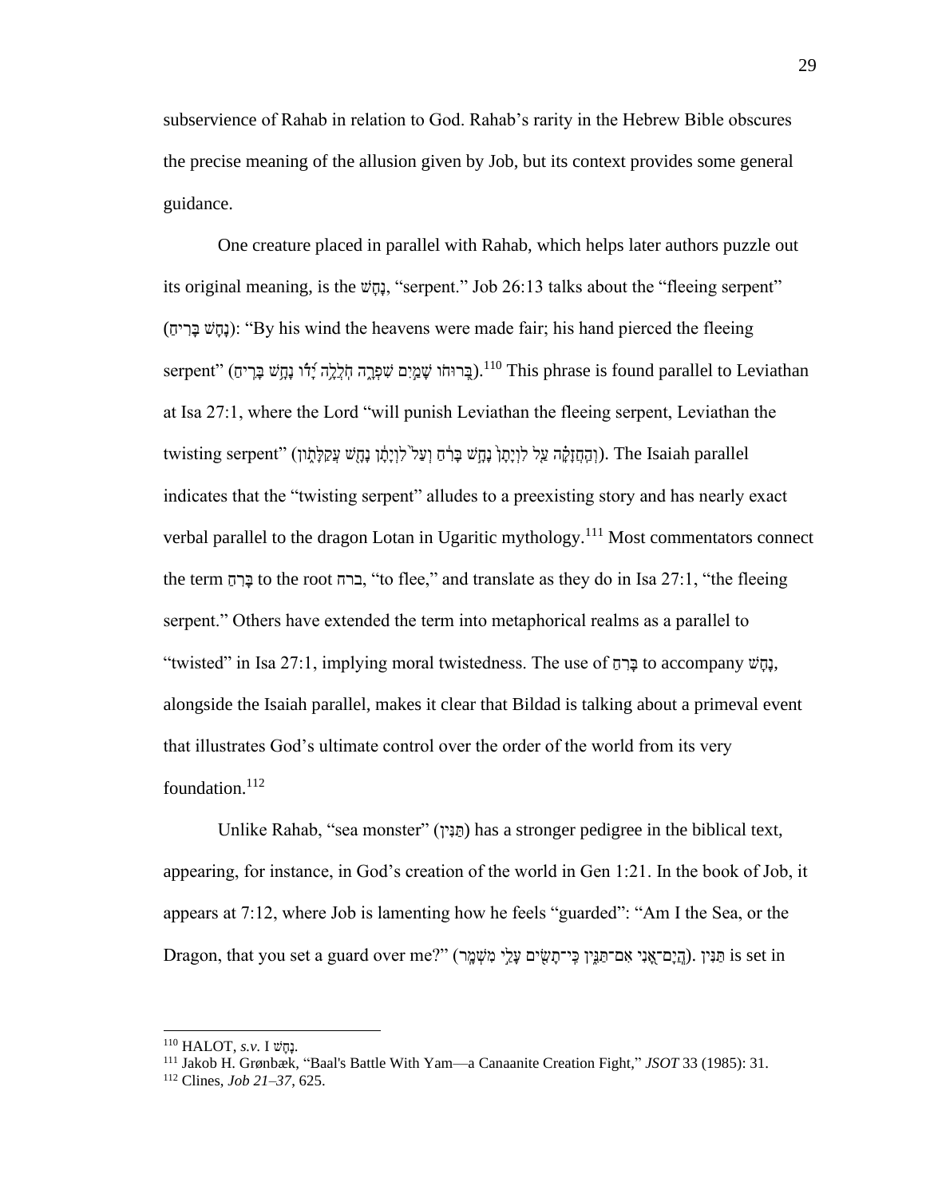subservience of Rahab in relation to God. Rahab's rarity in the Hebrew Bible obscures the precise meaning of the allusion given by Job, but its context provides some general guidance.

One creature placed in parallel with Rahab, which helps later authors puzzle out its original meaning, is the נָחָשׁ, "serpent." Job 26:13 talks about the "fleeing serpent" (נָחָשׁ בָּרִיחַ): "By his wind the heavens were made fair; his hand pierced the fleeing serpent" (בְּרוּחוֹ שָׁמַיִם שִׁפְרָה חֹלְלָה יָדוֹ נָחָשׁ בָּרִיחַ).[110] This phrase is found parallel to Leviathan at Isa 27:1, where the Lord "will punish Leviathan the fleeing serpent, Leviathan the twisting serpent" (וְהַחֲזָקָה עַל לִוְיָתָן נָחָשׁ בָּרִחַ וְעַל לִוְיָתָן נָחָשׁ עֲקַלָּתוֹן). The Isaiah parallel indicates that the "twisting serpent" alludes to a preexisting story and has nearly exact verbal parallel to the dragon Lotan in Ugaritic mythology.[111] Most commentators connect the term בָּרִחַ to the root ברח, "to flee," and translate as they do in Isa 27:1, "the fleeing serpent." Others have extended the term into metaphorical realms as a parallel to "twisted" in Isa 27:1, implying moral twistedness. The use of בָּרִחַ to accompany נָחָשׁ, alongside the Isaiah parallel, makes it clear that Bildad is talking about a primeval event that illustrates God's ultimate control over the order of the world from its very foundation.[112]

Unlike Rahab, "sea monster" (תַּנִּין) has a stronger pedigree in the biblical text, appearing, for instance, in God's creation of the world in Gen 1:21. In the book of Job, it appears at 7:12, where Job is lamenting how he feels "guarded": "Am I the Sea, or the Dragon, that you set a guard over me?" (הֲיָם־אָנִי אִם־תַּנִּין כִּי־תָשִׂים עָלַי מִשְׁמָר). תַּנִּין is set in

---

[110] HALOT, *s.v.* I נָחָשׁ.

[111] Jakob H. Grønbæk, "Baal's Battle With Yam—a Canaanite Creation Fight," *JSOT* 33 (1985): 31.

[112] Clines, *Job 21–37*, 625.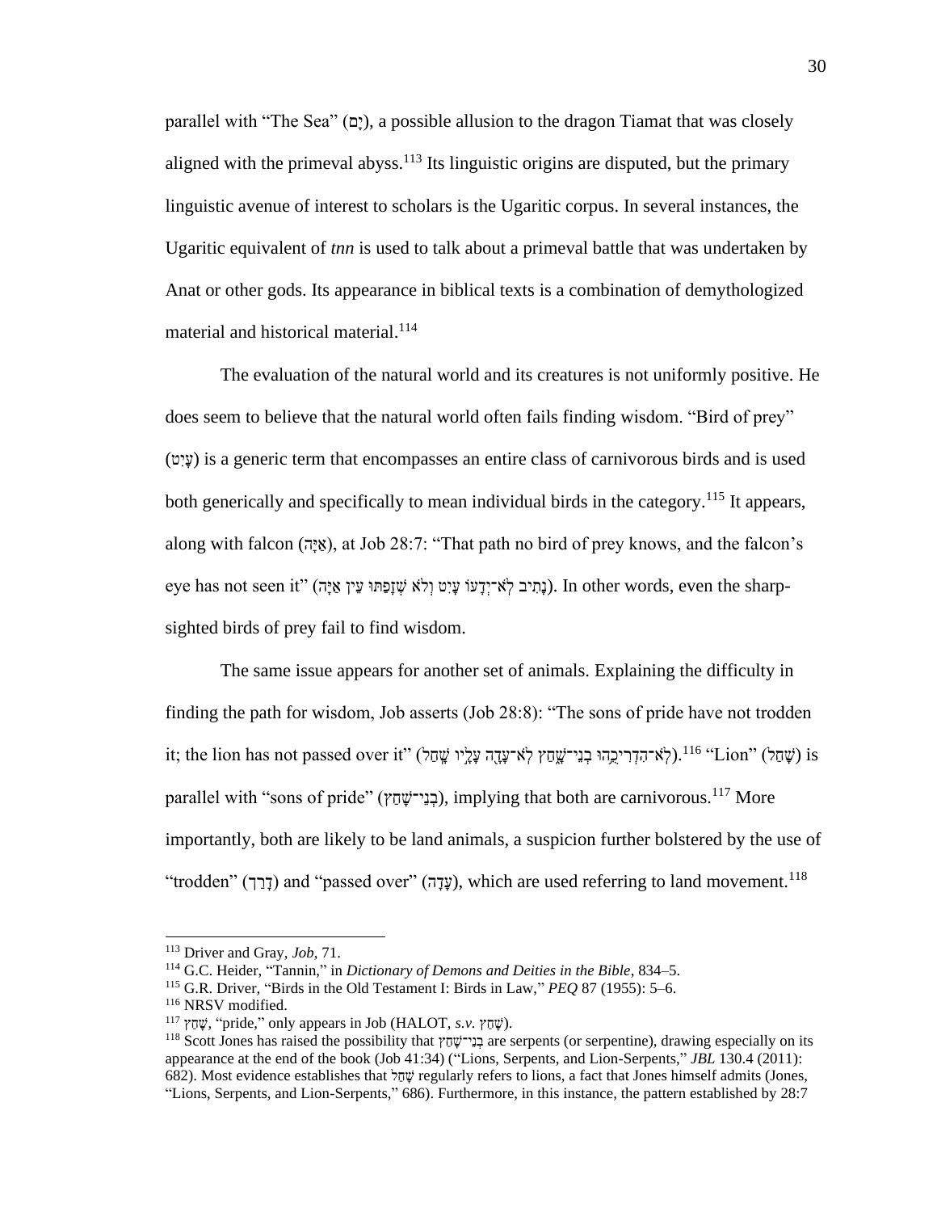parallel with "The Sea" (יָם), a possible allusion to the dragon Tiamat that was closely aligned with the primeval abyss.[113] Its linguistic origins are disputed, but the primary linguistic avenue of interest to scholars is the Ugaritic corpus. In several instances, the Ugaritic equivalent of *tnn* is used to talk about a primeval battle that was undertaken by Anat or other gods. Its appearance in biblical texts is a combination of demythologized material and historical material.[114]

The evaluation of the natural world and its creatures is not uniformly positive. He does seem to believe that the natural world often fails finding wisdom. "Bird of prey" (עַיִט) is a generic term that encompasses an entire class of carnivorous birds and is used both generically and specifically to mean individual birds in the category.[115] It appears, along with falcon (אַיָּה), at Job 28:7: "That path no bird of prey knows, and the falcon's eye has not seen it" (נָתִיב לֹא־יְדָעוֹ עָיִט וְלֹא שְׁזָפַתּוּ עֵין אַיָּה). In other words, even the sharp-sighted birds of prey fail to find wisdom.

The same issue appears for another set of animals. Explaining the difficulty in finding the path for wisdom, Job asserts (Job 28:8): "The sons of pride have not trodden it; the lion has not passed over it" (לֹא־הִדְרִיכֻהוּ בְנֵי־שָׁחַץ לֹא־עָדָה עָלָיו שָׁחַל).[116] "Lion" (שָׁחַל) is parallel with "sons of pride" (בְנֵי־שָׁחַץ), implying that both are carnivorous.[117] More importantly, both are likely to be land animals, a suspicion further bolstered by the use of "trodden" (דָּרַךְ) and "passed over" (עָדָה), which are used referring to land movement.[118]

---

[113] Driver and Gray, *Job*, 71.

[114] G.C. Heider, "Tannin," in *Dictionary of Demons and Deities in the Bible*, 834–5.

[115] G.R. Driver, "Birds in the Old Testament I: Birds in Law," *PEQ* 87 (1955): 5–6.

[116] NRSV modified.

[117] שָׁחַץ, "pride," only appears in Job (HALOT, *s.v.* שָׁחַץ).

[118] Scott Jones has raised the possibility that בְנֵי־שָׁחַץ are serpents (or serpentine), drawing especially on its appearance at the end of the book (Job 41:34) ("Lions, Serpents, and Lion-Serpents," *JBL* 130.4 (2011): 682). Most evidence establishes that שַׁחַל regularly refers to lions, a fact that Jones himself admits (Jones, "Lions, Serpents, and Lion-Serpents," 686). Furthermore, in this instance, the pattern established by 28:7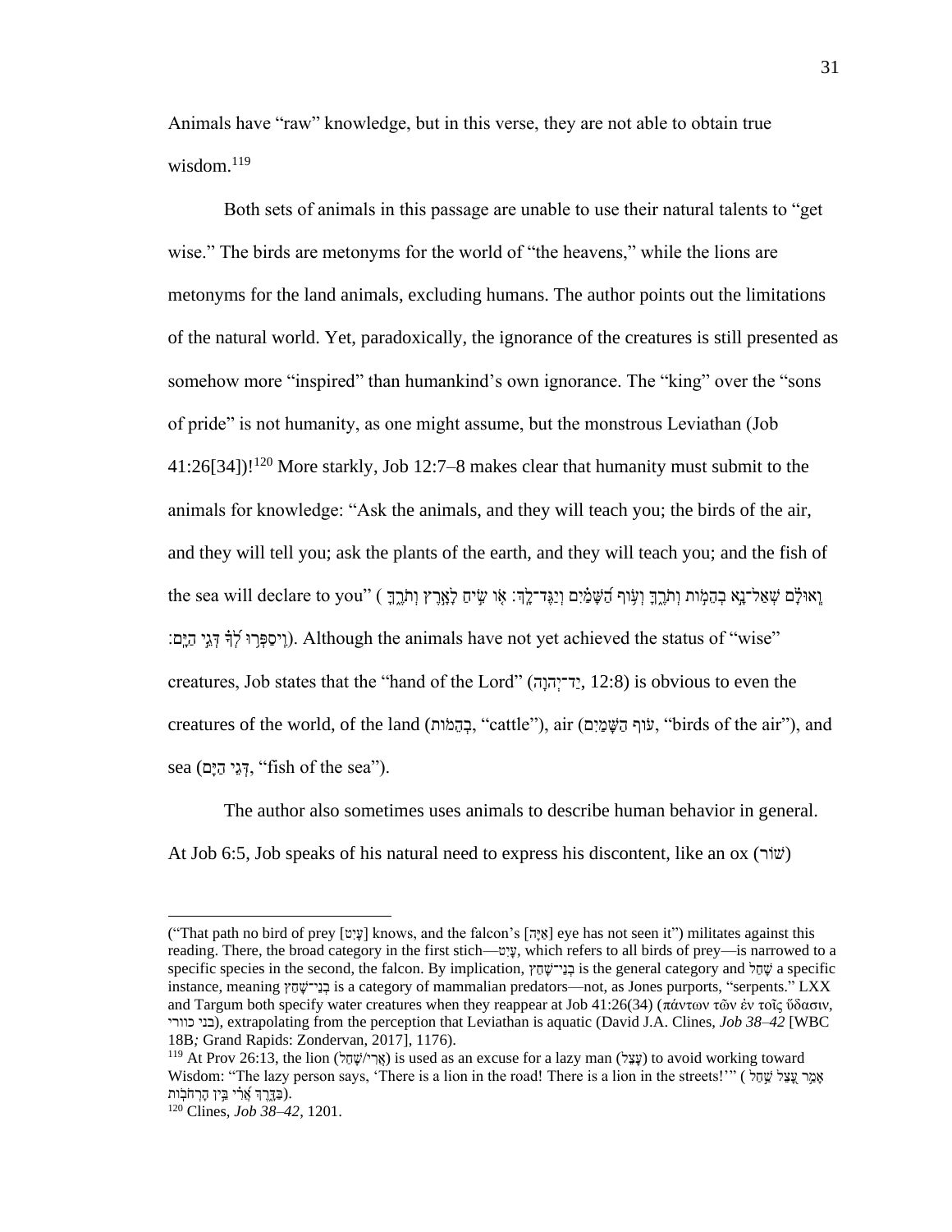Animals have "raw" knowledge, but in this verse, they are not able to obtain true wisdom.[119]

Both sets of animals in this passage are unable to use their natural talents to "get wise." The birds are metonyms for the world of "the heavens," while the lions are metonyms for the land animals, excluding humans. The author points out the limitations of the natural world. Yet, paradoxically, the ignorance of the creatures is still presented as somehow more "inspired" than humankind's own ignorance. The "king" over the "sons of pride" is not humanity, as one might assume, but the monstrous Leviathan (Job 41:26[34])![120] More starkly, Job 12:7–8 makes clear that humanity must submit to the animals for knowledge: "Ask the animals, and they will teach you; the birds of the air, and they will tell you; ask the plants of the earth, and they will teach you; and the fish of the sea will declare to you" (וְאוּלָם שְׁאַל־נָא בְהֵמוֹת וְתֹרֶךָּ וְעוֹף הַשָּׁמַיִם וְיַגֶּד־לָךְ׃ אוֹ שִׂיחַ לָאָרֶץ וְתֹרֶךָּ וִיסַפְּרוּ לְךָ דְּגֵי הַיָּם׃). Although the animals have not yet achieved the status of "wise" creatures, Job states that the "hand of the Lord" (יַד־יְהוָה, 12:8) is obvious to even the creatures of the world, of the land (בְהֵמוֹת, "cattle"), air (עוֹף הַשָּׁמַיִם, "birds of the air"), and sea (דְּגֵי הַיָּם, "fish of the sea").

The author also sometimes uses animals to describe human behavior in general. At Job 6:5, Job speaks of his natural need to express his discontent, like an ox (שׁוֹר)

---

("That path no bird of prey [עָיִט] knows, and the falcon's [אַיָּה] eye has not seen it") militates against this reading. There, the broad category in the first stich—עָיִט, which refers to all birds of prey—is narrowed to a specific species in the second, the falcon. By implication, בְנֵי־שָׁחַץ is the general category and שָׁחַל a specific instance, meaning בְנֵי־שָׁחַץ is a category of mammalian predators—not, as Jones purports, "serpents." LXX and Targum both specify water creatures when they reappear at Job 41:26(34) (πάντων τῶν ἐν τοῖς ὕδασιν, בני כוורי), extrapolating from the perception that Leviathan is aquatic (David J.A. Clines, *Job 38–42* [WBC 18B; Grand Rapids: Zondervan, 2017], 1176).

[119] At Prov 26:13, the lion (אֲרִי/שָׁחַל) is used as an excuse for a lazy man (עָצֵל) to avoid working toward Wisdom: "The lazy person says, 'There is a lion in the road! There is a lion in the streets!'" (אָמַר עָצֵל שַׁחַל בַּדָּרֶךְ אֲרִי בֵּין הָרְחֹבוֹת).

[120] Clines, *Job 38–42*, 1201.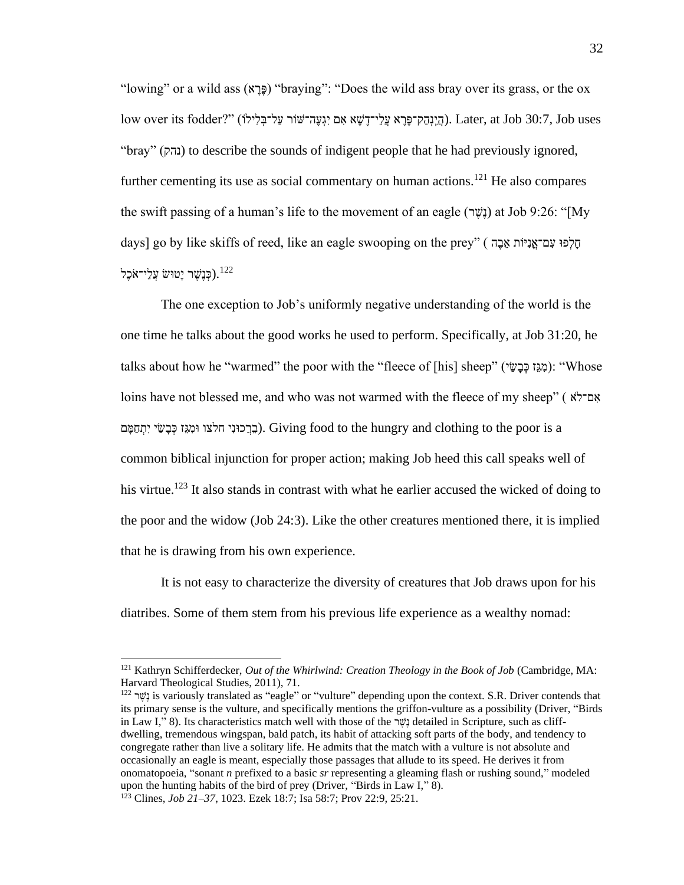"lowing" or a wild ass (פֶּרֶא) "braying": "Does the wild ass bray over its grass, or the ox low over its fodder?" (הֲיִנְהַק־פֶּרֶא עֲלֵי־דֶשֶׁא אִם יִגְעֶה־שּׁוֹר עַל־בְּלִילוֹ). Later, at Job 30:7, Job uses "bray" (נהק) to describe the sounds of indigent people that he had previously ignored, further cementing its use as social commentary on human actions.[121] He also compares the swift passing of a human's life to the movement of an eagle (נֶשֶׁר) at Job 9:26: "[My days] go by like skiffs of reed, like an eagle swooping on the prey" (חָלְפוּ עִם־אֳנִיּוֹת אֵבֶה כְּנֶשֶׁר יָטוּשׂ עֲלֵי־אֹכֶל).[122]

The one exception to Job's uniformly negative understanding of the world is the one time he talks about the good works he used to perform. Specifically, at Job 31:20, he talks about how he "warmed" the poor with the "fleece of [his] sheep" (מִגֵּז כְּבָשַׂי): "Whose loins have not blessed me, and who was not warmed with the fleece of my sheep" (אִם־לֹא בֵרְכוּנִי חלצו וּמִגֵּז כְּבָשַׂי יִתְחַמָּם). Giving food to the hungry and clothing to the poor is a common biblical injunction for proper action; making Job heed this call speaks well of his virtue.[123] It also stands in contrast with what he earlier accused the wicked of doing to the poor and the widow (Job 24:3). Like the other creatures mentioned there, it is implied that he is drawing from his own experience.

It is not easy to characterize the diversity of creatures that Job draws upon for his diatribes. Some of them stem from his previous life experience as a wealthy nomad:

---

[121] Kathryn Schifferdecker, *Out of the Whirlwind: Creation Theology in the Book of Job* (Cambridge, MA: Harvard Theological Studies, 2011), 71.

[122] נֶשֶׁר is variously translated as "eagle" or "vulture" depending upon the context. S.R. Driver contends that its primary sense is the vulture, and specifically mentions the griffon-vulture as a possibility (Driver, "Birds in Law I," 8). Its characteristics match well with those of the נֶשֶׁר detailed in Scripture, such as cliff-dwelling, tremendous wingspan, bald patch, its habit of attacking soft parts of the body, and tendency to congregate rather than live a solitary life. He admits that the match with a vulture is not absolute and occasionally an eagle is meant, especially those passages that allude to its speed. He derives it from onomatopoeia, "sonant *n* prefixed to a basic *sr* representing a gleaming flash or rushing sound," modeled upon the hunting habits of the bird of prey (Driver, "Birds in Law I," 8).

[123] Clines, *Job 21–37*, 1023. Ezek 18:7; Isa 58:7; Prov 22:9, 25:21.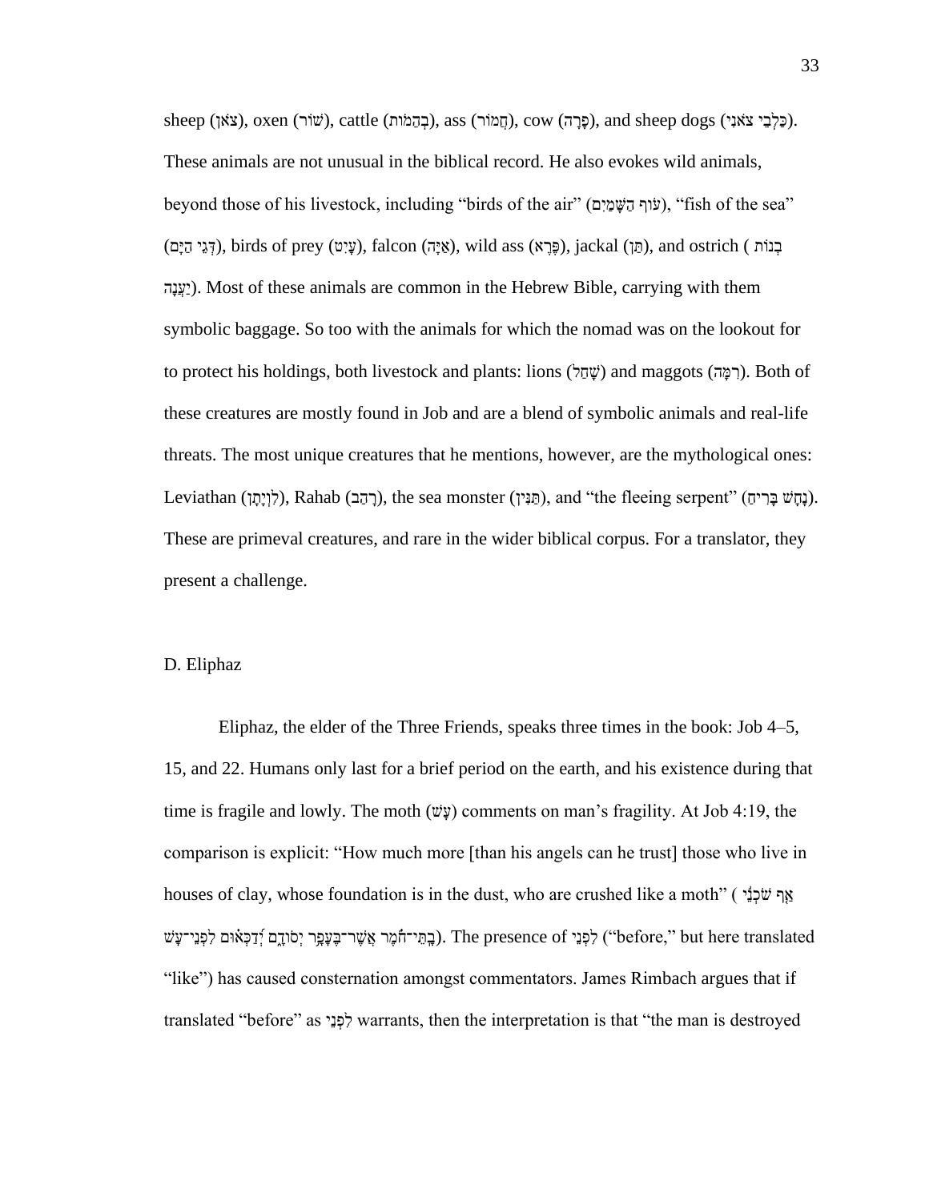sheep (צֹאן), oxen (שׁוֹר), cattle (בְהֵמוֹת), ass (חֲמוֹר), cow (פָּרָה), and sheep dogs (כַּלְבֵי צֹאנִי). These animals are not unusual in the biblical record. He also evokes wild animals, beyond those of his livestock, including "birds of the air" (עוֹף הַשָּׁמַיִם), "fish of the sea" (דְּגֵי הַיָּם), birds of prey (עָיִט), falcon (אַיָּה), wild ass (פֶּרֶא), jackal (תַּן), and ostrich (בְנוֹת יַעֲנָה). Most of these animals are common in the Hebrew Bible, carrying with them symbolic baggage. So too with the animals for which the nomad was on the lookout for to protect his holdings, both livestock and plants: lions (שָׁחַל) and maggots (רִמָּה). Both of these creatures are mostly found in Job and are a blend of symbolic animals and real-life threats. The most unique creatures that he mentions, however, are the mythological ones: Leviathan (לִוְיָתָן), Rahab (רָהַב), the sea monster (תַּנִּין), and "the fleeing serpent" (נָחָשׁ בָּרִיחַ). These are primeval creatures, and rare in the wider biblical corpus. For a translator, they present a challenge.

## D. Eliphaz

Eliphaz, the elder of the Three Friends, speaks three times in the book: Job 4–5, 15, and 22. Humans only last for a brief period on the earth, and his existence during that time is fragile and lowly. The moth (עָשׁ) comments on man's fragility. At Job 4:19, the comparison is explicit: "How much more [than his angels can he trust] those who live in houses of clay, whose foundation is in the dust, who are crushed like a moth" (אַף שֹׁכְנֵי בָתֵּי־חֹמֶר אֲשֶׁר־בֶּעָפָר יְסוֹדָם יְדַכְּאוּם לִפְנֵי־עָשׁ). The presence of לִפְנֵי ("before," but here translated "like") has caused consternation amongst commentators. James Rimbach argues that if translated "before" as לִפְנֵי warrants, then the interpretation is that "the man is destroyed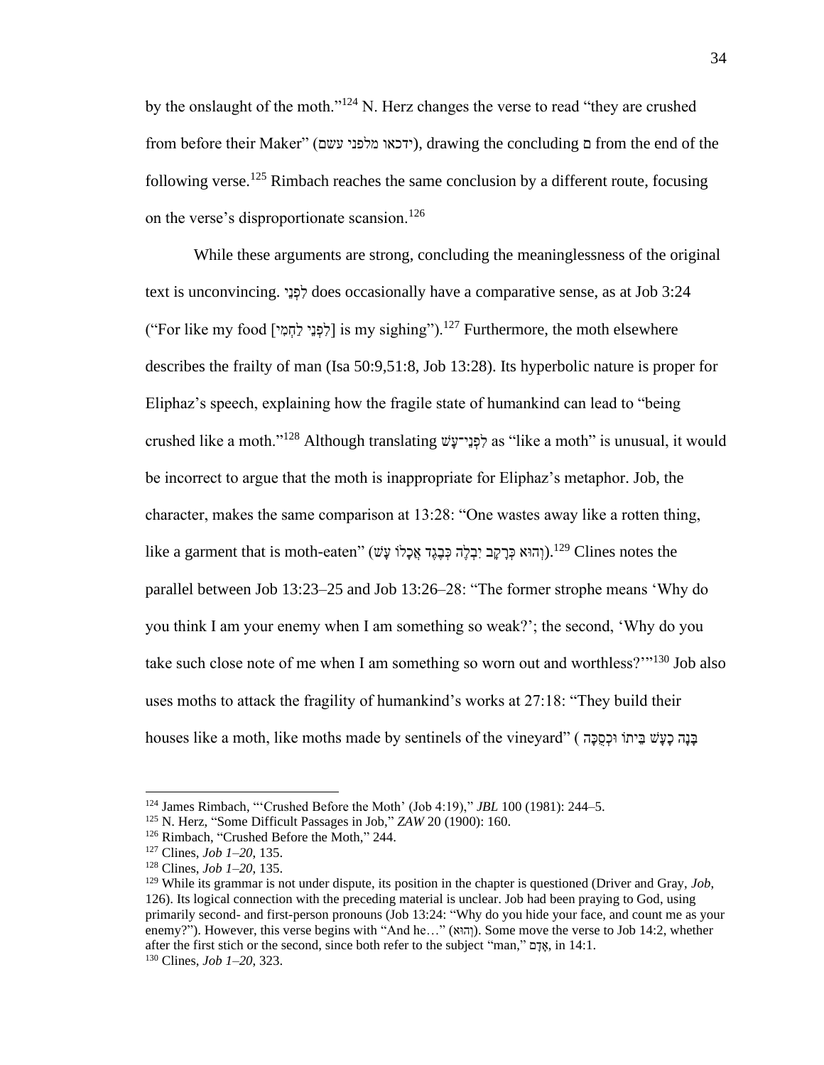by the onslaught of the moth."[124] N. Herz changes the verse to read "they are crushed from before their Maker" (ידכאו מלפני עשם), drawing the concluding ם from the end of the following verse.[125] Rimbach reaches the same conclusion by a different route, focusing on the verse's disproportionate scansion.[126]

While these arguments are strong, concluding the meaninglessness of the original text is unconvincing. לִפְנֵי does occasionally have a comparative sense, as at Job 3:24 ("For like my food [לִפְנֵי לַחְמִי] is my sighing").[127] Furthermore, the moth elsewhere describes the frailty of man (Isa 50:9,51:8, Job 13:28). Its hyperbolic nature is proper for Eliphaz's speech, explaining how the fragile state of humankind can lead to "being crushed like a moth."[128] Although translating לִפְנֵי־עָשׁ as "like a moth" is unusual, it would be incorrect to argue that the moth is inappropriate for Eliphaz's metaphor. Job, the character, makes the same comparison at 13:28: "One wastes away like a rotten thing, like a garment that is moth-eaten" (וְהוּא כְּרָקָב יִבְלֶה כְּבֶגֶד אֲכָלוֹ עָשׁ).[129] Clines notes the parallel between Job 13:23–25 and Job 13:26–28: "The former strophe means 'Why do you think I am your enemy when I am something so weak?'; the second, 'Why do you take such close note of me when I am something so worn out and worthless?'"[130] Job also uses moths to attack the fragility of humankind's works at 27:18: "They build their houses like a moth, like moths made by sentinels of the vineyard" ( בָּנָה כָעָשׁ בֵּיתוֹ וּכְסֻכָּה

---

[124] James Rimbach, "'Crushed Before the Moth' (Job 4:19)," *JBL* 100 (1981): 244–5.

[125] N. Herz, "Some Difficult Passages in Job," *ZAW* 20 (1900): 160.

[126] Rimbach, "Crushed Before the Moth," 244.

[127] Clines, *Job 1–20*, 135.

[128] Clines, *Job 1–20*, 135.

[129] While its grammar is not under dispute, its position in the chapter is questioned (Driver and Gray, *Job*, 126). Its logical connection with the preceding material is unclear. Job had been praying to God, using primarily second- and first-person pronouns (Job 13:24: "Why do you hide your face, and count me as your enemy?"). However, this verse begins with "And he…" (וְהוּא). Some move the verse to Job 14:2, whether after the first stich or the second, since both refer to the subject "man," אָדָם, in 14:1.

[130] Clines, *Job 1–20*, 323.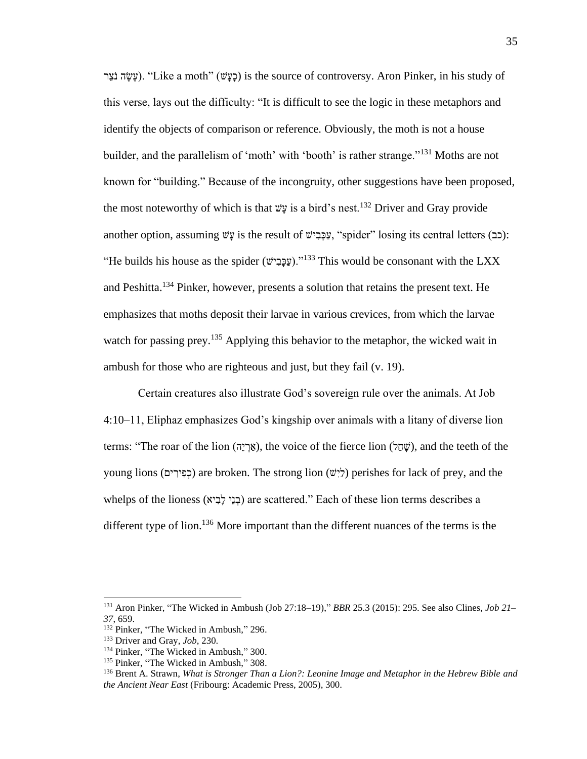(עָשָׂה נֹצֵר). “Like a moth” (כָעָשׁ) is the source of controversy. Aron Pinker, in his study of this verse, lays out the difficulty: “It is difficult to see the logic in these metaphors and identify the objects of comparison or reference. Obviously, the moth is not a house builder, and the parallelism of ‘moth’ with ‘booth’ is rather strange.”[131] Moths are not known for “building.” Because of the incongruity, other suggestions have been proposed, the most noteworthy of which is that עָשׁ is a bird’s nest.[132] Driver and Gray provide another option, assuming עָשׁ is the result of עַכָּבִישׁ, “spider” losing its central letters (כב): “He builds his house as the spider (עַכָּבִישׁ).”[133] This would be consonant with the LXX and Peshitta.[134] Pinker, however, presents a solution that retains the present text. He emphasizes that moths deposit their larvae in various crevices, from which the larvae watch for passing prey.[135] Applying this behavior to the metaphor, the wicked wait in ambush for those who are righteous and just, but they fail (v. 19).

Certain creatures also illustrate God’s sovereign rule over the animals. At Job 4:10–11, Eliphaz emphasizes God’s kingship over animals with a litany of diverse lion terms: “The roar of the lion (אַרְיֵה), the voice of the fierce lion (שָׁחַל), and the teeth of the young lions (כְפִירִים) are broken. The strong lion (לַיִשׁ) perishes for lack of prey, and the whelps of the lioness (בְנֵי לָבִיא) are scattered.” Each of these lion terms describes a different type of lion.[136] More important than the different nuances of the terms is the

---

[131] Aron Pinker, “The Wicked in Ambush (Job 27:18–19),” *BBR* 25.3 (2015): 295. See also Clines, *Job 21–37*, 659.

[132] Pinker, “The Wicked in Ambush,” 296.

[133] Driver and Gray, *Job*, 230.

[134] Pinker, “The Wicked in Ambush,” 300.

[135] Pinker, “The Wicked in Ambush,” 308.

[136] Brent A. Strawn, *What is Stronger Than a Lion?: Leonine Image and Metaphor in the Hebrew Bible and the Ancient Near East* (Fribourg: Academic Press, 2005), 300.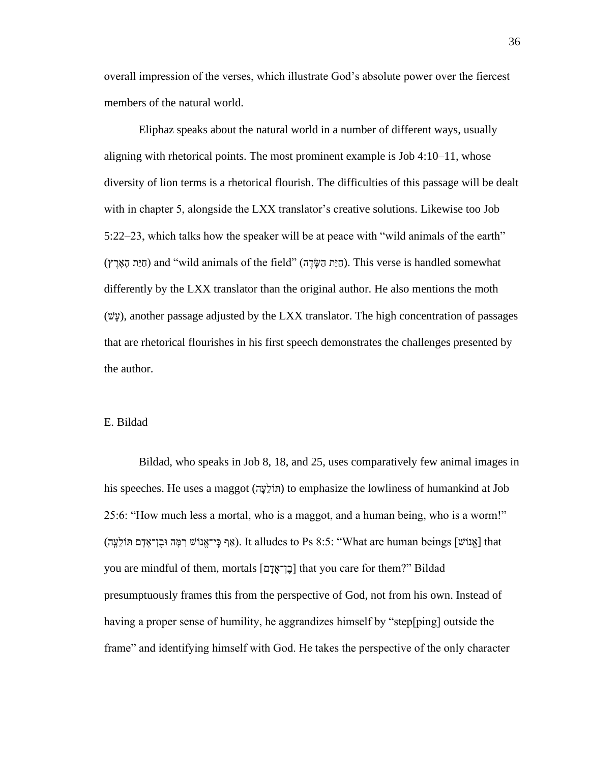overall impression of the verses, which illustrate God's absolute power over the fiercest members of the natural world.

Eliphaz speaks about the natural world in a number of different ways, usually aligning with rhetorical points. The most prominent example is Job 4:10–11, whose diversity of lion terms is a rhetorical flourish. The difficulties of this passage will be dealt with in chapter 5, alongside the LXX translator's creative solutions. Likewise too Job 5:22–23, which talks how the speaker will be at peace with "wild animals of the earth" (חַיַּת הָאָרֶץ) and "wild animals of the field" (חַיַּת הַשָּׂדֶה). This verse is handled somewhat differently by the LXX translator than the original author. He also mentions the moth (עָשׁ), another passage adjusted by the LXX translator. The high concentration of passages that are rhetorical flourishes in his first speech demonstrates the challenges presented by the author.

## E. Bildad

Bildad, who speaks in Job 8, 18, and 25, uses comparatively few animal images in his speeches. He uses a maggot (תּוֹלֵעָה) to emphasize the lowliness of humankind at Job 25:6: "How much less a mortal, who is a maggot, and a human being, who is a worm!" (אַף כִּי־אֱנוֹשׁ רִמָּה וּבֶן־אָדָם תּוֹלֵעָה). It alludes to Ps 8:5: "What are human beings [אֱנוֹשׁ] that you are mindful of them, mortals [בֶן־אָדָם] that you care for them?" Bildad presumptuously frames this from the perspective of God, not from his own. Instead of having a proper sense of humility, he aggrandizes himself by "step[ping] outside the frame" and identifying himself with God. He takes the perspective of the only character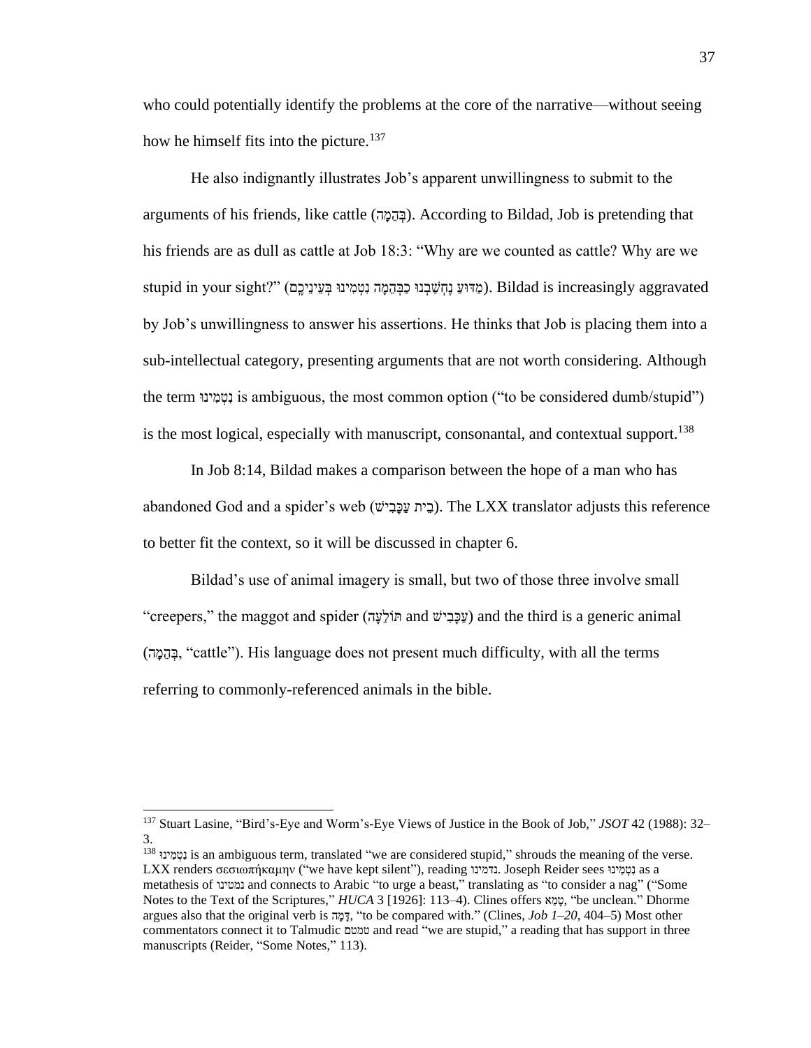who could potentially identify the problems at the core of the narrative—without seeing how he himself fits into the picture.[137]

He also indignantly illustrates Job's apparent unwillingness to submit to the arguments of his friends, like cattle (בְּהֵמָה). According to Bildad, Job is pretending that his friends are as dull as cattle at Job 18:3: "Why are we counted as cattle? Why are we stupid in your sight?" (מַדּוּעַ נֶחְשַׁבְנוּ כַבְּהֵמָה נִטְמִינוּ בְּעֵינֵיכֶם). Bildad is increasingly aggravated by Job's unwillingness to answer his assertions. He thinks that Job is placing them into a sub-intellectual category, presenting arguments that are not worth considering. Although the term נִטְמִינוּ is ambiguous, the most common option ("to be considered dumb/stupid") is the most logical, especially with manuscript, consonantal, and contextual support.[138]

In Job 8:14, Bildad makes a comparison between the hope of a man who has abandoned God and a spider's web (בֵּית עַכָּבִישׁ). The LXX translator adjusts this reference to better fit the context, so it will be discussed in chapter 6.

Bildad's use of animal imagery is small, but two of those three involve small "creepers," the maggot and spider (תּוֹלֵעָה and עַכָּבִישׁ) and the third is a generic animal (בְּהֵמָה, "cattle"). His language does not present much difficulty, with all the terms referring to commonly-referenced animals in the bible.

---

[137] Stuart Lasine, "Bird's-Eye and Worm's-Eye Views of Justice in the Book of Job," *JSOT* 42 (1988): 32–3.

[138] נִטְמִינוּ is an ambiguous term, translated "we are considered stupid," shrouds the meaning of the verse. LXX renders σεσιωπήκαμην ("we have kept silent"), reading נדמינו. Joseph Reider sees נִטְמִינוּ as a metathesis of נמטינו and connects to Arabic "to urge a beast," translating as "to consider a nag" ("Some Notes to the Text of the Scriptures," *HUCA* 3 [1926]: 113–4). Clines offers טָמֵא, "be unclean." Dhorme argues also that the original verb is דָּמָה, "to be compared with." (Clines, *Job 1–20*, 404–5) Most other commentators connect it to Talmudic טמטם and read "we are stupid," a reading that has support in three manuscripts (Reider, "Some Notes," 113).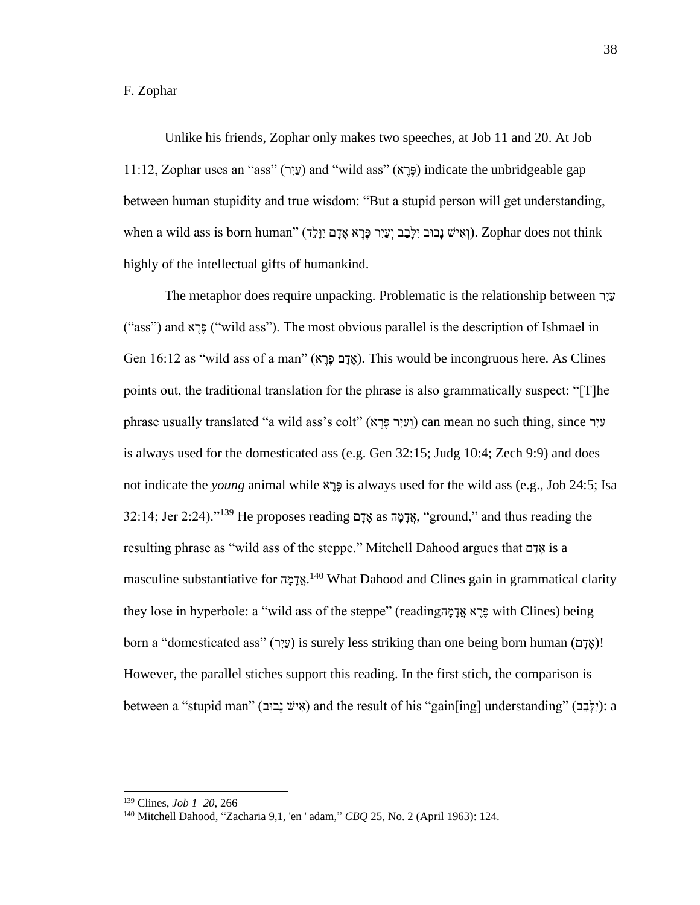F. Zophar

Unlike his friends, Zophar only makes two speeches, at Job 11 and 20. At Job 11:12, Zophar uses an "ass" (עַיִר) and "wild ass" (פֶּרֶא) indicate the unbridgeable gap between human stupidity and true wisdom: "But a stupid person will get understanding, when a wild ass is born human" (וְאִישׁ נָבוּב יִלָּבֵב וְעַיִר פֶּרֶא אָדָם יִוָּלֵד). Zophar does not think highly of the intellectual gifts of humankind.

The metaphor does require unpacking. Problematic is the relationship between עַיִר ("ass") and פֶּרֶא ("wild ass"). The most obvious parallel is the description of Ishmael in Gen 16:12 as "wild ass of a man" (אָדָם פֶּרֶא). This would be incongruous here. As Clines points out, the traditional translation for the phrase is also grammatically suspect: "[T]he phrase usually translated "a wild ass's colt" (וְעַיִר פֶּרֶא) can mean no such thing, since עַיִר is always used for the domesticated ass (e.g. Gen 32:15; Judg 10:4; Zech 9:9) and does not indicate the *young* animal while פֶּרֶא is always used for the wild ass (e.g., Job 24:5; Isa 32:14; Jer 2:24)."[139] He proposes reading אָדָם as אֲדָמָה, "ground," and thus reading the resulting phrase as "wild ass of the steppe." Mitchell Dahood argues that אָדָם is a masculine substantiative for אֲדָמָה.[140] What Dahood and Clines gain in grammatical clarity they lose in hyperbole: a "wild ass of the steppe" (reading פֶּרֶא אֲדָמָה with Clines) being born a "domesticated ass" (עַיִר) is surely less striking than one being born human (אָדָם)! However, the parallel stiches support this reading. In the first stich, the comparison is between a "stupid man" (אִישׁ נָבוּב) and the result of his "gain[ing] understanding" (יִלָּבֵב): a

---

[139] Clines, *Job 1–20*, 266

[140] Mitchell Dahood, "Zacharia 9,1, 'en ' adam," *CBQ* 25, No. 2 (April 1963): 124.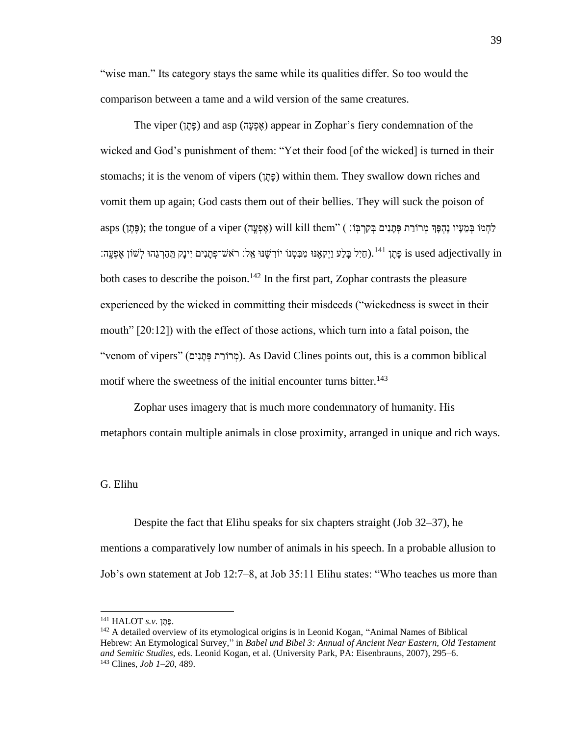"wise man." Its category stays the same while its qualities differ. So too would the comparison between a tame and a wild version of the same creatures.

The viper (פֶּתֶן) and asp (אֶפְעֶה) appear in Zophar's fiery condemnation of the wicked and God's punishment of them: "Yet their food [of the wicked] is turned in their stomachs; it is the venom of vipers (פֶּתֶן) within them. They swallow down riches and vomit them up again; God casts them out of their bellies. They will suck the poison of asps (פֶּתֶן); the tongue of a viper (אֶפְעֶה) will kill them" (לַחְמוֹ בְּמֵעָיו נֶהְפָּךְ מְרוֹרַת פְּתָנִים בְּקִרְבּוֹ׃ חַיִל בָּלַע וַיְקִאֶנּוּ מִבִּטְנוֹ יֹרִשֶׁנּוּ אֵל׃ רֹאשׁ־פְּתָנִים יִינָק תַּהַרְגֵהוּ לְשׁוֹן אֶפְעֶה׃). פֶּתֶן[141] is used adjectivally in both cases to describe the poison.[142] In the first part, Zophar contrasts the pleasure experienced by the wicked in committing their misdeeds ("wickedness is sweet in their mouth" [20:12]) with the effect of those actions, which turn into a fatal poison, the "venom of vipers" (מְרוֹרַת פְּתָנִים). As David Clines points out, this is a common biblical motif where the sweetness of the initial encounter turns bitter.[143]

Zophar uses imagery that is much more condemnatory of humanity. His metaphors contain multiple animals in close proximity, arranged in unique and rich ways.

### G. Elihu

Despite the fact that Elihu speaks for six chapters straight (Job 32–37), he mentions a comparatively low number of animals in his speech. In a probable allusion to Job's own statement at Job 12:7–8, at Job 35:11 Elihu states: "Who teaches us more than

---

[141] HALOT *s.v.* פֶּתֶן.

[142] A detailed overview of its etymological origins is in Leonid Kogan, "Animal Names of Biblical Hebrew: An Etymological Survey," in *Babel und Bibel 3: Annual of Ancient Near Eastern, Old Testament and Semitic Studies*, eds. Leonid Kogan, et al. (University Park, PA: Eisenbrauns, 2007), 295–6.

[143] Clines, *Job 1–20*, 489.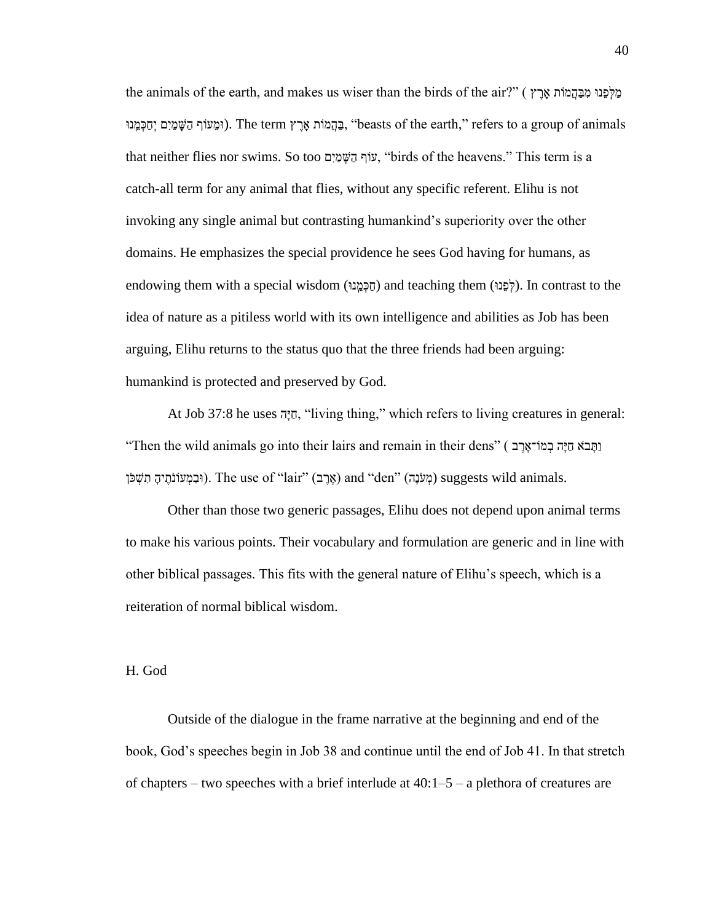the animals of the earth, and makes us wiser than the birds of the air?” (מַלְּפֵנוּ מִבַּהֲמוֹת אָרֶץ וּמֵעוֹף הַשָּׁמַיִם יְחַכְּמֵנוּ). The term בַּהֲמוֹת אָרֶץ, “beasts of the earth,” refers to a group of animals that neither flies nor swims. So too עוֹף הַשָּׁמַיִם, “birds of the heavens.” This term is a catch-all term for any animal that flies, without any specific referent. Elihu is not invoking any single animal but contrasting humankind’s superiority over the other domains. He emphasizes the special providence he sees God having for humans, as endowing them with a special wisdom (חַכְּמֵנוּ) and teaching them (לְּפֵנוּ). In contrast to the idea of nature as a pitiless world with its own intelligence and abilities as Job has been arguing, Elihu returns to the status quo that the three friends had been arguing: humankind is protected and preserved by God.

At Job 37:8 he uses חַיָּה, “living thing,” which refers to living creatures in general: “Then the wild animals go into their lairs and remain in their dens” (וַתָּבֹא חַיָּה בְמוֹ־אָרֶב וּבִמְעוֹנֹתֶיהָ תִשְׁכֹּן). The use of “lair” (אֶרֶב) and “den” (מְעֹנָה) suggests wild animals.

Other than those two generic passages, Elihu does not depend upon animal terms to make his various points. Their vocabulary and formulation are generic and in line with other biblical passages. This fits with the general nature of Elihu’s speech, which is a reiteration of normal biblical wisdom.

## H. God

Outside of the dialogue in the frame narrative at the beginning and end of the book, God’s speeches begin in Job 38 and continue until the end of Job 41. In that stretch of chapters – two speeches with a brief interlude at 40:1–5 – a plethora of creatures are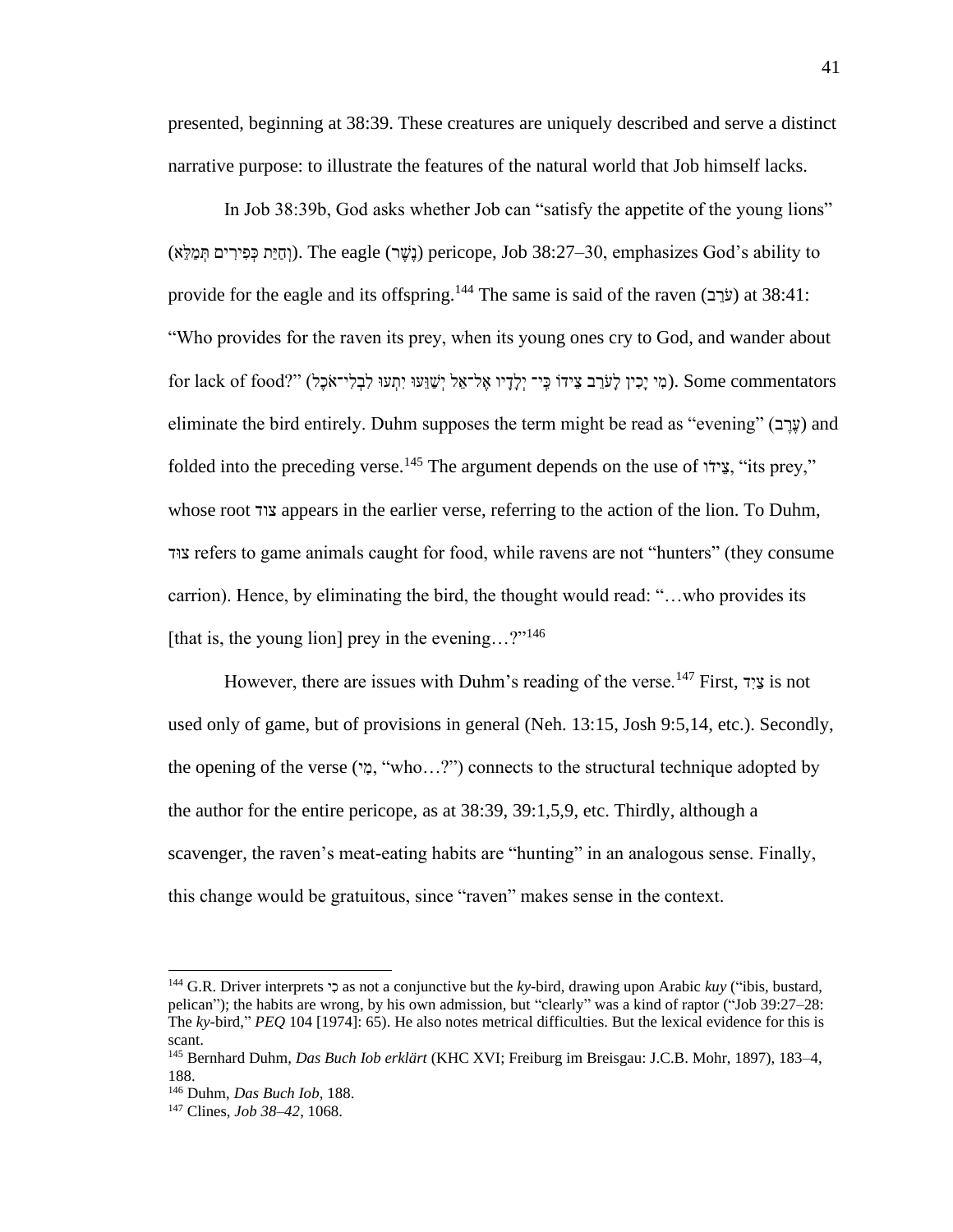presented, beginning at 38:39. These creatures are uniquely described and serve a distinct narrative purpose: to illustrate the features of the natural world that Job himself lacks.

In Job 38:39b, God asks whether Job can "satisfy the appetite of the young lions" (וְחַיַּת כְּפִירִים תְּמַלֵּא). The eagle (נֶשֶׁר) pericope, Job 38:27–30, emphasizes God's ability to provide for the eagle and its offspring.[144] The same is said of the raven (עֹרֵב) at 38:41: "Who provides for the raven its prey, when its young ones cry to God, and wander about for lack of food?" (מִי יָכִין לָעֹרֵב צֵידוֹ כִּי־ יְלָדָיו אֶל־אֵל יְשַׁוֵּעוּ יִתְעוּ לִבְלִי־אֹכֶל). Some commentators eliminate the bird entirely. Duhm supposes the term might be read as "evening" (עֶרֶב) and folded into the preceding verse.[145] The argument depends on the use of צֵידוֹ, "its prey," whose root צוד appears in the earlier verse, referring to the action of the lion. To Duhm, צוּד refers to game animals caught for food, while ravens are not "hunters" (they consume carrion). Hence, by eliminating the bird, the thought would read: "…who provides its [that is, the young lion] prey in the evening…?"[146]

However, there are issues with Duhm's reading of the verse.[147] First, צַיִד is not used only of game, but of provisions in general (Neh. 13:15, Josh 9:5,14, etc.). Secondly, the opening of the verse (מִי, "who…?") connects to the structural technique adopted by the author for the entire pericope, as at 38:39, 39:1,5,9, etc. Thirdly, although a scavenger, the raven's meat-eating habits are "hunting" in an analogous sense. Finally, this change would be gratuitous, since "raven" makes sense in the context.

---

[144] G.R. Driver interprets כִּי as not a conjunctive but the *ky*-bird, drawing upon Arabic *kuy* ("ibis, bustard, pelican"); the habits are wrong, by his own admission, but "clearly" was a kind of raptor ("Job 39:27–28: The *ky*-bird," *PEQ* 104 [1974]: 65). He also notes metrical difficulties. But the lexical evidence for this is scant.

[145] Bernhard Duhm, *Das Buch Iob erklärt* (KHC XVI; Freiburg im Breisgau: J.C.B. Mohr, 1897), 183–4, 188.

[146] Duhm, *Das Buch Iob*, 188.

[147] Clines, *Job 38–42*, 1068.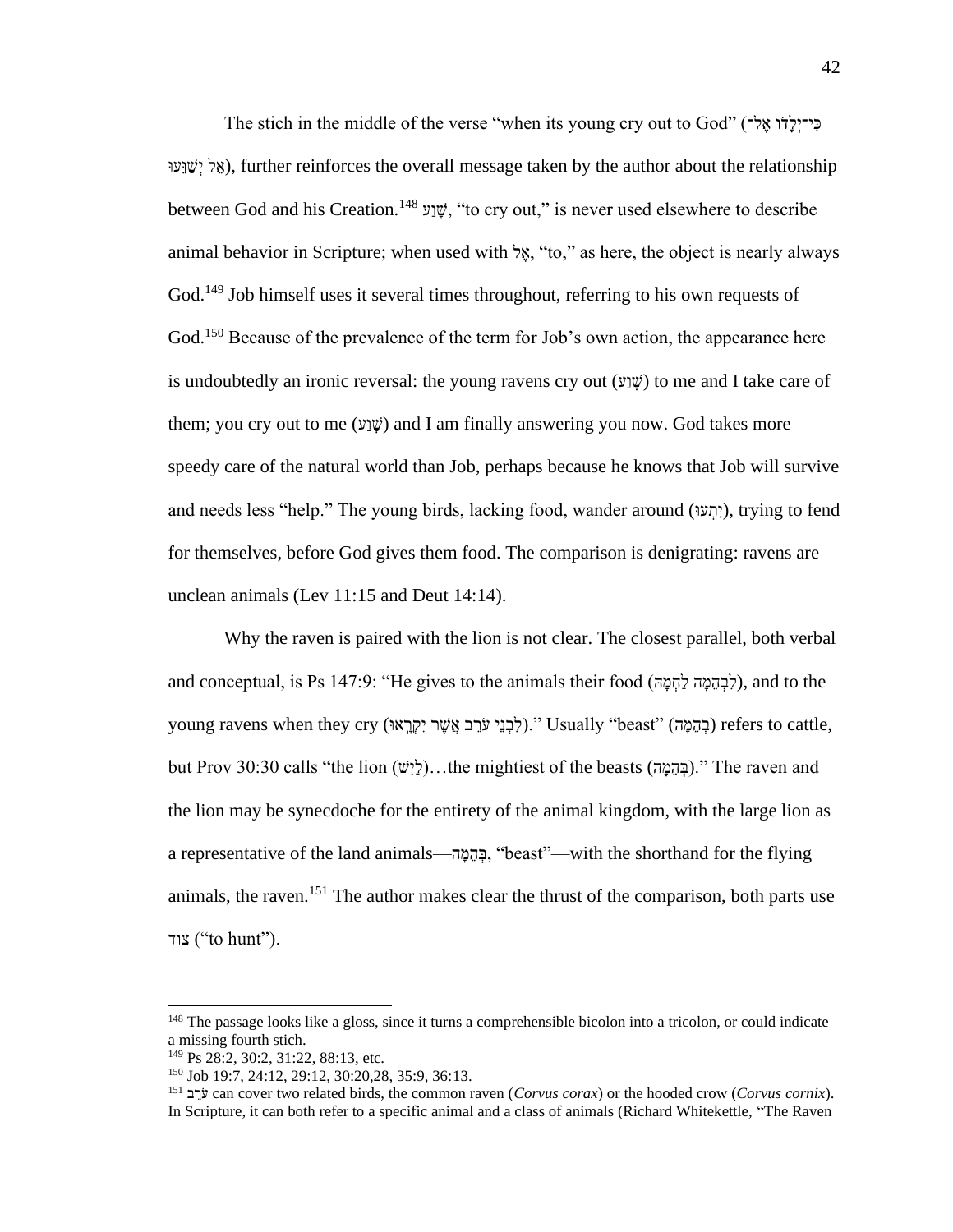The stich in the middle of the verse "when its young cry out to God" (כִּי־יְלָדוֹ אֶל־אֵל יְשַׁוֵּעוּ), further reinforces the overall message taken by the author about the relationship between God and his Creation.[148] שָׁוַע, "to cry out," is never used elsewhere to describe animal behavior in Scripture; when used with אֶל, "to," as here, the object is nearly always God.[149] Job himself uses it several times throughout, referring to his own requests of God.[150] Because of the prevalence of the term for Job's own action, the appearance here is undoubtedly an ironic reversal: the young ravens cry out (שָׁוַע) to me and I take care of them; you cry out to me (שָׁוַע) and I am finally answering you now. God takes more speedy care of the natural world than Job, perhaps because he knows that Job will survive and needs less "help." The young birds, lacking food, wander around (יִתְעוּ), trying to fend for themselves, before God gives them food. The comparison is denigrating: ravens are unclean animals (Lev 11:15 and Deut 14:14).

Why the raven is paired with the lion is not clear. The closest parallel, both verbal and conceptual, is Ps 147:9: "He gives to the animals their food (לִבְהֵמָה לַחְמָהּ), and to the young ravens when they cry (לִבְנֵי עֹרֵב אֲשֶׁר יִקְרָאוּ)." Usually "beast" (בְּהֵמָה) refers to cattle, but Prov 30:30 calls "the lion (לַיִשׁ)…the mightiest of the beasts (בְּהֵמָה)." The raven and the lion may be synecdoche for the entirety of the animal kingdom, with the large lion as a representative of the land animals—בְּהֵמָה, "beast"—with the shorthand for the flying animals, the raven.[151] The author makes clear the thrust of the comparison, both parts use צוד ("to hunt").

---

[148] The passage looks like a gloss, since it turns a comprehensible bicolon into a tricolon, or could indicate a missing fourth stich.

[149] Ps 28:2, 30:2, 31:22, 88:13, etc.

[150] Job 19:7, 24:12, 29:12, 30:20,28, 35:9, 36:13.

[151] עֹרֵב can cover two related birds, the common raven (*Corvus corax*) or the hooded crow (*Corvus cornix*). In Scripture, it can both refer to a specific animal and a class of animals (Richard Whitekettle, "The Raven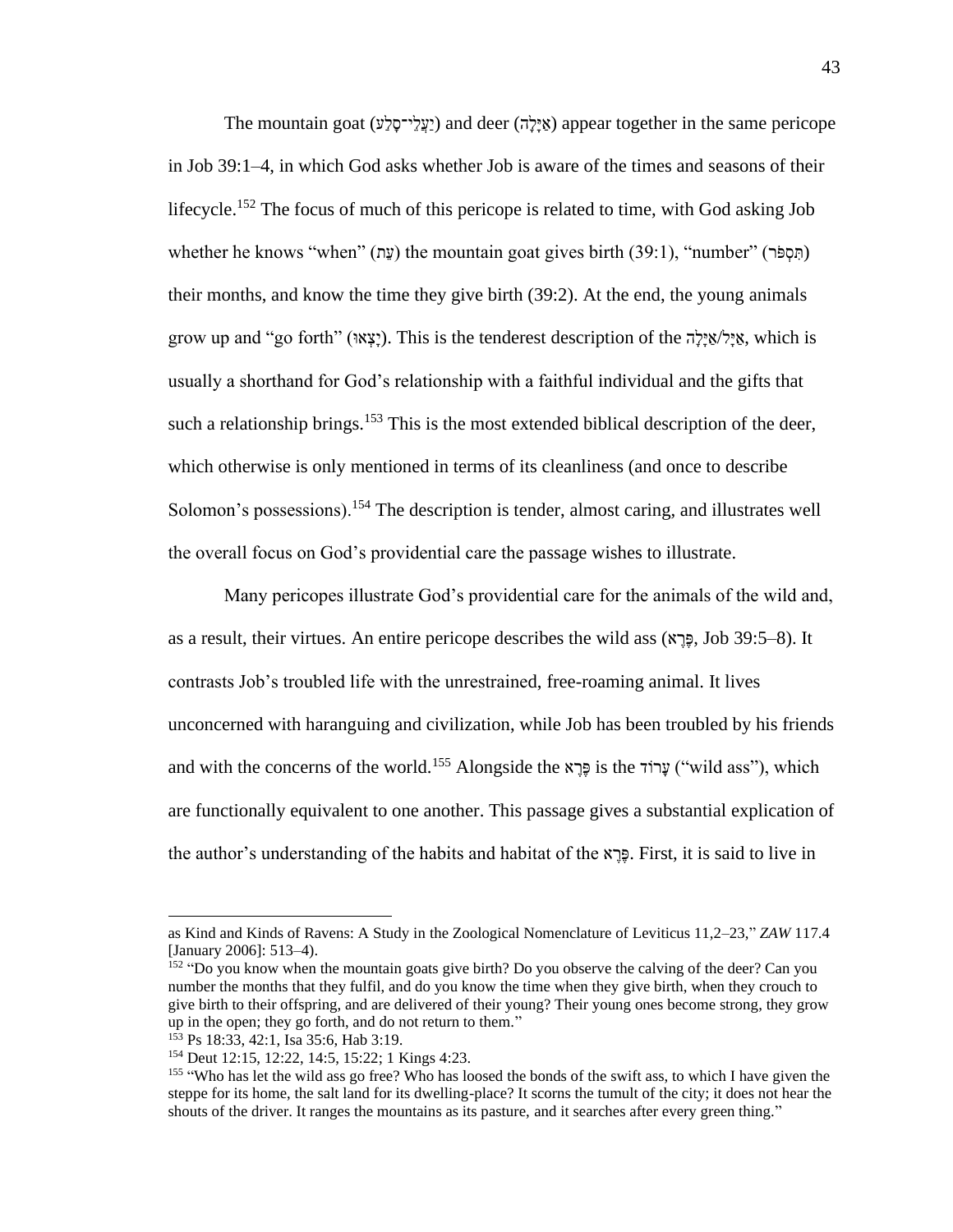The mountain goat (יַעֲלֵי־סָלַע) and deer (אַיָּלָה) appear together in the same pericope in Job 39:1–4, in which God asks whether Job is aware of the times and seasons of their lifecycle.[152] The focus of much of this pericope is related to time, with God asking Job whether he knows "when" (עֵת) the mountain goat gives birth (39:1), "number" (תִּסְפֹּר) their months, and know the time they give birth (39:2). At the end, the young animals grow up and "go forth" (יָצְאוּ). This is the tenderest description of the אַיָּל/אַיָּלָה, which is usually a shorthand for God's relationship with a faithful individual and the gifts that such a relationship brings.[153] This is the most extended biblical description of the deer, which otherwise is only mentioned in terms of its cleanliness (and once to describe Solomon's possessions).[154] The description is tender, almost caring, and illustrates well the overall focus on God's providential care the passage wishes to illustrate.

Many pericopes illustrate God's providential care for the animals of the wild and, as a result, their virtues. An entire pericope describes the wild ass (פֶּרֶא, Job 39:5–8). It contrasts Job's troubled life with the unrestrained, free-roaming animal. It lives unconcerned with haranguing and civilization, while Job has been troubled by his friends and with the concerns of the world.[155] Alongside the פֶּרֶא is the עָרוֹד ("wild ass"), which are functionally equivalent to one another. This passage gives a substantial explication of the author's understanding of the habits and habitat of the פֶּרֶא. First, it is said to live in

---

as Kind and Kinds of Ravens: A Study in the Zoological Nomenclature of Leviticus 11,2–23," *ZAW* 117.4 [January 2006]: 513–4).

[152] "Do you know when the mountain goats give birth? Do you observe the calving of the deer? Can you number the months that they fulfil, and do you know the time when they give birth, when they crouch to give birth to their offspring, and are delivered of their young? Their young ones become strong, they grow up in the open; they go forth, and do not return to them."

[153] Ps 18:33, 42:1, Isa 35:6, Hab 3:19.

[154] Deut 12:15, 12:22, 14:5, 15:22; 1 Kings 4:23.

[155] "Who has let the wild ass go free? Who has loosed the bonds of the swift ass, to which I have given the steppe for its home, the salt land for its dwelling-place? It scorns the tumult of the city; it does not hear the shouts of the driver. It ranges the mountains as its pasture, and it searches after every green thing."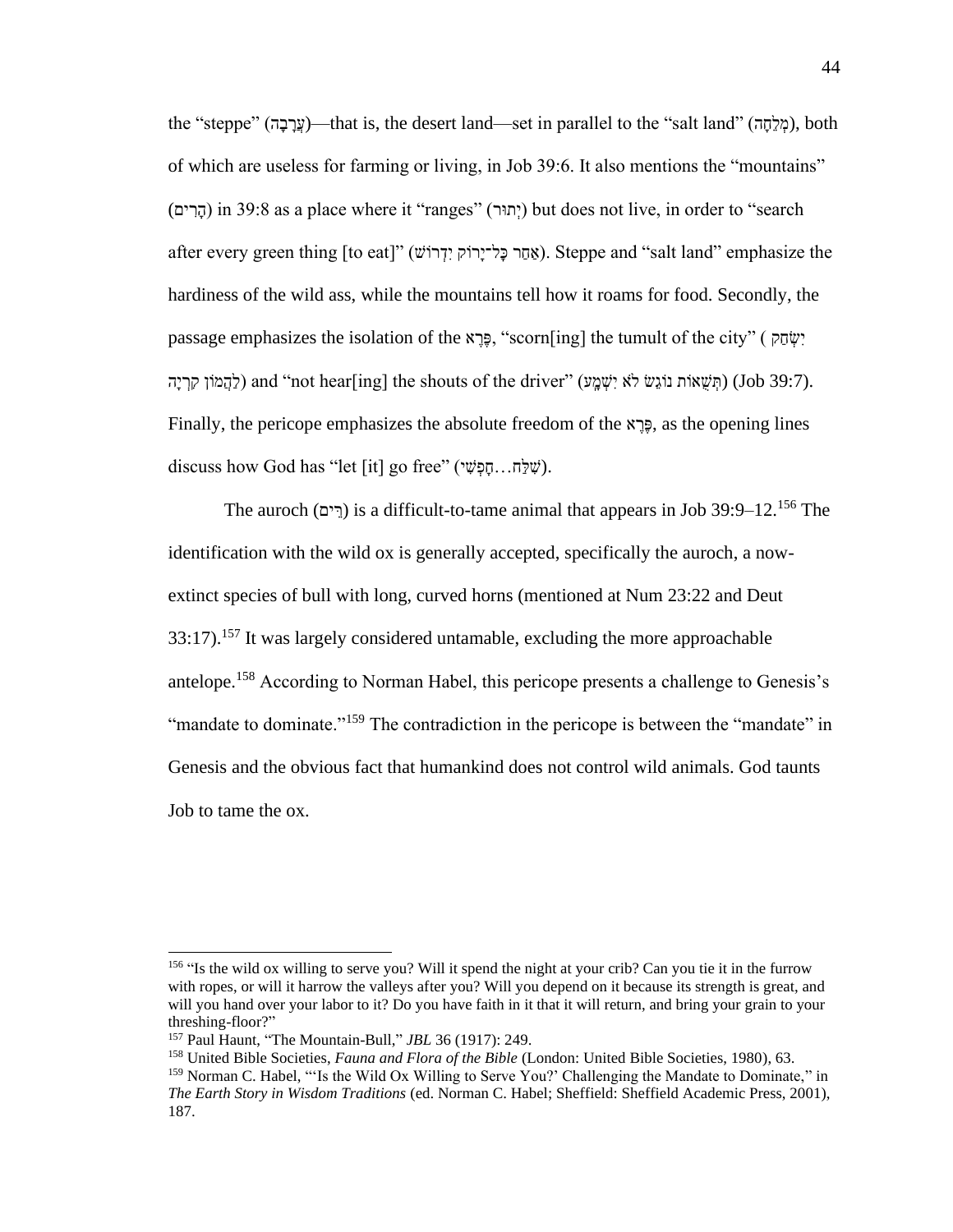the "steppe" (עֲרָבָה)—that is, the desert land—set in parallel to the "salt land" (מְלֵחָה), both of which are useless for farming or living, in Job 39:6. It also mentions the "mountains" (הָרִים) in 39:8 as a place where it "ranges" (יְתוּר) but does not live, in order to "search after every green thing [to eat]" (אַחַר כָּל־יָרוֹק יִדְרוֹשׁ). Steppe and "salt land" emphasize the hardiness of the wild ass, while the mountains tell how it roams for food. Secondly, the passage emphasizes the isolation of the פֶּרֶא, "scorn[ing] the tumult of the city" (יִשְׂחַק לַהֲמוֹן קִרְיָה) and "not hear[ing] the shouts of the driver" (תְּשֻׁאוֹת נוֹגֵשׂ לֹא יִשְׁמָע) (Job 39:7). Finally, the pericope emphasizes the absolute freedom of the פֶּרֶא, as the opening lines discuss how God has "let [it] go free" (שִׁלַּח...חָפְשִׁי).

The auroch (רֵים) is a difficult-to-tame animal that appears in Job 39:9–12.[156] The identification with the wild ox is generally accepted, specifically the auroch, a now-extinct species of bull with long, curved horns (mentioned at Num 23:22 and Deut 33:17).[157] It was largely considered untamable, excluding the more approachable antelope.[158] According to Norman Habel, this pericope presents a challenge to Genesis's "mandate to dominate."[159] The contradiction in the pericope is between the "mandate" in Genesis and the obvious fact that humankind does not control wild animals. God taunts Job to tame the ox.

---

[156] "Is the wild ox willing to serve you? Will it spend the night at your crib? Can you tie it in the furrow with ropes, or will it harrow the valleys after you? Will you depend on it because its strength is great, and will you hand over your labor to it? Do you have faith in it that it will return, and bring your grain to your threshing-floor?"

[157] Paul Haunt, "The Mountain-Bull," *JBL* 36 (1917): 249.

[158] United Bible Societies, *Fauna and Flora of the Bible* (London: United Bible Societies, 1980), 63.

[159] Norman C. Habel, "'Is the Wild Ox Willing to Serve You?' Challenging the Mandate to Dominate," in *The Earth Story in Wisdom Traditions* (ed. Norman C. Habel; Sheffield: Sheffield Academic Press, 2001), 187.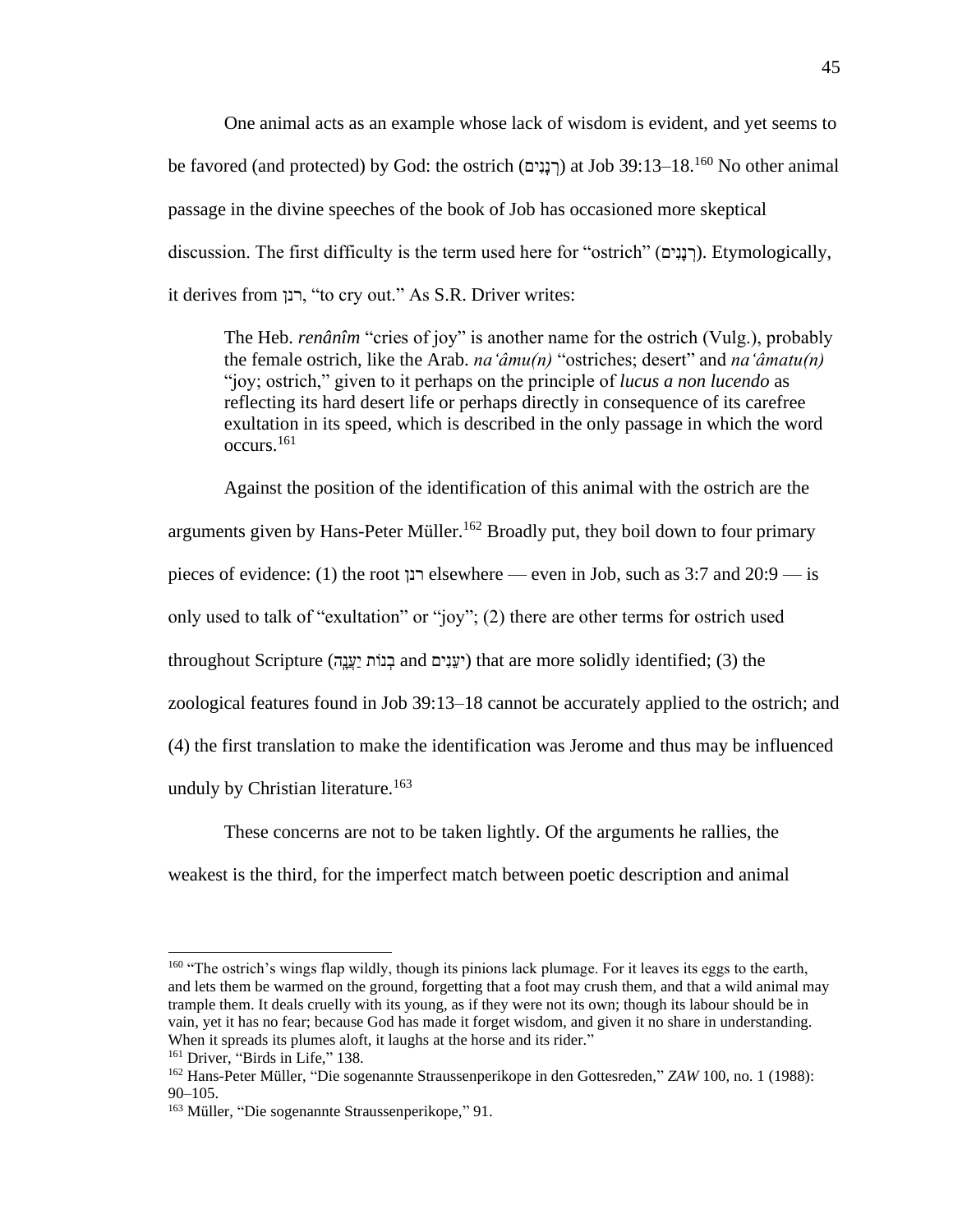One animal acts as an example whose lack of wisdom is evident, and yet seems to be favored (and protected) by God: the ostrich (רְנָנִים) at Job 39:13–18.[160] No other animal passage in the divine speeches of the book of Job has occasioned more skeptical discussion. The first difficulty is the term used here for "ostrich" (רְנָנִים). Etymologically, it derives from רנן, "to cry out." As S.R. Driver writes:

> The Heb. *renânîm* "cries of joy" is another name for the ostrich (Vulg.), probably the female ostrich, like the Arab. *na'âmu(n)* "ostriches; desert" and *na'âmatu(n)* "joy; ostrich," given to it perhaps on the principle of *lucus a non lucendo* as reflecting its hard desert life or perhaps directly in consequence of its carefree exultation in its speed, which is described in the only passage in which the word occurs.[161]

Against the position of the identification of this animal with the ostrich are the arguments given by Hans-Peter Müller.[162] Broadly put, they boil down to four primary pieces of evidence: (1) the root רנן elsewhere — even in Job, such as 3:7 and 20:9 — is only used to talk of "exultation" or "joy"; (2) there are other terms for ostrich used throughout Scripture (בְּנוֹת יַעֲנָה and יעֵנִים) that are more solidly identified; (3) the zoological features found in Job 39:13–18 cannot be accurately applied to the ostrich; and (4) the first translation to make the identification was Jerome and thus may be influenced unduly by Christian literature.[163]

These concerns are not to be taken lightly. Of the arguments he rallies, the weakest is the third, for the imperfect match between poetic description and animal

---

[160] "The ostrich's wings flap wildly, though its pinions lack plumage. For it leaves its eggs to the earth, and lets them be warmed on the ground, forgetting that a foot may crush them, and that a wild animal may trample them. It deals cruelly with its young, as if they were not its own; though its labour should be in vain, yet it has no fear; because God has made it forget wisdom, and given it no share in understanding. When it spreads its plumes aloft, it laughs at the horse and its rider."

[161] Driver, "Birds in Life," 138.

[162] Hans-Peter Müller, "Die sogenannte Straussenperikope in den Gottesreden," *ZAW* 100, no. 1 (1988): 90–105.

[163] Müller, "Die sogenannte Straussenperikope," 91.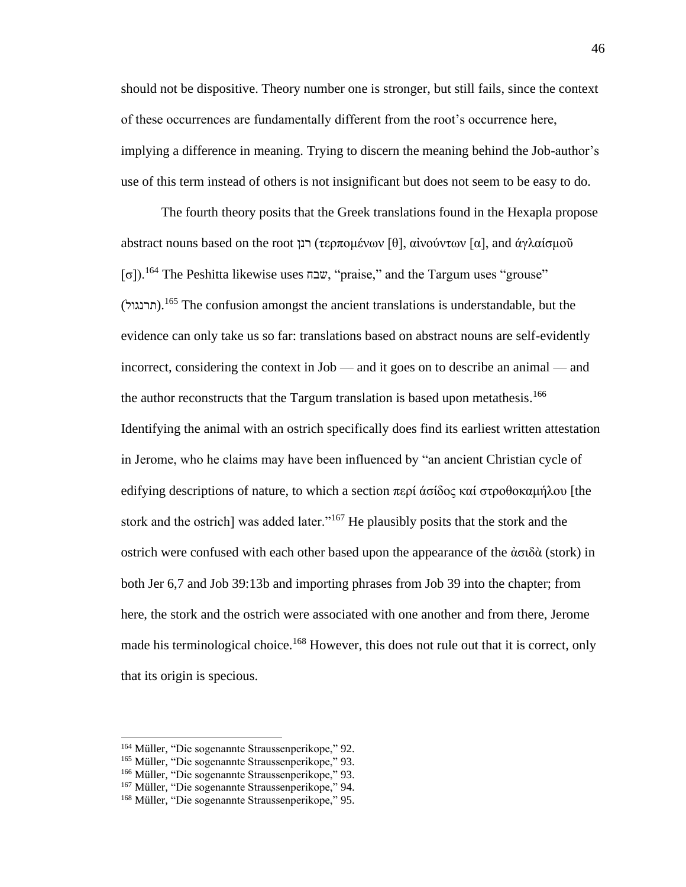should not be dispositive. Theory number one is stronger, but still fails, since the context of these occurrences are fundamentally different from the root's occurrence here, implying a difference in meaning. Trying to discern the meaning behind the Job-author's use of this term instead of others is not insignificant but does not seem to be easy to do.

The fourth theory posits that the Greek translations found in the Hexapla propose abstract nouns based on the root רנן (τερπομένων [θ], αἰνούντων [α], and ἀγλαίσμοῦ [σ]).[164] The Peshitta likewise uses שבח, "praise," and the Targum uses "grouse" (תרנגול).[165] The confusion amongst the ancient translations is understandable, but the evidence can only take us so far: translations based on abstract nouns are self-evidently incorrect, considering the context in Job — and it goes on to describe an animal — and the author reconstructs that the Targum translation is based upon metathesis.[166] Identifying the animal with an ostrich specifically does find its earliest written attestation in Jerome, who he claims may have been influenced by "an ancient Christian cycle of edifying descriptions of nature, to which a section περί ἁσίδος καί στροθοκαμήλου [the stork and the ostrich] was added later."[167] He plausibly posits that the stork and the ostrich were confused with each other based upon the appearance of the ἀσιδὰ (stork) in both Jer 6,7 and Job 39:13b and importing phrases from Job 39 into the chapter; from here, the stork and the ostrich were associated with one another and from there, Jerome made his terminological choice.[168] However, this does not rule out that it is correct, only that its origin is specious.

---

[164] Müller, "Die sogenannte Straussenperikope," 92.

[165] Müller, "Die sogenannte Straussenperikope," 93.

[166] Müller, "Die sogenannte Straussenperikope," 93.

[167] Müller, "Die sogenannte Straussenperikope," 94.

[168] Müller, "Die sogenannte Straussenperikope," 95.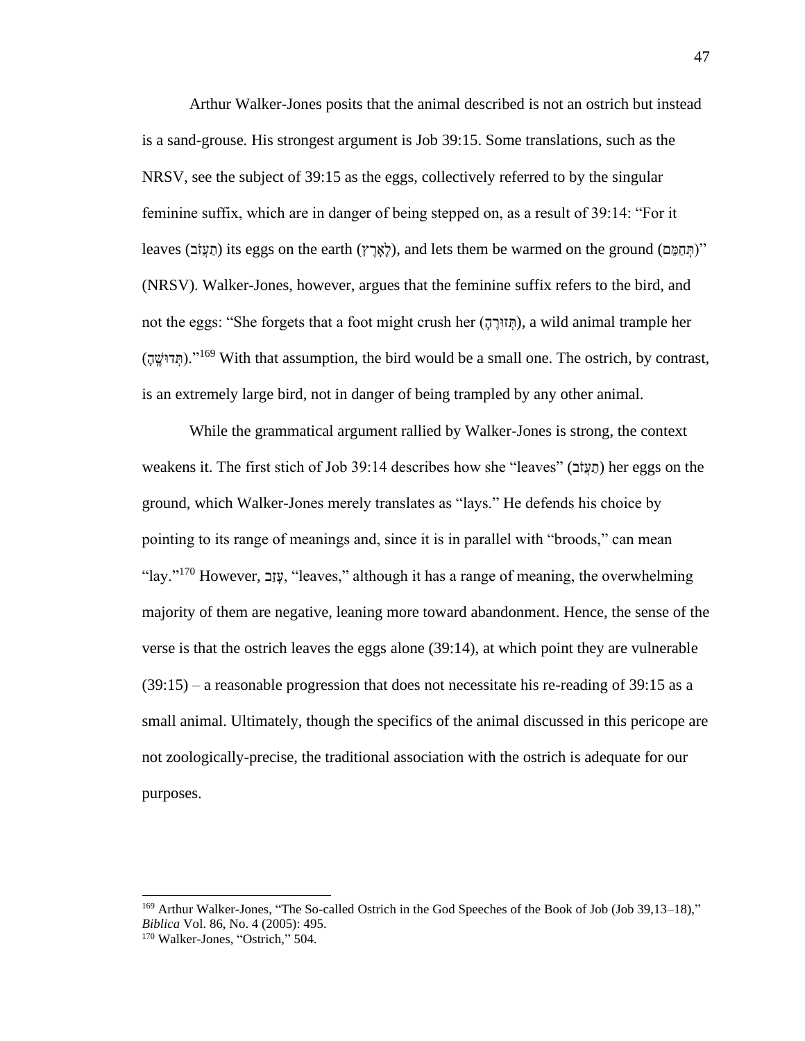Arthur Walker-Jones posits that the animal described is not an ostrich but instead is a sand-grouse. His strongest argument is Job 39:15. Some translations, such as the NRSV, see the subject of 39:15 as the eggs, collectively referred to by the singular feminine suffix, which are in danger of being stepped on, as a result of 39:14: "For it leaves (תַעֲזֹב) its eggs on the earth (לָאָרֶץ), and lets them be warmed on the ground (תְּחַמֵּם)" (NRSV). Walker-Jones, however, argues that the feminine suffix refers to the bird, and not the eggs: "She forgets that a foot might crush her (תְּזוּרֶהָ), a wild animal trample her (תְּדוּשֶׁהָ)."[169] With that assumption, the bird would be a small one. The ostrich, by contrast, is an extremely large bird, not in danger of being trampled by any other animal.

While the grammatical argument rallied by Walker-Jones is strong, the context weakens it. The first stich of Job 39:14 describes how she "leaves" (תַעֲזֹב) her eggs on the ground, which Walker-Jones merely translates as "lays." He defends his choice by pointing to its range of meanings and, since it is in parallel with "broods," can mean "lay."[170] However, עָזַב, "leaves," although it has a range of meaning, the overwhelming majority of them are negative, leaning more toward abandonment. Hence, the sense of the verse is that the ostrich leaves the eggs alone (39:14), at which point they are vulnerable (39:15) – a reasonable progression that does not necessitate his re-reading of 39:15 as a small animal. Ultimately, though the specifics of the animal discussed in this pericope are not zoologically-precise, the traditional association with the ostrich is adequate for our purposes.

---

[169] Arthur Walker-Jones, "The So-called Ostrich in the God Speeches of the Book of Job (Job 39,13–18)," *Biblica* Vol. 86, No. 4 (2005): 495.

[170] Walker-Jones, "Ostrich," 504.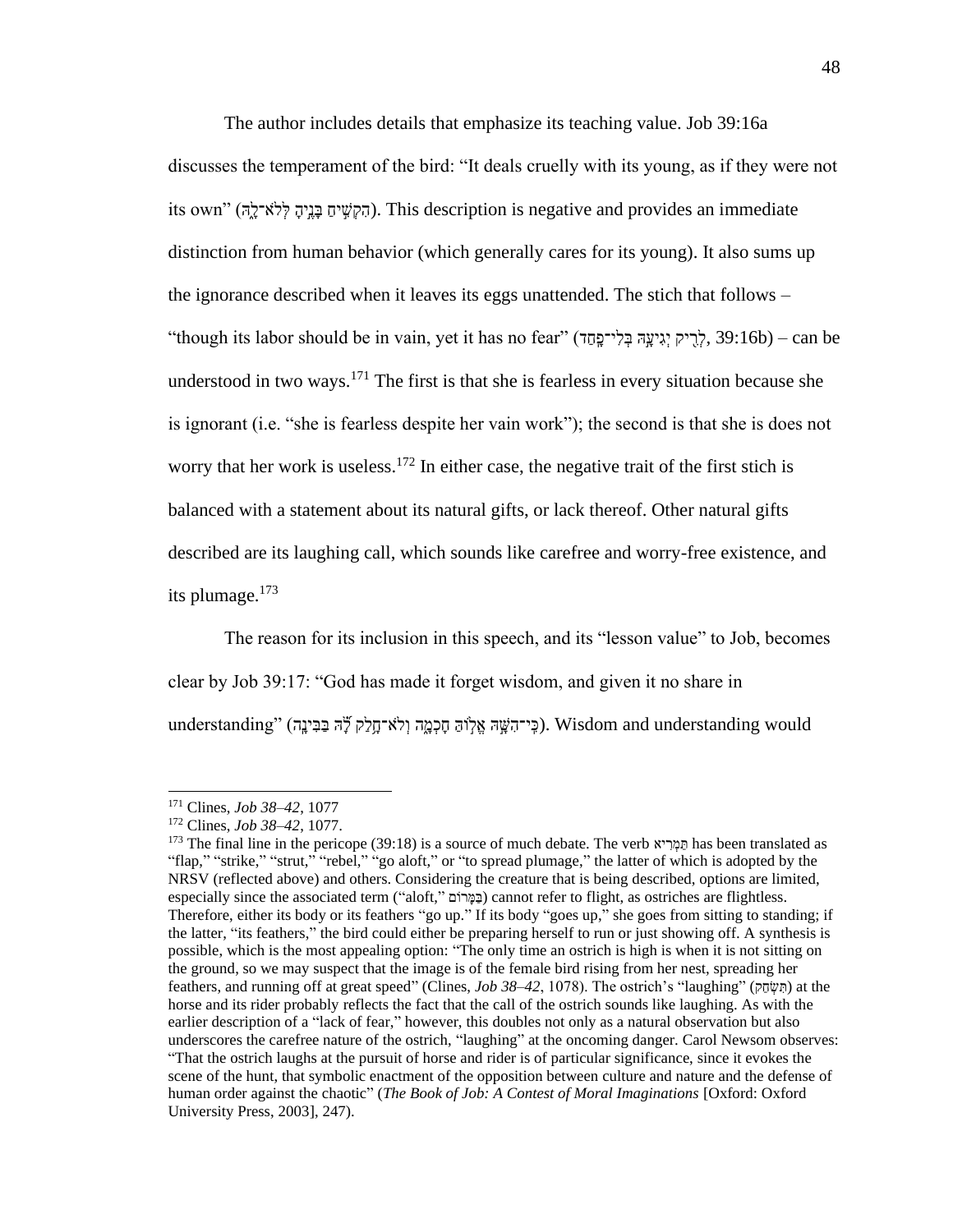The author includes details that emphasize its teaching value. Job 39:16a discusses the temperament of the bird: “It deals cruelly with its young, as if they were not its own” (הִקְשִׁיחַ בָּנֶיהָ לְּלֹא־לָהּ). This description is negative and provides an immediate distinction from human behavior (which generally cares for its young). It also sums up the ignorance described when it leaves its eggs unattended. The stich that follows – “though its labor should be in vain, yet it has no fear” (לְרִיק יְגִיעָהּ בְּלִי־פָחַד, 39:16b) – can be understood in two ways.[171] The first is that she is fearless in every situation because she is ignorant (i.e. “she is fearless despite her vain work”); the second is that she is does not worry that her work is useless.[172] In either case, the negative trait of the first stich is balanced with a statement about its natural gifts, or lack thereof. Other natural gifts described are its laughing call, which sounds like carefree and worry-free existence, and its plumage.[173]

The reason for its inclusion in this speech, and its “lesson value” to Job, becomes clear by Job 39:17: “God has made it forget wisdom, and given it no share in understanding” (כִּי־הִשָּׁהּ אֱלוֹהַּ חָכְמָה וְלֹא־חָלַק לָהּ בַּבִּינָה). Wisdom and understanding would

---

[171] Clines, *Job 38–42*, 1077

[172] Clines, *Job 38–42*, 1077.

[173] The final line in the pericope (39:18) is a source of much debate. The verb תַּמְרִיא has been translated as “flap,” “strike,” “strut,” “rebel,” “go aloft,” or “to spread plumage,” the latter of which is adopted by the NRSV (reflected above) and others. Considering the creature that is being described, options are limited, especially since the associated term (“aloft,” בַּמָּרוֹם) cannot refer to flight, as ostriches are flightless. Therefore, either its body or its feathers “go up.” If its body “goes up,” she goes from sitting to standing; if the latter, “its feathers,” the bird could either be preparing herself to run or just showing off. A synthesis is possible, which is the most appealing option: “The only time an ostrich is high is when it is not sitting on the ground, so we may suspect that the image is of the female bird rising from her nest, spreading her feathers, and running off at great speed” (Clines, *Job 38–42*, 1078). The ostrich’s “laughing” (תִּשְׂחַק) at the horse and its rider probably reflects the fact that the call of the ostrich sounds like laughing. As with the earlier description of a “lack of fear,” however, this doubles not only as a natural observation but also underscores the carefree nature of the ostrich, “laughing” at the oncoming danger. Carol Newsom observes: “That the ostrich laughs at the pursuit of horse and rider is of particular significance, since it evokes the scene of the hunt, that symbolic enactment of the opposition between culture and nature and the defense of human order against the chaotic” (*The Book of Job: A Contest of Moral Imaginations* [Oxford: Oxford University Press, 2003], 247).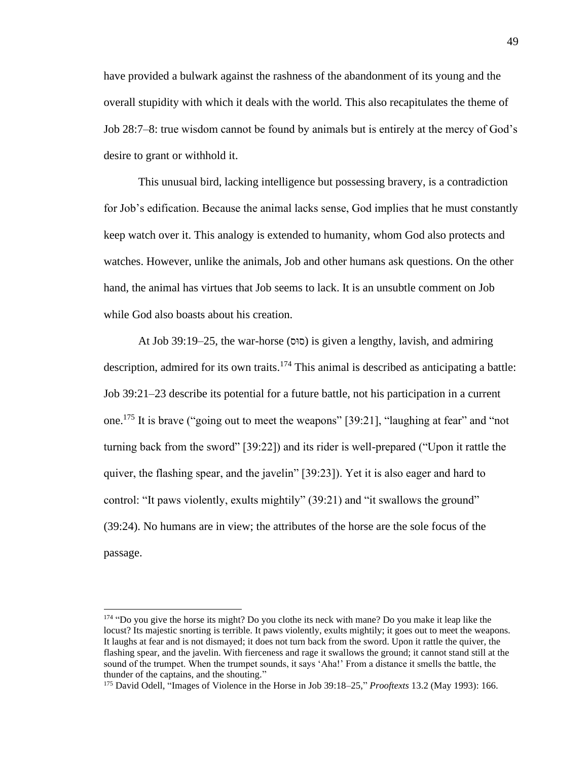have provided a bulwark against the rashness of the abandonment of its young and the overall stupidity with which it deals with the world. This also recapitulates the theme of Job 28:7–8: true wisdom cannot be found by animals but is entirely at the mercy of God's desire to grant or withhold it.

This unusual bird, lacking intelligence but possessing bravery, is a contradiction for Job's edification. Because the animal lacks sense, God implies that he must constantly keep watch over it. This analogy is extended to humanity, whom God also protects and watches. However, unlike the animals, Job and other humans ask questions. On the other hand, the animal has virtues that Job seems to lack. It is an unsubtle comment on Job while God also boasts about his creation.

At Job 39:19–25, the war-horse (סוּס) is given a lengthy, lavish, and admiring description, admired for its own traits.[174] This animal is described as anticipating a battle: Job 39:21–23 describe its potential for a future battle, not his participation in a current one.[175] It is brave ("going out to meet the weapons" [39:21], "laughing at fear" and "not turning back from the sword" [39:22]) and its rider is well-prepared ("Upon it rattle the quiver, the flashing spear, and the javelin" [39:23]). Yet it is also eager and hard to control: "It paws violently, exults mightily" (39:21) and "it swallows the ground" (39:24). No humans are in view; the attributes of the horse are the sole focus of the passage.

---

[174] "Do you give the horse its might? Do you clothe its neck with mane? Do you make it leap like the locust? Its majestic snorting is terrible. It paws violently, exults mightily; it goes out to meet the weapons. It laughs at fear and is not dismayed; it does not turn back from the sword. Upon it rattle the quiver, the flashing spear, and the javelin. With fierceness and rage it swallows the ground; it cannot stand still at the sound of the trumpet. When the trumpet sounds, it says 'Aha!' From a distance it smells the battle, the thunder of the captains, and the shouting."

[175] David Odell, "Images of Violence in the Horse in Job 39:18–25," *Prooftexts* 13.2 (May 1993): 166.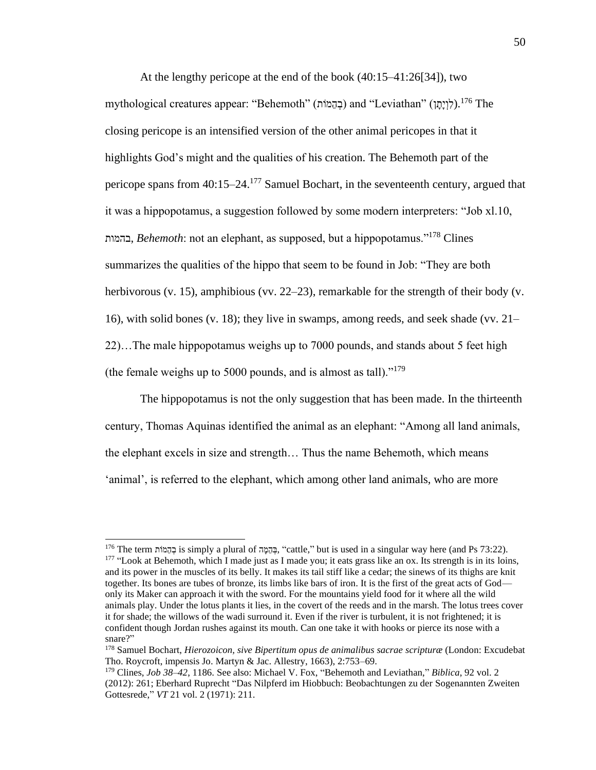At the lengthy pericope at the end of the book (40:15–41:26[34]), two mythological creatures appear: "Behemoth" (בְּהֵמוֹת) and "Leviathan" (לִוְיָתָן).[176] The closing pericope is an intensified version of the other animal pericopes in that it highlights God's might and the qualities of his creation. The Behemoth part of the pericope spans from 40:15–24.[177] Samuel Bochart, in the seventeenth century, argued that it was a hippopotamus, a suggestion followed by some modern interpreters: "Job xl.10, בהמות, *Behemoth*: not an elephant, as supposed, but a hippopotamus."[178] Clines summarizes the qualities of the hippo that seem to be found in Job: "They are both herbivorous (v. 15), amphibious (vv. 22–23), remarkable for the strength of their body (v. 16), with solid bones (v. 18); they live in swamps, among reeds, and seek shade (vv. 21–22)…The male hippopotamus weighs up to 7000 pounds, and stands about 5 feet high (the female weighs up to 5000 pounds, and is almost as tall)."[179]

The hippopotamus is not the only suggestion that has been made. In the thirteenth century, Thomas Aquinas identified the animal as an elephant: "Among all land animals, the elephant excels in size and strength… Thus the name Behemoth, which means 'animal', is referred to the elephant, which among other land animals, who are more

---

[176] The term בְּהֵמוֹת is simply a plural of בְּהֵמָה, "cattle," but is used in a singular way here (and Ps 73:22).

[177] "Look at Behemoth, which I made just as I made you; it eats grass like an ox. Its strength is in its loins, and its power in the muscles of its belly. It makes its tail stiff like a cedar; the sinews of its thighs are knit together. Its bones are tubes of bronze, its limbs like bars of iron. It is the first of the great acts of God—only its Maker can approach it with the sword. For the mountains yield food for it where all the wild animals play. Under the lotus plants it lies, in the covert of the reeds and in the marsh. The lotus trees cover it for shade; the willows of the wadi surround it. Even if the river is turbulent, it is not frightened; it is confident though Jordan rushes against its mouth. Can one take it with hooks or pierce its nose with a snare?"

[178] Samuel Bochart, *Hierozoicon, sive Bipertitum opus de animalibus sacrae scripturæ* (London: Excudebat Tho. Roycroft, impensis Jo. Martyn & Jac. Allestry, 1663), 2:753–69.

[179] Clines, *Job 38–42*, 1186. See also: Michael V. Fox, "Behemoth and Leviathan," *Biblica*, 92 vol. 2 (2012): 261; Eberhard Ruprecht "Das Nilpferd im Hiobbuch: Beobachtungen zu der Sogenannten Zweiten Gottesrede," *VT* 21 vol. 2 (1971): 211.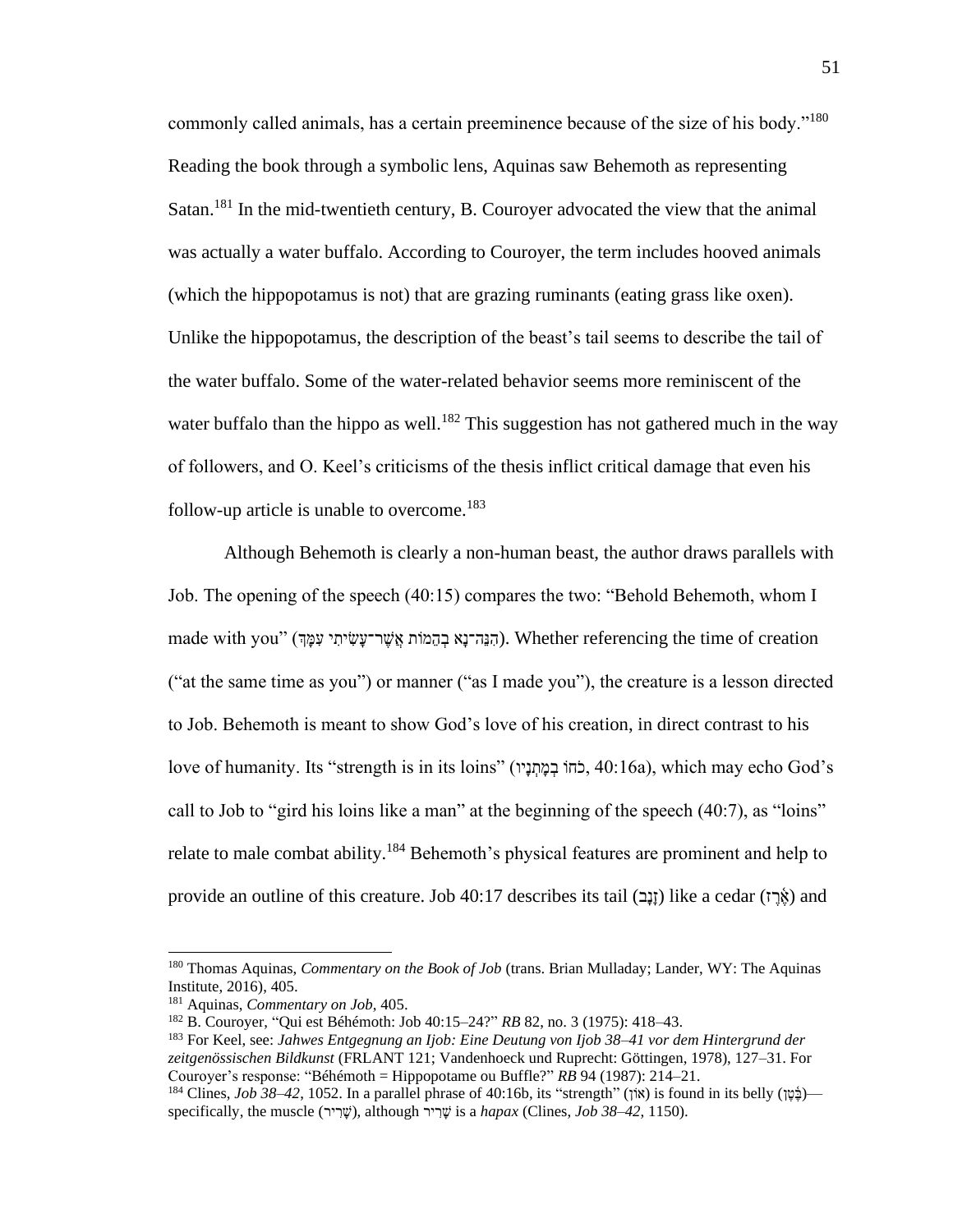commonly called animals, has a certain preeminence because of the size of his body."[180] Reading the book through a symbolic lens, Aquinas saw Behemoth as representing Satan.[181] In the mid-twentieth century, B. Couroyer advocated the view that the animal was actually a water buffalo. According to Couroyer, the term includes hooved animals (which the hippopotamus is not) that are grazing ruminants (eating grass like oxen). Unlike the hippopotamus, the description of the beast's tail seems to describe the tail of the water buffalo. Some of the water-related behavior seems more reminiscent of the water buffalo than the hippo as well.[182] This suggestion has not gathered much in the way of followers, and O. Keel's criticisms of the thesis inflict critical damage that even his follow-up article is unable to overcome.[183]

Although Behemoth is clearly a non-human beast, the author draws parallels with Job. The opening of the speech (40:15) compares the two: "Behold Behemoth, whom I made with you" (הִנֵּה־נָא בְהֵמוֹת אֲשֶׁר־עָשִׂיתִי עִמָּךְ). Whether referencing the time of creation ("at the same time as you") or manner ("as I made you"), the creature is a lesson directed to Job. Behemoth is meant to show God's love of his creation, in direct contrast to his love of humanity. Its "strength is in its loins" (כֹחוֹ בְמָתְנָיו, 40:16a), which may echo God's call to Job to "gird his loins like a man" at the beginning of the speech (40:7), as "loins" relate to male combat ability.[184] Behemoth's physical features are prominent and help to provide an outline of this creature. Job 40:17 describes its tail (זָנָב) like a cedar (אֶרֶז) and

---

[180] Thomas Aquinas, *Commentary on the Book of Job* (trans. Brian Mulladay; Lander, WY: The Aquinas Institute, 2016), 405.

[181] Aquinas, *Commentary on Job*, 405.

[182] B. Couroyer, "Qui est Béhémoth: Job 40:15–24?" *RB* 82, no. 3 (1975): 418–43.

[183] For Keel, see: *Jahwes Entgegnung an Ijob: Eine Deutung von Ijob 38–41 vor dem Hintergrund der zeitgenössischen Bildkunst* (FRLANT 121; Vandenhoeck und Ruprecht: Göttingen, 1978), 127–31. For Couroyer's response: "Béhémoth = Hippopotame ou Buffle?" *RB* 94 (1987): 214–21.

[184] Clines, *Job 38–42*, 1052. In a parallel phrase of 40:16b, its "strength" (אוֹן) is found in its belly (בֶּטֶן)—specifically, the muscle (שָׁרִיר), although שָׁרִיר is a *hapax* (Clines, *Job 38–42*, 1150).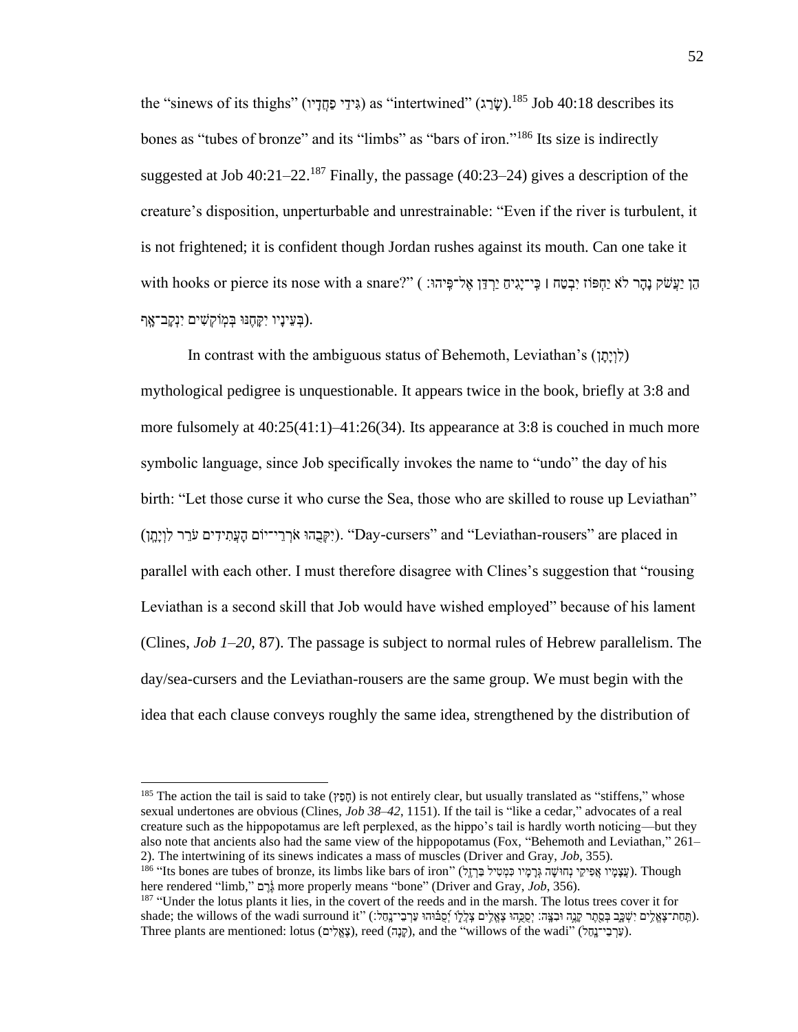the "sinews of its thighs" (גִּידֵי פַחֲדָיו) as "intertwined" (שֹׂרָג).[185] Job 40:18 describes its bones as "tubes of bronze" and its "limbs" as "bars of iron."[186] Its size is indirectly suggested at Job 40:21–22.[187] Finally, the passage (40:23–24) gives a description of the creature's disposition, unperturbable and unrestrainable: "Even if the river is turbulent, it is not frightened; it is confident though Jordan rushes against its mouth. Can one take it with hooks or pierce its nose with a snare?" (הֵן יַעֲשֹׁק נָהָר לֹא יַחְפּוֹז יִבְטַח ׀ כִּֽי־יָגִיחַ יַרְדֵּן אֶל־פִּֽיהוּ׃ בְּעֵינָיו יִקָּחֶנּוּ בְּמוֹקְשִׁים יִנְקָב־אָֽף).

In contrast with the ambiguous status of Behemoth, Leviathan's (לִוְיָתָן) mythological pedigree is unquestionable. It appears twice in the book, briefly at 3:8 and more fulsomely at 40:25(41:1)–41:26(34). Its appearance at 3:8 is couched in much more symbolic language, since Job specifically invokes the name to "undo" the day of his birth: "Let those curse it who curse the Sea, those who are skilled to rouse up Leviathan" (יִקְּבֻהוּ אֹרְרֵי־יוֹם הָעֲתִידִים עֹרֵר לִוְיָתָן). "Day-cursers" and "Leviathan-rousers" are placed in parallel with each other. I must therefore disagree with Clines's suggestion that "rousing Leviathan is a second skill that Job would have wished employed" because of his lament (Clines, *Job 1–20*, 87). The passage is subject to normal rules of Hebrew parallelism. The day/sea-cursers and the Leviathan-rousers are the same group. We must begin with the idea that each clause conveys roughly the same idea, strengthened by the distribution of

---

[185] The action the tail is said to take (חָפֵץ) is not entirely clear, but usually translated as "stiffens," whose sexual undertones are obvious (Clines, *Job 38–42*, 1151). If the tail is "like a cedar," advocates of a real creature such as the hippopotamus are left perplexed, as the hippo's tail is hardly worth noticing—but they also note that ancients also had the same view of the hippopotamus (Fox, "Behemoth and Leviathan," 261–2). The intertwining of its sinews indicates a mass of muscles (Driver and Gray, *Job*, 355).

[186] "Its bones are tubes of bronze, its limbs like bars of iron" (עֲצָמָיו אֲפִיקֵי נְחוּשָׁה גְּרָמָיו כִּמְטִיל בַּרְזֶל). Though here rendered "limb," גֶּרֶם more properly means "bone" (Driver and Gray, *Job*, 356).

[187] "Under the lotus plants it lies, in the covert of the reeds and in the marsh. The lotus trees cover it for shade; the willows of the wadi surround it" (תַּֽחַת־צֶאֱלִים יִשְׁכָּב בְּסֵתֶר קָנֶה וּבִצָּה׃ יְסֻכֻּהוּ צֶאֱלִים צִלְלוֹ יְסֻבּוּהוּ עַרְבֵי־נָֽחַל׃). Three plants are mentioned: lotus (צֶאֱלִים), reed (קָנֶה), and the "willows of the wadi" (עַרְבֵי־נָחַל).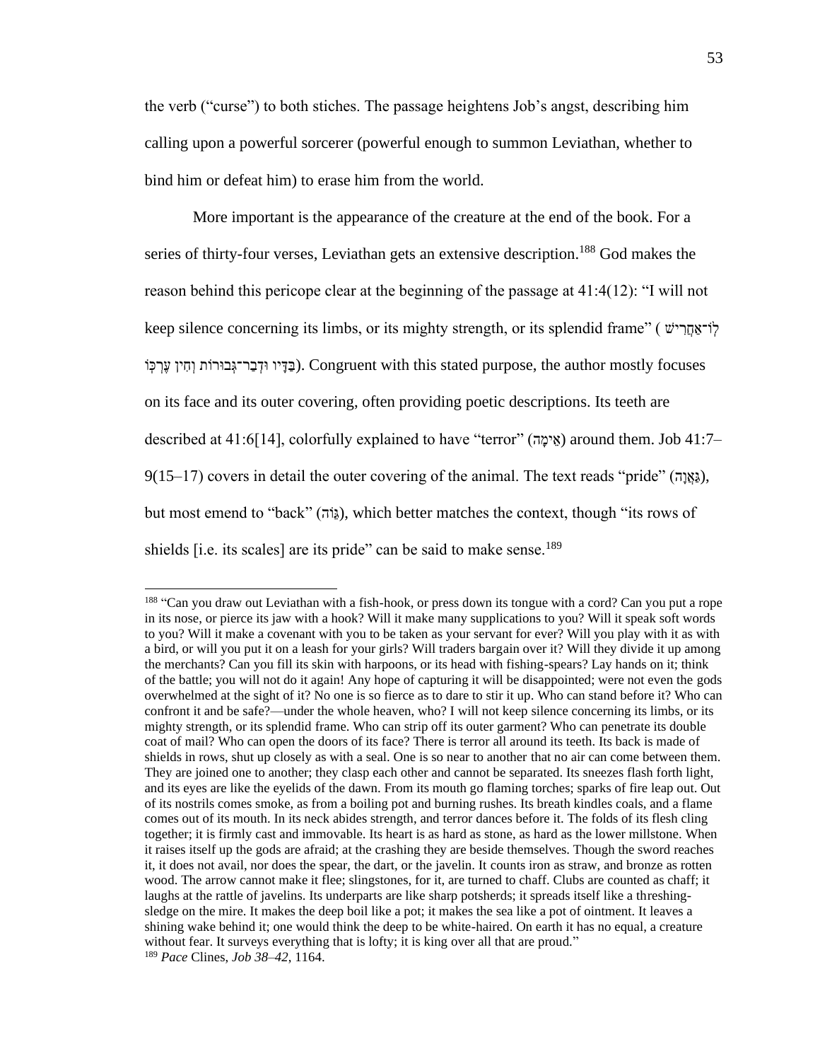the verb (“curse”) to both stiches. The passage heightens Job’s angst, describing him calling upon a powerful sorcerer (powerful enough to summon Leviathan, whether to bind him or defeat him) to erase him from the world.

More important is the appearance of the creature at the end of the book. For a series of thirty-four verses, Leviathan gets an extensive description.[188] God makes the reason behind this pericope clear at the beginning of the passage at 41:4(12): “I will not keep silence concerning its limbs, or its mighty strength, or its splendid frame” (לֹוֽ־אַחֲרִישׁ בַּדָּיו וּדְבַר־גְּבוּרוֹת וְחִין עֶרְכּוֹ). Congruent with this stated purpose, the author mostly focuses on its face and its outer covering, often providing poetic descriptions. Its teeth are described at 41:6[14], colorfully explained to have “terror” (אֵימָה) around them. Job 41:7–9(15–17) covers in detail the outer covering of the animal. The text reads “pride” (גַּאֲוָה), but most emend to “back” (גֵּוֹה), which better matches the context, though “its rows of shields [i.e. its scales] are its pride” can be said to make sense.[189]

---

[188] “Can you draw out Leviathan with a fish-hook, or press down its tongue with a cord? Can you put a rope in its nose, or pierce its jaw with a hook? Will it make many supplications to you? Will it speak soft words to you? Will it make a covenant with you to be taken as your servant for ever? Will you play with it as with a bird, or will you put it on a leash for your girls? Will traders bargain over it? Will they divide it up among the merchants? Can you fill its skin with harpoons, or its head with fishing-spears? Lay hands on it; think of the battle; you will not do it again! Any hope of capturing it will be disappointed; were not even the gods overwhelmed at the sight of it? No one is so fierce as to dare to stir it up. Who can stand before it? Who can confront it and be safe?—under the whole heaven, who? I will not keep silence concerning its limbs, or its mighty strength, or its splendid frame. Who can strip off its outer garment? Who can penetrate its double coat of mail? Who can open the doors of its face? There is terror all around its teeth. Its back is made of shields in rows, shut up closely as with a seal. One is so near to another that no air can come between them. They are joined one to another; they clasp each other and cannot be separated. Its sneezes flash forth light, and its eyes are like the eyelids of the dawn. From its mouth go flaming torches; sparks of fire leap out. Out of its nostrils comes smoke, as from a boiling pot and burning rushes. Its breath kindles coals, and a flame comes out of its mouth. In its neck abides strength, and terror dances before it. The folds of its flesh cling together; it is firmly cast and immovable. Its heart is as hard as stone, as hard as the lower millstone. When it raises itself up the gods are afraid; at the crashing they are beside themselves. Though the sword reaches it, it does not avail, nor does the spear, the dart, or the javelin. It counts iron as straw, and bronze as rotten wood. The arrow cannot make it flee; slingstones, for it, are turned to chaff. Clubs are counted as chaff; it laughs at the rattle of javelins. Its underparts are like sharp potsherds; it spreads itself like a threshing-sledge on the mire. It makes the deep boil like a pot; it makes the sea like a pot of ointment. It leaves a shining wake behind it; one would think the deep to be white-haired. On earth it has no equal, a creature without fear. It surveys everything that is lofty; it is king over all that are proud.”

[189] *Pace* Clines, *Job 38–42*, 1164.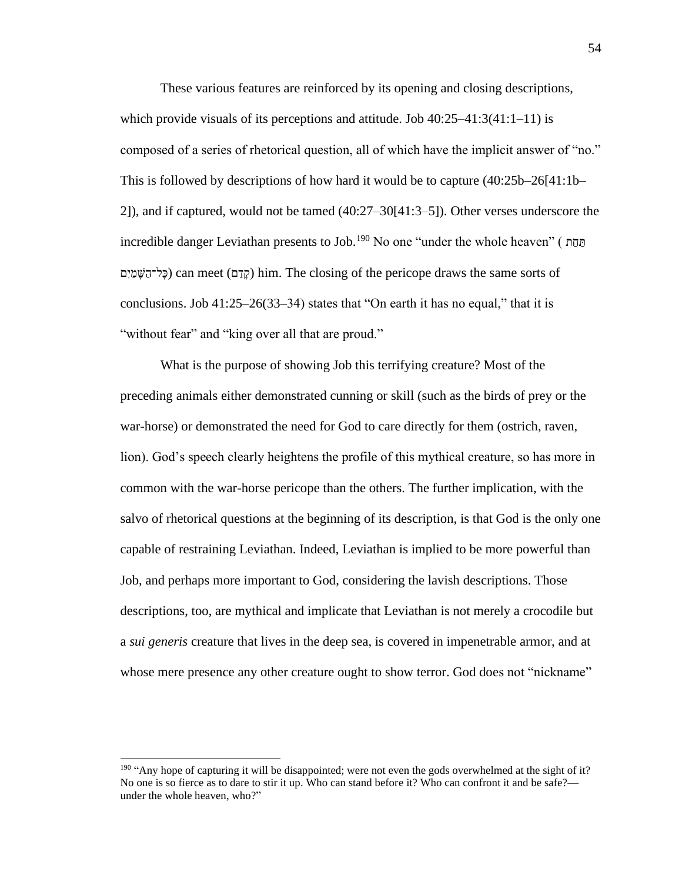These various features are reinforced by its opening and closing descriptions, which provide visuals of its perceptions and attitude. Job 40:25–41:3(41:1–11) is composed of a series of rhetorical question, all of which have the implicit answer of "no." This is followed by descriptions of how hard it would be to capture (40:25b–26[41:1b–2]), and if captured, would not be tamed (40:27–30[41:3–5]). Other verses underscore the incredible danger Leviathan presents to Job.[190] No one "under the whole heaven" (תַּחַת כָּל־הַשָּׁמַיִם) can meet (קִדֵּם) him. The closing of the pericope draws the same sorts of conclusions. Job 41:25–26(33–34) states that "On earth it has no equal," that it is "without fear" and "king over all that are proud."

What is the purpose of showing Job this terrifying creature? Most of the preceding animals either demonstrated cunning or skill (such as the birds of prey or the war-horse) or demonstrated the need for God to care directly for them (ostrich, raven, lion). God's speech clearly heightens the profile of this mythical creature, so has more in common with the war-horse pericope than the others. The further implication, with the salvo of rhetorical questions at the beginning of its description, is that God is the only one capable of restraining Leviathan. Indeed, Leviathan is implied to be more powerful than Job, and perhaps more important to God, considering the lavish descriptions. Those descriptions, too, are mythical and implicate that Leviathan is not merely a crocodile but a *sui generis* creature that lives in the deep sea, is covered in impenetrable armor, and at whose mere presence any other creature ought to show terror. God does not "nickname"

[190] "Any hope of capturing it will be disappointed; were not even the gods overwhelmed at the sight of it? No one is so fierce as to dare to stir it up. Who can stand before it? Who can confront it and be safe?—under the whole heaven, who?"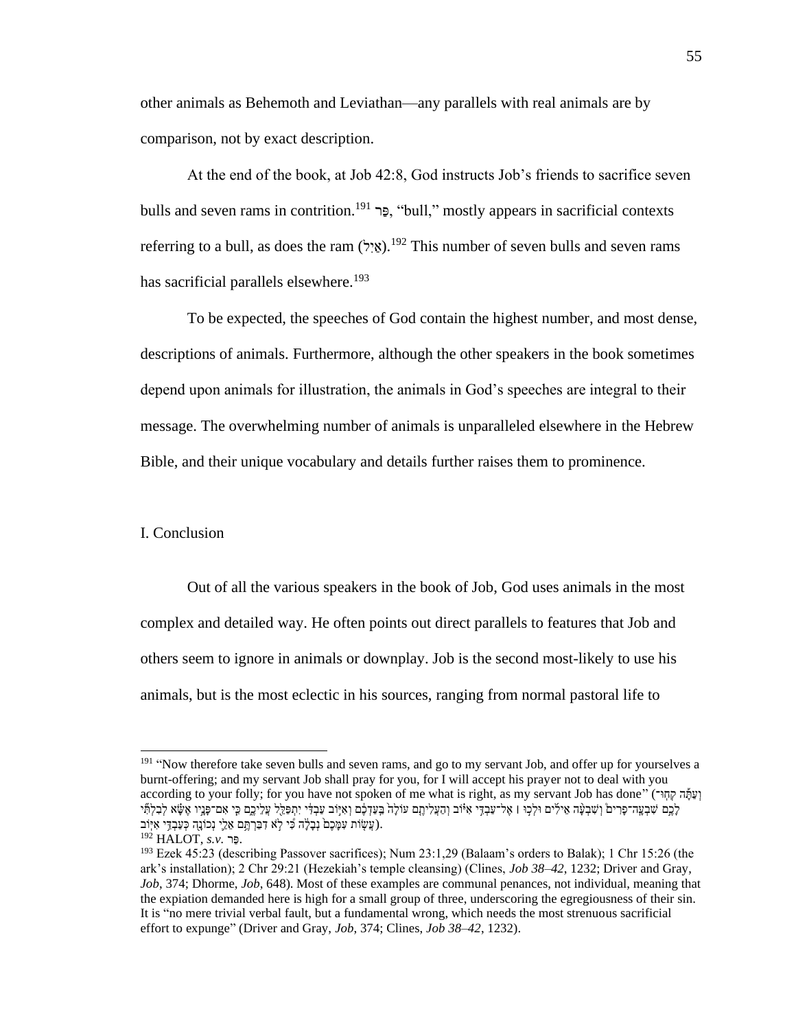other animals as Behemoth and Leviathan—any parallels with real animals are by comparison, not by exact description.

At the end of the book, at Job 42:8, God instructs Job's friends to sacrifice seven bulls and seven rams in contrition.[191] פַּר, "bull," mostly appears in sacrificial contexts referring to a bull, as does the ram (אַיִל).[192] This number of seven bulls and seven rams has sacrificial parallels elsewhere.[193]

To be expected, the speeches of God contain the highest number, and most dense, descriptions of animals. Furthermore, although the other speakers in the book sometimes depend upon animals for illustration, the animals in God's speeches are integral to their message. The overwhelming number of animals is unparalleled elsewhere in the Hebrew Bible, and their unique vocabulary and details further raises them to prominence.

## I. Conclusion

Out of all the various speakers in the book of Job, God uses animals in the most complex and detailed way. He often points out direct parallels to features that Job and others seem to ignore in animals or downplay. Job is the second most-likely to use his animals, but is the most eclectic in his sources, ranging from normal pastoral life to

---

[191] "Now therefore take seven bulls and seven rams, and go to my servant Job, and offer up for yourselves a burnt-offering; and my servant Job shall pray for you, for I will accept his prayer not to deal with you according to your folly; for you have not spoken of me what is right, as my servant Job has done" (וְעַתָּ֣ה קְחוּ־לָכֶ֣ם שִׁבְעָֽה־פָרִים֩ וְשִׁבְעָ֨ה אֵילִ֜ים וּלְכ֣וּ ׀ אֶל־עַבְדִּ֣י אִיּ֗וֹב וְהַעֲלִיתֶ֤ם עוֹלָה֙ בַּֽעַדְכֶ֔ם וְאִיּ֣וֹב עַבְדִּ֔י יִתְפַּלֵּ֖ל עֲלֵיכֶ֑ם כִּ֧י אִם־פָּנָ֣יו אֶשָּׂ֗א לְבִלְתִּ֞י עֲשׂ֤וֹת עִמָּכֶם֙ נְבָלָ֔ה כִּ֠י לֹ֣א דִבַּרְתֶּ֥ם אֵלַ֛י נְכוֹנָ֖ה כְּעַבְדִּ֥י אִיּֽוֹב).

[192] HALOT, *s.v.* פַּר.

[193] Ezek 45:23 (describing Passover sacrifices); Num 23:1,29 (Balaam's orders to Balak); 1 Chr 15:26 (the ark's installation); 2 Chr 29:21 (Hezekiah's temple cleansing) (Clines, *Job 38–42*, 1232; Driver and Gray, *Job*, 374; Dhorme, *Job*, 648). Most of these examples are communal penances, not individual, meaning that the expiation demanded here is high for a small group of three, underscoring the egregiousness of their sin. It is "no mere trivial verbal fault, but a fundamental wrong, which needs the most strenuous sacrificial effort to expunge" (Driver and Gray, *Job*, 374; Clines, *Job 38–42*, 1232).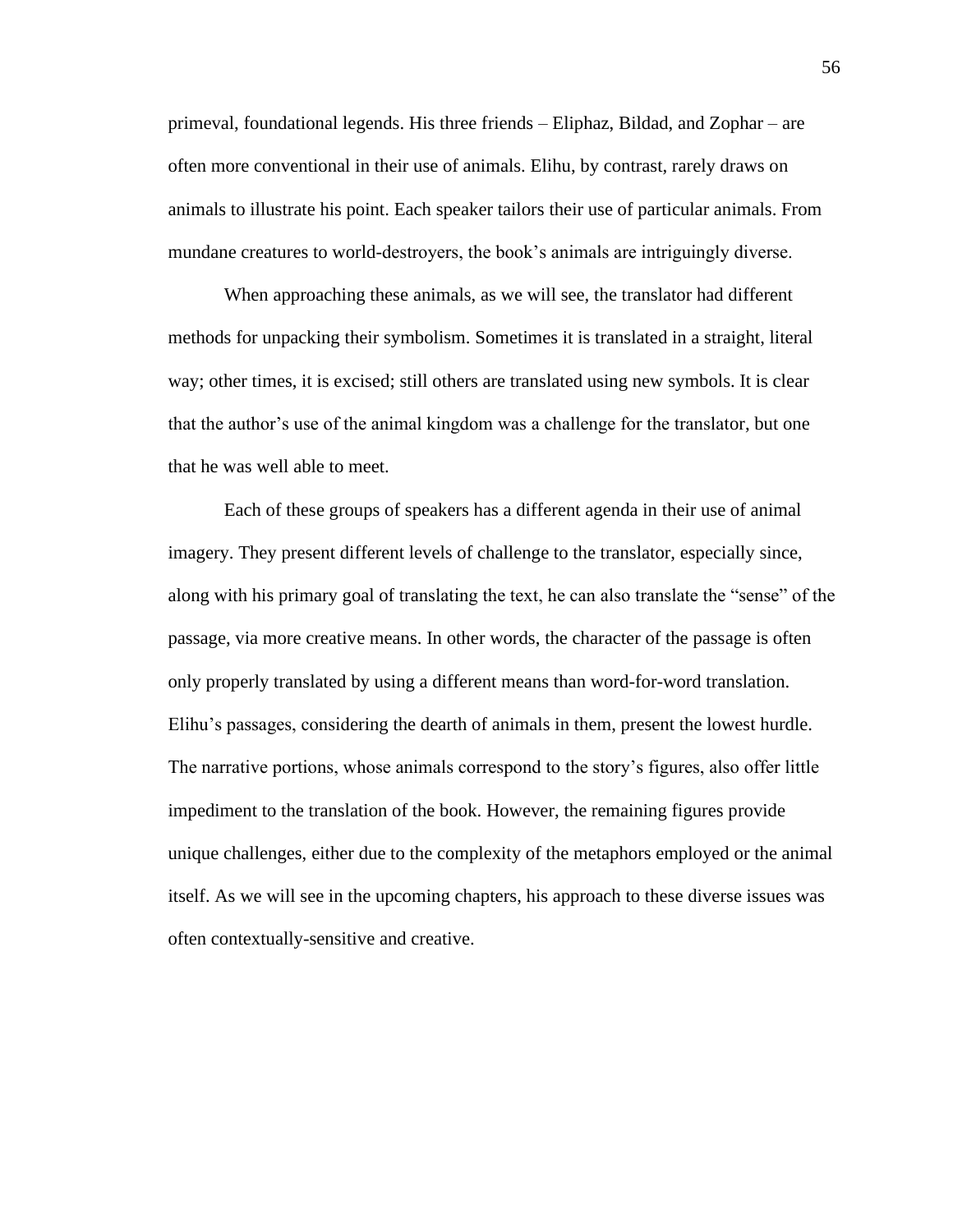primeval, foundational legends. His three friends – Eliphaz, Bildad, and Zophar – are often more conventional in their use of animals. Elihu, by contrast, rarely draws on animals to illustrate his point. Each speaker tailors their use of particular animals. From mundane creatures to world-destroyers, the book's animals are intriguingly diverse.

When approaching these animals, as we will see, the translator had different methods for unpacking their symbolism. Sometimes it is translated in a straight, literal way; other times, it is excised; still others are translated using new symbols. It is clear that the author's use of the animal kingdom was a challenge for the translator, but one that he was well able to meet.

Each of these groups of speakers has a different agenda in their use of animal imagery. They present different levels of challenge to the translator, especially since, along with his primary goal of translating the text, he can also translate the "sense" of the passage, via more creative means. In other words, the character of the passage is often only properly translated by using a different means than word-for-word translation. Elihu's passages, considering the dearth of animals in them, present the lowest hurdle. The narrative portions, whose animals correspond to the story's figures, also offer little impediment to the translation of the book. However, the remaining figures provide unique challenges, either due to the complexity of the metaphors employed or the animal itself. As we will see in the upcoming chapters, his approach to these diverse issues was often contextually-sensitive and creative.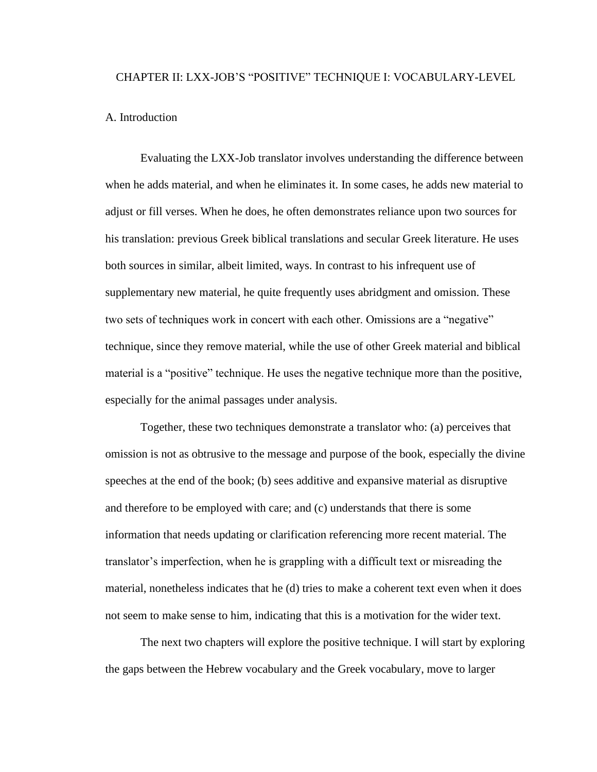# CHAPTER II: LXX-JOB'S "POSITIVE" TECHNIQUE I: VOCABULARY-LEVEL

## A. Introduction

Evaluating the LXX-Job translator involves understanding the difference between when he adds material, and when he eliminates it. In some cases, he adds new material to adjust or fill verses. When he does, he often demonstrates reliance upon two sources for his translation: previous Greek biblical translations and secular Greek literature. He uses both sources in similar, albeit limited, ways. In contrast to his infrequent use of supplementary new material, he quite frequently uses abridgment and omission. These two sets of techniques work in concert with each other. Omissions are a "negative" technique, since they remove material, while the use of other Greek material and biblical material is a "positive" technique. He uses the negative technique more than the positive, especially for the animal passages under analysis.

Together, these two techniques demonstrate a translator who: (a) perceives that omission is not as obtrusive to the message and purpose of the book, especially the divine speeches at the end of the book; (b) sees additive and expansive material as disruptive and therefore to be employed with care; and (c) understands that there is some information that needs updating or clarification referencing more recent material. The translator's imperfection, when he is grappling with a difficult text or misreading the material, nonetheless indicates that he (d) tries to make a coherent text even when it does not seem to make sense to him, indicating that this is a motivation for the wider text.

The next two chapters will explore the positive technique. I will start by exploring the gaps between the Hebrew vocabulary and the Greek vocabulary, move to larger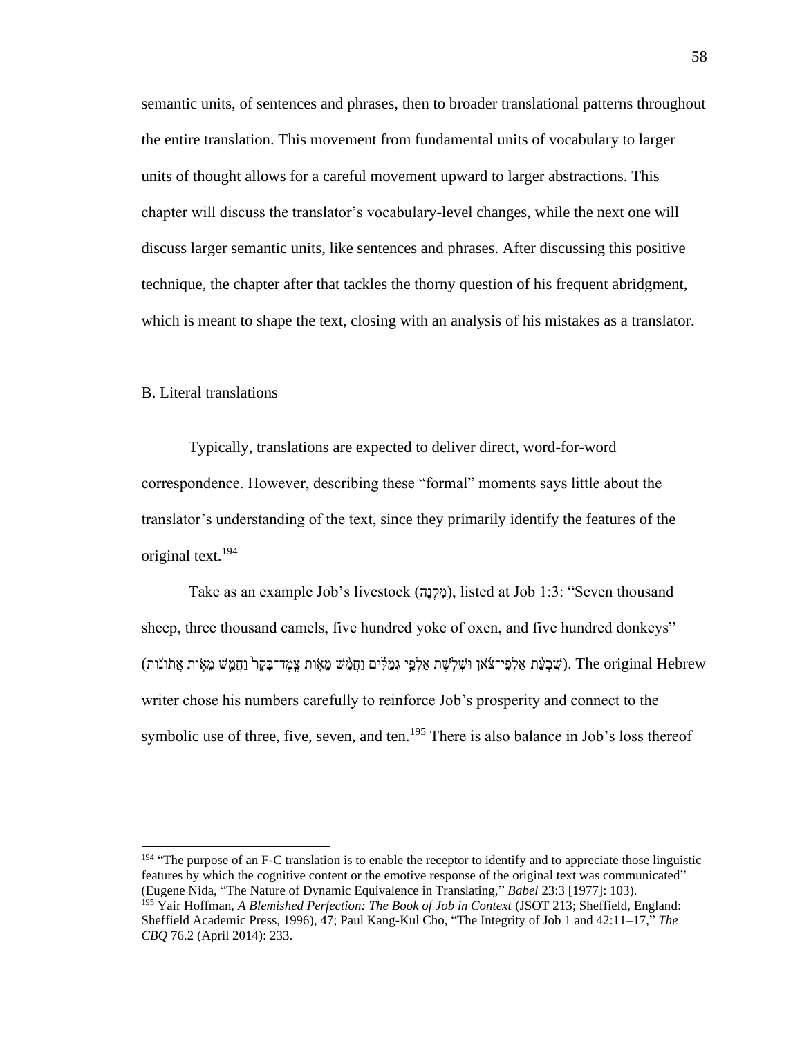semantic units, of sentences and phrases, then to broader translational patterns throughout the entire translation. This movement from fundamental units of vocabulary to larger units of thought allows for a careful movement upward to larger abstractions. This chapter will discuss the translator's vocabulary-level changes, while the next one will discuss larger semantic units, like sentences and phrases. After discussing this positive technique, the chapter after that tackles the thorny question of his frequent abridgment, which is meant to shape the text, closing with an analysis of his mistakes as a translator.

## B. Literal translations

Typically, translations are expected to deliver direct, word-for-word correspondence. However, describing these "formal" moments says little about the translator's understanding of the text, since they primarily identify the features of the original text.[194]

Take as an example Job's livestock (מִקְנֶה), listed at Job 1:3: "Seven thousand sheep, three thousand camels, five hundred yoke of oxen, and five hundred donkeys" (שִׁבְעַת אַלְפֵי־צֹאן וּשְׁלֹשֶׁת אַלְפֵי גְמַלִּים וַחֲמֵשׁ מֵאוֹת צֶמֶד־בָּקָר וַחֲמֵשׁ מֵאוֹת אֲתוֹנוֹת). The original Hebrew writer chose his numbers carefully to reinforce Job's prosperity and connect to the symbolic use of three, five, seven, and ten.[195] There is also balance in Job's loss thereof

---

[194] "The purpose of an F-C translation is to enable the receptor to identify and to appreciate those linguistic features by which the cognitive content or the emotive response of the original text was communicated" (Eugene Nida, "The Nature of Dynamic Equivalence in Translating," *Babel* 23:3 [1977]: 103).

[195] Yair Hoffman, *A Blemished Perfection: The Book of Job in Context* (JSOT 213; Sheffield, England: Sheffield Academic Press, 1996), 47; Paul Kang-Kul Cho, "The Integrity of Job 1 and 42:11–17," *The CBQ* 76.2 (April 2014): 233.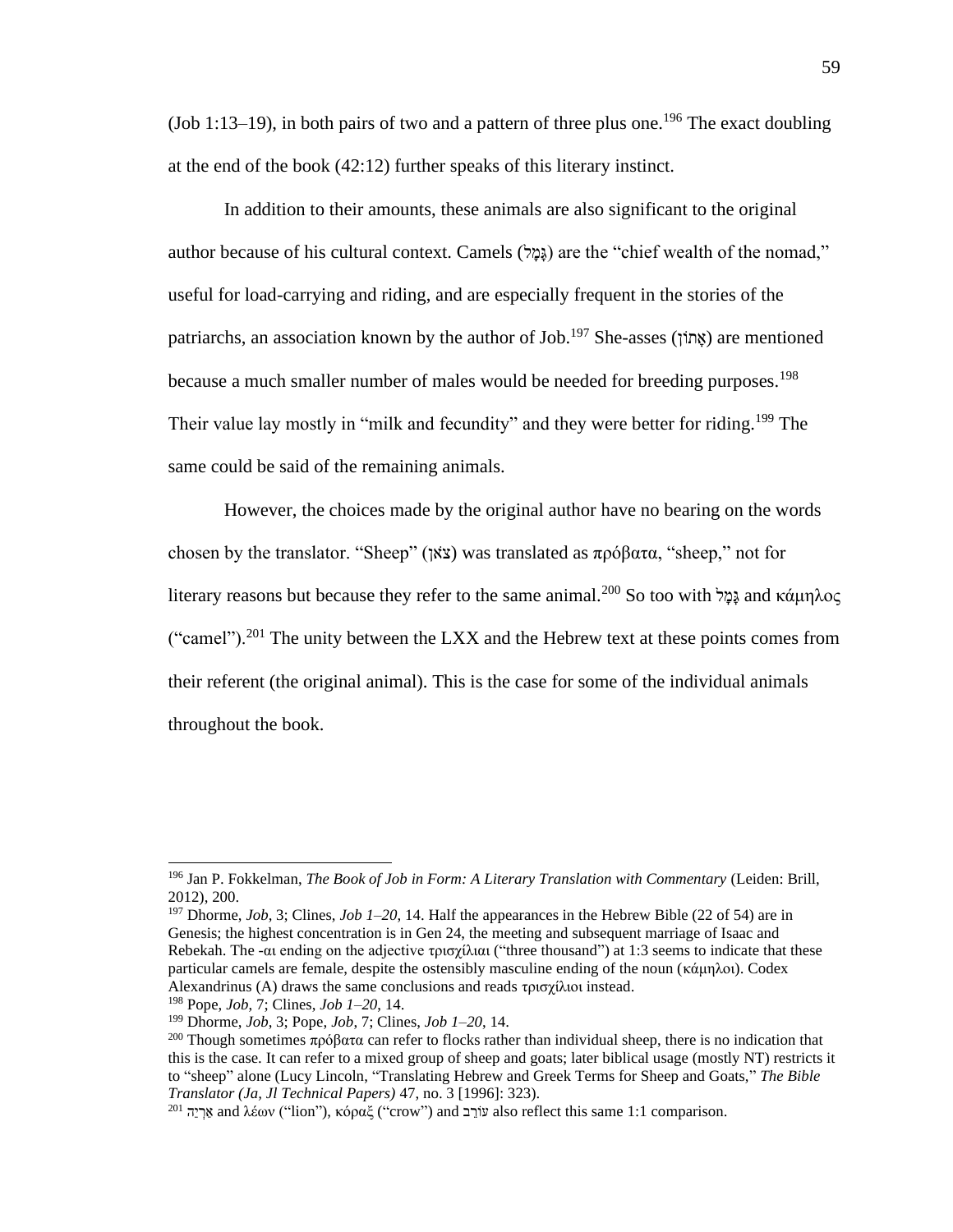(Job 1:13–19), in both pairs of two and a pattern of three plus one.[196] The exact doubling at the end of the book (42:12) further speaks of this literary instinct.

In addition to their amounts, these animals are also significant to the original author because of his cultural context. Camels (גָּמָל) are the "chief wealth of the nomad," useful for load-carrying and riding, and are especially frequent in the stories of the patriarchs, an association known by the author of Job.[197] She-asses (אָתוֹן) are mentioned because a much smaller number of males would be needed for breeding purposes.[198] Their value lay mostly in "milk and fecundity" and they were better for riding.[199] The same could be said of the remaining animals.

However, the choices made by the original author have no bearing on the words chosen by the translator. "Sheep" (צֹאן) was translated as πρόβατα, "sheep," not for literary reasons but because they refer to the same animal.[200] So too with גָּמָל and κάμηλος ("camel").[201] The unity between the LXX and the Hebrew text at these points comes from their referent (the original animal). This is the case for some of the individual animals throughout the book.

---

[196] Jan P. Fokkelman, *The Book of Job in Form: A Literary Translation with Commentary* (Leiden: Brill, 2012), 200.

[197] Dhorme, *Job*, 3; Clines, *Job 1–20*, 14. Half the appearances in the Hebrew Bible (22 of 54) are in Genesis; the highest concentration is in Gen 24, the meeting and subsequent marriage of Isaac and Rebekah. The -αι ending on the adjective τρισχίλιαι ("three thousand") at 1:3 seems to indicate that these particular camels are female, despite the ostensibly masculine ending of the noun (κάμηλοι). Codex Alexandrinus (A) draws the same conclusions and reads τρισχίλιοι instead.

[198] Pope, *Job*, 7; Clines, *Job 1–20*, 14.

[199] Dhorme, *Job*, 3; Pope, *Job*, 7; Clines, *Job 1–20*, 14.

[200] Though sometimes πρόβατα can refer to flocks rather than individual sheep, there is no indication that this is the case. It can refer to a mixed group of sheep and goats; later biblical usage (mostly NT) restricts it to "sheep" alone (Lucy Lincoln, "Translating Hebrew and Greek Terms for Sheep and Goats," *The Bible Translator (Ja, Jl Technical Papers)* 47, no. 3 [1996]: 323).

[201] אַרְיֵה and λέων ("lion"), κόραξ ("crow") and עֹורֵב also reflect this same 1:1 comparison.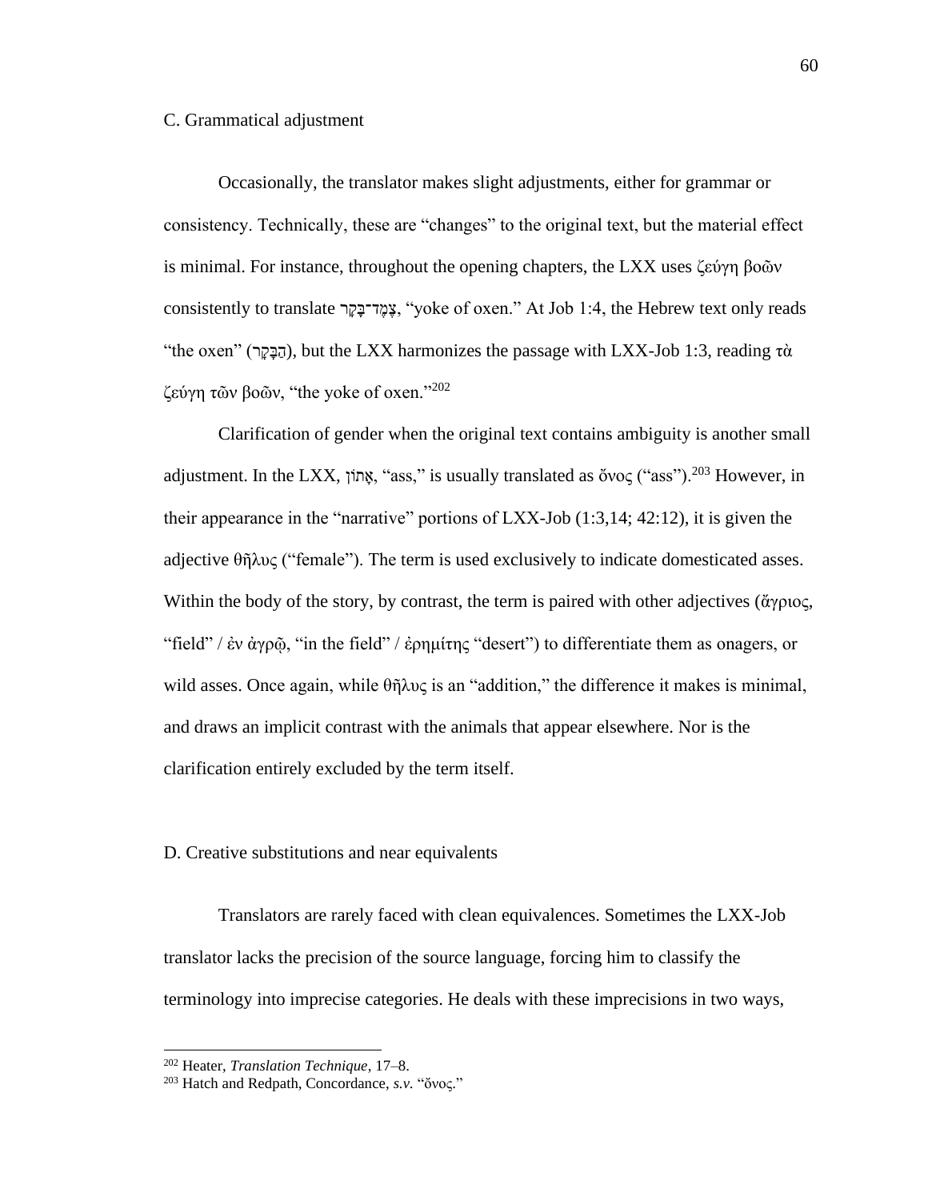### C. Grammatical adjustment

Occasionally, the translator makes slight adjustments, either for grammar or consistency. Technically, these are "changes" to the original text, but the material effect is minimal. For instance, throughout the opening chapters, the LXX uses ζεύγη βοῶν consistently to translate צֶמֶד־בָּקָר, "yoke of oxen." At Job 1:4, the Hebrew text only reads "the oxen" (הַבָּקָר), but the LXX harmonizes the passage with LXX-Job 1:3, reading τὰ ζεύγη τῶν βοῶν, "the yoke of oxen."[202]

Clarification of gender when the original text contains ambiguity is another small adjustment. In the LXX, אָתוֹן, "ass," is usually translated as ὄνος ("ass").[203] However, in their appearance in the "narrative" portions of LXX-Job (1:3,14; 42:12), it is given the adjective θῆλυς ("female"). The term is used exclusively to indicate domesticated asses. Within the body of the story, by contrast, the term is paired with other adjectives (ἄγριος, "field" / ἐν ἀγρῷ, "in the field" / ἐρημίτης "desert") to differentiate them as onagers, or wild asses. Once again, while θῆλυς is an "addition," the difference it makes is minimal, and draws an implicit contrast with the animals that appear elsewhere. Nor is the clarification entirely excluded by the term itself.

### D. Creative substitutions and near equivalents

Translators are rarely faced with clean equivalences. Sometimes the LXX-Job translator lacks the precision of the source language, forcing him to classify the terminology into imprecise categories. He deals with these imprecisions in two ways,

---

[202] Heater, *Translation Technique*, 17–8.

[203] Hatch and Redpath, Concordance, *s.v.* "ὄνος."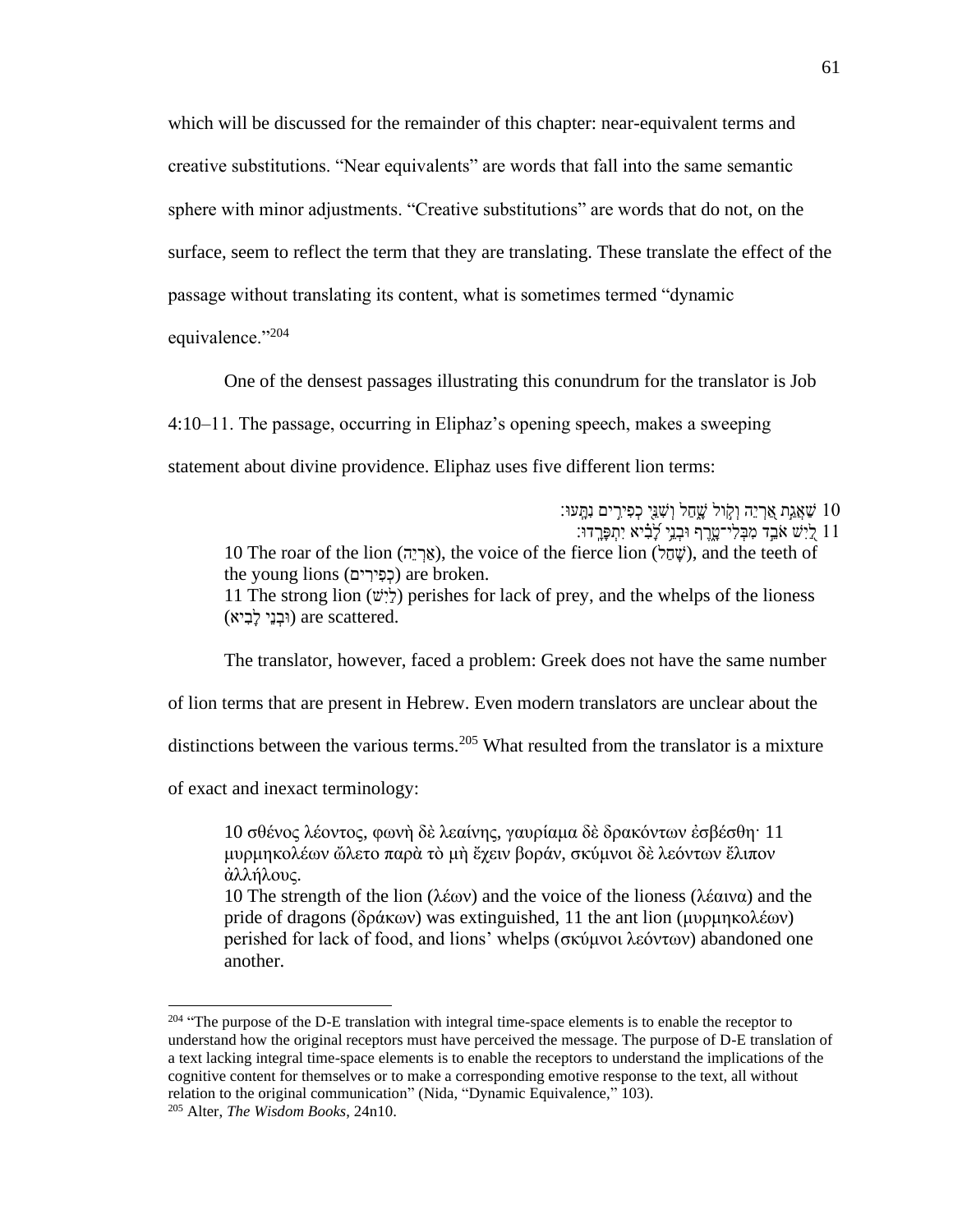which will be discussed for the remainder of this chapter: near-equivalent terms and creative substitutions. "Near equivalents" are words that fall into the same semantic sphere with minor adjustments. "Creative substitutions" are words that do not, on the surface, seem to reflect the term that they are translating. These translate the effect of the passage without translating its content, what is sometimes termed "dynamic equivalence."[204]

One of the densest passages illustrating this conundrum for the translator is Job 4:10–11. The passage, occurring in Eliphaz's opening speech, makes a sweeping statement about divine providence. Eliphaz uses five different lion terms:

> 10 שַׁאֲגַת אַרְיֵה וְקוֹל שָׁחַל וְשִׁנֵּי כְפִירִים נִתָּעוּ׃
> 11 לַיִשׁ אֹבֵד מִבְּלִי־טָרֶף וּבְנֵי לָבִיא יִתְפָּרָדוּ׃
>
> 10 The roar of the lion (אַרְיֵה), the voice of the fierce lion (שָׁחַל), and the teeth of the young lions (כְּפִירִים) are broken.
> 11 The strong lion (לַיִשׁ) perishes for lack of prey, and the whelps of the lioness (וּבְנֵי לָבִיא) are scattered.

The translator, however, faced a problem: Greek does not have the same number of lion terms that are present in Hebrew. Even modern translators are unclear about the distinctions between the various terms.[205] What resulted from the translator is a mixture of exact and inexact terminology:

> 10 σθένος λέοντος, φωνὴ δὲ λεαίνης, γαυρίαμα δὲ δρακόντων ἐσβέσθη· 11 μυρμηκολέων ὤλετο παρὰ τὸ μὴ ἔχειν βοράν, σκύμνοι δὲ λεόντων ἔλιπον ἀλλήλους.
>
> 10 The strength of the lion (λέων) and the voice of the lioness (λέαινα) and the pride of dragons (δράκων) was extinguished, 11 the ant lion (μυρμηκολέων) perished for lack of food, and lions' whelps (σκύμνοι λεόντων) abandoned one another.

---

[204] "The purpose of the D-E translation with integral time-space elements is to enable the receptor to understand how the original receptors must have perceived the message. The purpose of D-E translation of a text lacking integral time-space elements is to enable the receptors to understand the implications of the cognitive content for themselves or to make a corresponding emotive response to the text, all without relation to the original communication" (Nida, "Dynamic Equivalence," 103).

[205] Alter, *The Wisdom Books*, 24n10.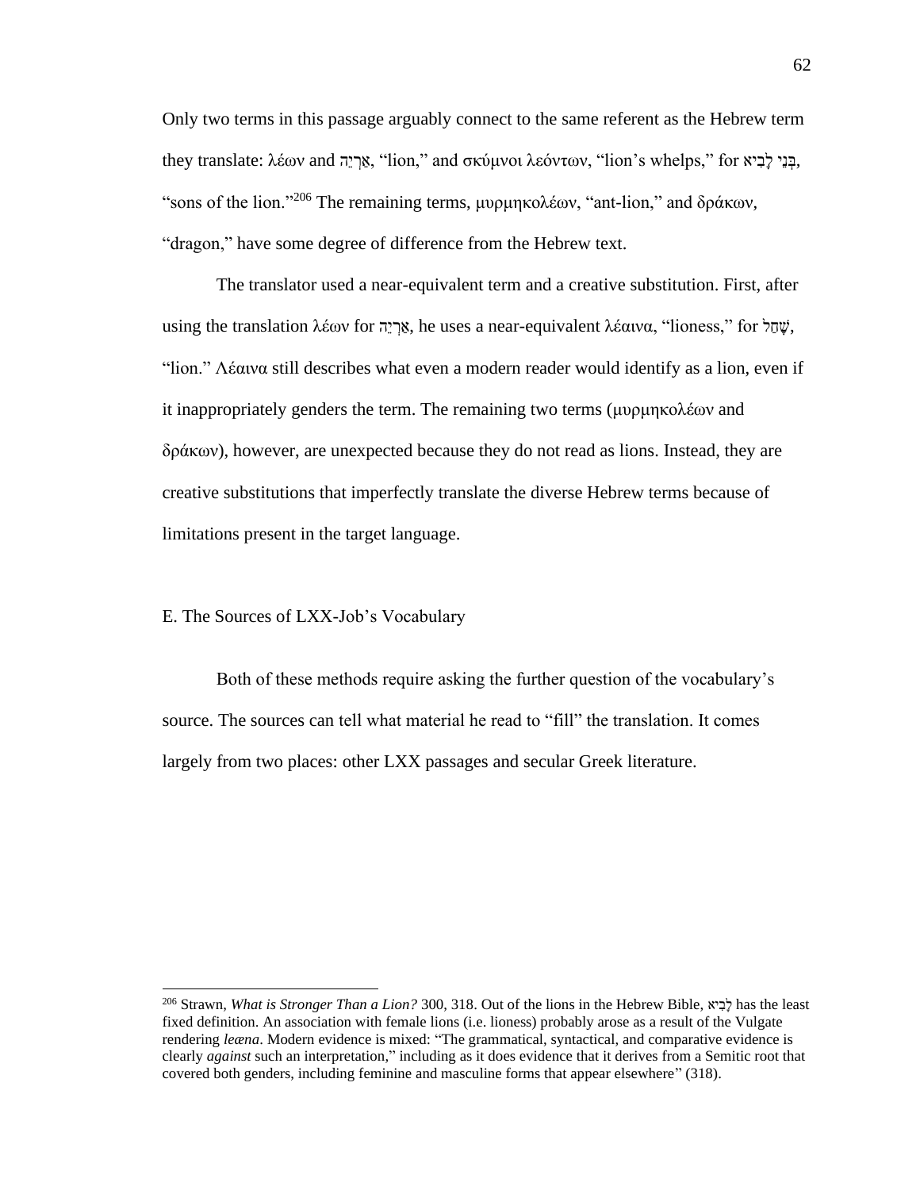Only two terms in this passage arguably connect to the same referent as the Hebrew term they translate: λέων and אַרְיֵה, “lion,” and σκύμνοι λεόντων, “lion’s whelps,” for בְּנֵי לָבִיא, “sons of the lion.”[206] The remaining terms, μυρμηκολέων, “ant-lion,” and δράκων, “dragon,” have some degree of difference from the Hebrew text.

The translator used a near-equivalent term and a creative substitution. First, after using the translation λέων for אַרְיֵה, he uses a near-equivalent λέαινα, “lioness,” for שָׁחַל, “lion.” Λέαινα still describes what even a modern reader would identify as a lion, even if it inappropriately genders the term. The remaining two terms (μυρμηκολέων and δράκων), however, are unexpected because they do not read as lions. Instead, they are creative substitutions that imperfectly translate the diverse Hebrew terms because of limitations present in the target language.

## E. The Sources of LXX-Job’s Vocabulary

Both of these methods require asking the further question of the vocabulary’s source. The sources can tell what material he read to “fill” the translation. It comes largely from two places: other LXX passages and secular Greek literature.

---

[206] Strawn, *What is Stronger Than a Lion?* 300, 318. Out of the lions in the Hebrew Bible, לָבִיא has the least fixed definition. An association with female lions (i.e. lioness) probably arose as a result of the Vulgate rendering *leæna*. Modern evidence is mixed: “The grammatical, syntactical, and comparative evidence is clearly *against* such an interpretation,” including as it does evidence that it derives from a Semitic root that covered both genders, including feminine and masculine forms that appear elsewhere” (318).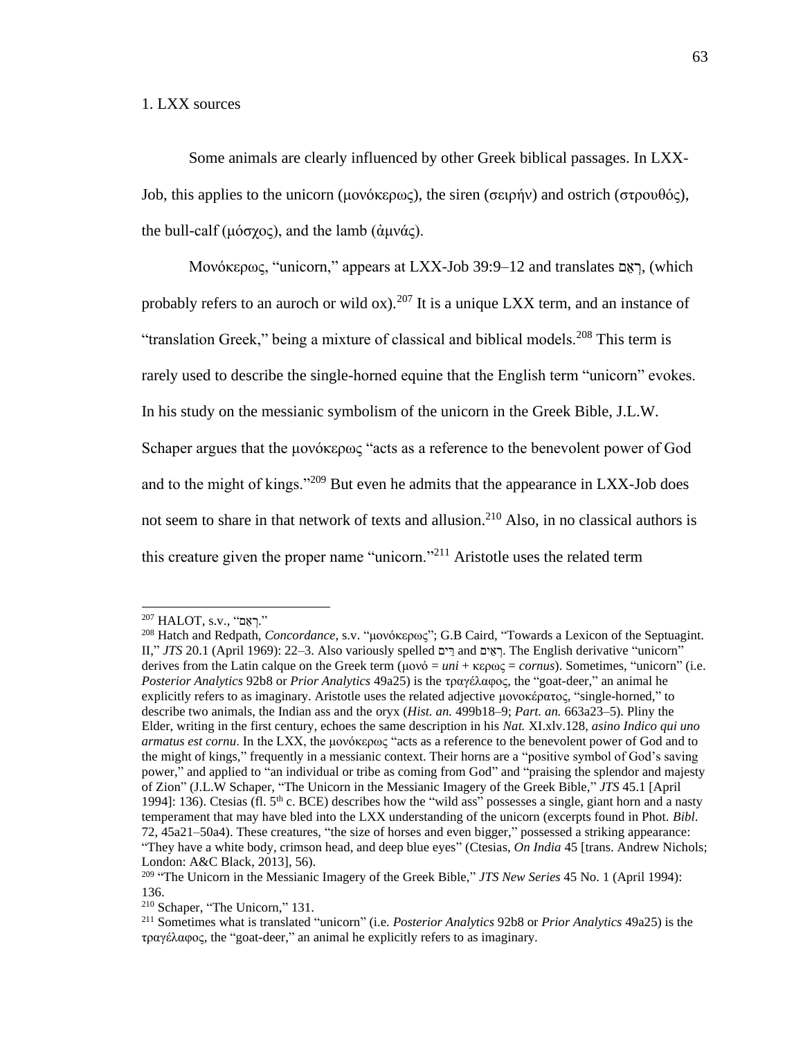1. LXX sources

Some animals are clearly influenced by other Greek biblical passages. In LXX-Job, this applies to the unicorn (μονόκερως), the siren (σειρήν) and ostrich (στρουθός), the bull-calf (μόσχος), and the lamb (ἀμνάς).

Μονόκερως, "unicorn," appears at LXX-Job 39:9–12 and translates רְאֵם, (which probably refers to an auroch or wild ox).[207] It is a unique LXX term, and an instance of "translation Greek," being a mixture of classical and biblical models.[208] This term is rarely used to describe the single-horned equine that the English term "unicorn" evokes. In his study on the messianic symbolism of the unicorn in the Greek Bible, J.L.W. Schaper argues that the μονόκερως "acts as a reference to the benevolent power of God and to the might of kings."[209] But even he admits that the appearance in LXX-Job does not seem to share in that network of texts and allusion.[210] Also, in no classical authors is this creature given the proper name "unicorn."[211] Aristotle uses the related term

---

[207] HALOT, s.v., "רְאֵם."

[208] Hatch and Redpath, *Concordance*, s.v. "μονόκερως"; G.B Caird, "Towards a Lexicon of the Septuagint. II," *JTS* 20.1 (April 1969): 22–3. Also variously spelled רֵים and רְאֵים. The English derivative "unicorn" derives from the Latin calque on the Greek term (μονό = *uni* + κερως = *cornus*). Sometimes, "unicorn" (i.e. *Posterior Analytics* 92b8 or *Prior Analytics* 49a25) is the τραγέλαφος, the "goat-deer," an animal he explicitly refers to as imaginary. Aristotle uses the related adjective μονοκέρατος, "single-horned," to describe two animals, the Indian ass and the oryx (*Hist. an.* 499b18–9; *Part. an.* 663a23–5). Pliny the Elder, writing in the first century, echoes the same description in his *Nat.* XI.xlv.128, *asino Indico qui uno armatus est cornu*. In the LXX, the μονόκερως "acts as a reference to the benevolent power of God and to the might of kings," frequently in a messianic context. Their horns are a "positive symbol of God's saving power," and applied to "an individual or tribe as coming from God" and "praising the splendor and majesty of Zion" (J.L.W Schaper, "The Unicorn in the Messianic Imagery of the Greek Bible," *JTS* 45.1 [April 1994]: 136). Ctesias (fl. 5th c. BCE) describes how the "wild ass" possesses a single, giant horn and a nasty temperament that may have bled into the LXX understanding of the unicorn (excerpts found in Phot. *Bibl.* 72, 45a21–50a4). These creatures, "the size of horses and even bigger," possessed a striking appearance: "They have a white body, crimson head, and deep blue eyes" (Ctesias, *On India* 45 [trans. Andrew Nichols; London: A&C Black, 2013], 56).

[209] "The Unicorn in the Messianic Imagery of the Greek Bible," *JTS New Series* 45 No. 1 (April 1994): 136.

[210] Schaper, "The Unicorn," 131.

[211] Sometimes what is translated "unicorn" (i.e. *Posterior Analytics* 92b8 or *Prior Analytics* 49a25) is the τραγέλαφος, the "goat-deer," an animal he explicitly refers to as imaginary.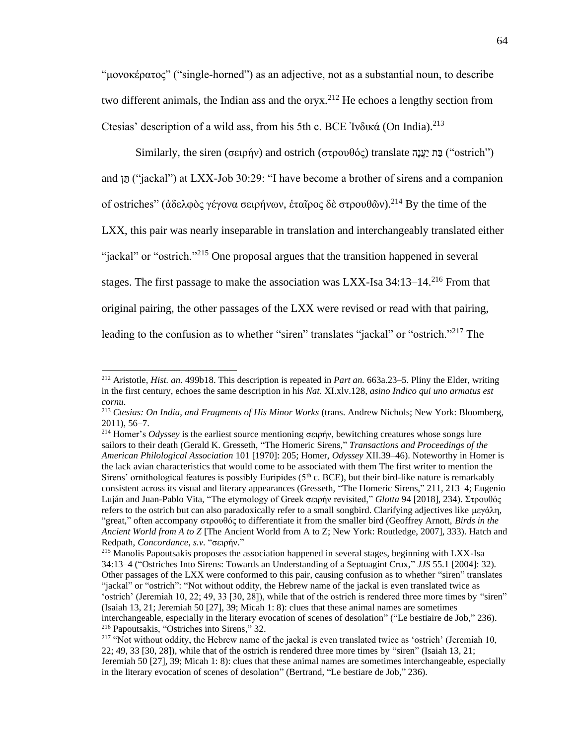"μονοκέρατος" ("single-horned") as an adjective, not as a substantial noun, to describe two different animals, the Indian ass and the oryx.[212] He echoes a lengthy section from Ctesias' description of a wild ass, from his 5th c. BCE Ἰνδικά (On India).[213]

Similarly, the siren (σειρήν) and ostrich (στρουθός) translate בַּת יַעֲנָה ("ostrich") and תַּן ("jackal") at LXX-Job 30:29: "I have become a brother of sirens and a companion of ostriches" (ἀδελφὸς γέγονα σειρήνων, ἑταῖρος δὲ στρουθῶν).[214] By the time of the LXX, this pair was nearly inseparable in translation and interchangeably translated either "jackal" or "ostrich."[215] One proposal argues that the transition happened in several stages. The first passage to make the association was LXX-Isa 34:13–14.[216] From that original pairing, the other passages of the LXX were revised or read with that pairing, leading to the confusion as to whether "siren" translates "jackal" or "ostrich."[217] The

---

[212] Aristotle, *Hist. an.* 499b18. This description is repeated in *Part an.* 663a.23–5. Pliny the Elder, writing in the first century, echoes the same description in his *Nat.* XI.xlv.128, *asino Indico qui uno armatus est cornu*.

[213] *Ctesias: On India, and Fragments of His Minor Works* (trans. Andrew Nichols; New York: Bloomberg, 2011), 56–7.

[214] Homer's *Odyssey* is the earliest source mentioning σειρήν, bewitching creatures whose songs lure sailors to their death (Gerald K. Gresseth, "The Homeric Sirens," *Transactions and Proceedings of the American Philological Association* 101 [1970]: 205; Homer, *Odyssey* XII.39–46). Noteworthy in Homer is the lack avian characteristics that would come to be associated with them The first writer to mention the Sirens' ornithological features is possibly Euripides (5th c. BCE), but their bird-like nature is remarkably consistent across its visual and literary appearances (Gresseth, "The Homeric Sirens," 211, 213–4; Eugenio Luján and Juan-Pablo Vita, "The etymology of Greek σειρήν revisited," *Glotta* 94 [2018], 234). Στρουθός refers to the ostrich but can also paradoxically refer to a small songbird. Clarifying adjectives like μεγάλη, "great," often accompany στρουθός to differentiate it from the smaller bird (Geoffrey Arnott, *Birds in the Ancient World from A to Z* [The Ancient World from A to Z; New York: Routledge, 2007], 333). Hatch and Redpath, *Concordance*, *s.v.* "σειρήν."

[215] Manolis Papoutsakis proposes the association happened in several stages, beginning with LXX-Isa 34:13–4 ("Ostriches Into Sirens: Towards an Understanding of a Septuagint Crux," *JJS* 55.1 [2004]: 32). Other passages of the LXX were conformed to this pair, causing confusion as to whether "siren" translates "jackal" or "ostrich": "Not without oddity, the Hebrew name of the jackal is even translated twice as 'ostrich' (Jeremiah 10, 22; 49, 33 [30, 28]), while that of the ostrich is rendered three more times by "siren" (Isaiah 13, 21; Jeremiah 50 [27], 39; Micah 1: 8): clues that these animal names are sometimes interchangeable, especially in the literary evocation of scenes of desolation" ("Le bestiaire de Job," 236).

[216] Papoutsakis, "Ostriches into Sirens," 32.

[217] "Not without oddity, the Hebrew name of the jackal is even translated twice as 'ostrich' (Jeremiah 10, 22; 49, 33 [30, 28]), while that of the ostrich is rendered three more times by "siren" (Isaiah 13, 21; Jeremiah 50 [27], 39; Micah 1: 8): clues that these animal names are sometimes interchangeable, especially in the literary evocation of scenes of desolation" (Bertrand, "Le bestiare de Job," 236).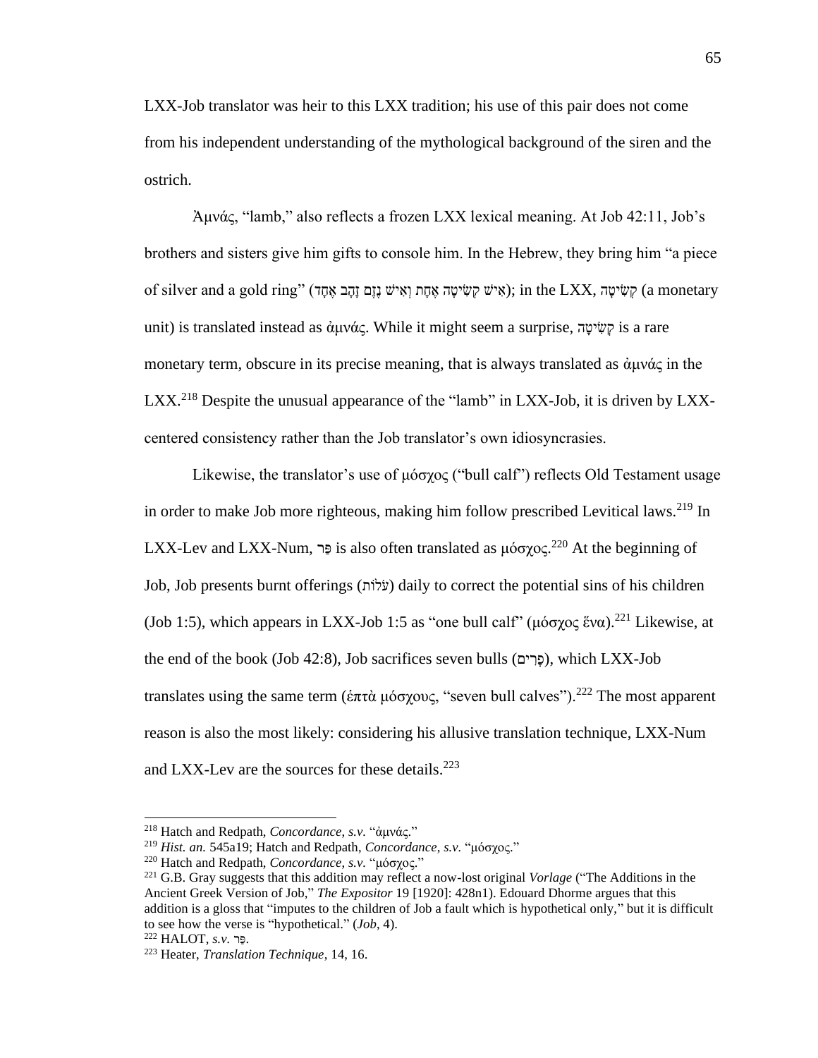LXX-Job translator was heir to this LXX tradition; his use of this pair does not come from his independent understanding of the mythological background of the siren and the ostrich.

Ἀμνάς, "lamb," also reflects a frozen LXX lexical meaning. At Job 42:11, Job's brothers and sisters give him gifts to console him. In the Hebrew, they bring him "a piece of silver and a gold ring" (אִישׁ קְשִׂיטָה אֶחָת וְאִישׁ נֶזֶם זָהָב אֶחָד); in the LXX, קְשִׂיטָה (a monetary unit) is translated instead as ἀμνάς. While it might seem a surprise, קְשִׂיטָה is a rare monetary term, obscure in its precise meaning, that is always translated as ἀμνάς in the LXX.[218] Despite the unusual appearance of the "lamb" in LXX-Job, it is driven by LXX-centered consistency rather than the Job translator's own idiosyncrasies.

Likewise, the translator's use of μόσχος ("bull calf") reflects Old Testament usage in order to make Job more righteous, making him follow prescribed Levitical laws.[219] In LXX-Lev and LXX-Num, פַּר is also often translated as μόσχος.[220] At the beginning of Job, Job presents burnt offerings (עֹלוֹת) daily to correct the potential sins of his children (Job 1:5), which appears in LXX-Job 1:5 as "one bull calf" (μόσχος ἕνα).[221] Likewise, at the end of the book (Job 42:8), Job sacrifices seven bulls (פָרִים), which LXX-Job translates using the same term (ἑπτὰ μόσχους, "seven bull calves").[222] The most apparent reason is also the most likely: considering his allusive translation technique, LXX-Num and LXX-Lev are the sources for these details.[223]

---

[218] Hatch and Redpath, *Concordance*, *s.v.* "ἀμνάς."

[219] *Hist. an.* 545a19; Hatch and Redpath, *Concordance*, *s.v.* "μόσχος."

[220] Hatch and Redpath, *Concordance*, *s.v.* "μόσχος."

[221] G.B. Gray suggests that this addition may reflect a now-lost original *Vorlage* ("The Additions in the Ancient Greek Version of Job," *The Expositor* 19 [1920]: 428n1). Edouard Dhorme argues that this addition is a gloss that "imputes to the children of Job a fault which is hypothetical only," but it is difficult to see how the verse is "hypothetical." (*Job*, 4).

[222] HALOT, *s.v.* פַּר.

[223] Heater, *Translation Technique*, 14, 16.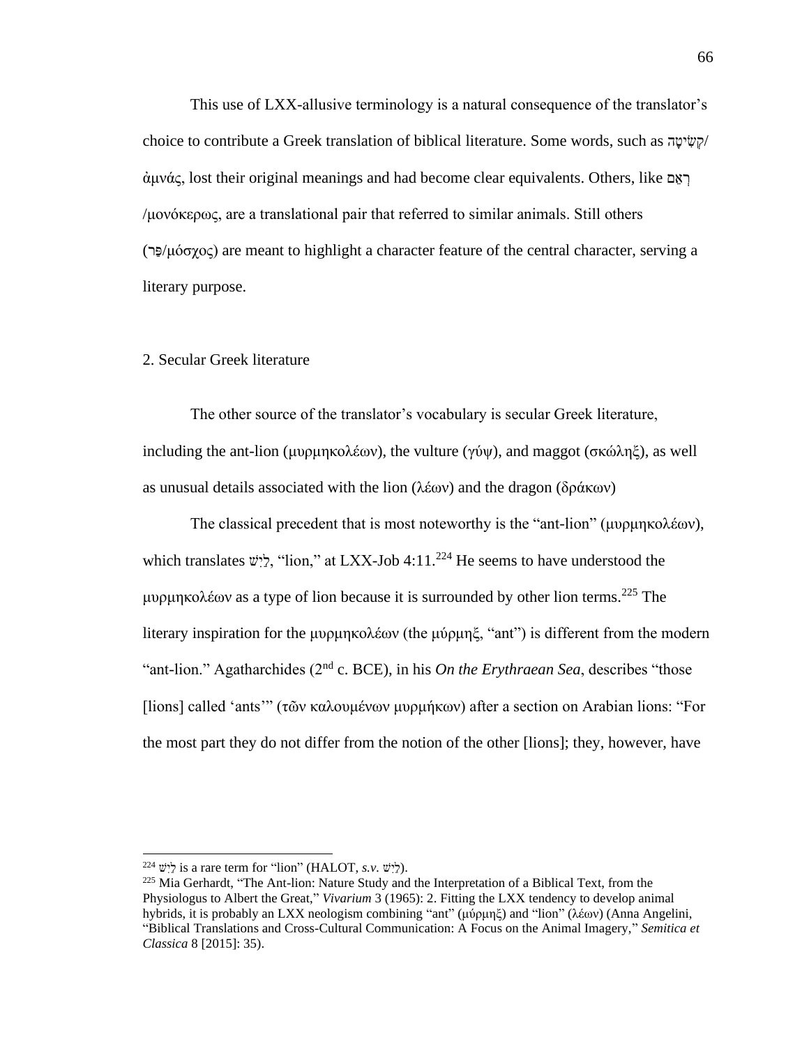This use of LXX-allusive terminology is a natural consequence of the translator's choice to contribute a Greek translation of biblical literature. Some words, such as קְשִׂיטָה/ἀμνάς, lost their original meanings and had become clear equivalents. Others, like רְאֵם /μονόκερως, are a translational pair that referred to similar animals. Still others (פַּר/μόσχος) are meant to highlight a character feature of the central character, serving a literary purpose.

2. Secular Greek literature

The other source of the translator's vocabulary is secular Greek literature, including the ant-lion (μυρμηκολέων), the vulture (γύψ), and maggot (σκώληξ), as well as unusual details associated with the lion (λέων) and the dragon (δράκων)

The classical precedent that is most noteworthy is the "ant-lion" (μυρμηκολέων), which translates לַיִשׁ, "lion," at LXX-Job 4:11.[224] He seems to have understood the μυρμηκολέων as a type of lion because it is surrounded by other lion terms.[225] The literary inspiration for the μυρμηκολέων (the μύρμηξ, "ant") is different from the modern "ant-lion." Agatharchides (2nd c. BCE), in his *On the Erythraean Sea*, describes "those [lions] called 'ants'" (τῶν καλουμένων μυρμήκων) after a section on Arabian lions: "For the most part they do not differ from the notion of the other [lions]; they, however, have

---

[224] לַיִשׁ is a rare term for "lion" (HALOT, *s.v.* לַיִשׁ).

[225] Mia Gerhardt, "The Ant-lion: Nature Study and the Interpretation of a Biblical Text, from the Physiologus to Albert the Great," *Vivarium* 3 (1965): 2. Fitting the LXX tendency to develop animal hybrids, it is probably an LXX neologism combining "ant" (μύρμηξ) and "lion" (λέων) (Anna Angelini, "Biblical Translations and Cross-Cultural Communication: A Focus on the Animal Imagery," *Semitica et Classica* 8 [2015]: 35).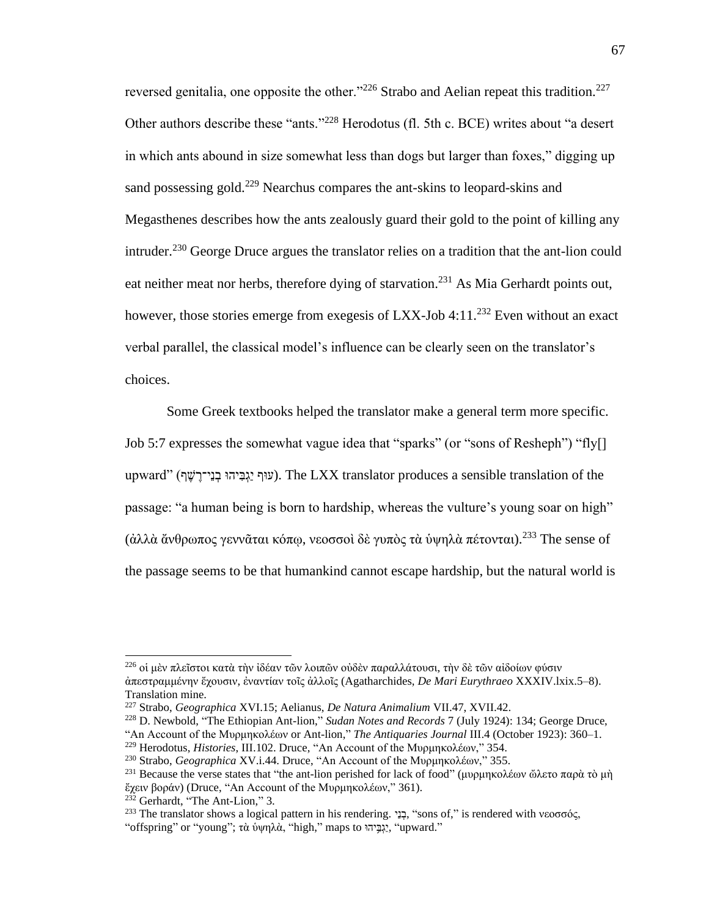reversed genitalia, one opposite the other."[226] Strabo and Aelian repeat this tradition.[227] Other authors describe these "ants."[228] Herodotus (fl. 5th c. BCE) writes about "a desert in which ants abound in size somewhat less than dogs but larger than foxes," digging up sand possessing gold.[229] Nearchus compares the ant-skins to leopard-skins and Megasthenes describes how the ants zealously guard their gold to the point of killing any intruder.[230] George Druce argues the translator relies on a tradition that the ant-lion could eat neither meat nor herbs, therefore dying of starvation.[231] As Mia Gerhardt points out, however, those stories emerge from exegesis of LXX-Job 4:11.[232] Even without an exact verbal parallel, the classical model's influence can be clearly seen on the translator's choices.

Some Greek textbooks helped the translator make a general term more specific. Job 5:7 expresses the somewhat vague idea that "sparks" (or "sons of Resheph") "fly[] upward" (עוּף יַגְבִּיהוּ בְנֵי־רֶשֶׁף). The LXX translator produces a sensible translation of the passage: "a human being is born to hardship, whereas the vulture's young soar on high" (ἀλλὰ ἄνθρωπος γεννᾶται κόπῳ, νεοσσοὶ δὲ γυπὸς τὰ ὑψηλὰ πέτονται).[233] The sense of the passage seems to be that humankind cannot escape hardship, but the natural world is

---

[226] οἱ μὲν πλεῖστοι κατὰ τὴν ἰδέαν τῶν λοιπῶν οὐδὲν παραλλάτουσι, τὴν δὲ τῶν αἰδοίων φύσιν ἀπεστραμμένην ἔχουσιν, ἐναντίαν τοῖς ἀλλοῖς (Agatharchides, *De Mari Eurythraeo* XXXIV.lxix.5–8). Translation mine.

[227] Strabo, *Geographica* XVI.15; Aelianus, *De Natura Animalium* VII.47, XVII.42.

[228] D. Newbold, "The Ethiopian Ant-lion," *Sudan Notes and Records* 7 (July 1924): 134; George Druce, "An Account of the Μυρμηκολέων or Ant-lion," *The Antiquaries Journal* III.4 (October 1923): 360–1.

[229] Herodotus, *Histories*, III.102. Druce, "An Account of the Μυρμηκολέων," 354.

[230] Strabo, *Geographica* XV.i.44. Druce, "An Account of the Μυρμηκολέων," 355.

[231] Because the verse states that "the ant-lion perished for lack of food" (μυρμηκολέων ὤλετο παρὰ τὸ μὴ ἔχειν βοράν) (Druce, "An Account of the Μυρμηκολέων," 361).

[232] Gerhardt, "The Ant-Lion," 3.

[233] The translator shows a logical pattern in his rendering. בְנֵי, "sons of," is rendered with νεοσσός, "offspring" or "young"; τὰ ὑψηλὰ, "high," maps to יַגְבִּיהוּ, "upward."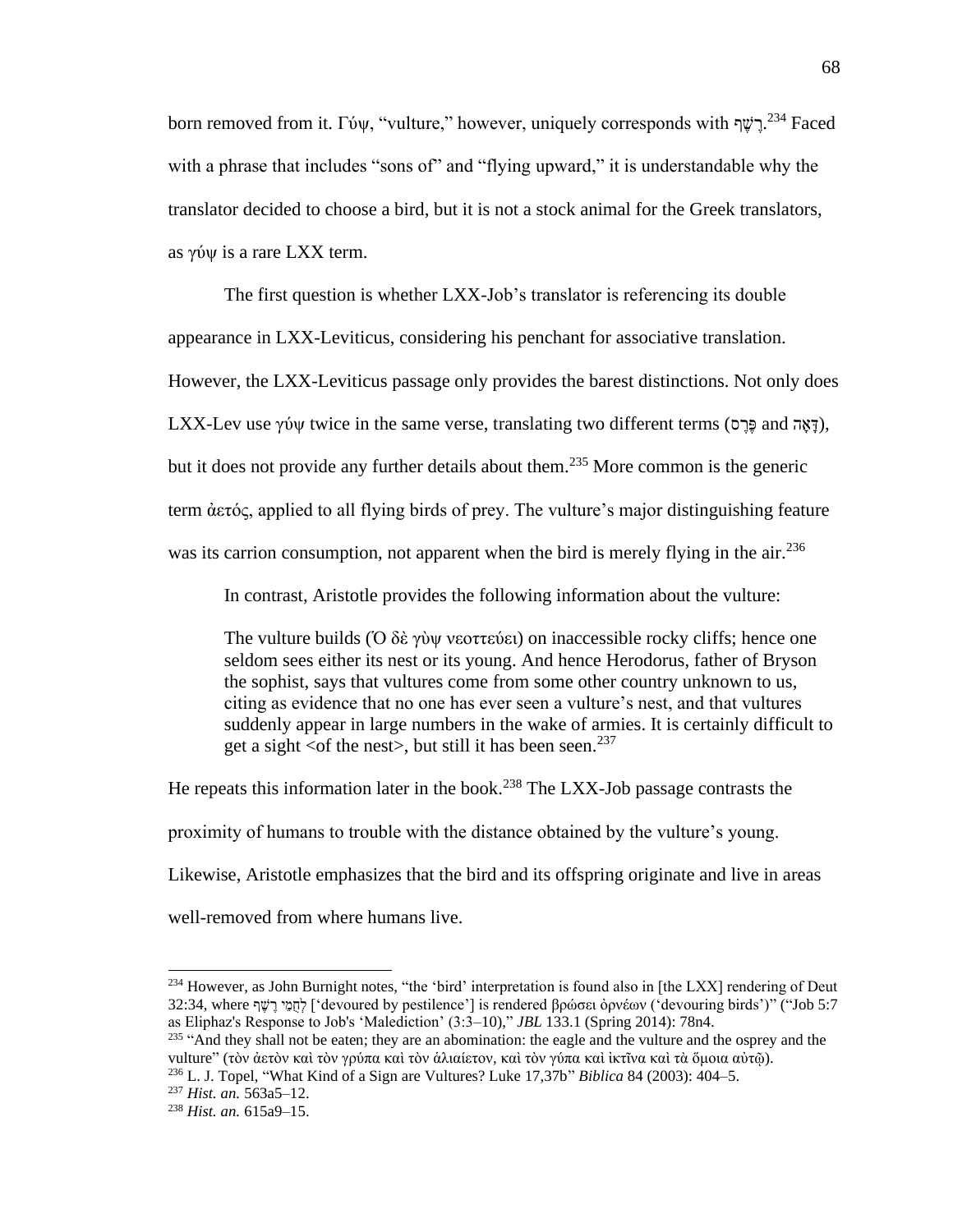born removed from it. Γύψ, "vulture," however, uniquely corresponds with רֶשֶׁף.[234] Faced with a phrase that includes "sons of" and "flying upward," it is understandable why the translator decided to choose a bird, but it is not a stock animal for the Greek translators, as γύψ is a rare LXX term.

The first question is whether LXX-Job's translator is referencing its double appearance in LXX-Leviticus, considering his penchant for associative translation. However, the LXX-Leviticus passage only provides the barest distinctions. Not only does LXX-Lev use γύψ twice in the same verse, translating two different terms (פֶּרֶס and דָּאָה), but it does not provide any further details about them.[235] More common is the generic term ἀετός, applied to all flying birds of prey. The vulture's major distinguishing feature was its carrion consumption, not apparent when the bird is merely flying in the air.[236]

In contrast, Aristotle provides the following information about the vulture:

> The vulture builds (Ὁ δὲ γὺψ νεοττεύει) on inaccessible rocky cliffs; hence one seldom sees either its nest or its young. And hence Herodorus, father of Bryson the sophist, says that vultures come from some other country unknown to us, citing as evidence that no one has ever seen a vulture's nest, and that vultures suddenly appear in large numbers in the wake of armies. It is certainly difficult to get a sight <of the nest>, but still it has been seen.[237]

He repeats this information later in the book.[238] The LXX-Job passage contrasts the proximity of humans to trouble with the distance obtained by the vulture's young. Likewise, Aristotle emphasizes that the bird and its offspring originate and live in areas well-removed from where humans live.

---

[234] However, as John Burnight notes, "the 'bird' interpretation is found also in [the LXX] rendering of Deut 32:34, where לְחֻמֵי רֶשֶׁף ['devoured by pestilence'] is rendered βρώσει ὀρνέων ('devouring birds')" ("Job 5:7 as Eliphaz's Response to Job's 'Malediction' (3:3–10)," *JBL* 133.1 (Spring 2014): 78n4.

[235] "And they shall not be eaten; they are an abomination: the eagle and the vulture and the osprey and the vulture" (τὸν ἀετὸν καὶ τὸν γρύπα καὶ τὸν ἁλιαίετον, καὶ τὸν γύπα καὶ ἰκτῖνα καὶ τὰ ὅμοια αὐτῷ).

[236] L. J. Topel, "What Kind of a Sign are Vultures? Luke 17,37b" *Biblica* 84 (2003): 404–5.

[237] *Hist. an.* 563a5–12.

[238] *Hist. an.* 615a9–15.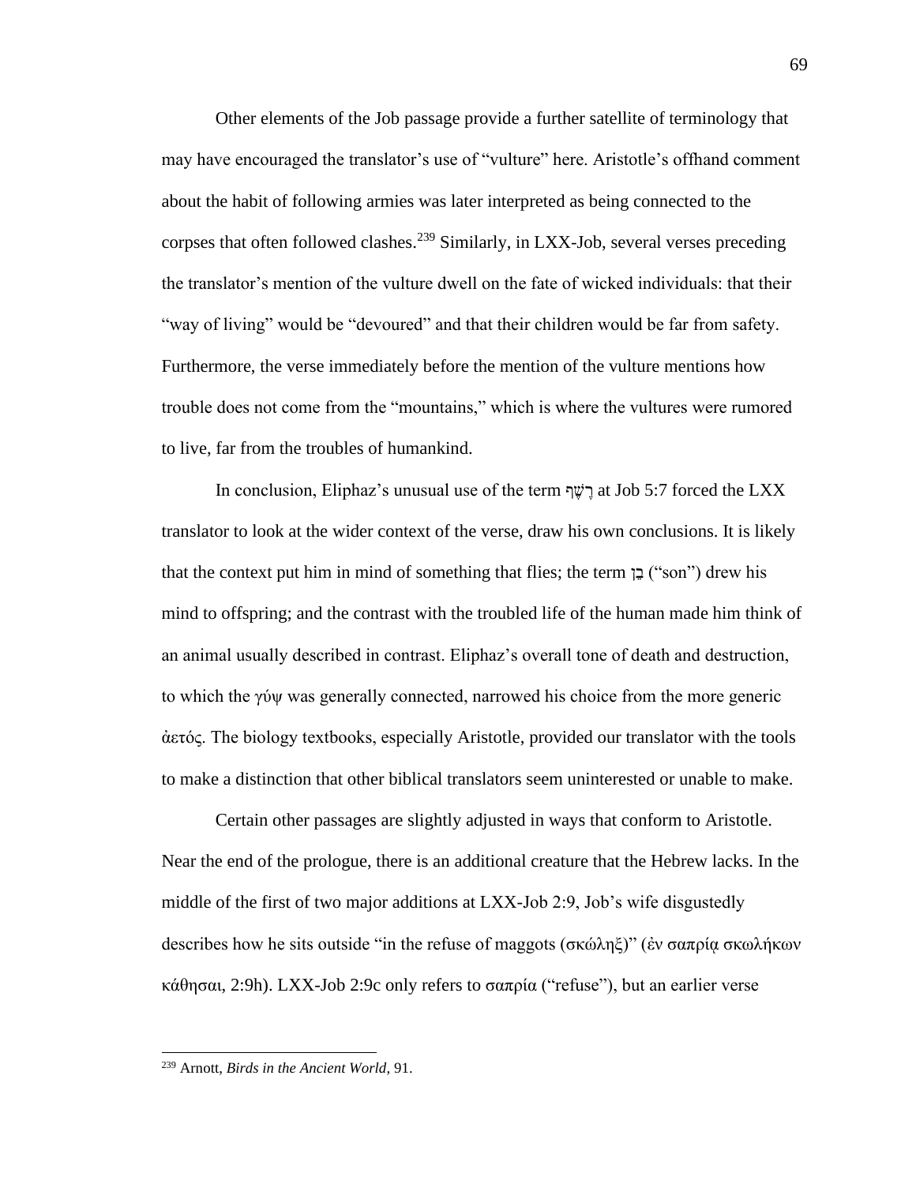Other elements of the Job passage provide a further satellite of terminology that may have encouraged the translator's use of "vulture" here. Aristotle's offhand comment about the habit of following armies was later interpreted as being connected to the corpses that often followed clashes.[239] Similarly, in LXX-Job, several verses preceding the translator's mention of the vulture dwell on the fate of wicked individuals: that their "way of living" would be "devoured" and that their children would be far from safety. Furthermore, the verse immediately before the mention of the vulture mentions how trouble does not come from the "mountains," which is where the vultures were rumored to live, far from the troubles of humankind.

In conclusion, Eliphaz's unusual use of the term רֶשֶׁף at Job 5:7 forced the LXX translator to look at the wider context of the verse, draw his own conclusions. It is likely that the context put him in mind of something that flies; the term בֵּן ("son") drew his mind to offspring; and the contrast with the troubled life of the human made him think of an animal usually described in contrast. Eliphaz's overall tone of death and destruction, to which the γύψ was generally connected, narrowed his choice from the more generic ἀετός. The biology textbooks, especially Aristotle, provided our translator with the tools to make a distinction that other biblical translators seem uninterested or unable to make.

Certain other passages are slightly adjusted in ways that conform to Aristotle. Near the end of the prologue, there is an additional creature that the Hebrew lacks. In the middle of the first of two major additions at LXX-Job 2:9, Job's wife disgustedly describes how he sits outside "in the refuse of maggots (σκώληξ)" (ἐν σαπρίᾳ σκωλήκων κάθησαι, 2:9h). LXX-Job 2:9c only refers to σαπρία ("refuse"), but an earlier verse

---

[239] Arnott, *Birds in the Ancient World*, 91.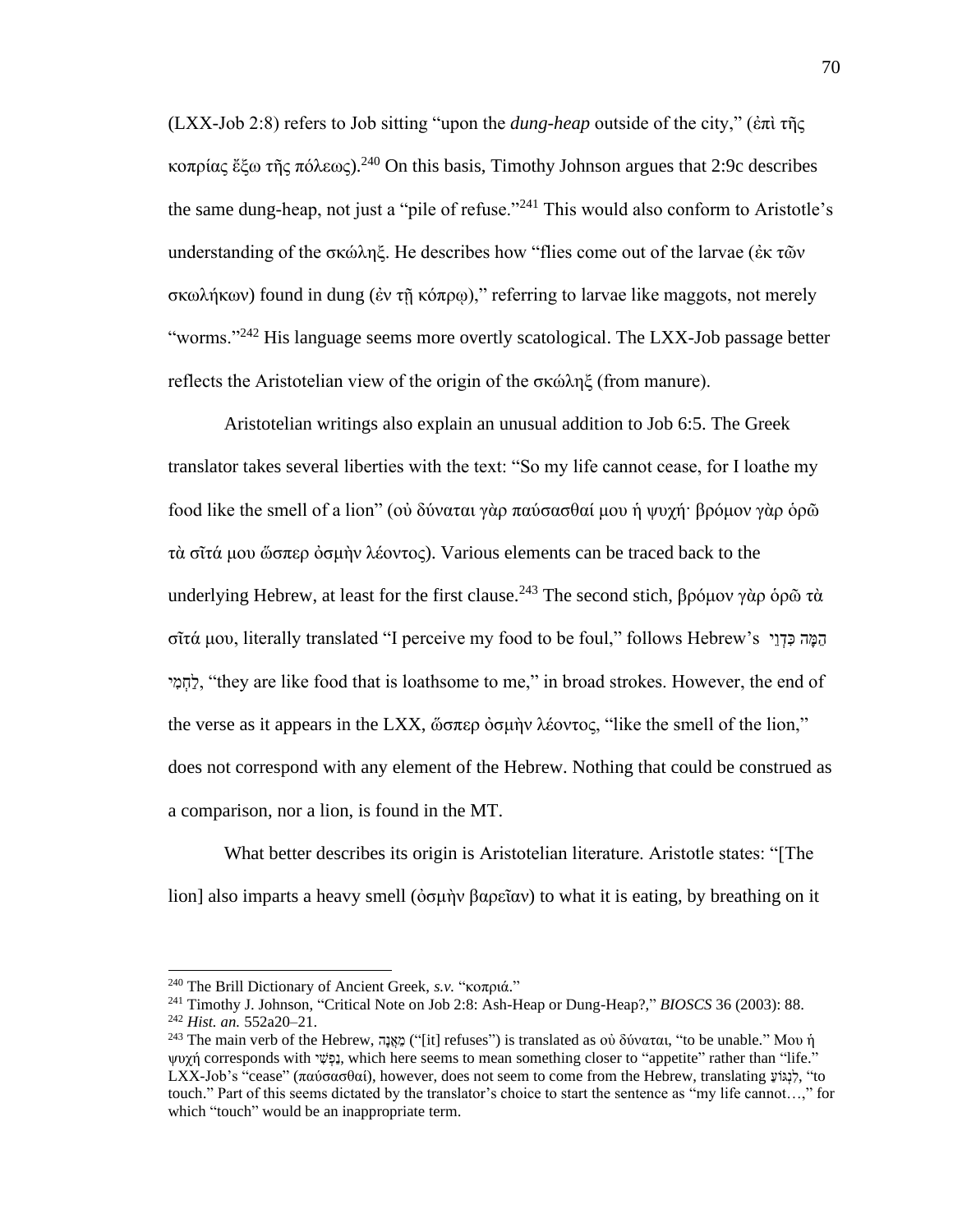(LXX-Job 2:8) refers to Job sitting "upon the *dung-heap* outside of the city," (ἐπὶ τῆς κοπρίας ἔξω τῆς πόλεως).[240] On this basis, Timothy Johnson argues that 2:9c describes the same dung-heap, not just a "pile of refuse."[241] This would also conform to Aristotle's understanding of the σκώληξ. He describes how "flies come out of the larvae (ἐκ τῶν σκωλήκων) found in dung (ἐν τῇ κόπρῳ)," referring to larvae like maggots, not merely "worms."[242] His language seems more overtly scatological. The LXX-Job passage better reflects the Aristotelian view of the origin of the σκώληξ (from manure).

Aristotelian writings also explain an unusual addition to Job 6:5. The Greek translator takes several liberties with the text: "So my life cannot cease, for I loathe my food like the smell of a lion" (οὐ δύναται γὰρ παύσασθαί μου ἡ ψυχή· βρόμον γὰρ ὁρῶ τὰ σῖτά μου ὥσπερ ὀσμὴν λέοντος). Various elements can be traced back to the underlying Hebrew, at least for the first clause.[243] The second stich, βρόμον γὰρ ὁρῶ τὰ σῖτά μου, literally translated "I perceive my food to be foul," follows Hebrew's הֵמָּה כִּדְוֵי לַחְמִי, "they are like food that is loathsome to me," in broad strokes. However, the end of the verse as it appears in the LXX, ὥσπερ ὀσμὴν λέοντος, "like the smell of the lion," does not correspond with any element of the Hebrew. Nothing that could be construed as a comparison, nor a lion, is found in the MT.

What better describes its origin is Aristotelian literature. Aristotle states: "[The lion] also imparts a heavy smell (ὀσμὴν βαρεῖαν) to what it is eating, by breathing on it

---

[240] The Brill Dictionary of Ancient Greek, *s.v.* "κοπριά."

[241] Timothy J. Johnson, "Critical Note on Job 2:8: Ash-Heap or Dung-Heap?," *BIOSCS* 36 (2003): 88.

[242] *Hist. an.* 552a20–21.

[243] The main verb of the Hebrew, מֵאֲנָה ("[it] refuses") is translated as οὐ δύναται, "to be unable." Μου ἡ ψυχή corresponds with נַפְשִׁי, which here seems to mean something closer to "appetite" rather than "life." LXX-Job's "cease" (παύσασθαί), however, does not seem to come from the Hebrew, translating לִנְגּוֹעַ, "to touch." Part of this seems dictated by the translator's choice to start the sentence as "my life cannot…," for which "touch" would be an inappropriate term.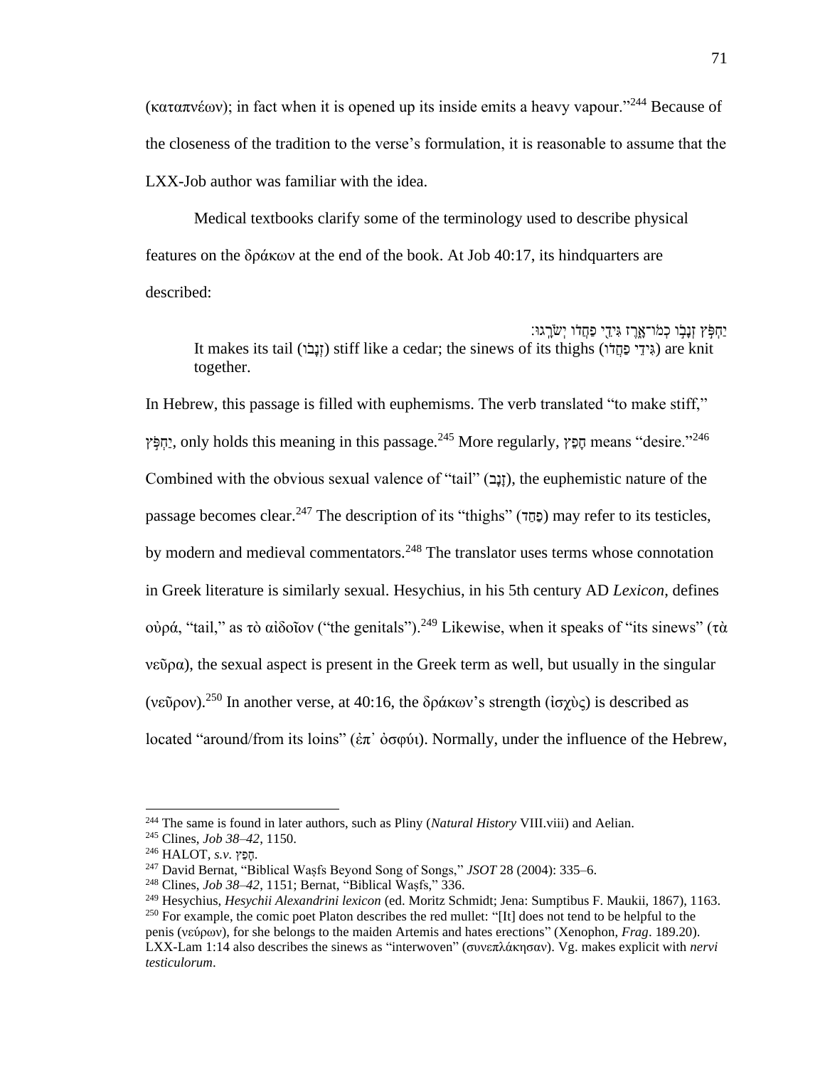(καταπνέων); in fact when it is opened up its inside emits a heavy vapour."[244] Because of the closeness of the tradition to the verse's formulation, it is reasonable to assume that the LXX-Job author was familiar with the idea.

Medical textbooks clarify some of the terminology used to describe physical features on the δράκων at the end of the book. At Job 40:17, its hindquarters are described:

> יַחְפֹּ֣ץ זְנָבוֹ כְמוֹ־אָ֑רֶז גִּידֵ֥י פַחֲדוֹ יְשֹׂרָֽגוּ׃
> It makes its tail (זְנָבוֹ) stiff like a cedar; the sinews of its thighs (גִּידֵי פַחֲדוֹ) are knit together.

In Hebrew, this passage is filled with euphemisms. The verb translated "to make stiff," יַחְפֹּץ, only holds this meaning in this passage.[245] More regularly, חָפֵץ means "desire."[246] Combined with the obvious sexual valence of "tail" (זָנָב), the euphemistic nature of the passage becomes clear.[247] The description of its "thighs" (פַּחַד) may refer to its testicles, by modern and medieval commentators.[248] The translator uses terms whose connotation in Greek literature is similarly sexual. Hesychius, in his 5th century AD *Lexicon*, defines οὐρά, "tail," as τὸ αἰδοῖον ("the genitals").[249] Likewise, when it speaks of "its sinews" (τὰ νεῦρα), the sexual aspect is present in the Greek term as well, but usually in the singular (νεῦρον).[250] In another verse, at 40:16, the δράκων's strength (ἰσχὺς) is described as located "around/from its loins" (ἐπ᾽ ὀσφύι). Normally, under the influence of the Hebrew,

---

[244] The same is found in later authors, such as Pliny (*Natural History* VIII.viii) and Aelian.

[245] Clines, *Job 38–42*, 1150.

[246] HALOT, *s.v.* חָפֵץ.

[247] David Bernat, "Biblical Waṣfs Beyond Song of Songs," *JSOT* 28 (2004): 335–6.

[248] Clines, *Job 38–42*, 1151; Bernat, "Biblical Waṣfs," 336.

[249] Hesychius, *Hesychii Alexandrini lexicon* (ed. Moritz Schmidt; Jena: Sumptibus F. Maukii, 1867), 1163.

[250] For example, the comic poet Platon describes the red mullet: "[It] does not tend to be helpful to the penis (νεύρων), for she belongs to the maiden Artemis and hates erections" (Xenophon, *Frag*. 189.20). LXX-Lam 1:14 also describes the sinews as "interwoven" (συνεπλάκησαν). Vg. makes explicit with *nervi testiculorum*.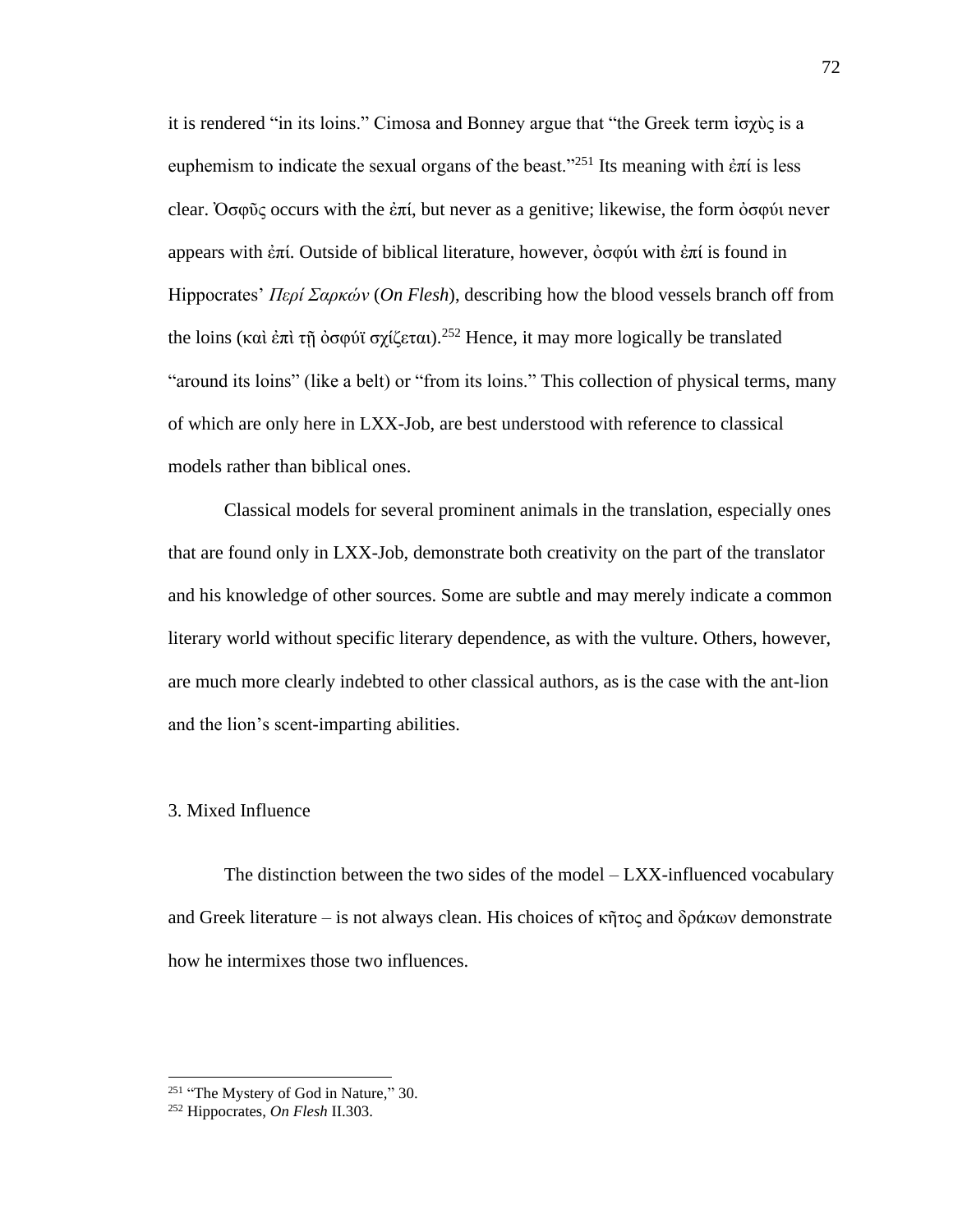it is rendered "in its loins." Cimosa and Bonney argue that "the Greek term ἰσχὺς is a euphemism to indicate the sexual organs of the beast."[251] Its meaning with ἐπί is less clear. Ὀσφῦς occurs with the ἐπί, but never as a genitive; likewise, the form ὀσφύι never appears with ἐπί. Outside of biblical literature, however, ὀσφύι with ἐπί is found in Hippocrates' *Περί Σαρκών* (*On Flesh*), describing how the blood vessels branch off from the loins (καὶ ἐπὶ τῇ ὀσφύϊ σχίζεται).[252] Hence, it may more logically be translated "around its loins" (like a belt) or "from its loins." This collection of physical terms, many of which are only here in LXX-Job, are best understood with reference to classical models rather than biblical ones.

Classical models for several prominent animals in the translation, especially ones that are found only in LXX-Job, demonstrate both creativity on the part of the translator and his knowledge of other sources. Some are subtle and may merely indicate a common literary world without specific literary dependence, as with the vulture. Others, however, are much more clearly indebted to other classical authors, as is the case with the ant-lion and the lion's scent-imparting abilities.

### 3. Mixed Influence

The distinction between the two sides of the model – LXX-influenced vocabulary and Greek literature – is not always clean. His choices of κῆτος and δράκων demonstrate how he intermixes those two influences.

[251] "The Mystery of God in Nature," 30.

[252] Hippocrates, *On Flesh* II.303.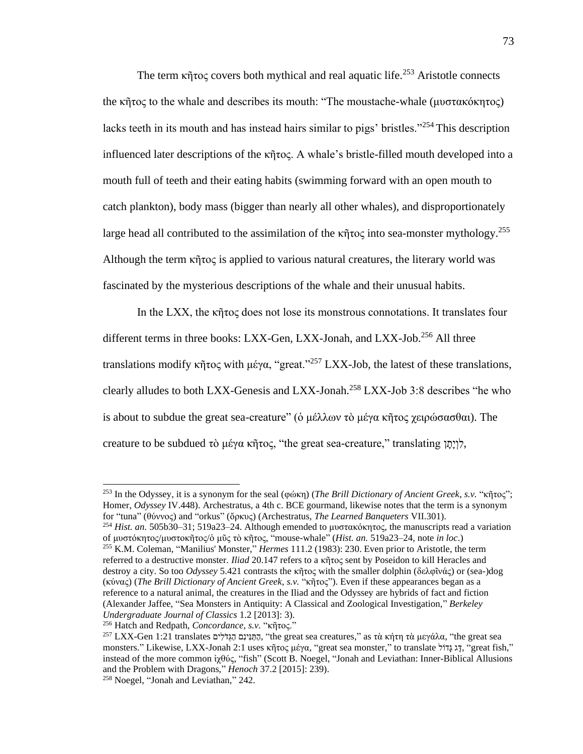The term κῆτος covers both mythical and real aquatic life.[253] Aristotle connects the κῆτος to the whale and describes its mouth: "The moustache-whale (μυστακόκητος) lacks teeth in its mouth and has instead hairs similar to pigs' bristles."[254] This description influenced later descriptions of the κῆτος. A whale's bristle-filled mouth developed into a mouth full of teeth and their eating habits (swimming forward with an open mouth to catch plankton), body mass (bigger than nearly all other whales), and disproportionately large head all contributed to the assimilation of the κῆτος into sea-monster mythology.[255] Although the term κῆτος is applied to various natural creatures, the literary world was fascinated by the mysterious descriptions of the whale and their unusual habits.

In the LXX, the κῆτος does not lose its monstrous connotations. It translates four different terms in three books: LXX-Gen, LXX-Jonah, and LXX-Job.[256] All three translations modify κῆτος with μέγα, "great."[257] LXX-Job, the latest of these translations, clearly alludes to both LXX-Genesis and LXX-Jonah.[258] LXX-Job 3:8 describes "he who is about to subdue the great sea-creature" (ὁ μέλλων τὸ μέγα κῆτος χειρώσασθαι). The creature to be subdued τὸ μέγα κῆτος, "the great sea-creature," translating לִוְיָתָן,

---

[253] In the Odyssey, it is a synonym for the seal (φώκη) (*The Brill Dictionary of Ancient Greek*, *s.v.* "κῆτος"; Homer, *Odyssey* IV.448). Archestratus, a 4th c. BCE gourmand, likewise notes that the term is a synonym for "tuna" (θύννος) and "orkus" (ὄρκυς) (Archestratus, *The Learned Banqueters* VII.301).

[254] *Hist. an*. 505b30–31; 519a23–24. Although emended to μυστακόκητος, the manuscripts read a variation of μυστόκητος/μυστοκῆτος/ὁ μῦς τὸ κῆτος, "mouse-whale" (*Hist. an.* 519a23–24, note *in loc*.)

[255] K.M. Coleman, "Manilius' Monster," *Hermes* 111.2 (1983): 230. Even prior to Aristotle, the term referred to a destructive monster. *Iliad* 20.147 refers to a κῆτος sent by Poseidon to kill Heracles and destroy a city. So too *Odyssey* 5.421 contrasts the κῆτος with the smaller dolphin (δελφῖνάς) or (sea-)dog (κύνας) (*The Brill Dictionary of Ancient Greek*, *s.v.* "κῆτος"). Even if these appearances began as a reference to a natural animal, the creatures in the Iliad and the Odyssey are hybrids of fact and fiction (Alexander Jaffee, "Sea Monsters in Antiquity: A Classical and Zoological Investigation," *Berkeley Undergraduate Journal of Classics* 1.2 [2013]: 3).

[256] Hatch and Redpath, *Concordance*, *s.v.* "κῆτος."

[257] LXX-Gen 1:21 translates הַתַּנִּינִם הַגְּדֹלִים, "the great sea creatures," as τὰ κήτη τὰ μεγάλα, "the great sea monsters." Likewise, LXX-Jonah 2:1 uses κῆτος μέγα, "great sea monster," to translate דָּג גָּדוֹל, "great fish," instead of the more common ἰχθύς, "fish" (Scott B. Noegel, "Jonah and Leviathan: Inner-Biblical Allusions and the Problem with Dragons," *Henoch* 37.2 [2015]: 239).

[258] Noegel, "Jonah and Leviathan," 242.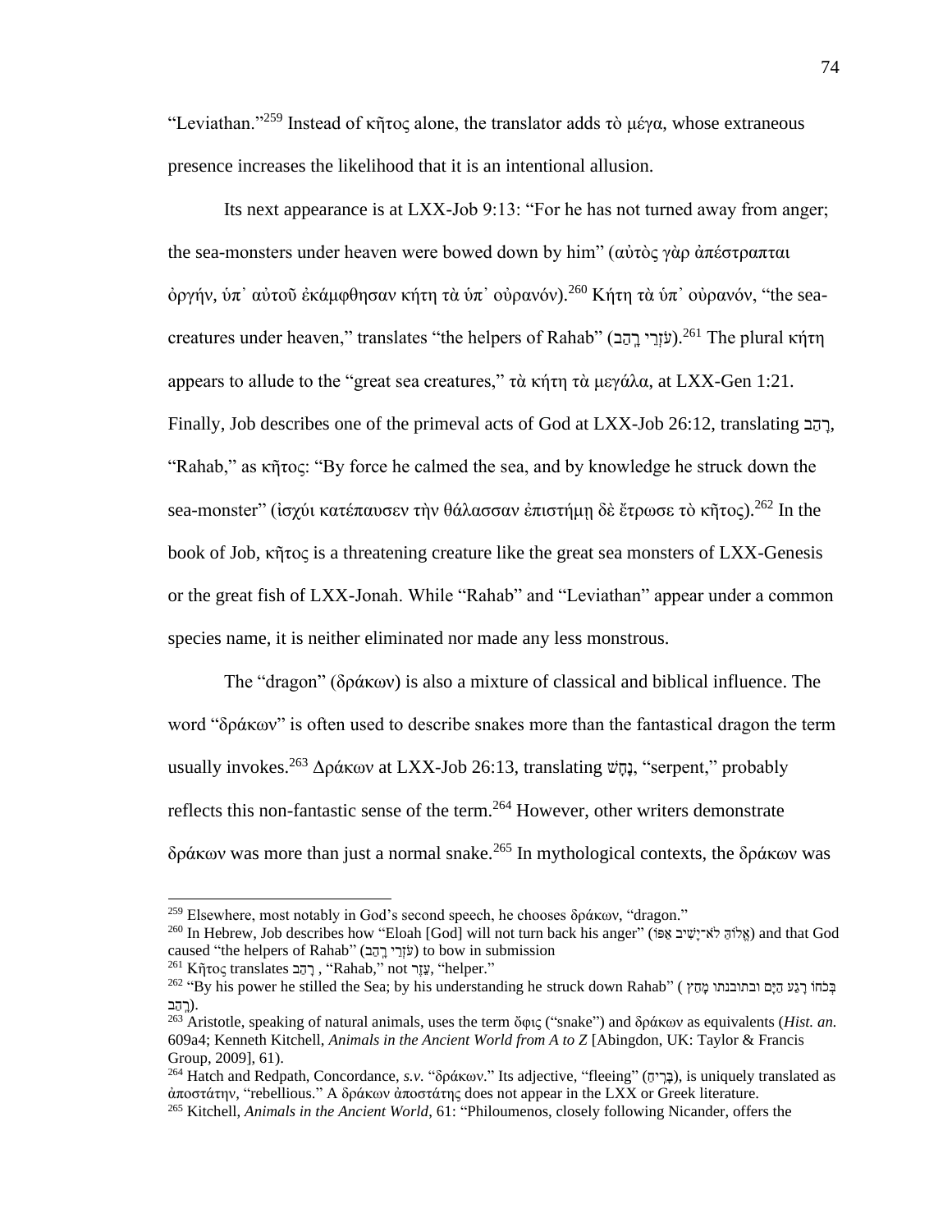"Leviathan."[259] Instead of κῆτος alone, the translator adds τὸ μέγα, whose extraneous presence increases the likelihood that it is an intentional allusion.

Its next appearance is at LXX-Job 9:13: "For he has not turned away from anger; the sea-monsters under heaven were bowed down by him" (αὐτὸς γὰρ ἀπέστραπται ὀργήν, ὑπ᾽ αὐτοῦ ἐκάμφθησαν κήτη τὰ ὑπ᾽ οὐρανόν).[260] Κήτη τὰ ὑπ᾽ οὐρανόν, "the sea-creatures under heaven," translates "the helpers of Rahab" (עֹזְרֵי רָהַב).[261] The plural κήτη appears to allude to the "great sea creatures," τὰ κήτη τὰ μεγάλα, at LXX-Gen 1:21. Finally, Job describes one of the primeval acts of God at LXX-Job 26:12, translating רָהַב, "Rahab," as κῆτος: "By force he calmed the sea, and by knowledge he struck down the sea-monster" (ἰσχύι κατέπαυσεν τὴν θάλασσαν ἐπιστήμῃ δὲ ἔτρωσε τὸ κῆτος).[262] In the book of Job, κῆτος is a threatening creature like the great sea monsters of LXX-Genesis or the great fish of LXX-Jonah. While "Rahab" and "Leviathan" appear under a common species name, it is neither eliminated nor made any less monstrous.

The "dragon" (δράκων) is also a mixture of classical and biblical influence. The word "δράκων" is often used to describe snakes more than the fantastical dragon the term usually invokes.[263] Δράκων at LXX-Job 26:13, translating נָחָשׁ, "serpent," probably reflects this non-fantastic sense of the term.[264] However, other writers demonstrate δράκων was more than just a normal snake.[265] In mythological contexts, the δράκων was

---

[259] Elsewhere, most notably in God's second speech, he chooses δράκων, "dragon."

[260] In Hebrew, Job describes how "Eloah [God] will not turn back his anger" (אֱלוֹהַּ לֹא־יָשִׁיב אַפּוֹ) and that God caused "the helpers of Rahab" (עֹזְרֵי רָהַב) to bow in submission

[261] Κῆτος translates רָהַב , "Rahab," not עֵזֶר, "helper."

[262] "By his power he stilled the Sea; by his understanding he struck down Rahab" (בְּכֹחוֹ רָגַע הַיָּם ובתובנתו מָחַץ רָהַב).

[263] Aristotle, speaking of natural animals, uses the term ὄφις ("snake") and δράκων as equivalents (*Hist. an.* 609a4; Kenneth Kitchell, *Animals in the Ancient World from A to Z* [Abingdon, UK: Taylor & Francis Group, 2009], 61).

[264] Hatch and Redpath, Concordance, *s.v.* "δράκων." Its adjective, "fleeing" (בָּרִחַ), is uniquely translated as ἀποστάτην, "rebellious." A δράκων ἀποστάτης does not appear in the LXX or Greek literature.

[265] Kitchell, *Animals in the Ancient World*, 61: "Philoumenos, closely following Nicander, offers the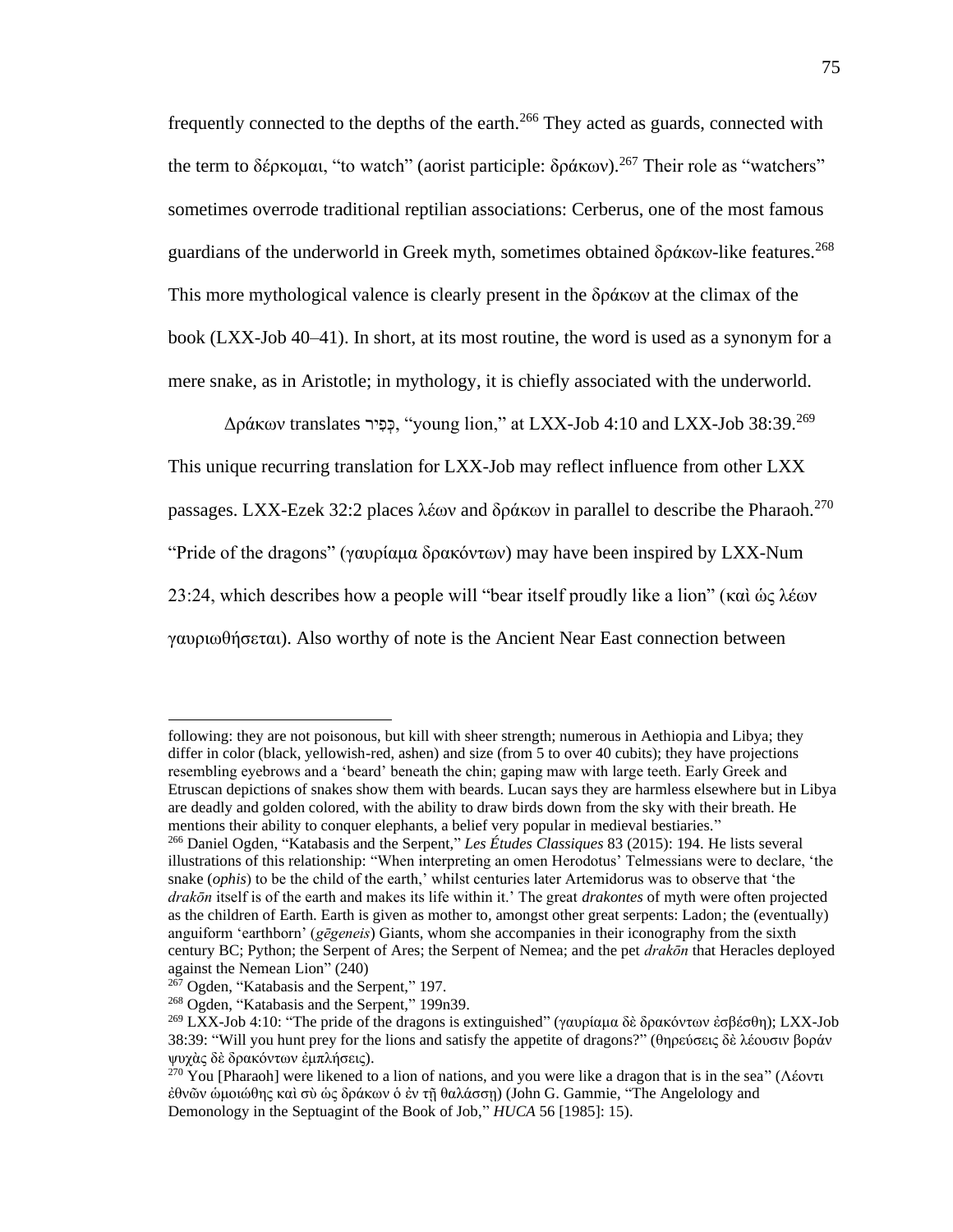frequently connected to the depths of the earth.[266] They acted as guards, connected with the term to δέρκομαι, "to watch" (aorist participle: δράκων).[267] Their role as "watchers" sometimes overrode traditional reptilian associations: Cerberus, one of the most famous guardians of the underworld in Greek myth, sometimes obtained δράκων-like features.[268] This more mythological valence is clearly present in the δράκων at the climax of the book (LXX-Job 40–41). In short, at its most routine, the word is used as a synonym for a mere snake, as in Aristotle; in mythology, it is chiefly associated with the underworld.

Δράκων translates כְּפִיר, "young lion," at LXX-Job 4:10 and LXX-Job 38:39.[269] This unique recurring translation for LXX-Job may reflect influence from other LXX passages. LXX-Ezek 32:2 places λέων and δράκων in parallel to describe the Pharaoh.[270] "Pride of the dragons" (γαυρίαμα δρακόντων) may have been inspired by LXX-Num 23:24, which describes how a people will "bear itself proudly like a lion" (καὶ ὡς λέων γαυριωθήσεται). Also worthy of note is the Ancient Near East connection between

---

following: they are not poisonous, but kill with sheer strength; numerous in Aethiopia and Libya; they differ in color (black, yellowish-red, ashen) and size (from 5 to over 40 cubits); they have projections resembling eyebrows and a 'beard' beneath the chin; gaping maw with large teeth. Early Greek and Etruscan depictions of snakes show them with beards. Lucan says they are harmless elsewhere but in Libya are deadly and golden colored, with the ability to draw birds down from the sky with their breath. He mentions their ability to conquer elephants, a belief very popular in medieval bestiaries."

[266] Daniel Ogden, "Katabasis and the Serpent," *Les Études Classiques* 83 (2015): 194. He lists several illustrations of this relationship: "When interpreting an omen Herodotus' Telmessians were to declare, 'the snake (*ophis*) to be the child of the earth,' whilst centuries later Artemidorus was to observe that 'the *drakōn* itself is of the earth and makes its life within it.' The great *drakontes* of myth were often projected as the children of Earth. Earth is given as mother to, amongst other great serpents: Ladon; the (eventually) anguiform 'earthborn' (*gēgeneis*) Giants, whom she accompanies in their iconography from the sixth century BC; Python; the Serpent of Ares; the Serpent of Nemea; and the pet *drakōn* that Heracles deployed against the Nemean Lion" (240)

[267] Ogden, "Katabasis and the Serpent," 197.

[268] Ogden, "Katabasis and the Serpent," 199n39.

[269] LXX-Job 4:10: "The pride of the dragons is extinguished" (γαυρίαμα δὲ δρακόντων ἐσβέσθη); LXX-Job 38:39: "Will you hunt prey for the lions and satisfy the appetite of dragons?" (θηρεύσεις δὲ λέουσιν βοράν ψυχὰς δὲ δρακόντων ἐμπλήσεις).

[270] You [Pharaoh] were likened to a lion of nations, and you were like a dragon that is in the sea" (Λέοντι ἐθνῶν ὡμοιώθης καὶ σὺ ὡς δράκων ὁ ἐν τῇ θαλάσσῃ) (John G. Gammie, "The Angelology and Demonology in the Septuagint of the Book of Job," *HUCA* 56 [1985]: 15).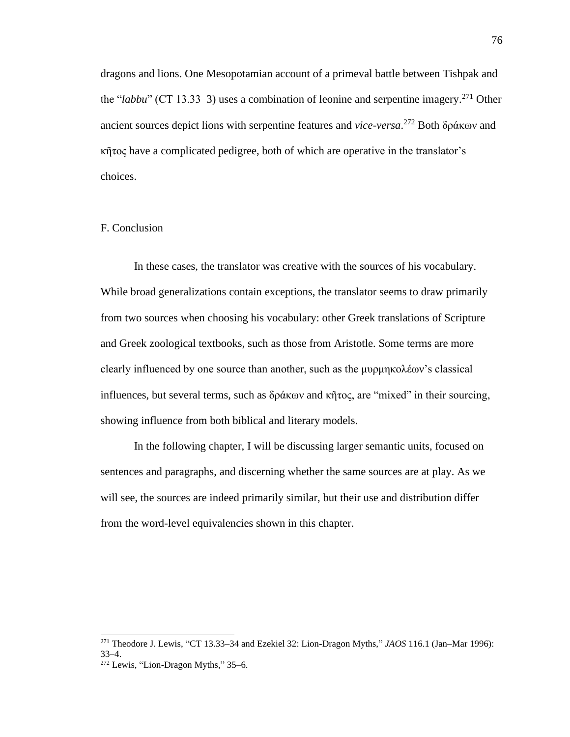dragons and lions. One Mesopotamian account of a primeval battle between Tishpak and the "*labbu*" (CT 13.33–3) uses a combination of leonine and serpentine imagery.[271] Other ancient sources depict lions with serpentine features and *vice-versa*.[272] Both δράκων and κῆτος have a complicated pedigree, both of which are operative in the translator's choices.

## F. Conclusion

In these cases, the translator was creative with the sources of his vocabulary. While broad generalizations contain exceptions, the translator seems to draw primarily from two sources when choosing his vocabulary: other Greek translations of Scripture and Greek zoological textbooks, such as those from Aristotle. Some terms are more clearly influenced by one source than another, such as the μυρμηκολέων's classical influences, but several terms, such as δράκων and κῆτος, are "mixed" in their sourcing, showing influence from both biblical and literary models.

In the following chapter, I will be discussing larger semantic units, focused on sentences and paragraphs, and discerning whether the same sources are at play. As we will see, the sources are indeed primarily similar, but their use and distribution differ from the word-level equivalencies shown in this chapter.

---

[271] Theodore J. Lewis, "CT 13.33–34 and Ezekiel 32: Lion-Dragon Myths," *JAOS* 116.1 (Jan–Mar 1996): 33–4.

[272] Lewis, "Lion-Dragon Myths," 35–6.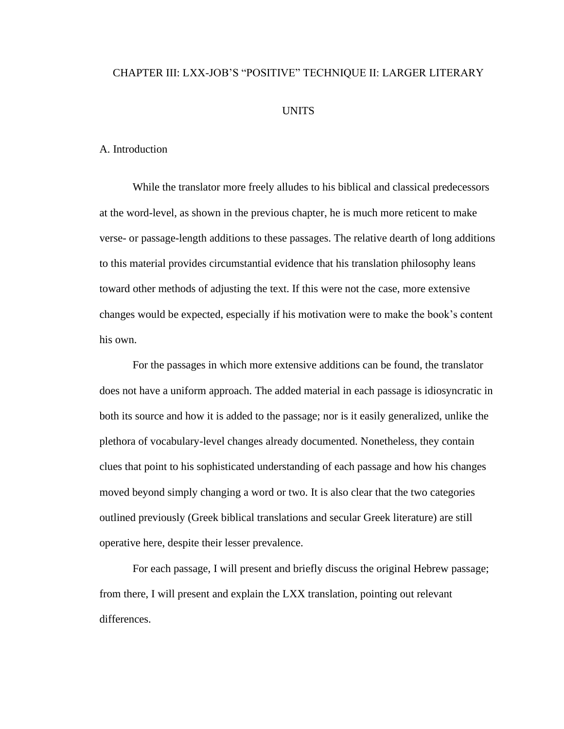# CHAPTER III: LXX-JOB'S "POSITIVE" TECHNIQUE II: LARGER LITERARY UNITS

## A. Introduction

While the translator more freely alludes to his biblical and classical predecessors at the word-level, as shown in the previous chapter, he is much more reticent to make verse- or passage-length additions to these passages. The relative dearth of long additions to this material provides circumstantial evidence that his translation philosophy leans toward other methods of adjusting the text. If this were not the case, more extensive changes would be expected, especially if his motivation were to make the book's content his own.

For the passages in which more extensive additions can be found, the translator does not have a uniform approach. The added material in each passage is idiosyncratic in both its source and how it is added to the passage; nor is it easily generalized, unlike the plethora of vocabulary-level changes already documented. Nonetheless, they contain clues that point to his sophisticated understanding of each passage and how his changes moved beyond simply changing a word or two. It is also clear that the two categories outlined previously (Greek biblical translations and secular Greek literature) are still operative here, despite their lesser prevalence.

For each passage, I will present and briefly discuss the original Hebrew passage; from there, I will present and explain the LXX translation, pointing out relevant differences.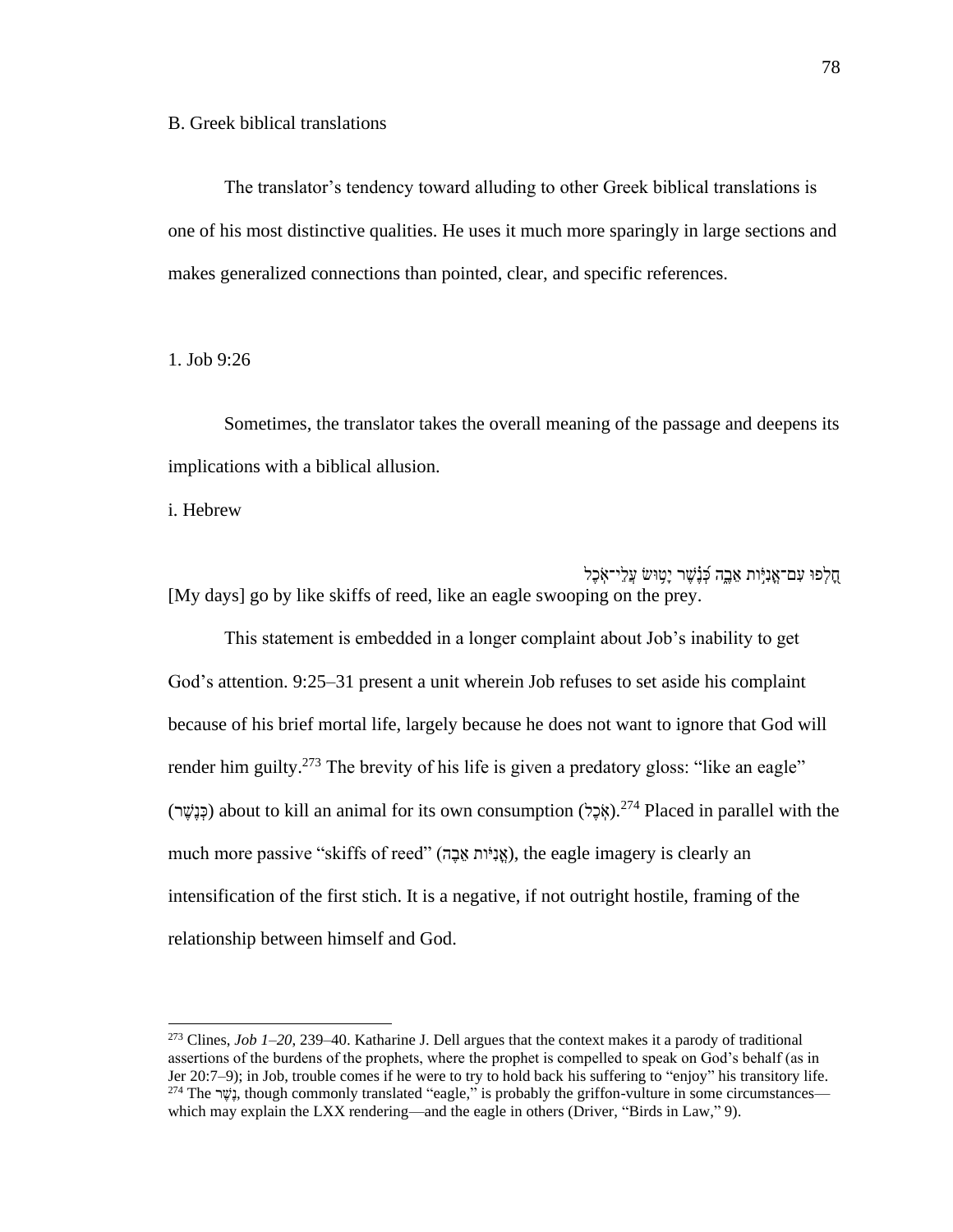B. Greek biblical translations

The translator's tendency toward alluding to other Greek biblical translations is one of his most distinctive qualities. He uses it much more sparingly in large sections and makes generalized connections than pointed, clear, and specific references.

1. Job 9:26

Sometimes, the translator takes the overall meaning of the passage and deepens its implications with a biblical allusion.

i. Hebrew

חָלְפוּ עִם־אֳנִיּוֹת אֵבֶה כְּנֶשֶׁר יָטוּשׂ עֲלֵי־אֹכֶל

[My days] go by like skiffs of reed, like an eagle swooping on the prey.

This statement is embedded in a longer complaint about Job's inability to get God's attention. 9:25–31 present a unit wherein Job refuses to set aside his complaint because of his brief mortal life, largely because he does not want to ignore that God will render him guilty.[273] The brevity of his life is given a predatory gloss: "like an eagle" (כְּנֶשֶׁר) about to kill an animal for its own consumption (אֹכֶל).[274] Placed in parallel with the much more passive "skiffs of reed" (אֳנִיּוֹת אֵבֶה), the eagle imagery is clearly an intensification of the first stich. It is a negative, if not outright hostile, framing of the relationship between himself and God.

---

[273] Clines, *Job 1–20*, 239–40. Katharine J. Dell argues that the context makes it a parody of traditional assertions of the burdens of the prophets, where the prophet is compelled to speak on God's behalf (as in Jer 20:7–9); in Job, trouble comes if he were to try to hold back his suffering to "enjoy" his transitory life.

[274] The נֶשֶׁר, though commonly translated "eagle," is probably the griffon-vulture in some circumstances—which may explain the LXX rendering—and the eagle in others (Driver, "Birds in Law," 9).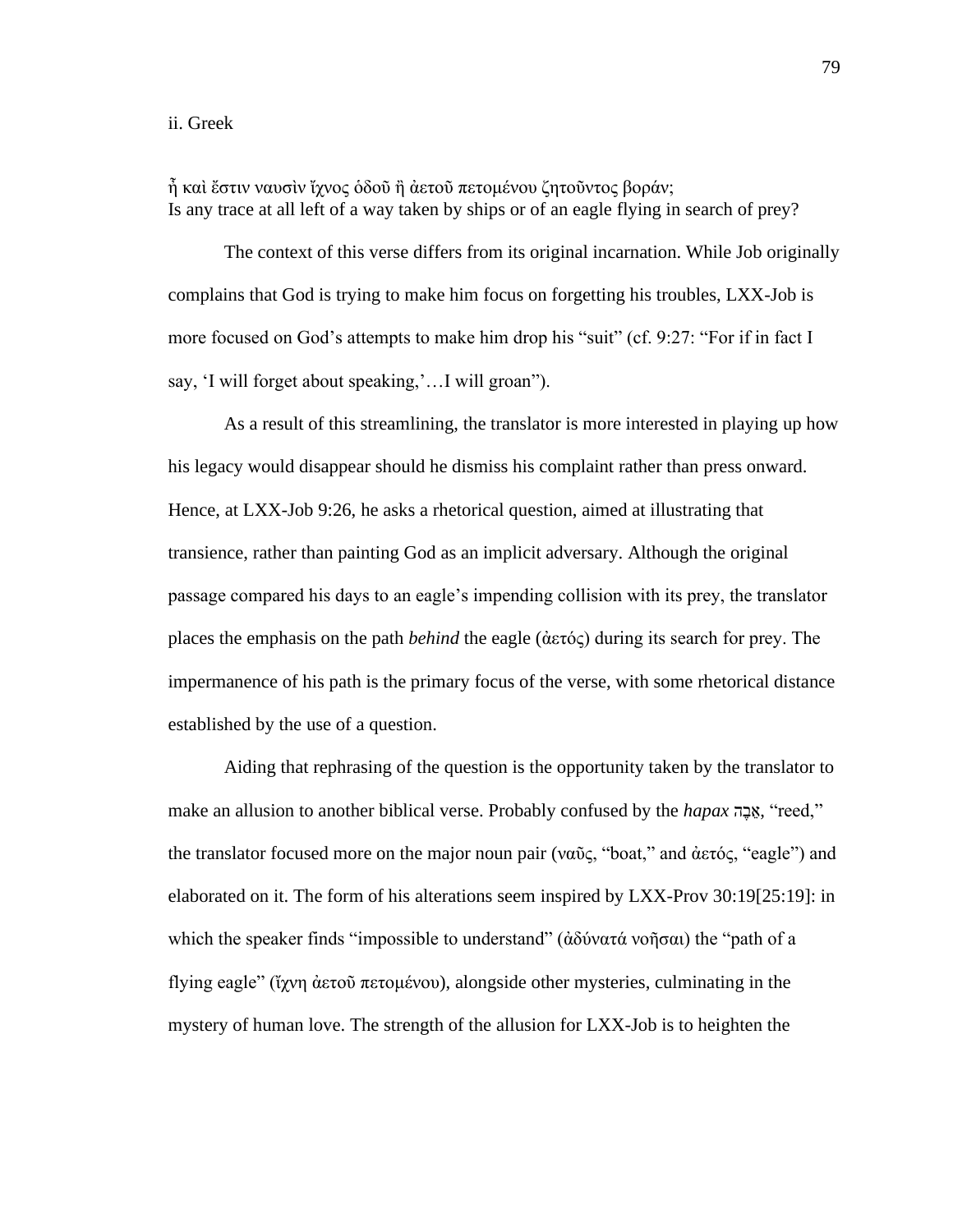ii. Greek

ἦ καὶ ἔστιν ναυσὶν ἴχνος ὁδοῦ ἢ ἀετοῦ πετομένου ζητοῦντος βοράν;
Is any trace at all left of a way taken by ships or of an eagle flying in search of prey?

The context of this verse differs from its original incarnation. While Job originally complains that God is trying to make him focus on forgetting his troubles, LXX-Job is more focused on God's attempts to make him drop his "suit" (cf. 9:27: "For if in fact I say, 'I will forget about speaking,'…I will groan").

As a result of this streamlining, the translator is more interested in playing up how his legacy would disappear should he dismiss his complaint rather than press onward. Hence, at LXX-Job 9:26, he asks a rhetorical question, aimed at illustrating that transience, rather than painting God as an implicit adversary. Although the original passage compared his days to an eagle's impending collision with its prey, the translator places the emphasis on the path *behind* the eagle (ἀετός) during its search for prey. The impermanence of his path is the primary focus of the verse, with some rhetorical distance established by the use of a question.

Aiding that rephrasing of the question is the opportunity taken by the translator to make an allusion to another biblical verse. Probably confused by the *hapax* אֵבֶה, "reed," the translator focused more on the major noun pair (ναῦς, "boat," and ἀετός, "eagle") and elaborated on it. The form of his alterations seem inspired by LXX-Prov 30:19[25:19]: in which the speaker finds "impossible to understand" (ἀδύνατά νοῆσαι) the "path of a flying eagle" (ἴχνη ἀετοῦ πετομένου), alongside other mysteries, culminating in the mystery of human love. The strength of the allusion for LXX-Job is to heighten the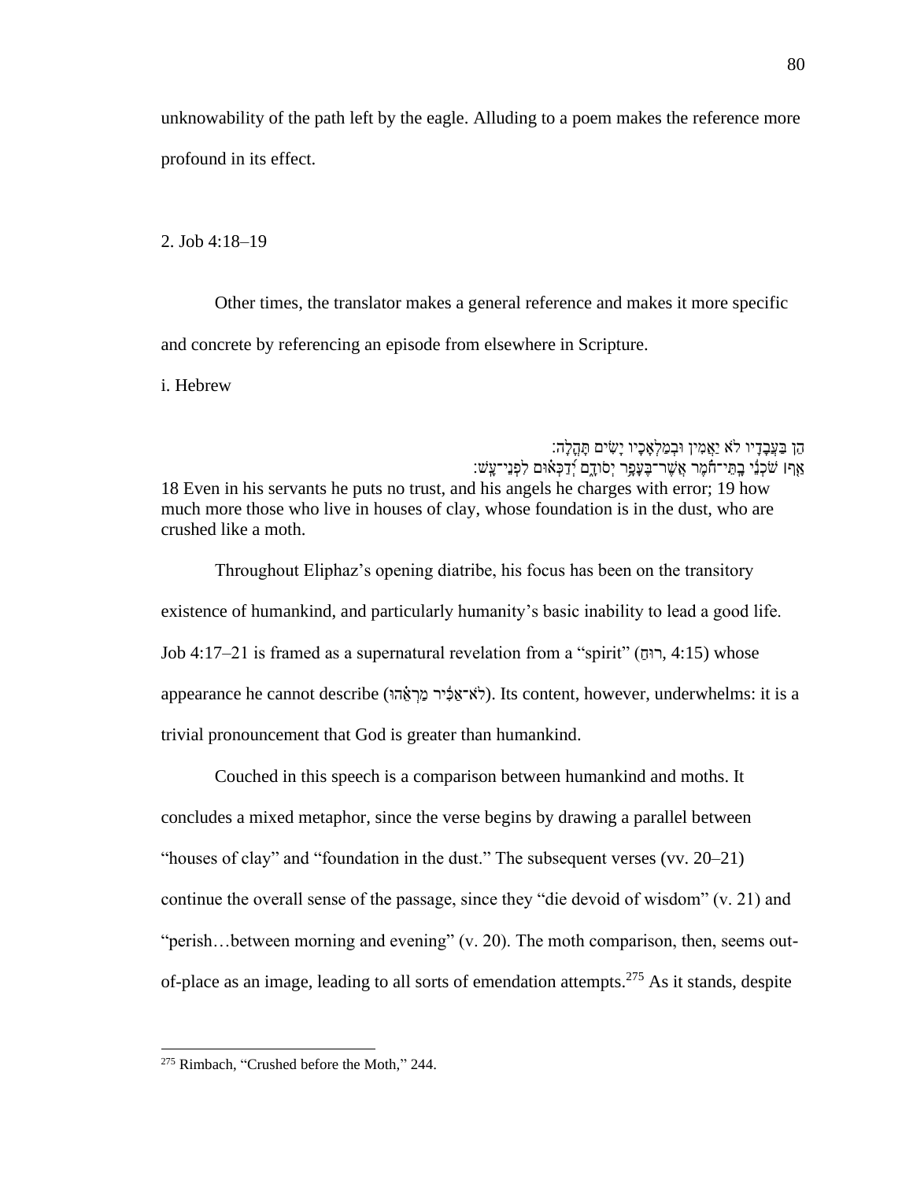unknowability of the path left by the eagle. Alluding to a poem makes the reference more profound in its effect.

2. Job 4:18–19

Other times, the translator makes a general reference and makes it more specific and concrete by referencing an episode from elsewhere in Scripture.

i. Hebrew

הֵ֣ן בַּ֭עֲבָדָיו לֹ֣א יַאֲמִ֑ין וּ֝בְמַלְאָכָ֗יו יָשִׂ֥ים תָּהֳלָֽה׃
אַ֤ף ׀ שֹׁכְנֵ֬י בָֽתֵּי־חֹ֗מֶר אֲשֶׁר־בֶּעָפָ֥ר יְסוֹדָ֑ם יְ֝דַכְּא֗וּם לִפְנֵי־עָֽשׁ׃

18 Even in his servants he puts no trust, and his angels he charges with error; 19 how much more those who live in houses of clay, whose foundation is in the dust, who are crushed like a moth.

Throughout Eliphaz's opening diatribe, his focus has been on the transitory existence of humankind, and particularly humanity's basic inability to lead a good life. Job 4:17–21 is framed as a supernatural revelation from a "spirit" (רוּחַ, 4:15) whose appearance he cannot describe (לֹא־אַכִּיר מַרְאֵהוּ). Its content, however, underwhelms: it is a trivial pronouncement that God is greater than humankind.

Couched in this speech is a comparison between humankind and moths. It concludes a mixed metaphor, since the verse begins by drawing a parallel between "houses of clay" and "foundation in the dust." The subsequent verses (vv. 20–21) continue the overall sense of the passage, since they "die devoid of wisdom" (v. 21) and "perish…between morning and evening" (v. 20). The moth comparison, then, seems out-of-place as an image, leading to all sorts of emendation attempts.[275] As it stands, despite

[275] Rimbach, "Crushed before the Moth," 244.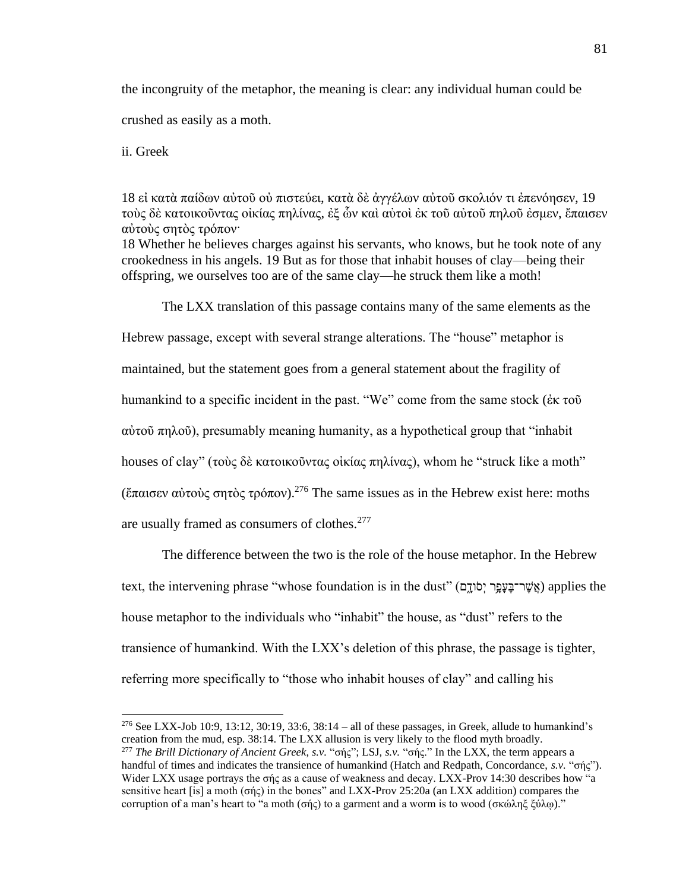the incongruity of the metaphor, the meaning is clear: any individual human could be crushed as easily as a moth.

ii. Greek

18 εἰ κατὰ παίδων αὐτοῦ οὐ πιστεύει, κατὰ δὲ ἀγγέλων αὐτοῦ σκολιόν τι ἐπενόησεν, 19 τοὺς δὲ κατοικοῦντας οἰκίας πηλίνας, ἐξ ὧν καὶ αὐτοὶ ἐκ τοῦ αὐτοῦ πηλοῦ ἐσμεν, ἔπαισεν αὐτοὺς σητὸς τρόπον·
18 Whether he believes charges against his servants, who knows, but he took note of any crookedness in his angels. 19 But as for those that inhabit houses of clay—being their offspring, we ourselves too are of the same clay—he struck them like a moth!

The LXX translation of this passage contains many of the same elements as the Hebrew passage, except with several strange alterations. The "house" metaphor is maintained, but the statement goes from a general statement about the fragility of humankind to a specific incident in the past. "We" come from the same stock (ἐκ τοῦ αὐτοῦ πηλοῦ), presumably meaning humanity, as a hypothetical group that "inhabit houses of clay" (τοὺς δὲ κατοικοῦντας οἰκίας πηλίνας), whom he "struck like a moth" (ἔπαισεν αὐτοὺς σητὸς τρόπον).[276] The same issues as in the Hebrew exist here: moths are usually framed as consumers of clothes.[277]

The difference between the two is the role of the house metaphor. In the Hebrew text, the intervening phrase "whose foundation is in the dust" (אֲשֶׁר־בֶּעָפָר יְסוֹדָם) applies the house metaphor to the individuals who "inhabit" the house, as "dust" refers to the transience of humankind. With the LXX's deletion of this phrase, the passage is tighter, referring more specifically to "those who inhabit houses of clay" and calling his

[276] See LXX-Job 10:9, 13:12, 30:19, 33:6, 38:14 – all of these passages, in Greek, allude to humankind's creation from the mud, esp. 38:14. The LXX allusion is very likely to the flood myth broadly.

[277] *The Brill Dictionary of Ancient Greek*, *s.v.* "σής"; LSJ, *s.v.* "σής." In the LXX, the term appears a handful of times and indicates the transience of humankind (Hatch and Redpath, Concordance, *s.v.* "σής"). Wider LXX usage portrays the σής as a cause of weakness and decay. LXX-Prov 14:30 describes how "a sensitive heart [is] a moth (σής) in the bones" and LXX-Prov 25:20a (an LXX addition) compares the corruption of a man's heart to "a moth (σής) to a garment and a worm is to wood (σκώληξ ξύλῳ)."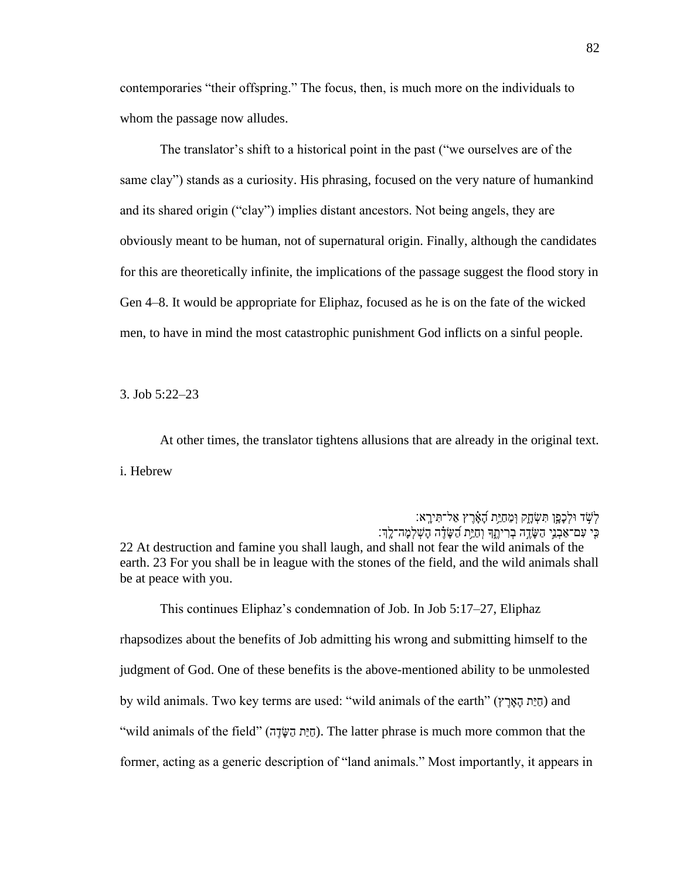contemporaries "their offspring." The focus, then, is much more on the individuals to whom the passage now alludes.

The translator's shift to a historical point in the past ("we ourselves are of the same clay") stands as a curiosity. His phrasing, focused on the very nature of humankind and its shared origin ("clay") implies distant ancestors. Not being angels, they are obviously meant to be human, not of supernatural origin. Finally, although the candidates for this are theoretically infinite, the implications of the passage suggest the flood story in Gen 4–8. It would be appropriate for Eliphaz, focused as he is on the fate of the wicked men, to have in mind the most catastrophic punishment God inflicts on a sinful people.

3. Job 5:22–23

At other times, the translator tightens allusions that are already in the original text.

i. Hebrew

לְשֹׁ֣ד וּלְכָפָ֣ן תִּשְׂחָ֑ק וּֽמֵחַיַּ֥ת הָ֝אָ֗רֶץ אַל־תִּירָֽא׃
כִּ֤י עִם־אַבְנֵ֣י הַשָּׂדֶ֣ה בְרִיתֶ֑ךָ וְחַיַּ֥ת הַ֝שָּׂדֶ֗ה הָשְׁלְמָה־לָֽךְ׃

22 At destruction and famine you shall laugh, and shall not fear the wild animals of the earth. 23 For you shall be in league with the stones of the field, and the wild animals shall be at peace with you.

This continues Eliphaz's condemnation of Job. In Job 5:17–27, Eliphaz rhapsodizes about the benefits of Job admitting his wrong and submitting himself to the judgment of God. One of these benefits is the above-mentioned ability to be unmolested by wild animals. Two key terms are used: "wild animals of the earth" (חַיַּת הָאָרֶץ) and "wild animals of the field" (חַיַּת הַשָּׂדֶה). The latter phrase is much more common that the former, acting as a generic description of "land animals." Most importantly, it appears in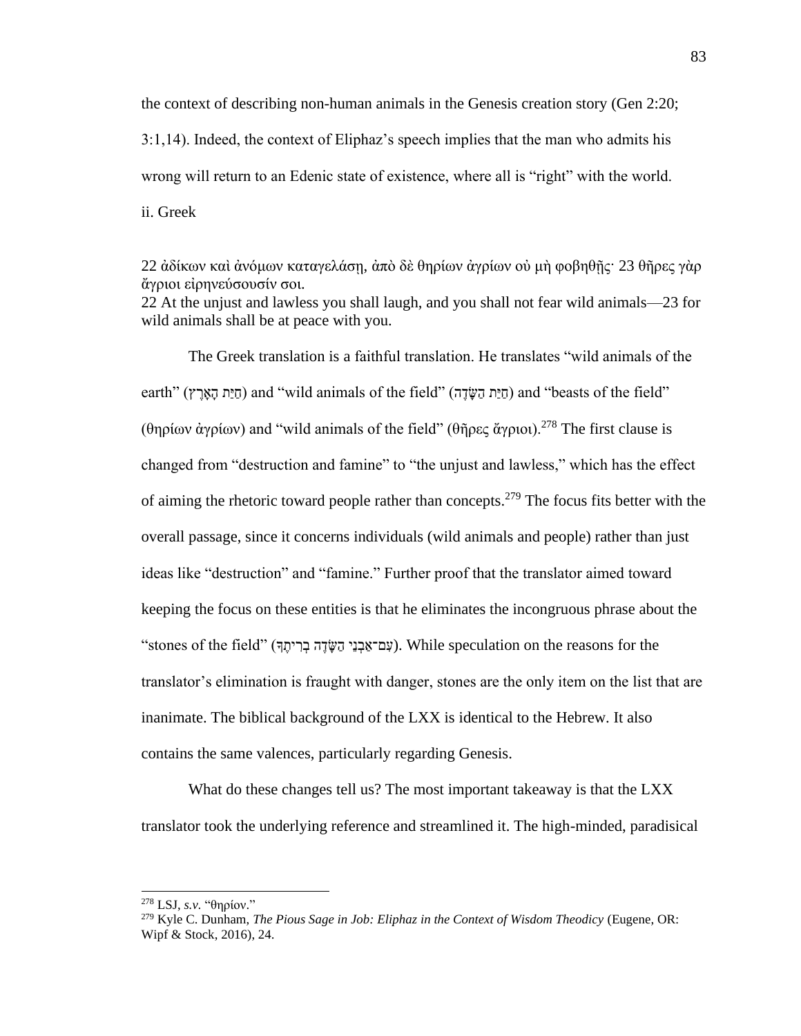the context of describing non-human animals in the Genesis creation story (Gen 2:20; 3:1,14). Indeed, the context of Eliphaz's speech implies that the man who admits his wrong will return to an Edenic state of existence, where all is "right" with the world.

ii. Greek

22 ἀδίκων καὶ ἀνόμων καταγελάσῃ, ἀπὸ δὲ θηρίων ἀγρίων οὐ μὴ φοβηθῇς· 23 θῆρες γὰρ ἄγριοι εἰρηνεύσουσίν σοι.
22 At the unjust and lawless you shall laugh, and you shall not fear wild animals—23 for wild animals shall be at peace with you.

The Greek translation is a faithful translation. He translates "wild animals of the earth" (חַיַּת הָאָרֶץ) and "wild animals of the field" (חַיַּת הַשָּׂדֶה) and "beasts of the field" (θηρίων ἀγρίων) and "wild animals of the field" (θῆρες ἄγριοι).[278] The first clause is changed from "destruction and famine" to "the unjust and lawless," which has the effect of aiming the rhetoric toward people rather than concepts.[279] The focus fits better with the overall passage, since it concerns individuals (wild animals and people) rather than just ideas like "destruction" and "famine." Further proof that the translator aimed toward keeping the focus on these entities is that he eliminates the incongruous phrase about the "stones of the field" (עִם־אַבְנֵי הַשָּׂדֶה בְרִיתֶךָ). While speculation on the reasons for the translator's elimination is fraught with danger, stones are the only item on the list that are inanimate. The biblical background of the LXX is identical to the Hebrew. It also contains the same valences, particularly regarding Genesis.

What do these changes tell us? The most important takeaway is that the LXX translator took the underlying reference and streamlined it. The high-minded, paradisical

[278] LSJ, *s.v.* "θηρίον."

[279] Kyle C. Dunham, *The Pious Sage in Job: Eliphaz in the Context of Wisdom Theodicy* (Eugene, OR: Wipf & Stock, 2016), 24.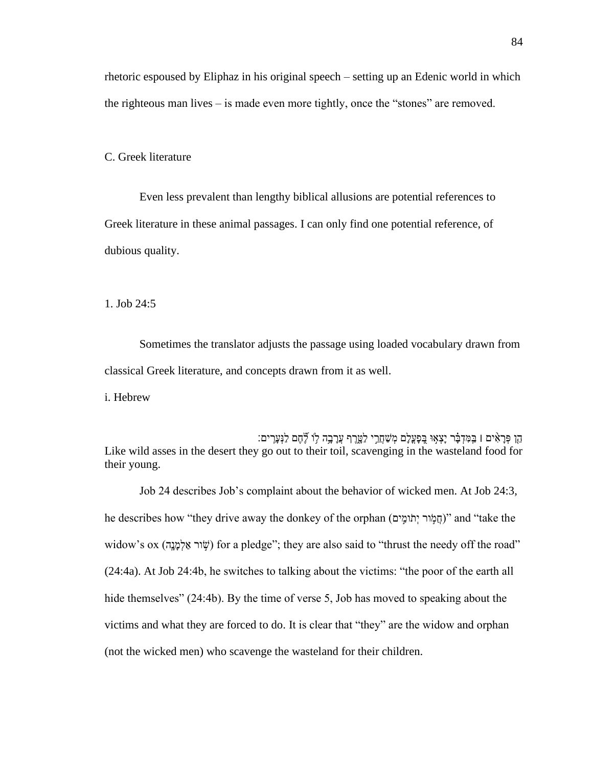rhetoric espoused by Eliphaz in his original speech – setting up an Edenic world in which the righteous man lives – is made even more tightly, once the "stones" are removed.

C. Greek literature

Even less prevalent than lengthy biblical allusions are potential references to Greek literature in these animal passages. I can only find one potential reference, of dubious quality.

1. Job 24:5

Sometimes the translator adjusts the passage using loaded vocabulary drawn from classical Greek literature, and concepts drawn from it as well.

i. Hebrew

הֵן פְּרָאִים ׀ בַּמִּדְבָּר יָצְאוּ בְּפָעֳלָם מְשַׁחֲרֵי לַטָּרֶף עֲרָבָה לוֹ לֶחֶם לַנְּעָרִים׃

Like wild asses in the desert they go out to their toil, scavenging in the wasteland food for their young.

Job 24 describes Job's complaint about the behavior of wicked men. At Job 24:3, he describes how "they drive away the donkey of the orphan (חֲמוֹר יְתוֹמִים)" and "take the widow's ox (שׁוֹר אַלְמָנָה) for a pledge"; they are also said to "thrust the needy off the road" (24:4a). At Job 24:4b, he switches to talking about the victims: "the poor of the earth all hide themselves" (24:4b). By the time of verse 5, Job has moved to speaking about the victims and what they are forced to do. It is clear that "they" are the widow and orphan (not the wicked men) who scavenge the wasteland for their children.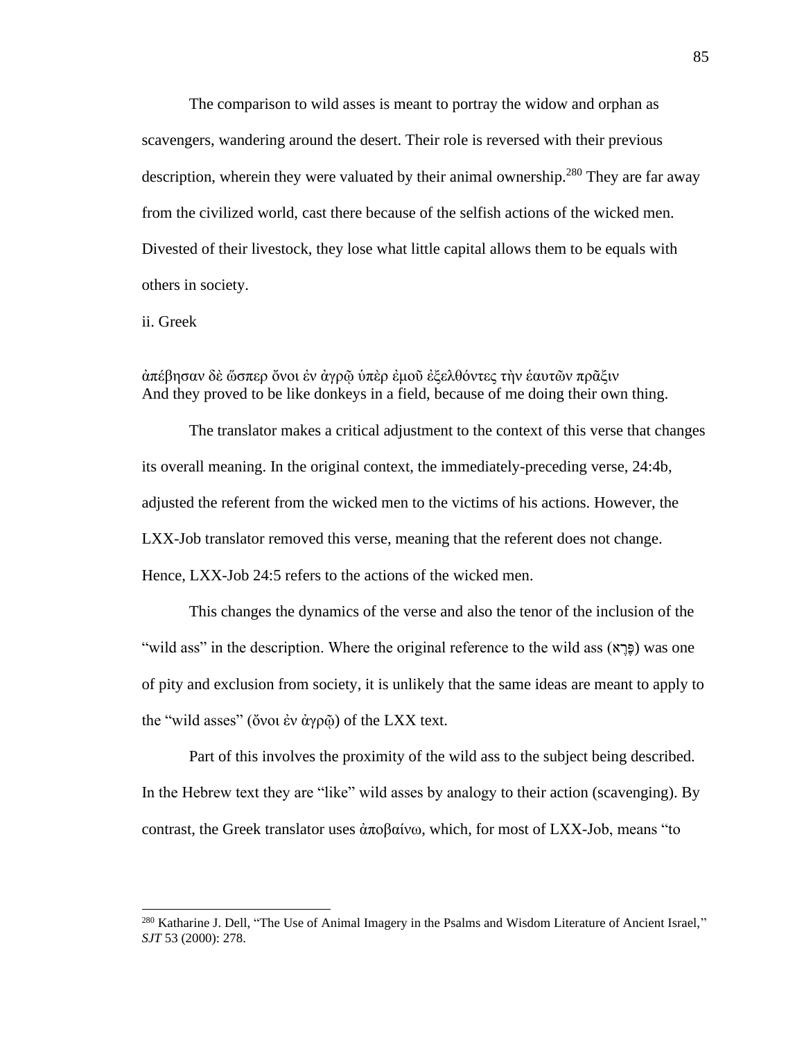The comparison to wild asses is meant to portray the widow and orphan as scavengers, wandering around the desert. Their role is reversed with their previous description, wherein they were valuated by their animal ownership.[280] They are far away from the civilized world, cast there because of the selfish actions of the wicked men. Divested of their livestock, they lose what little capital allows them to be equals with others in society.

ii. Greek

ἀπέβησαν δὲ ὥσπερ ὄνοι ἐν ἀγρῷ ὑπὲρ ἐμοῦ ἐξελθόντες τὴν ἑαυτῶν πρᾶξιν
And they proved to be like donkeys in a field, because of me doing their own thing.

The translator makes a critical adjustment to the context of this verse that changes its overall meaning. In the original context, the immediately-preceding verse, 24:4b, adjusted the referent from the wicked men to the victims of his actions. However, the LXX-Job translator removed this verse, meaning that the referent does not change. Hence, LXX-Job 24:5 refers to the actions of the wicked men.

This changes the dynamics of the verse and also the tenor of the inclusion of the "wild ass" in the description. Where the original reference to the wild ass (פֶּרֶא) was one of pity and exclusion from society, it is unlikely that the same ideas are meant to apply to the "wild asses" (ὄνοι ἐν ἀγρῷ) of the LXX text.

Part of this involves the proximity of the wild ass to the subject being described. In the Hebrew text they are "like" wild asses by analogy to their action (scavenging). By contrast, the Greek translator uses ἀποβαίνω, which, for most of LXX-Job, means "to

[280] Katharine J. Dell, "The Use of Animal Imagery in the Psalms and Wisdom Literature of Ancient Israel," *SJT* 53 (2000): 278.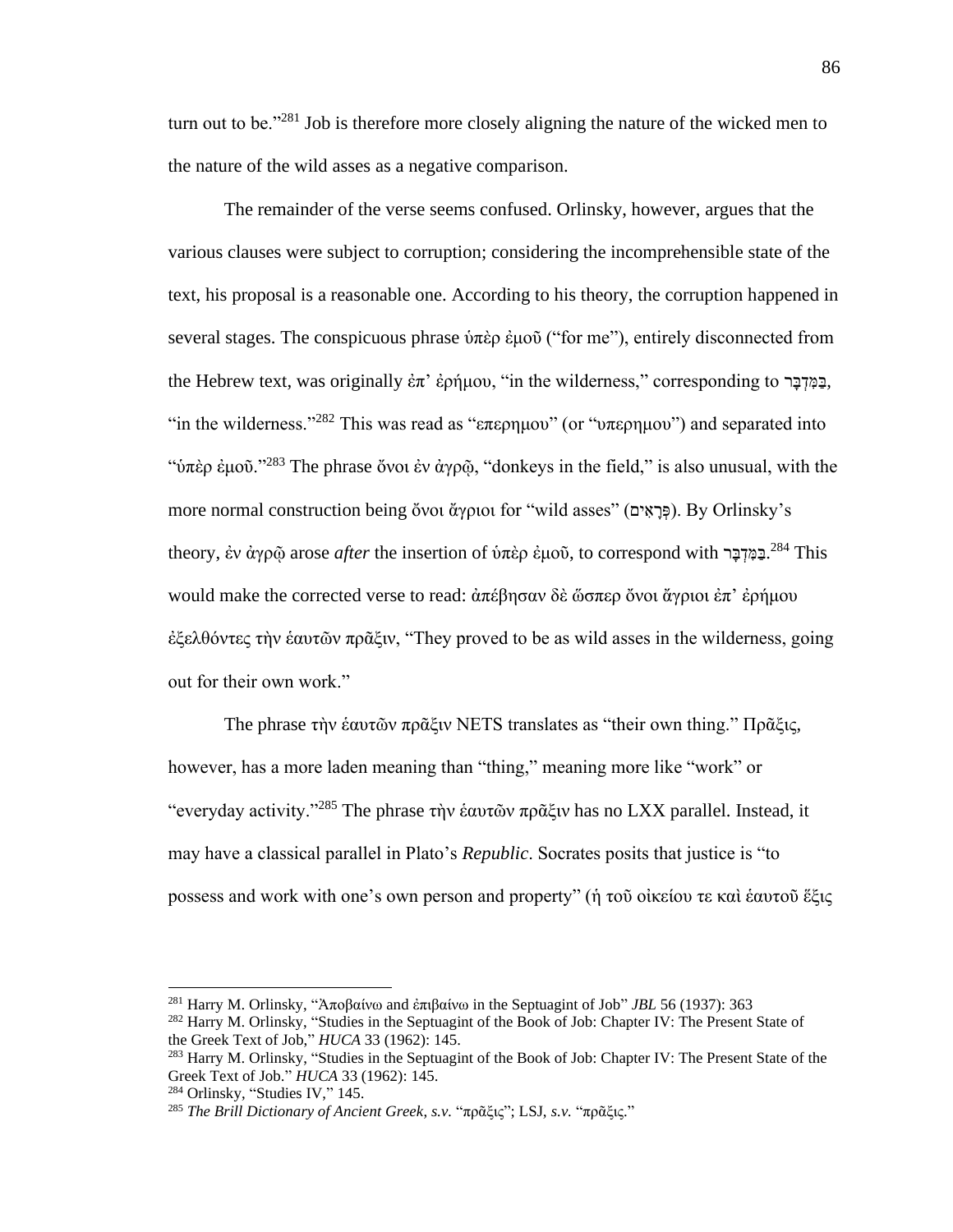turn out to be."[281] Job is therefore more closely aligning the nature of the wicked men to the nature of the wild asses as a negative comparison.

The remainder of the verse seems confused. Orlinsky, however, argues that the various clauses were subject to corruption; considering the incomprehensible state of the text, his proposal is a reasonable one. According to his theory, the corruption happened in several stages. The conspicuous phrase ὑπὲρ ἐμοῦ ("for me"), entirely disconnected from the Hebrew text, was originally ἐπ' ἐρήμου, "in the wilderness," corresponding to בַּמִּדְבָּר, "in the wilderness."[282] This was read as "επερημου" (or "υπερημου") and separated into "ὑπὲρ ἐμοῦ."[283] The phrase ὄνοι ἐν ἀγρῷ, "donkeys in the field," is also unusual, with the more normal construction being ὄνοι ἄγριοι for "wild asses" (פְּרָאִים). By Orlinsky's theory, ἐν ἀγρῷ arose *after* the insertion of ὑπὲρ ἐμοῦ, to correspond with בַּמִּדְבָּר.[284] This would make the corrected verse to read: ἀπέβησαν δὲ ὥσπερ ὄνοι ἄγριοι ἐπ' ἐρήμου ἐξελθόντες τὴν ἑαυτῶν πρᾶξιν, "They proved to be as wild asses in the wilderness, going out for their own work."

The phrase τὴν ἑαυτῶν πρᾶξιν NETS translates as "their own thing." Πρᾶξις, however, has a more laden meaning than "thing," meaning more like "work" or "everyday activity."[285] The phrase τὴν ἑαυτῶν πρᾶξιν has no LXX parallel. Instead, it may have a classical parallel in Plato's *Republic*. Socrates posits that justice is "to possess and work with one's own person and property" (ἡ τοῦ οἰκείου τε καὶ ἑαυτοῦ ἕξις

---

[281] Harry M. Orlinsky, "Ἀποβαίνω and ἐπιβαίνω in the Septuagint of Job" *JBL* 56 (1937): 363

[282] Harry M. Orlinsky, "Studies in the Septuagint of the Book of Job: Chapter IV: The Present State of the Greek Text of Job," *HUCA* 33 (1962): 145.

[283] Harry M. Orlinsky, "Studies in the Septuagint of the Book of Job: Chapter IV: The Present State of the Greek Text of Job." *HUCA* 33 (1962): 145.

[284] Orlinsky, "Studies IV," 145.

[285] *The Brill Dictionary of Ancient Greek*, *s.v.* "πρᾶξις"; LSJ, *s.v.* "πρᾶξις."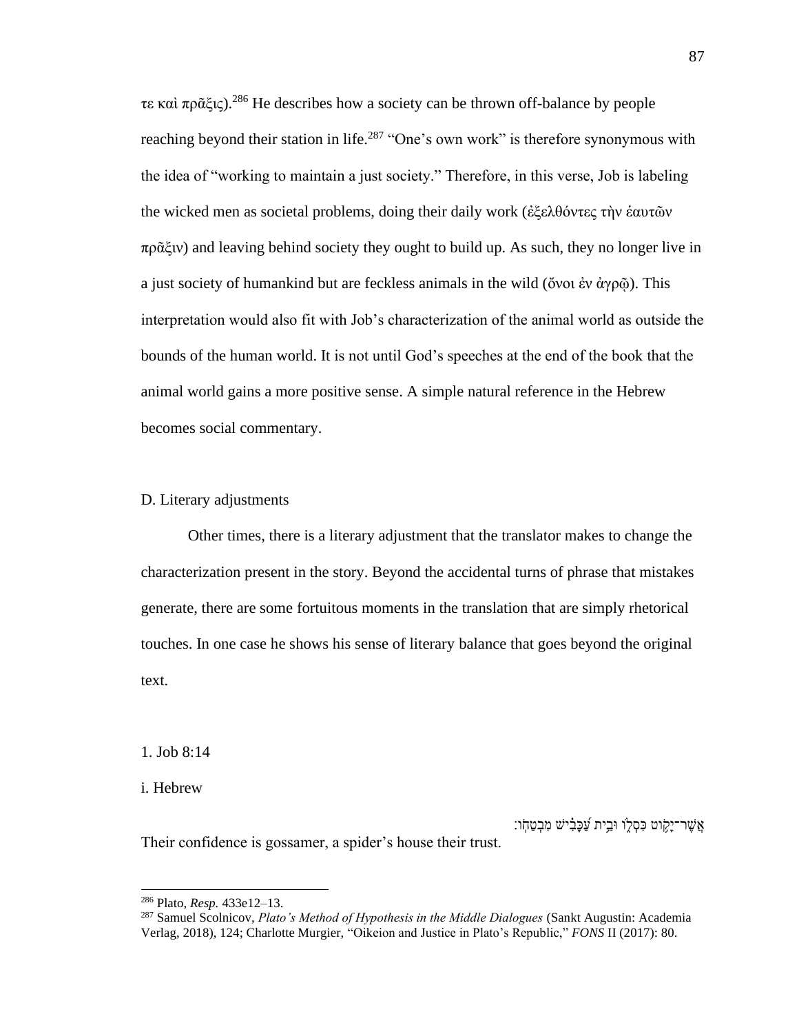τε καὶ πρᾶξις).[286] He describes how a society can be thrown off-balance by people reaching beyond their station in life.[287] "One's own work" is therefore synonymous with the idea of "working to maintain a just society." Therefore, in this verse, Job is labeling the wicked men as societal problems, doing their daily work (ἐξελθόντες τὴν ἑαυτῶν πρᾶξιν) and leaving behind society they ought to build up. As such, they no longer live in a just society of humankind but are feckless animals in the wild (ὄνοι ἐν ἀγρῷ). This interpretation would also fit with Job's characterization of the animal world as outside the bounds of the human world. It is not until God's speeches at the end of the book that the animal world gains a more positive sense. A simple natural reference in the Hebrew becomes social commentary.

D. Literary adjustments

Other times, there is a literary adjustment that the translator makes to change the characterization present in the story. Beyond the accidental turns of phrase that mistakes generate, there are some fortuitous moments in the translation that are simply rhetorical touches. In one case he shows his sense of literary balance that goes beyond the original text.

1. Job 8:14

i. Hebrew

אֲשֶׁר־יָקוֹט כִּסְלוֹ וּבֵית עַכָּבִישׁ מִבְטַחוֹ׃

Their confidence is gossamer, a spider's house their trust.

[286] Plato, *Resp.* 433e12–13.

[287] Samuel Scolnicov, *Plato's Method of Hypothesis in the Middle Dialogues* (Sankt Augustin: Academia Verlag, 2018), 124; Charlotte Murgier, "Oikeion and Justice in Plato's Republic," *FONS* II (2017): 80.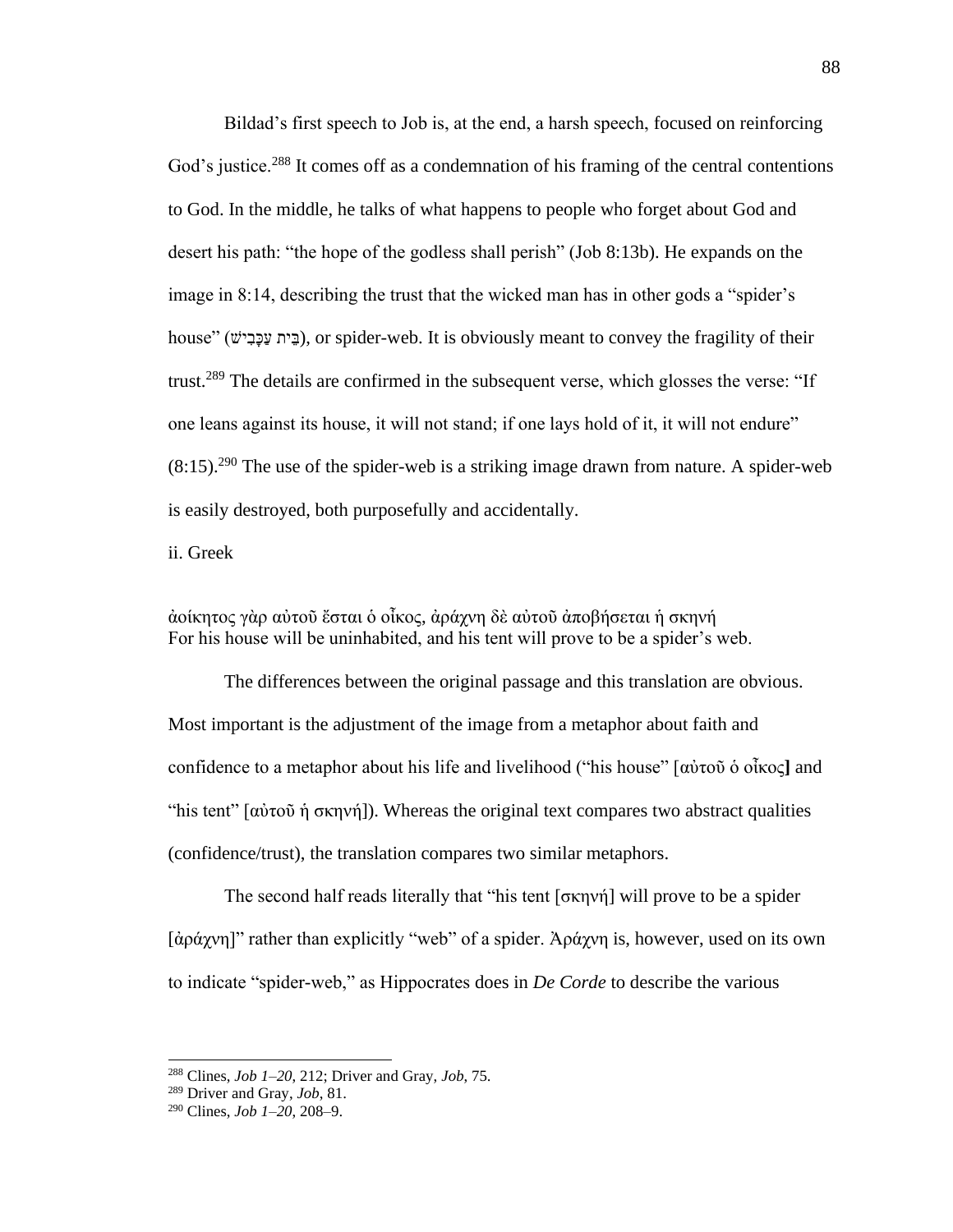Bildad's first speech to Job is, at the end, a harsh speech, focused on reinforcing God's justice.[288] It comes off as a condemnation of his framing of the central contentions to God. In the middle, he talks of what happens to people who forget about God and desert his path: "the hope of the godless shall perish" (Job 8:13b). He expands on the image in 8:14, describing the trust that the wicked man has in other gods a "spider's house" (בֵּית עַכָּבִישׁ), or spider-web. It is obviously meant to convey the fragility of their trust.[289] The details are confirmed in the subsequent verse, which glosses the verse: "If one leans against its house, it will not stand; if one lays hold of it, it will not endure" (8:15).[290] The use of the spider-web is a striking image drawn from nature. A spider-web is easily destroyed, both purposefully and accidentally.

ii. Greek

ἀοίκητος γὰρ αὐτοῦ ἔσται ὁ οἶκος, ἀράχνη δὲ αὐτοῦ ἀποβήσεται ἡ σκηνή
For his house will be uninhabited, and his tent will prove to be a spider's web.

The differences between the original passage and this translation are obvious. Most important is the adjustment of the image from a metaphor about faith and confidence to a metaphor about his life and livelihood ("his house" [αὐτοῦ ὁ οἶκος] and "his tent" [αὐτοῦ ἡ σκηνή]). Whereas the original text compares two abstract qualities (confidence/trust), the translation compares two similar metaphors.

The second half reads literally that "his tent [σκηνή] will prove to be a spider [ἀράχνη]" rather than explicitly "web" of a spider. Ἀράχνη is, however, used on its own to indicate "spider-web," as Hippocrates does in *De Corde* to describe the various

---

[288] Clines, *Job 1–20*, 212; Driver and Gray, *Job*, 75.

[289] Driver and Gray, *Job*, 81.

[290] Clines, *Job 1–20*, 208–9.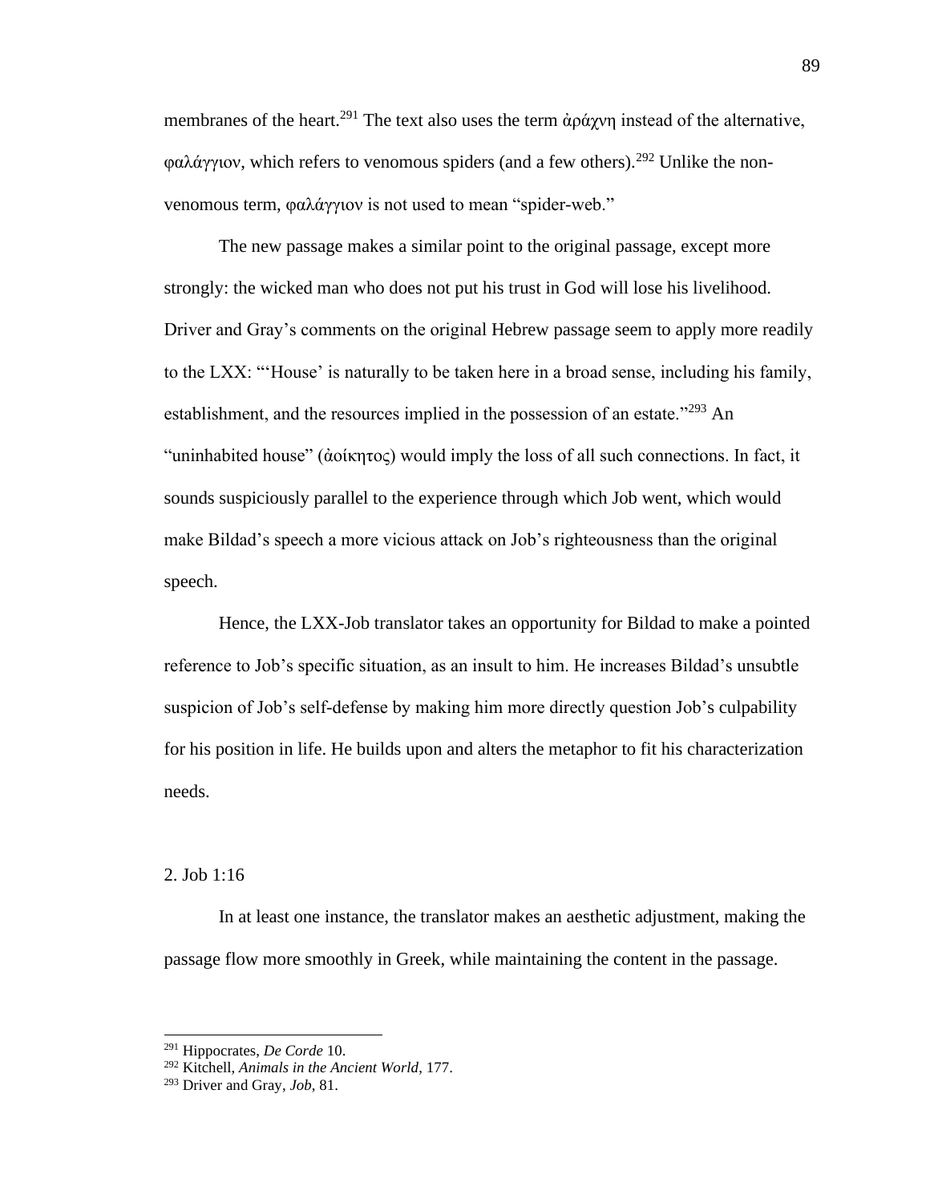membranes of the heart.[291] The text also uses the term ἀράχνη instead of the alternative, φαλάγγιον, which refers to venomous spiders (and a few others).[292] Unlike the non-venomous term, φαλάγγιον is not used to mean "spider-web."

The new passage makes a similar point to the original passage, except more strongly: the wicked man who does not put his trust in God will lose his livelihood. Driver and Gray's comments on the original Hebrew passage seem to apply more readily to the LXX: "'House' is naturally to be taken here in a broad sense, including his family, establishment, and the resources implied in the possession of an estate."[293] An "uninhabited house" (ἀοίκητος) would imply the loss of all such connections. In fact, it sounds suspiciously parallel to the experience through which Job went, which would make Bildad's speech a more vicious attack on Job's righteousness than the original speech.

Hence, the LXX-Job translator takes an opportunity for Bildad to make a pointed reference to Job's specific situation, as an insult to him. He increases Bildad's unsubtle suspicion of Job's self-defense by making him more directly question Job's culpability for his position in life. He builds upon and alters the metaphor to fit his characterization needs.

2. Job 1:16

In at least one instance, the translator makes an aesthetic adjustment, making the passage flow more smoothly in Greek, while maintaining the content in the passage.

---

[291] Hippocrates, *De Corde* 10.
[292] Kitchell, *Animals in the Ancient World*, 177.
[293] Driver and Gray, *Job*, 81.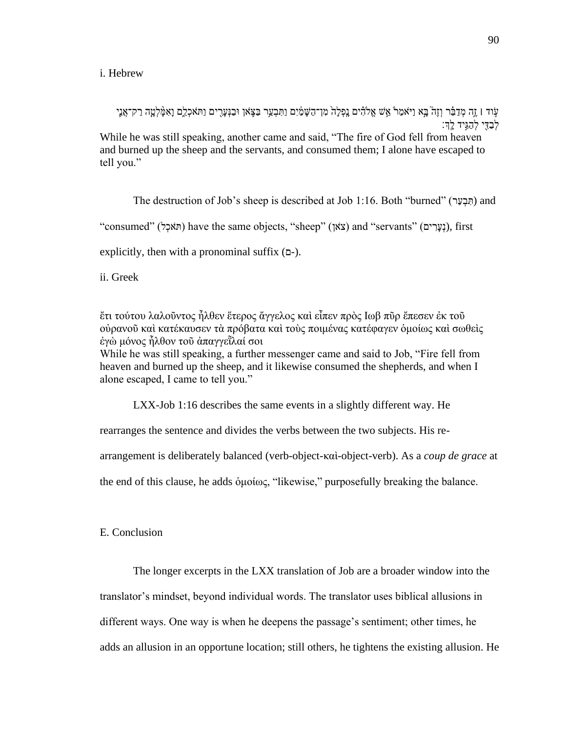i. Hebrew

עֹ֣וד ׀ זֶ֣ה מְדַבֵּ֗ר וְזֶה֮ בָּ֣א וַיֹּאמַר֒ אֵ֣שׁ אֱלֹהִ֗ים נָֽפְלָה֙ מִן־הַשָּׁמַ֔יִם וַתִּבְעַ֥ר בַּצֹּ֛אן וּבַנְּעָרִ֖ים וַתֹּאכְלֵ֑ם וָאִמָּ֨לְטָ֧ה רַק־אֲנִ֛י לְבַדִּ֖י לְהַגִּ֥יד לָֽךְ׃

While he was still speaking, another came and said, "The fire of God fell from heaven and burned up the sheep and the servants, and consumed them; I alone have escaped to tell you."

The destruction of Job's sheep is described at Job 1:16. Both "burned" (תִּבְעַר) and "consumed" (תֹּאכְל) have the same objects, "sheep" (צֹאן) and "servants" (נְעָרִים), first explicitly, then with a pronominal suffix (ם-).

ii. Greek

ἔτι τούτου λαλοῦντος ἦλθεν ἕτερος ἄγγελος καὶ εἶπεν πρὸς Ιωβ πῦρ ἔπεσεν ἐκ τοῦ οὐρανοῦ καὶ κατέκαυσεν τὰ πρόβατα καὶ τοὺς ποιμένας κατέφαγεν ὁμοίως καὶ σωθεὶς ἐγὼ μόνος ἦλθον τοῦ ἀπαγγεῖλαί σοι

While he was still speaking, a further messenger came and said to Job, "Fire fell from heaven and burned up the sheep, and it likewise consumed the shepherds, and when I alone escaped, I came to tell you."

LXX-Job 1:16 describes the same events in a slightly different way. He rearranges the sentence and divides the verbs between the two subjects. His re-arrangement is deliberately balanced (verb-object-καὶ-object-verb). As a *coup de grace* at the end of this clause, he adds ὁμοίως, "likewise," purposefully breaking the balance.

E. Conclusion

The longer excerpts in the LXX translation of Job are a broader window into the translator's mindset, beyond individual words. The translator uses biblical allusions in different ways. One way is when he deepens the passage's sentiment; other times, he adds an allusion in an opportune location; still others, he tightens the existing allusion. He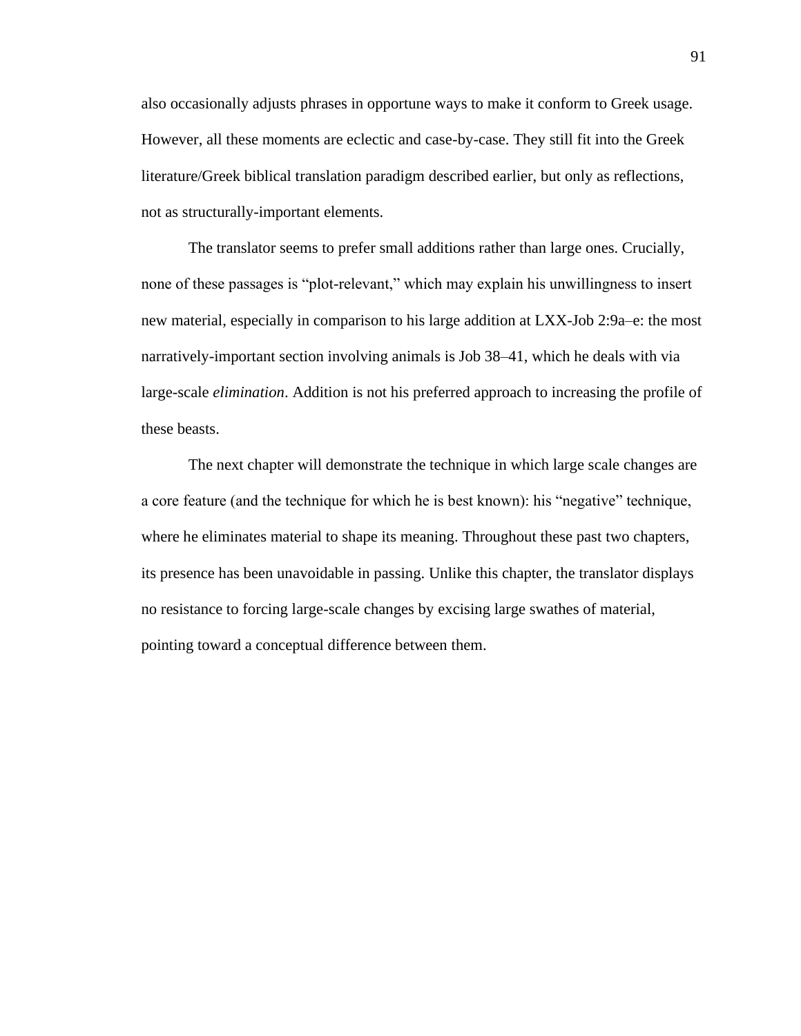also occasionally adjusts phrases in opportune ways to make it conform to Greek usage. However, all these moments are eclectic and case-by-case. They still fit into the Greek literature/Greek biblical translation paradigm described earlier, but only as reflections, not as structurally-important elements.

The translator seems to prefer small additions rather than large ones. Crucially, none of these passages is "plot-relevant," which may explain his unwillingness to insert new material, especially in comparison to his large addition at LXX-Job 2:9a–e: the most narratively-important section involving animals is Job 38–41, which he deals with via large-scale *elimination*. Addition is not his preferred approach to increasing the profile of these beasts.

The next chapter will demonstrate the technique in which large scale changes are a core feature (and the technique for which he is best known): his "negative" technique, where he eliminates material to shape its meaning. Throughout these past two chapters, its presence has been unavoidable in passing. Unlike this chapter, the translator displays no resistance to forcing large-scale changes by excising large swathes of material, pointing toward a conceptual difference between them.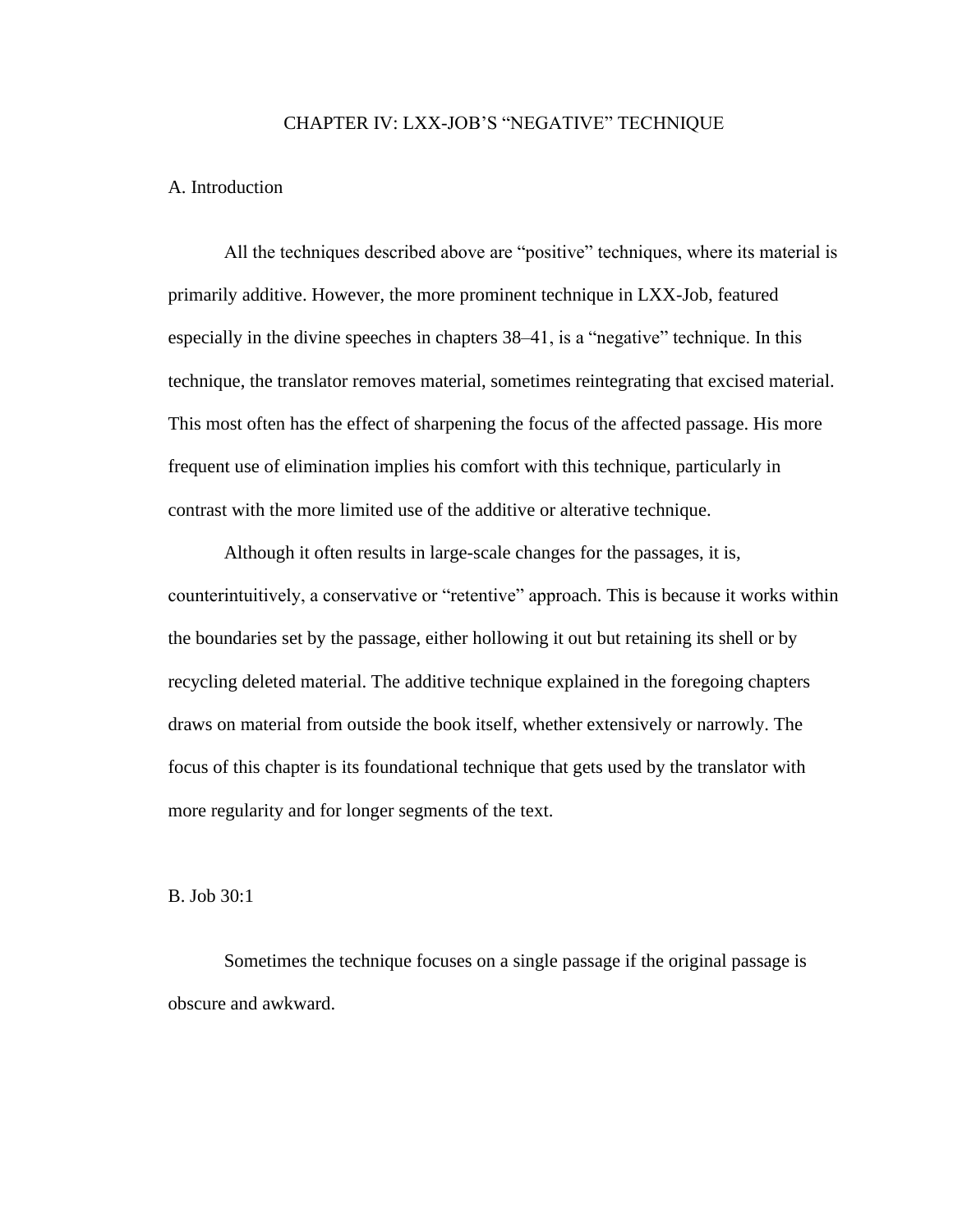# CHAPTER IV: LXX-JOB'S "NEGATIVE" TECHNIQUE

## A. Introduction

All the techniques described above are "positive" techniques, where its material is primarily additive. However, the more prominent technique in LXX-Job, featured especially in the divine speeches in chapters 38–41, is a "negative" technique. In this technique, the translator removes material, sometimes reintegrating that excised material. This most often has the effect of sharpening the focus of the affected passage. His more frequent use of elimination implies his comfort with this technique, particularly in contrast with the more limited use of the additive or alterative technique.

Although it often results in large-scale changes for the passages, it is, counterintuitively, a conservative or "retentive" approach. This is because it works within the boundaries set by the passage, either hollowing it out but retaining its shell or by recycling deleted material. The additive technique explained in the foregoing chapters draws on material from outside the book itself, whether extensively or narrowly. The focus of this chapter is its foundational technique that gets used by the translator with more regularity and for longer segments of the text.

## B. Job 30:1

Sometimes the technique focuses on a single passage if the original passage is obscure and awkward.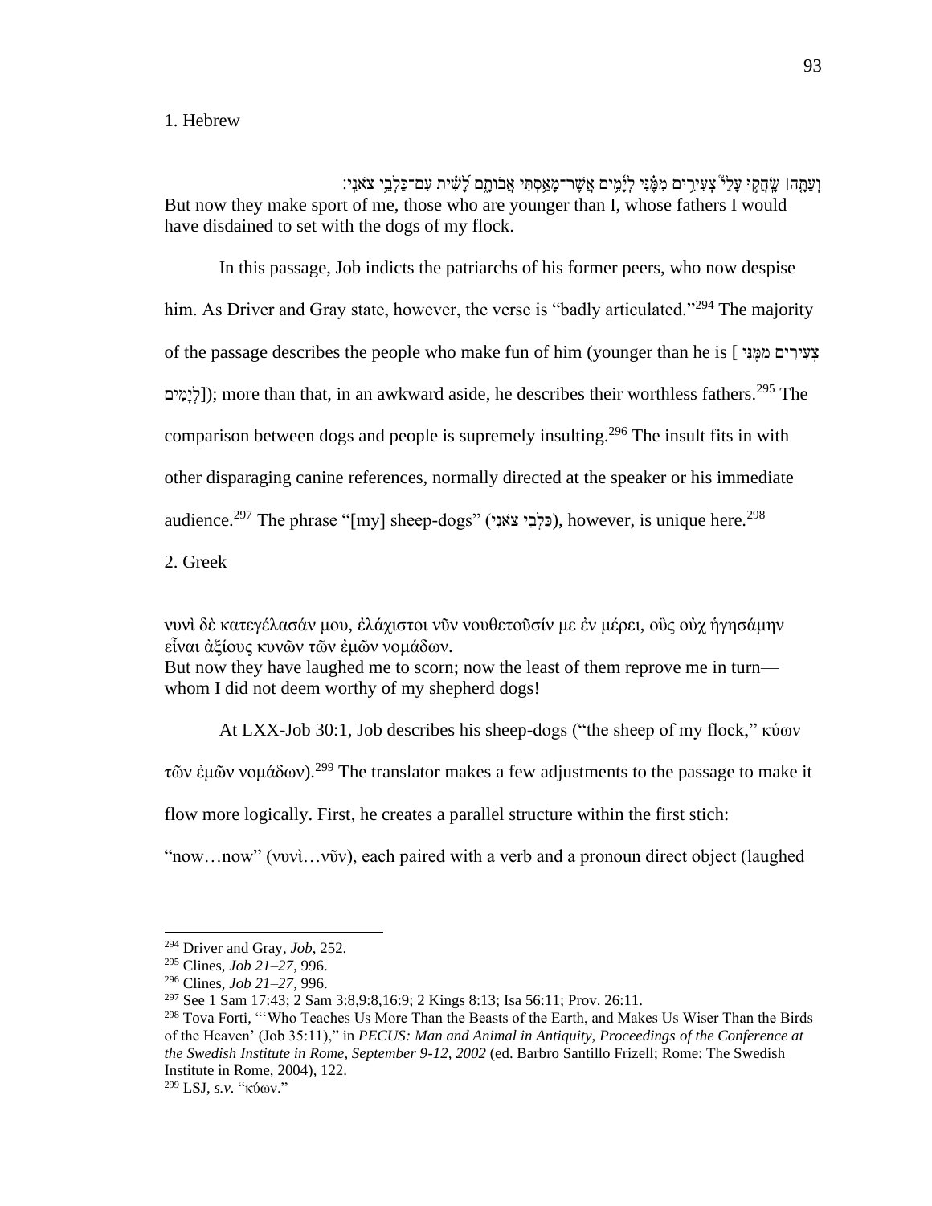1. Hebrew

וְעַתָּה׀ שָׂחֲקוּ עָלַי֮ צְעִירִ֪ים מִמֶּ֫נִּי לְיָ֥מִים אֲשֶׁר־מָאַ֥סְתִּי אֲבוֹתָ֑ם לָ֝שִׁ֗ית עִם־כַּלְבֵ֥י צֹאנִֽי׃
But now they make sport of me, those who are younger than I, whose fathers I would have disdained to set with the dogs of my flock.

In this passage, Job indicts the patriarchs of his former peers, who now despise him. As Driver and Gray state, however, the verse is "badly articulated."[294] The majority of the passage describes the people who make fun of him (younger than he is [צְעִירִים מִמֶּנִּי לְיָמִים]); more than that, in an awkward aside, he describes their worthless fathers.[295] The comparison between dogs and people is supremely insulting.[296] The insult fits in with other disparaging canine references, normally directed at the speaker or his immediate audience.[297] The phrase "[my] sheep-dogs" (כַּלְבֵי צֹאנִי), however, is unique here.[298]

2. Greek

νυνὶ δὲ κατεγέλασάν μου, ἐλάχιστοι νῦν νουθετοῦσίν με ἐν μέρει, οὓς οὐχ ἡγησάμην εἶναι ἀξίους κυνῶν τῶν ἐμῶν νομάδων.
But now they have laughed me to scorn; now the least of them reprove me in turn—whom I did not deem worthy of my shepherd dogs!

At LXX-Job 30:1, Job describes his sheep-dogs ("the sheep of my flock," κύων τῶν ἐμῶν νομάδων).[299] The translator makes a few adjustments to the passage to make it flow more logically. First, he creates a parallel structure within the first stich: "now…now" (νυνὶ…νῦν), each paired with a verb and a pronoun direct object (laughed

[294] Driver and Gray, *Job*, 252.

[295] Clines, *Job 21–27*, 996.

[296] Clines, *Job 21–27*, 996.

[297] See 1 Sam 17:43; 2 Sam 3:8,9:8,16:9; 2 Kings 8:13; Isa 56:11; Prov. 26:11.

[298] Tova Forti, "'Who Teaches Us More Than the Beasts of the Earth, and Makes Us Wiser Than the Birds of the Heaven' (Job 35:11)," in *PECUS: Man and Animal in Antiquity, Proceedings of the Conference at the Swedish Institute in Rome, September 9-12, 2002* (ed. Barbro Santillo Frizell; Rome: The Swedish Institute in Rome, 2004), 122.

[299] LSJ, *s.v.* "κύων."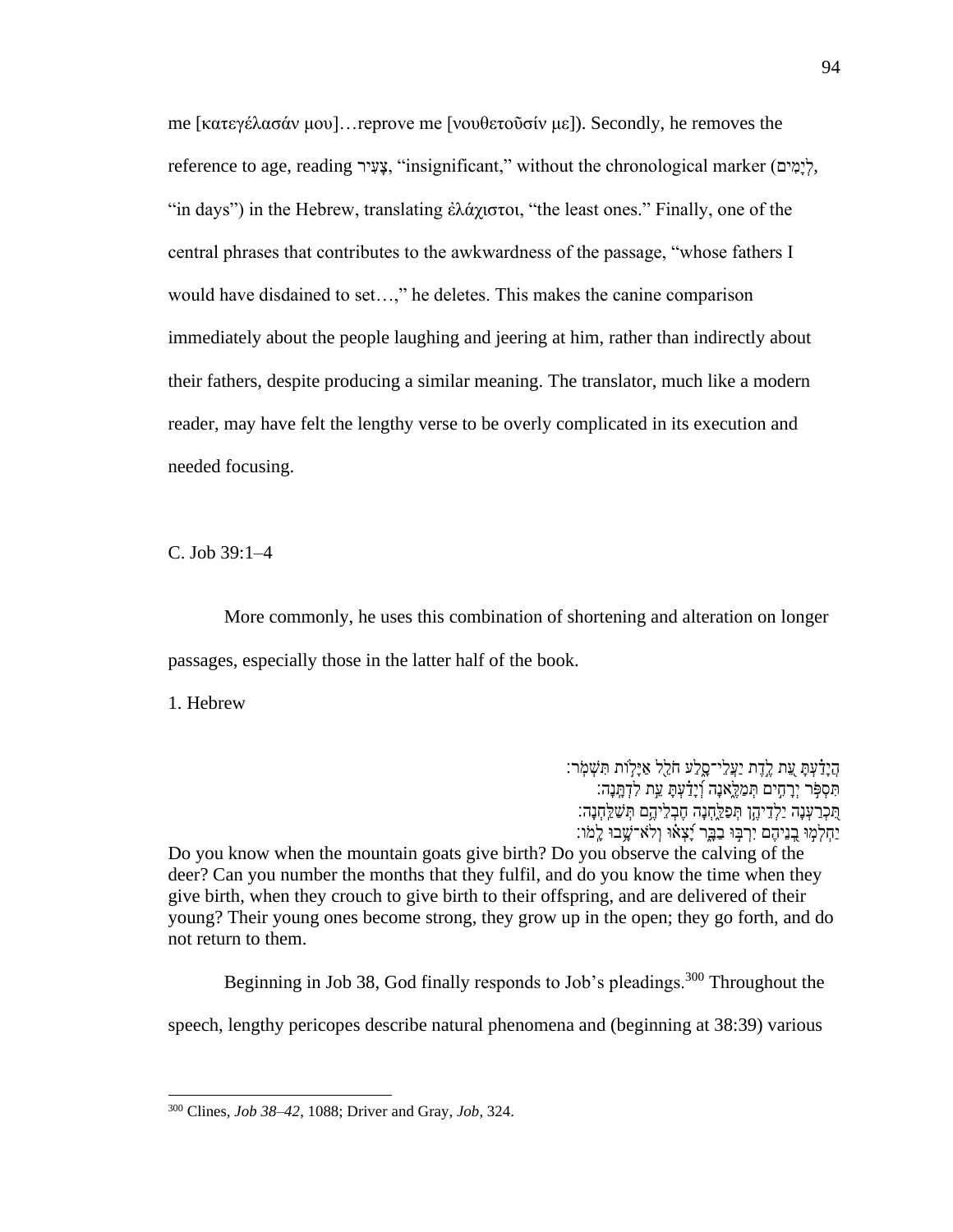me [κατεγέλασάν μου]…reprove me [νουθετοῦσίν με]). Secondly, he removes the reference to age, reading צָעִיר, "insignificant," without the chronological marker (לְיָמִים, "in days") in the Hebrew, translating ἐλάχιστοι, "the least ones." Finally, one of the central phrases that contributes to the awkwardness of the passage, "whose fathers I would have disdained to set…," he deletes. This makes the canine comparison immediately about the people laughing and jeering at him, rather than indirectly about their fathers, despite producing a similar meaning. The translator, much like a modern reader, may have felt the lengthy verse to be overly complicated in its execution and needed focusing.

C. Job 39:1–4

More commonly, he uses this combination of shortening and alteration on longer passages, especially those in the latter half of the book.

1. Hebrew

הֲיָדַעְתָּ עֵת לֶדֶת יַעֲלֵי־סָלַע חֹלֵל אַיָּלוֹת תִּשְׁמֹר׃
תִּסְפֹּר יְרָחִים תְּמַלֶּאנָה וְיָדַעְתָּ עֵת לִדְתָּנָה׃
תִּכְרַעְנָה יַלְדֵיהֶן תְּפַלַּחְנָה חֶבְלֵיהֶם תְּשַׁלַּחְנָה׃
יַחְלְמוּ בְנֵיהֶם יִרְבּוּ בַבָּר יָצְאוּ וְלֹא־שָׁבוּ לָמוֹ׃

Do you know when the mountain goats give birth? Do you observe the calving of the deer? Can you number the months that they fulfil, and do you know the time when they give birth, when they crouch to give birth to their offspring, and are delivered of their young? Their young ones become strong, they grow up in the open; they go forth, and do not return to them.

Beginning in Job 38, God finally responds to Job's pleadings.[300] Throughout the speech, lengthy pericopes describe natural phenomena and (beginning at 38:39) various

[300] Clines, *Job 38–42*, 1088; Driver and Gray, *Job*, 324.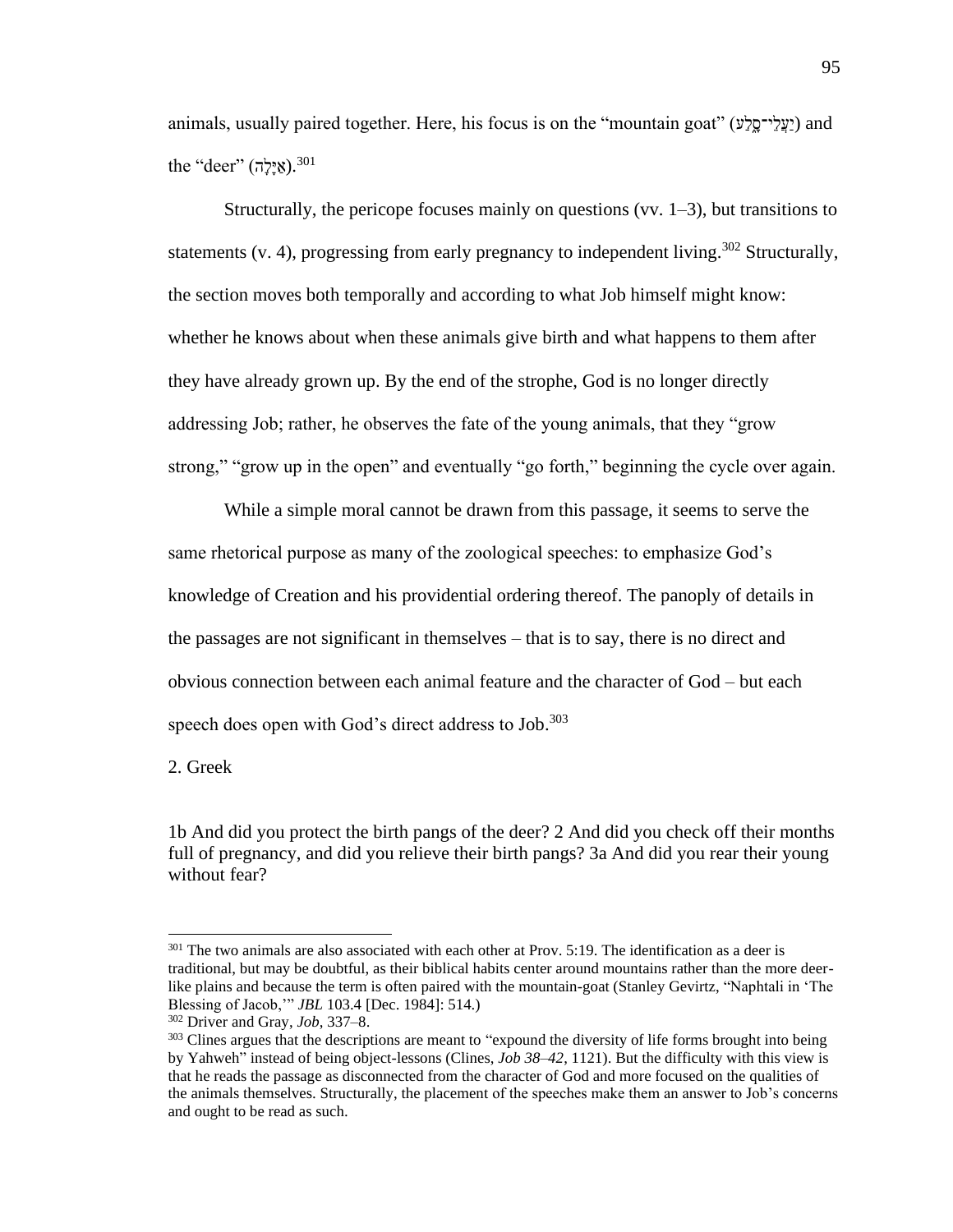animals, usually paired together. Here, his focus is on the “mountain goat” (יַעֲלֵי־סָלַע) and the “deer” (אַיָּלָה).[301]

Structurally, the pericope focuses mainly on questions (vv. 1–3), but transitions to statements (v. 4), progressing from early pregnancy to independent living.[302] Structurally, the section moves both temporally and according to what Job himself might know: whether he knows about when these animals give birth and what happens to them after they have already grown up. By the end of the strophe, God is no longer directly addressing Job; rather, he observes the fate of the young animals, that they “grow strong,” “grow up in the open” and eventually “go forth,” beginning the cycle over again.

While a simple moral cannot be drawn from this passage, it seems to serve the same rhetorical purpose as many of the zoological speeches: to emphasize God’s knowledge of Creation and his providential ordering thereof. The panoply of details in the passages are not significant in themselves – that is to say, there is no direct and obvious connection between each animal feature and the character of God – but each speech does open with God’s direct address to Job.[303]

2. Greek

1b And did you protect the birth pangs of the deer? 2 And did you check off their months full of pregnancy, and did you relieve their birth pangs? 3a And did you rear their young without fear?

---

[301] The two animals are also associated with each other at Prov. 5:19. The identification as a deer is traditional, but may be doubtful, as their biblical habits center around mountains rather than the more deer-like plains and because the term is often paired with the mountain-goat (Stanley Gevirtz, “Naphtali in ‘The Blessing of Jacob,’” *JBL* 103.4 [Dec. 1984]: 514.)

[302] Driver and Gray, *Job*, 337–8.

[303] Clines argues that the descriptions are meant to “expound the diversity of life forms brought into being by Yahweh” instead of being object-lessons (Clines, *Job 38–42*, 1121). But the difficulty with this view is that he reads the passage as disconnected from the character of God and more focused on the qualities of the animals themselves. Structurally, the placement of the speeches make them an answer to Job’s concerns and ought to be read as such.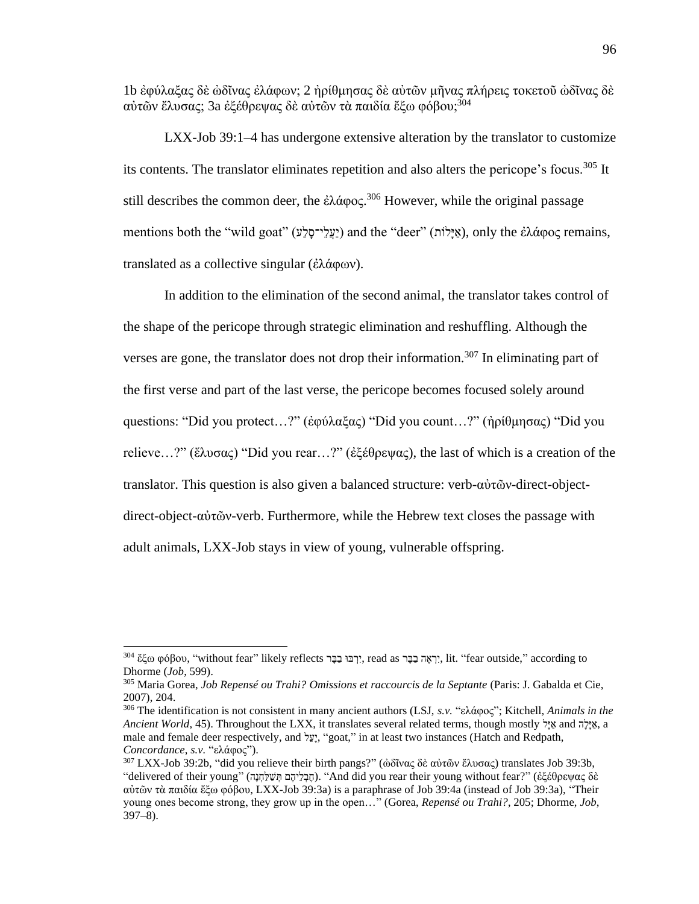1b ἐφύλαξας δὲ ὠδῖνας ἐλάφων; 2 ἠρίθμησας δὲ αὐτῶν μῆνας πλήρεις τοκετοῦ ὠδῖνας δὲ αὐτῶν ἔλυσας; 3a ἐξέθρεψας δὲ αὐτῶν τὰ παιδία ἔξω φόβου;[304]

LXX-Job 39:1–4 has undergone extensive alteration by the translator to customize its contents. The translator eliminates repetition and also alters the pericope's focus.[305] It still describes the common deer, the ἐλάφος.[306] However, while the original passage mentions both the "wild goat" (יַעֲלֵי־סָלַע) and the "deer" (אַיָּלוֹת), only the ἐλάφος remains, translated as a collective singular (ἐλάφων).

In addition to the elimination of the second animal, the translator takes control of the shape of the pericope through strategic elimination and reshuffling. Although the verses are gone, the translator does not drop their information.[307] In eliminating part of the first verse and part of the last verse, the pericope becomes focused solely around questions: "Did you protect…?" (ἐφύλαξας) "Did you count…?" (ἠρίθμησας) "Did you relieve…?" (ἔλυσας) "Did you rear…?" (ἐξέθρεψας), the last of which is a creation of the translator. This question is also given a balanced structure: verb-αὐτῶν-direct-object-direct-object-αὐτῶν-verb. Furthermore, while the Hebrew text closes the passage with adult animals, LXX-Job stays in view of young, vulnerable offspring.

---

[304] ἔξω φόβου, "without fear" likely reflects יִרְבּוּ בַבָּר, read as יִרְאָה בַבָּר, lit. "fear outside," according to Dhorme (*Job*, 599).

[305] Maria Gorea, *Job Repensé ou Trahi? Omissions et raccourcis de la Septante* (Paris: J. Gabalda et Cie, 2007), 204.

[306] The identification is not consistent in many ancient authors (LSJ, *s.v.* "ελάφος"; Kitchell, *Animals in the Ancient World*, 45). Throughout the LXX, it translates several related terms, though mostly אַיָּל and אַיָּלָה, a male and female deer respectively, and יָעֵל, "goat," in at least two instances (Hatch and Redpath, *Concordance*, *s.v.* "ελάφος").

[307] LXX-Job 39:2b, "did you relieve their birth pangs?" (ὠδῖνας δὲ αὐτῶν ἔλυσας) translates Job 39:3b, "delivered of their young" (חֶבְלֵיהֶם תְּשַׁלַּחְנָה). "And did you rear their young without fear?" (ἐξέθρεψας δὲ αὐτῶν τὰ παιδία ἔξω φόβου, LXX-Job 39:3a) is a paraphrase of Job 39:4a (instead of Job 39:3a), "Their young ones become strong, they grow up in the open…" (Gorea, *Repensé ou Trahi?*, 205; Dhorme, *Job*, 397–8).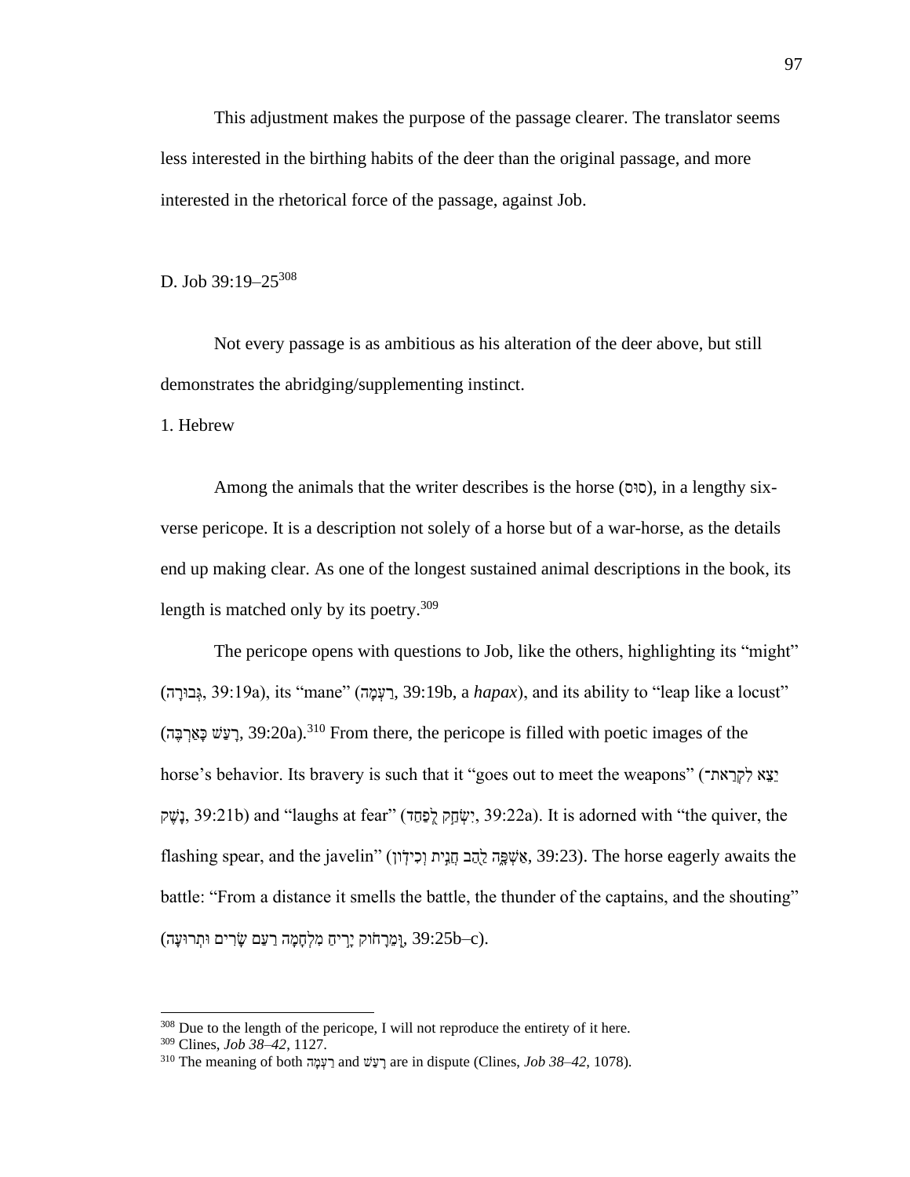This adjustment makes the purpose of the passage clearer. The translator seems less interested in the birthing habits of the deer than the original passage, and more interested in the rhetorical force of the passage, against Job.

## D. Job 39:19–25[308]

Not every passage is as ambitious as his alteration of the deer above, but still demonstrates the abridging/supplementing instinct.

### 1. Hebrew

Among the animals that the writer describes is the horse (סוּס), in a lengthy six-verse pericope. It is a description not solely of a horse but of a war-horse, as the details end up making clear. As one of the longest sustained animal descriptions in the book, its length is matched only by its poetry.[309]

The pericope opens with questions to Job, like the others, highlighting its "might" (גְּבוּרָה, 39:19a), its "mane" (רַעְמָה, 39:19b, a *hapax*), and its ability to "leap like a locust" (רָעַשׁ כָּאַרְבֶּה, 39:20a).[310] From there, the pericope is filled with poetic images of the horse's behavior. Its bravery is such that it "goes out to meet the weapons" (יֵצֵא לִקְרַאת־נָשֶׁק, 39:21b) and "laughs at fear" (יִשְׂחַק לְפַחַד, 39:22a). It is adorned with "the quiver, the flashing spear, and the javelin" (אַשְׁפָּה לַהַב חֲנִית וְכִידוֹן, 39:23). The horse eagerly awaits the battle: "From a distance it smells the battle, the thunder of the captains, and the shouting" (וּמֵרָחוֹק יָרִיחַ מִלְחָמָה רַעַם שָׂרִים וּתְרוּעָה, 39:25b–c).

---

[308] Due to the length of the pericope, I will not reproduce the entirety of it here.

[309] Clines, *Job 38–42*, 1127.

[310] The meaning of both רַעְמָה and רָעַשׁ are in dispute (Clines, *Job 38–42*, 1078).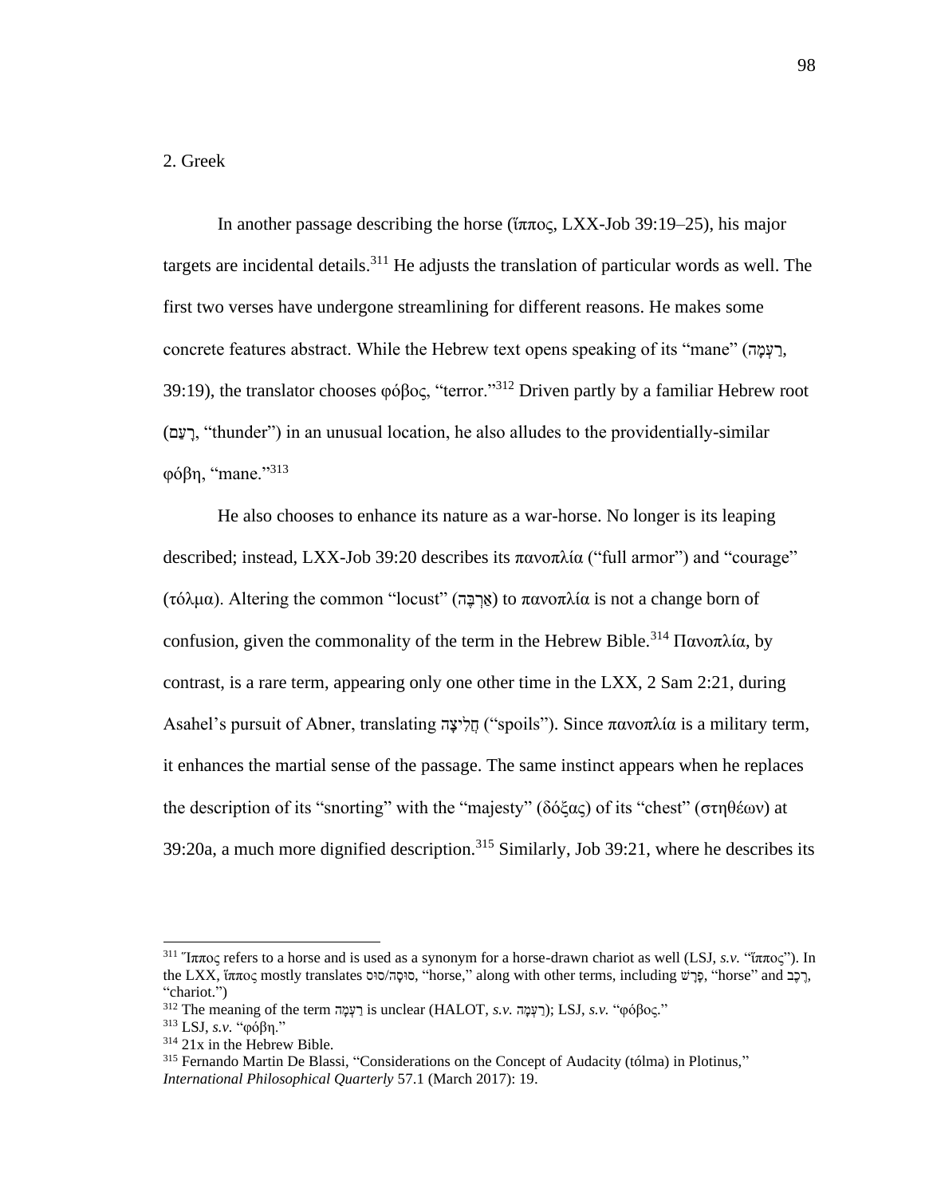2. Greek

In another passage describing the horse (ἵππος, LXX-Job 39:19–25), his major targets are incidental details.[311] He adjusts the translation of particular words as well. The first two verses have undergone streamlining for different reasons. He makes some concrete features abstract. While the Hebrew text opens speaking of its "mane" (רַעְמָה, 39:19), the translator chooses φόβος, "terror."[312] Driven partly by a familiar Hebrew root (רַעַם, "thunder") in an unusual location, he also alludes to the providentially-similar φόβη, "mane."[313]

He also chooses to enhance its nature as a war-horse. No longer is its leaping described; instead, LXX-Job 39:20 describes its πανοπλία ("full armor") and "courage" (τόλμα). Altering the common "locust" (אַרְבֶּה) to πανοπλία is not a change born of confusion, given the commonality of the term in the Hebrew Bible.[314] Πανοπλία, by contrast, is a rare term, appearing only one other time in the LXX, 2 Sam 2:21, during Asahel's pursuit of Abner, translating חֲלִיצָה ("spoils"). Since πανοπλία is a military term, it enhances the martial sense of the passage. The same instinct appears when he replaces the description of its "snorting" with the "majesty" (δόξας) of its "chest" (στηθέων) at 39:20a, a much more dignified description.[315] Similarly, Job 39:21, where he describes its

---

[311] Ἵππος refers to a horse and is used as a synonym for a horse-drawn chariot as well (LSJ, *s.v.* "ἵππος"). In the LXX, ἵππος mostly translates סוּס/סוּסָה, "horse," along with other terms, including פָּרָשׁ, "horse" and רֶכֶב, "chariot.")

[312] The meaning of the term רַעְמָה is unclear (HALOT, *s.v.* רַעְמָה); LSJ, *s.v.* "φόβος."

[313] LSJ, *s.v.* "φόβη."

[314] 21x in the Hebrew Bible.

[315] Fernando Martin De Blassi, "Considerations on the Concept of Audacity (tólma) in Plotinus," *International Philosophical Quarterly* 57.1 (March 2017): 19.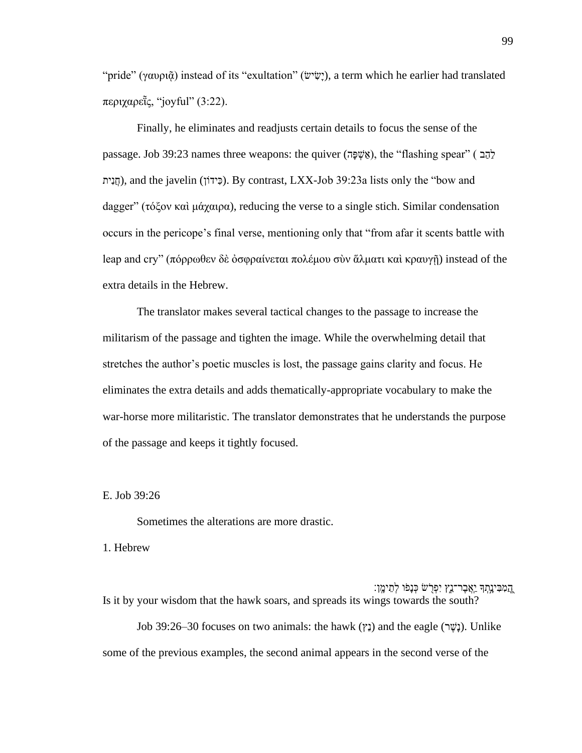"pride" (γαυριᾷ) instead of its "exultation" (יָשִׂישׂ), a term which he earlier had translated περιχαρεῖς, "joyful" (3:22).

Finally, he eliminates and readjusts certain details to focus the sense of the passage. Job 39:23 names three weapons: the quiver (אַשְׁפָּה), the "flashing spear" (לַהַב חֲנִית), and the javelin (כִּידוֹן). By contrast, LXX-Job 39:23a lists only the "bow and dagger" (τόξον καὶ μάχαιρα), reducing the verse to a single stich. Similar condensation occurs in the pericope's final verse, mentioning only that "from afar it scents battle with leap and cry" (πόρρωθεν δὲ ὀσφραίνεται πολέμου σὺν ἅλματι καὶ κραυγῇ) instead of the extra details in the Hebrew.

The translator makes several tactical changes to the passage to increase the militarism of the passage and tighten the image. While the overwhelming detail that stretches the author's poetic muscles is lost, the passage gains clarity and focus. He eliminates the extra details and adds thematically-appropriate vocabulary to make the war-horse more militaristic. The translator demonstrates that he understands the purpose of the passage and keeps it tightly focused.

E. Job 39:26

Sometimes the alterations are more drastic.

1. Hebrew

הֲמִבִּינָתְךָ יַאֲבֶר־נֵץ יִפְרֹשׂ כְּנָפוֹ לְתֵימָן׃

Is it by your wisdom that the hawk soars, and spreads its wings towards the south?

Job 39:26–30 focuses on two animals: the hawk (נֵץ) and the eagle (נָשֶׁר). Unlike some of the previous examples, the second animal appears in the second verse of the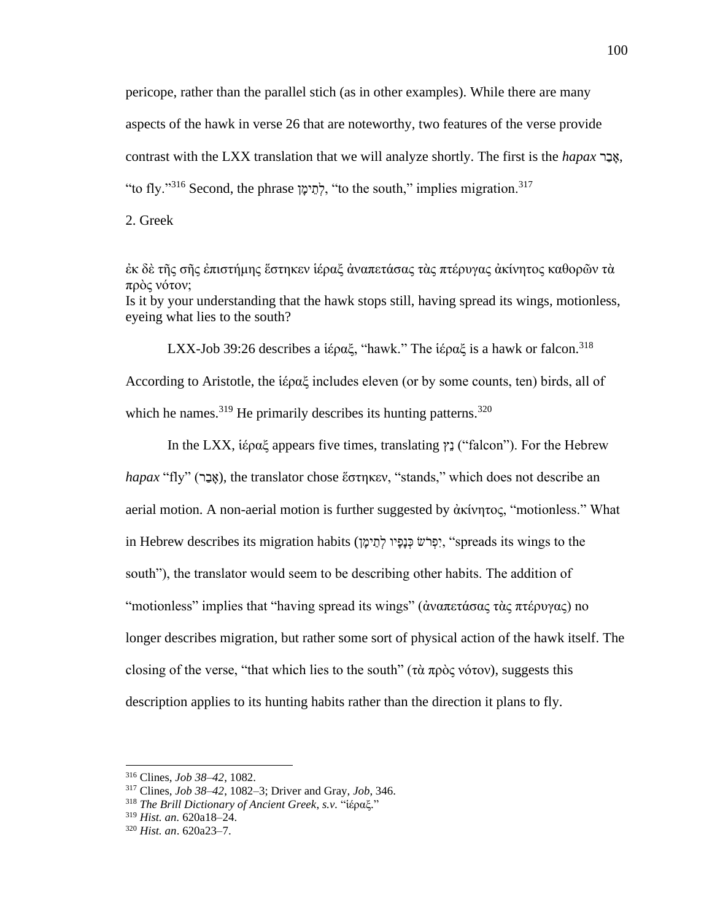pericope, rather than the parallel stich (as in other examples). While there are many aspects of the hawk in verse 26 that are noteworthy, two features of the verse provide contrast with the LXX translation that we will analyze shortly. The first is the *hapax* אָבַר, "to fly."[316] Second, the phrase לְתֵימָן, "to the south," implies migration.[317]

2. Greek

ἐκ δὲ τῆς σῆς ἐπιστήμης ἕστηκεν ἱέραξ ἀναπετάσας τὰς πτέρυγας ἀκίνητος καθορῶν τὰ πρὸς νότον;
Is it by your understanding that the hawk stops still, having spread its wings, motionless, eyeing what lies to the south?

LXX-Job 39:26 describes a ἱέραξ, "hawk." The ἱέραξ is a hawk or falcon.[318] According to Aristotle, the ἱέραξ includes eleven (or by some counts, ten) birds, all of which he names.[319] He primarily describes its hunting patterns.[320]

In the LXX, ἱέραξ appears five times, translating נֵץ ("falcon"). For the Hebrew *hapax* "fly" (אָבַר), the translator chose ἕστηκεν, "stands," which does not describe an aerial motion. A non-aerial motion is further suggested by ἀκίνητος, "motionless." What in Hebrew describes its migration habits (יִפְרֹשׂ כְּנָפָיו לְתֵימָן, "spreads its wings to the south"), the translator would seem to be describing other habits. The addition of "motionless" implies that "having spread its wings" (ἀναπετάσας τὰς πτέρυγας) no longer describes migration, but rather some sort of physical action of the hawk itself. The closing of the verse, "that which lies to the south" (τὰ πρὸς νότον), suggests this description applies to its hunting habits rather than the direction it plans to fly.

---

[316] Clines, *Job 38–42*, 1082.
[317] Clines, *Job 38–42*, 1082–3; Driver and Gray, *Job*, 346.
[318] *The Brill Dictionary of Ancient Greek*, *s.v.* "ἱέραξ."
[319] *Hist. an.* 620a18–24.
[320] *Hist. an*. 620a23–7.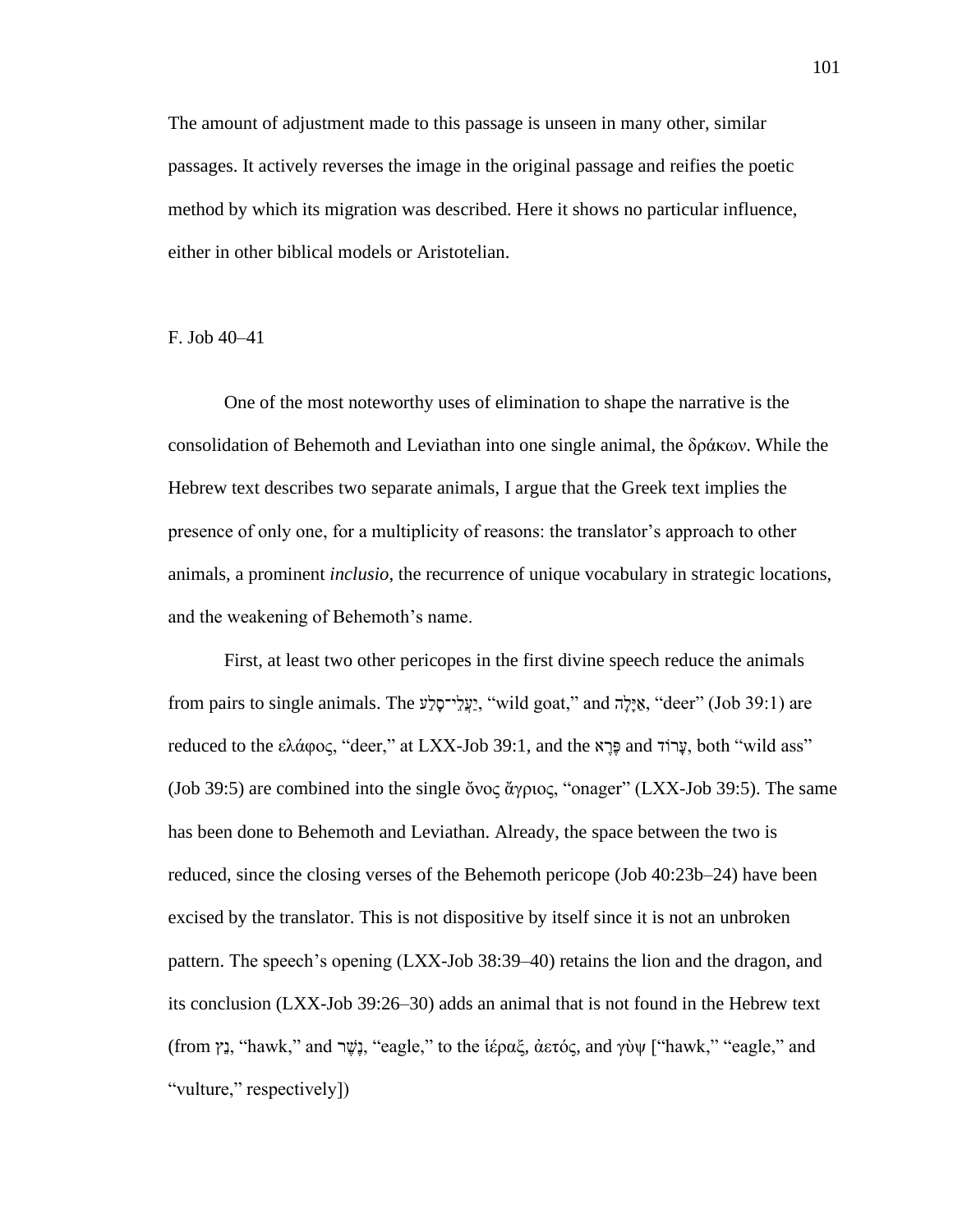The amount of adjustment made to this passage is unseen in many other, similar passages. It actively reverses the image in the original passage and reifies the poetic method by which its migration was described. Here it shows no particular influence, either in other biblical models or Aristotelian.

## F. Job 40–41

One of the most noteworthy uses of elimination to shape the narrative is the consolidation of Behemoth and Leviathan into one single animal, the δράκων. While the Hebrew text describes two separate animals, I argue that the Greek text implies the presence of only one, for a multiplicity of reasons: the translator's approach to other animals, a prominent *inclusio*, the recurrence of unique vocabulary in strategic locations, and the weakening of Behemoth's name.

First, at least two other pericopes in the first divine speech reduce the animals from pairs to single animals. The יַעֲלֵי־סָלַע, "wild goat," and אַיָּלָה, "deer" (Job 39:1) are reduced to the ελάφος, "deer," at LXX-Job 39:1, and the פֶּרֶא and עָרוֹד, both "wild ass" (Job 39:5) are combined into the single ὄνος ἄγριος, "onager" (LXX-Job 39:5). The same has been done to Behemoth and Leviathan. Already, the space between the two is reduced, since the closing verses of the Behemoth pericope (Job 40:23b–24) have been excised by the translator. This is not dispositive by itself since it is not an unbroken pattern. The speech's opening (LXX-Job 38:39–40) retains the lion and the dragon, and its conclusion (LXX-Job 39:26–30) adds an animal that is not found in the Hebrew text (from נֵץ, "hawk," and נֶשֶׁר, "eagle," to the ἱέραξ, ἀετός, and γὺψ ["hawk," "eagle," and "vulture," respectively])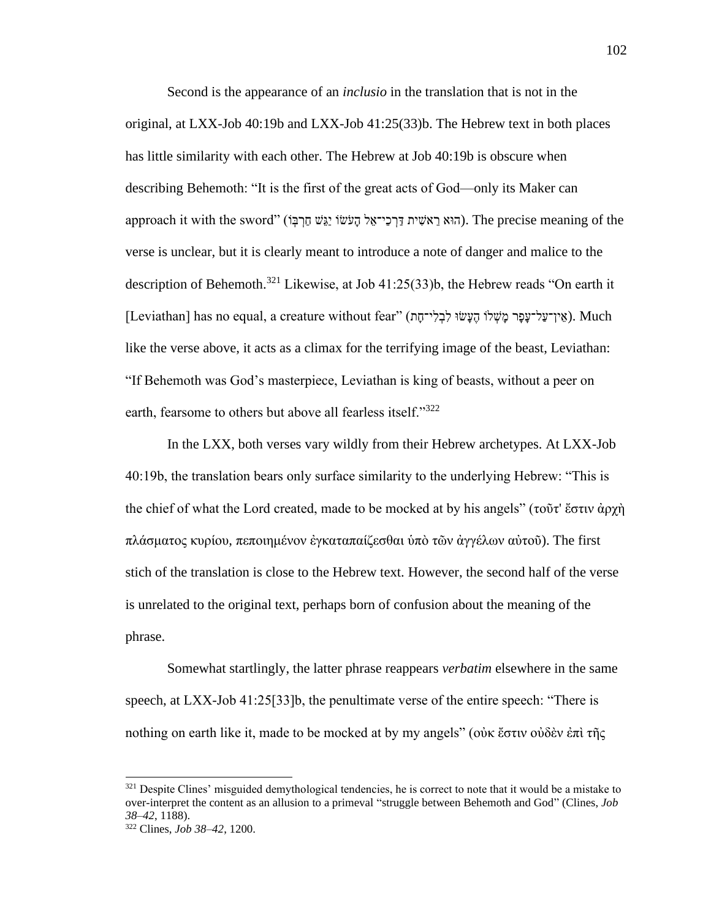Second is the appearance of an *inclusio* in the translation that is not in the original, at LXX-Job 40:19b and LXX-Job 41:25(33)b. The Hebrew text in both places has little similarity with each other. The Hebrew at Job 40:19b is obscure when describing Behemoth: “It is the first of the great acts of God—only its Maker can approach it with the sword” (הוּא רֵאשִׁית דַּרְכֵי־אֵל הָעֹשׂוֹ יַגֵּשׁ חַרְבּוֹ). The precise meaning of the verse is unclear, but it is clearly meant to introduce a note of danger and malice to the description of Behemoth.[321] Likewise, at Job 41:25(33)b, the Hebrew reads “On earth it [Leviathan] has no equal, a creature without fear” (אֵין־עַל־עָפָר מָשְׁלוֹ הֶעָשׂוּ לִבְלִי־חָת). Much like the verse above, it acts as a climax for the terrifying image of the beast, Leviathan: “If Behemoth was God’s masterpiece, Leviathan is king of beasts, without a peer on earth, fearsome to others but above all fearless itself.”[322]

In the LXX, both verses vary wildly from their Hebrew archetypes. At LXX-Job 40:19b, the translation bears only surface similarity to the underlying Hebrew: “This is the chief of what the Lord created, made to be mocked at by his angels” (τοῦτ' ἔστιν ἀρχὴ πλάσματος κυρίου, πεποιημένον ἐγκαταπαίζεσθαι ὑπὸ τῶν ἀγγέλων αὐτοῦ). The first stich of the translation is close to the Hebrew text. However, the second half of the verse is unrelated to the original text, perhaps born of confusion about the meaning of the phrase.

Somewhat startlingly, the latter phrase reappears *verbatim* elsewhere in the same speech, at LXX-Job 41:25[33]b, the penultimate verse of the entire speech: “There is nothing on earth like it, made to be mocked at by my angels” (οὐκ ἔστιν οὐδὲν ἐπὶ τῆς

[321] Despite Clines’ misguided demythological tendencies, he is correct to note that it would be a mistake to over-interpret the content as an allusion to a primeval “struggle between Behemoth and God” (Clines, *Job 38–42*, 1188).

[322] Clines, *Job 38–42*, 1200.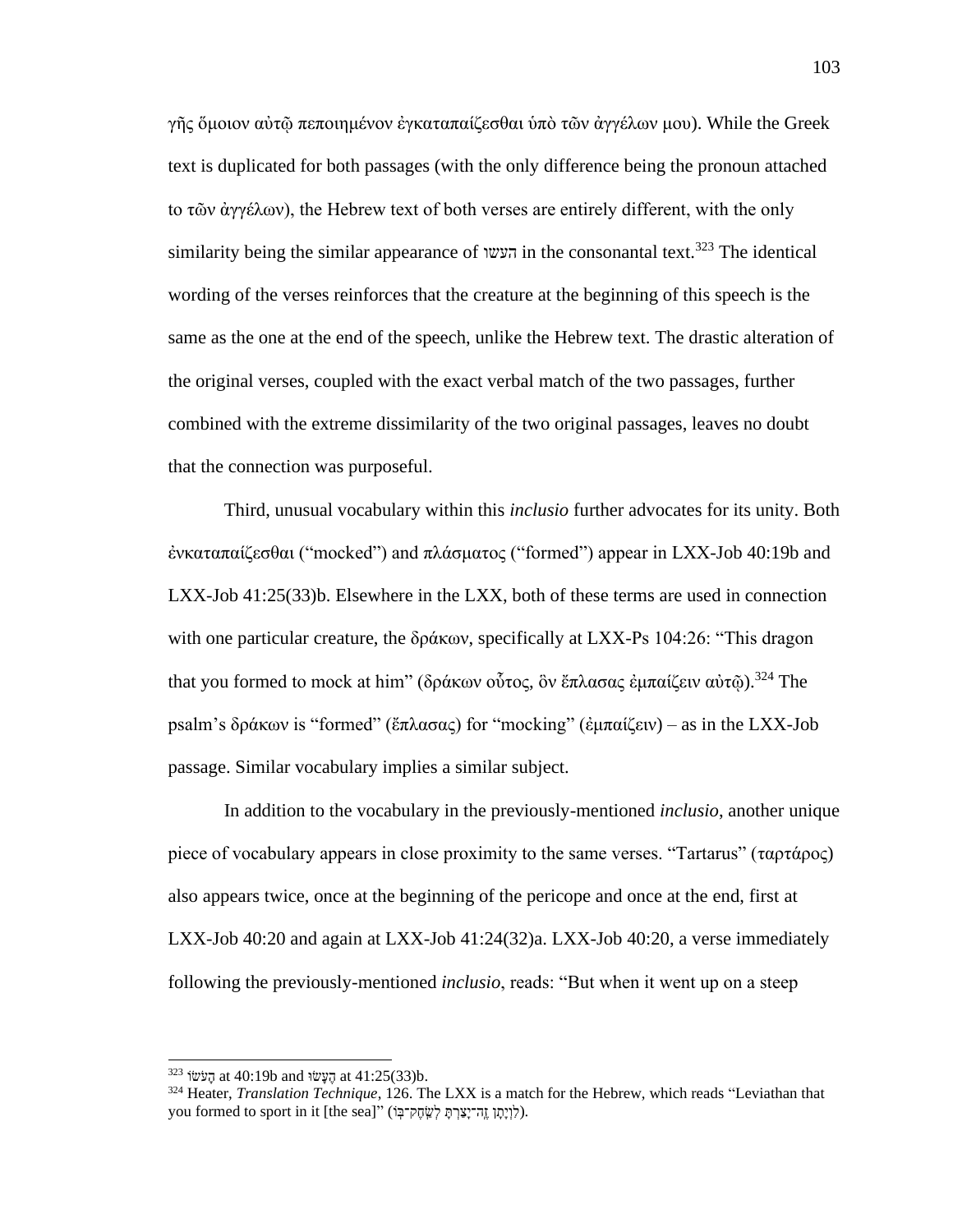γῆς ὅμοιον αὐτῷ πεποιημένον ἐγκαταπαίζεσθαι ὑπὸ τῶν ἀγγέλων μου). While the Greek text is duplicated for both passages (with the only difference being the pronoun attached to τῶν ἀγγέλων), the Hebrew text of both verses are entirely different, with the only similarity being the similar appearance of העשו in the consonantal text.[323] The identical wording of the verses reinforces that the creature at the beginning of this speech is the same as the one at the end of the speech, unlike the Hebrew text. The drastic alteration of the original verses, coupled with the exact verbal match of the two passages, further combined with the extreme dissimilarity of the two original passages, leaves no doubt that the connection was purposeful.

Third, unusual vocabulary within this *inclusio* further advocates for its unity. Both ἐνκαταπαίζεσθαι ("mocked") and πλάσματος ("formed") appear in LXX-Job 40:19b and LXX-Job 41:25(33)b. Elsewhere in the LXX, both of these terms are used in connection with one particular creature, the δράκων, specifically at LXX-Ps 104:26: "This dragon that you formed to mock at him" (δράκων οὗτος, ὃν ἔπλασας ἐμπαίζειν αὐτῷ).[324] The psalm's δράκων is "formed" (ἔπλασας) for "mocking" (ἐμπαίζειν) – as in the LXX-Job passage. Similar vocabulary implies a similar subject.

In addition to the vocabulary in the previously-mentioned *inclusio*, another unique piece of vocabulary appears in close proximity to the same verses. "Tartarus" (ταρτάρος) also appears twice, once at the beginning of the pericope and once at the end, first at LXX-Job 40:20 and again at LXX-Job 41:24(32)a. LXX-Job 40:20, a verse immediately following the previously-mentioned *inclusio*, reads: "But when it went up on a steep

---

[323] הָעֹשׂוֹ at 40:19b and הֶעָשׂוּ at 41:25(33)b.

[324] Heater, *Translation Technique*, 126. The LXX is a match for the Hebrew, which reads "Leviathan that you formed to sport in it [the sea]" (לִוְיָתָן זֶה־יָצַרְתָּ לְשַׂחֶק־בּוֹ).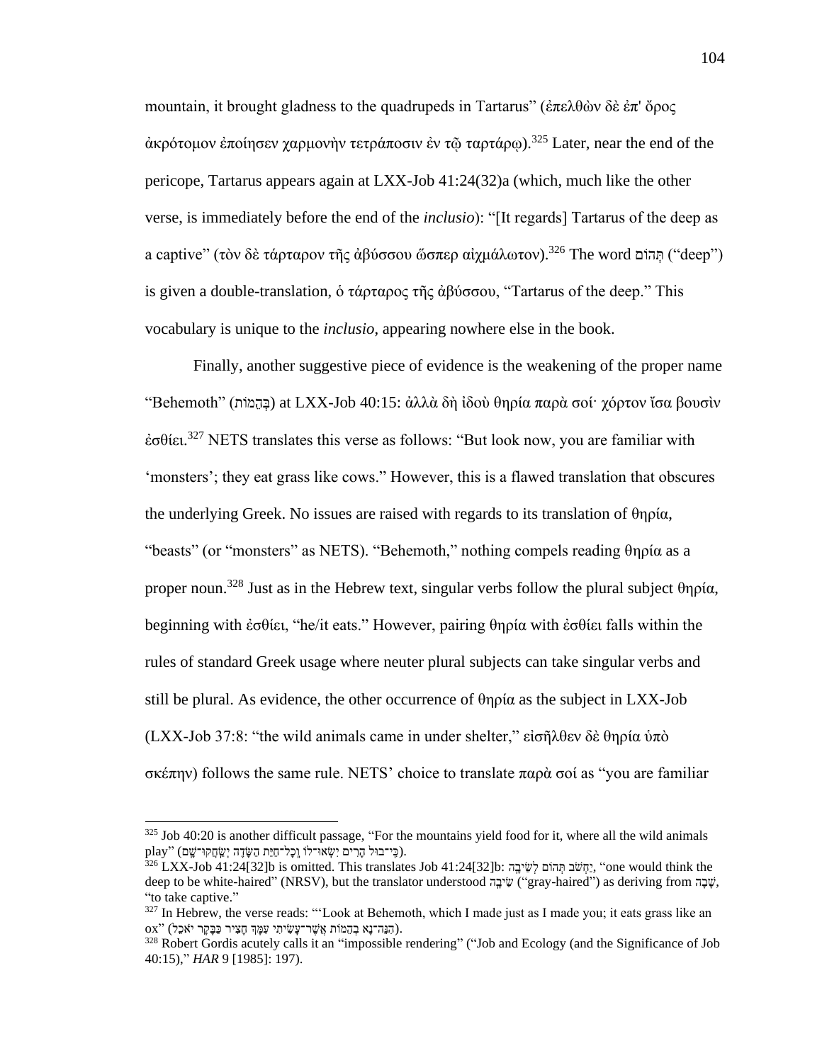mountain, it brought gladness to the quadrupeds in Tartarus" (ἐπελθὼν δὲ ἐπ' ὄρος ἀκρότομον ἐποίησεν χαρμονὴν τετράποσιν ἐν τῷ ταρτάρῳ).[325] Later, near the end of the pericope, Tartarus appears again at LXX-Job 41:24(32)a (which, much like the other verse, is immediately before the end of the *inclusio*): "[It regards] Tartarus of the deep as a captive" (τὸν δὲ τάρταρον τῆς ἀβύσσου ὥσπερ αἰχμάλωτον).[326] The word תְּהוֹם ("deep") is given a double-translation, ὁ τάρταρος τῆς ἀβύσσου, "Tartarus of the deep." This vocabulary is unique to the *inclusio*, appearing nowhere else in the book.

Finally, another suggestive piece of evidence is the weakening of the proper name "Behemoth" (בְּהֵמוֹת) at LXX-Job 40:15: ἀλλὰ δὴ ἰδοὺ θηρία παρὰ σοί· χόρτον ἴσα βουσὶν ἐσθίει.[327] NETS translates this verse as follows: "But look now, you are familiar with 'monsters'; they eat grass like cows." However, this is a flawed translation that obscures the underlying Greek. No issues are raised with regards to its translation of θηρία, "beasts" (or "monsters" as NETS). "Behemoth," nothing compels reading θηρία as a proper noun.[328] Just as in the Hebrew text, singular verbs follow the plural subject θηρία, beginning with ἐσθίει, "he/it eats." However, pairing θηρία with ἐσθίει falls within the rules of standard Greek usage where neuter plural subjects can take singular verbs and still be plural. As evidence, the other occurrence of θηρία as the subject in LXX-Job (LXX-Job 37:8: "the wild animals came in under shelter," εἰσῆλθεν δὲ θηρία ὑπὸ σκέπην) follows the same rule. NETS' choice to translate παρὰ σοί as "you are familiar

---

[325] Job 40:20 is another difficult passage, "For the mountains yield food for it, where all the wild animals play" (כִּי־בוּל הָרִים יִשְׂאוּ־לוֹ וְכָל־חַיַּת הַשָּׂדֶה יְשַׂחֲקוּ־שָׁם).

[326] LXX-Job 41:24[32]b is omitted. This translates Job 41:24[32]b: יַחְשֹׁב תְּהוֹם לְשֵׂיבָה, "one would think the deep to be white-haired" (NRSV), but the translator understood שֵׂיבָה ("gray-haired") as deriving from שָׁבָה, "to take captive."

[327] In Hebrew, the verse reads: "'Look at Behemoth, which I made just as I made you; it eats grass like an ox" (הִנֵּה־נָא בְהֵמוֹת אֲשֶׁר־עָשִׂיתִי עִמָּךְ חָצִיר כַּבָּקָר יֹאכֵל).

[328] Robert Gordis acutely calls it an "impossible rendering" ("Job and Ecology (and the Significance of Job 40:15)," *HAR* 9 [1985]: 197).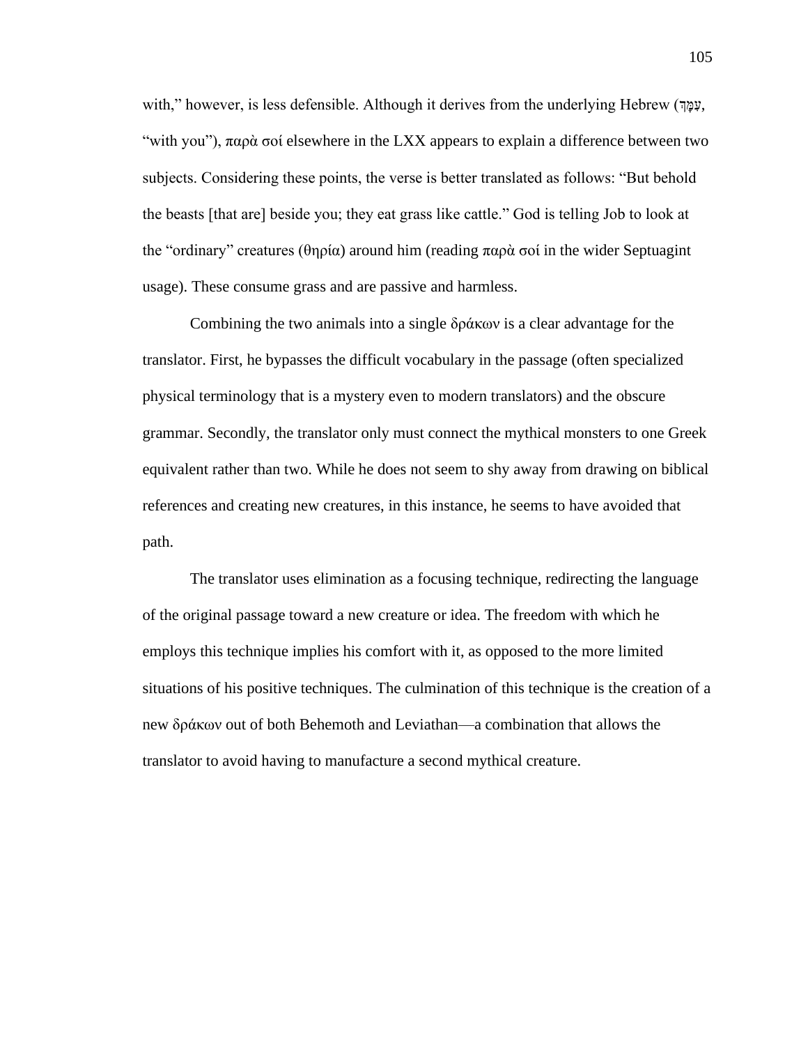with," however, is less defensible. Although it derives from the underlying Hebrew (עִמָּךְ, "with you"), παρὰ σοί elsewhere in the LXX appears to explain a difference between two subjects. Considering these points, the verse is better translated as follows: "But behold the beasts [that are] beside you; they eat grass like cattle." God is telling Job to look at the "ordinary" creatures (θηρία) around him (reading παρὰ σοί in the wider Septuagint usage). These consume grass and are passive and harmless.

Combining the two animals into a single δράκων is a clear advantage for the translator. First, he bypasses the difficult vocabulary in the passage (often specialized physical terminology that is a mystery even to modern translators) and the obscure grammar. Secondly, the translator only must connect the mythical monsters to one Greek equivalent rather than two. While he does not seem to shy away from drawing on biblical references and creating new creatures, in this instance, he seems to have avoided that path.

The translator uses elimination as a focusing technique, redirecting the language of the original passage toward a new creature or idea. The freedom with which he employs this technique implies his comfort with it, as opposed to the more limited situations of his positive techniques. The culmination of this technique is the creation of a new δράκων out of both Behemoth and Leviathan—a combination that allows the translator to avoid having to manufacture a second mythical creature.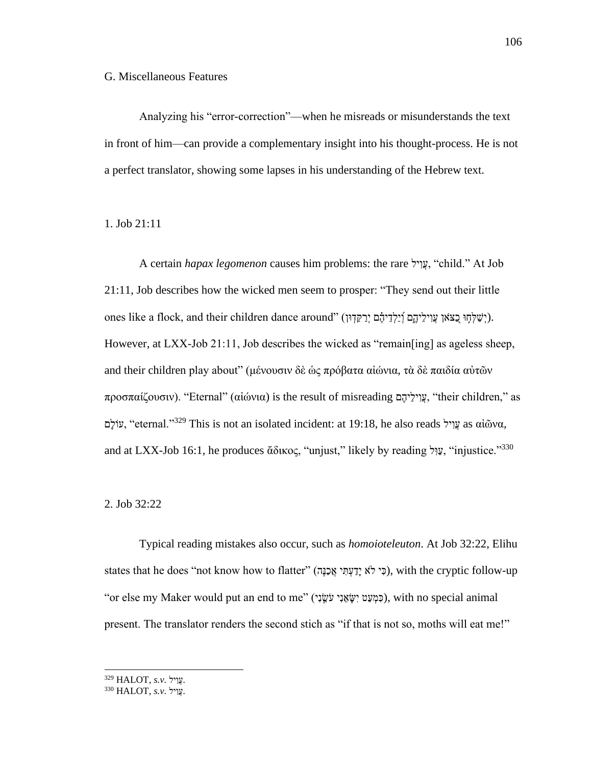G. Miscellaneous Features

Analyzing his "error-correction"—when he misreads or misunderstands the text in front of him—can provide a complementary insight into his thought-process. He is not a perfect translator, showing some lapses in his understanding of the Hebrew text.

1. Job 21:11

A certain *hapax legomenon* causes him problems: the rare עֲוִיל, "child." At Job 21:11, Job describes how the wicked men seem to prosper: "They send out their little ones like a flock, and their children dance around" (יְשַׁלְּחוּ כַצֹּאן עֲוִילֵיהֶם וְיַלְדֵיהֶם יְרַקֵּדוּן). However, at LXX-Job 21:11, Job describes the wicked as "remain[ing] as ageless sheep, and their children play about" (μένουσιν δὲ ὡς πρόβατα αἰώνια, τὰ δὲ παιδία αὐτῶν προσπαίζουσιν). "Eternal" (αἰώνια) is the result of misreading עֲוִילֵיהֶם, "their children," as עוֹלָם, "eternal."[329] This is not an isolated incident: at 19:18, he also reads עֲוִיל as αἰῶνα, and at LXX-Job 16:1, he produces ἄδικος, "unjust," likely by reading עַוִּל, "injustice."[330]

2. Job 32:22

Typical reading mistakes also occur, such as *homoioteleuton*. At Job 32:22, Elihu states that he does "not know how to flatter" (כִּי לֹא יָדַעְתִּי אֲכַנֶּה), with the cryptic follow-up "or else my Maker would put an end to me" (כִּמְעַט יִשָּׂאֵנִי עֹשֵׂנִי), with no special animal present. The translator renders the second stich as "if that is not so, moths will eat me!"

[329] HALOT, *s.v.* עֲוִיל.

[330] HALOT, *s.v.* עֲוִיל.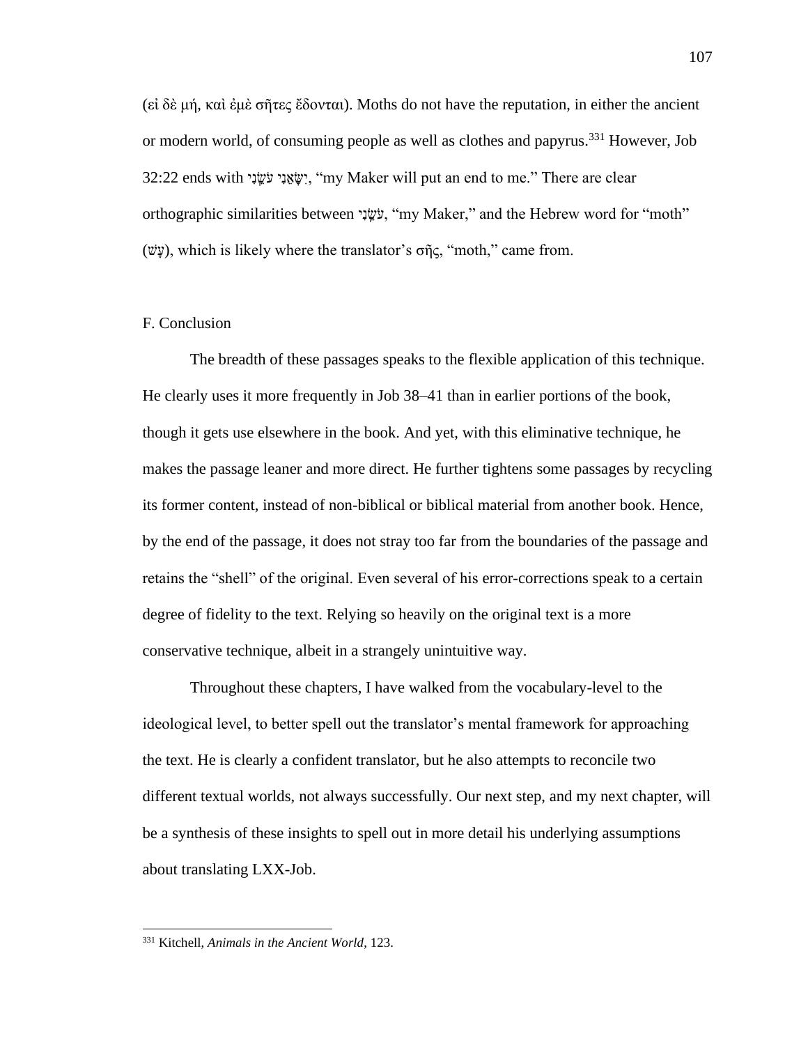(εἰ δὲ μή, καὶ ἐμὲ σῆτες ἔδονται). Moths do not have the reputation, in either the ancient or modern world, of consuming people as well as clothes and papyrus.[331] However, Job 32:22 ends with יִשָּׂאֵנִי עֹשֵׂנִי, "my Maker will put an end to me." There are clear orthographic similarities between עֹשֵׂנִי, "my Maker," and the Hebrew word for "moth" (עָשׁ), which is likely where the translator's σῆς, "moth," came from.

F. Conclusion

The breadth of these passages speaks to the flexible application of this technique. He clearly uses it more frequently in Job 38–41 than in earlier portions of the book, though it gets use elsewhere in the book. And yet, with this eliminative technique, he makes the passage leaner and more direct. He further tightens some passages by recycling its former content, instead of non-biblical or biblical material from another book. Hence, by the end of the passage, it does not stray too far from the boundaries of the passage and retains the "shell" of the original. Even several of his error-corrections speak to a certain degree of fidelity to the text. Relying so heavily on the original text is a more conservative technique, albeit in a strangely unintuitive way.

Throughout these chapters, I have walked from the vocabulary-level to the ideological level, to better spell out the translator's mental framework for approaching the text. He is clearly a confident translator, but he also attempts to reconcile two different textual worlds, not always successfully. Our next step, and my next chapter, will be a synthesis of these insights to spell out in more detail his underlying assumptions about translating LXX-Job.

[331] Kitchell, *Animals in the Ancient World*, 123.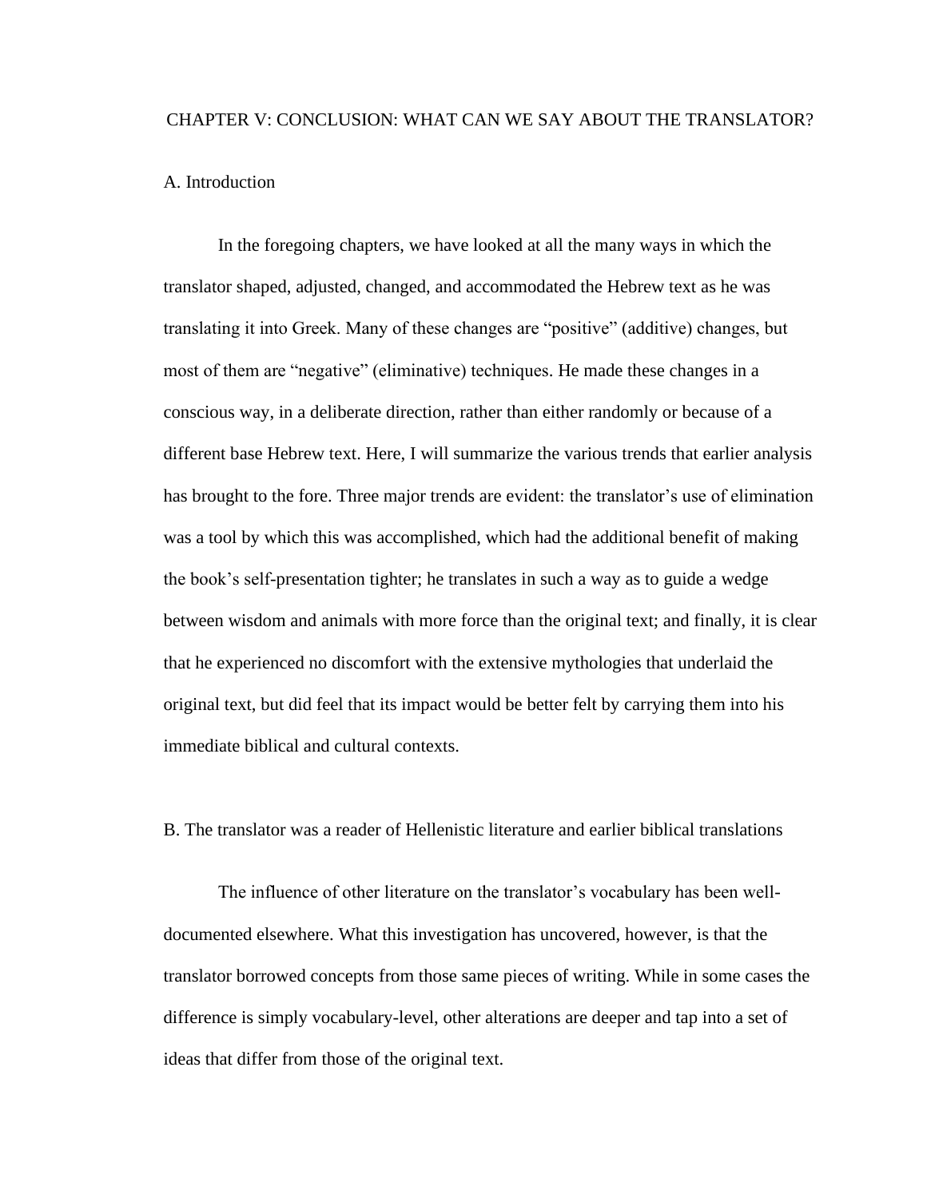# CHAPTER V: CONCLUSION: WHAT CAN WE SAY ABOUT THE TRANSLATOR?

## A. Introduction

In the foregoing chapters, we have looked at all the many ways in which the translator shaped, adjusted, changed, and accommodated the Hebrew text as he was translating it into Greek. Many of these changes are "positive" (additive) changes, but most of them are "negative" (eliminative) techniques. He made these changes in a conscious way, in a deliberate direction, rather than either randomly or because of a different base Hebrew text. Here, I will summarize the various trends that earlier analysis has brought to the fore. Three major trends are evident: the translator's use of elimination was a tool by which this was accomplished, which had the additional benefit of making the book's self-presentation tighter; he translates in such a way as to guide a wedge between wisdom and animals with more force than the original text; and finally, it is clear that he experienced no discomfort with the extensive mythologies that underlaid the original text, but did feel that its impact would be better felt by carrying them into his immediate biblical and cultural contexts.

## B. The translator was a reader of Hellenistic literature and earlier biblical translations

The influence of other literature on the translator's vocabulary has been well-documented elsewhere. What this investigation has uncovered, however, is that the translator borrowed concepts from those same pieces of writing. While in some cases the difference is simply vocabulary-level, other alterations are deeper and tap into a set of ideas that differ from those of the original text.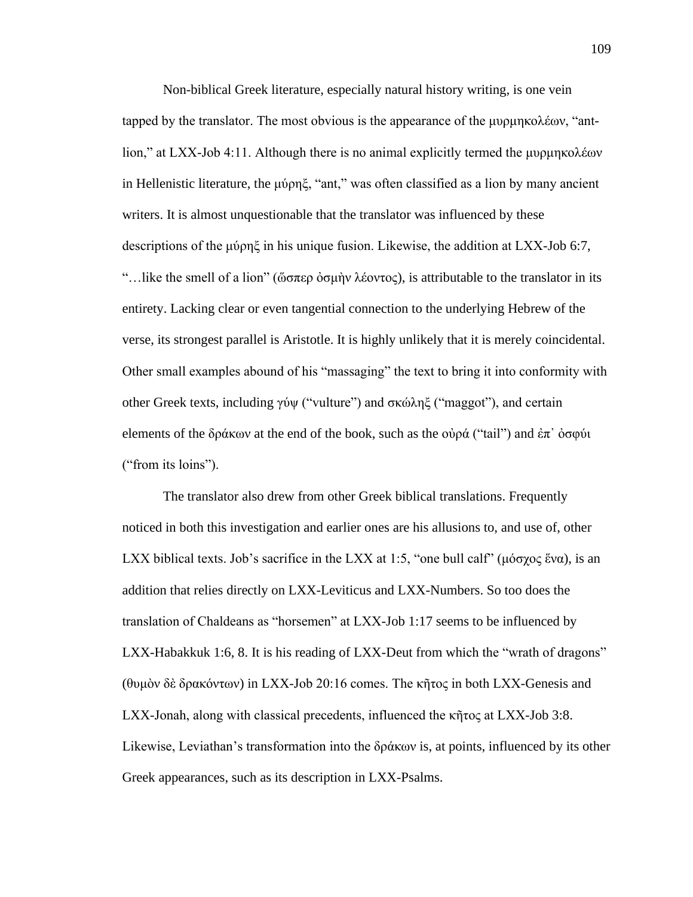Non-biblical Greek literature, especially natural history writing, is one vein tapped by the translator. The most obvious is the appearance of the μυρμηκολέων, "ant-lion," at LXX-Job 4:11. Although there is no animal explicitly termed the μυρμηκολέων in Hellenistic literature, the μύρηξ, "ant," was often classified as a lion by many ancient writers. It is almost unquestionable that the translator was influenced by these descriptions of the μύρηξ in his unique fusion. Likewise, the addition at LXX-Job 6:7, "…like the smell of a lion" (ὥσπερ ὀσμὴν λέοντος), is attributable to the translator in its entirety. Lacking clear or even tangential connection to the underlying Hebrew of the verse, its strongest parallel is Aristotle. It is highly unlikely that it is merely coincidental. Other small examples abound of his "massaging" the text to bring it into conformity with other Greek texts, including γύψ ("vulture") and σκώληξ ("maggot"), and certain elements of the δράκων at the end of the book, such as the οὐρά ("tail") and ἐπ᾽ ὀσφύι ("from its loins").

The translator also drew from other Greek biblical translations. Frequently noticed in both this investigation and earlier ones are his allusions to, and use of, other LXX biblical texts. Job's sacrifice in the LXX at 1:5, "one bull calf" (μόσχος ἕνα), is an addition that relies directly on LXX-Leviticus and LXX-Numbers. So too does the translation of Chaldeans as "horsemen" at LXX-Job 1:17 seems to be influenced by LXX-Habakkuk 1:6, 8. It is his reading of LXX-Deut from which the "wrath of dragons" (θυμὸν δὲ δρακόντων) in LXX-Job 20:16 comes. The κῆτος in both LXX-Genesis and LXX-Jonah, along with classical precedents, influenced the κῆτος at LXX-Job 3:8. Likewise, Leviathan's transformation into the δράκων is, at points, influenced by its other Greek appearances, such as its description in LXX-Psalms.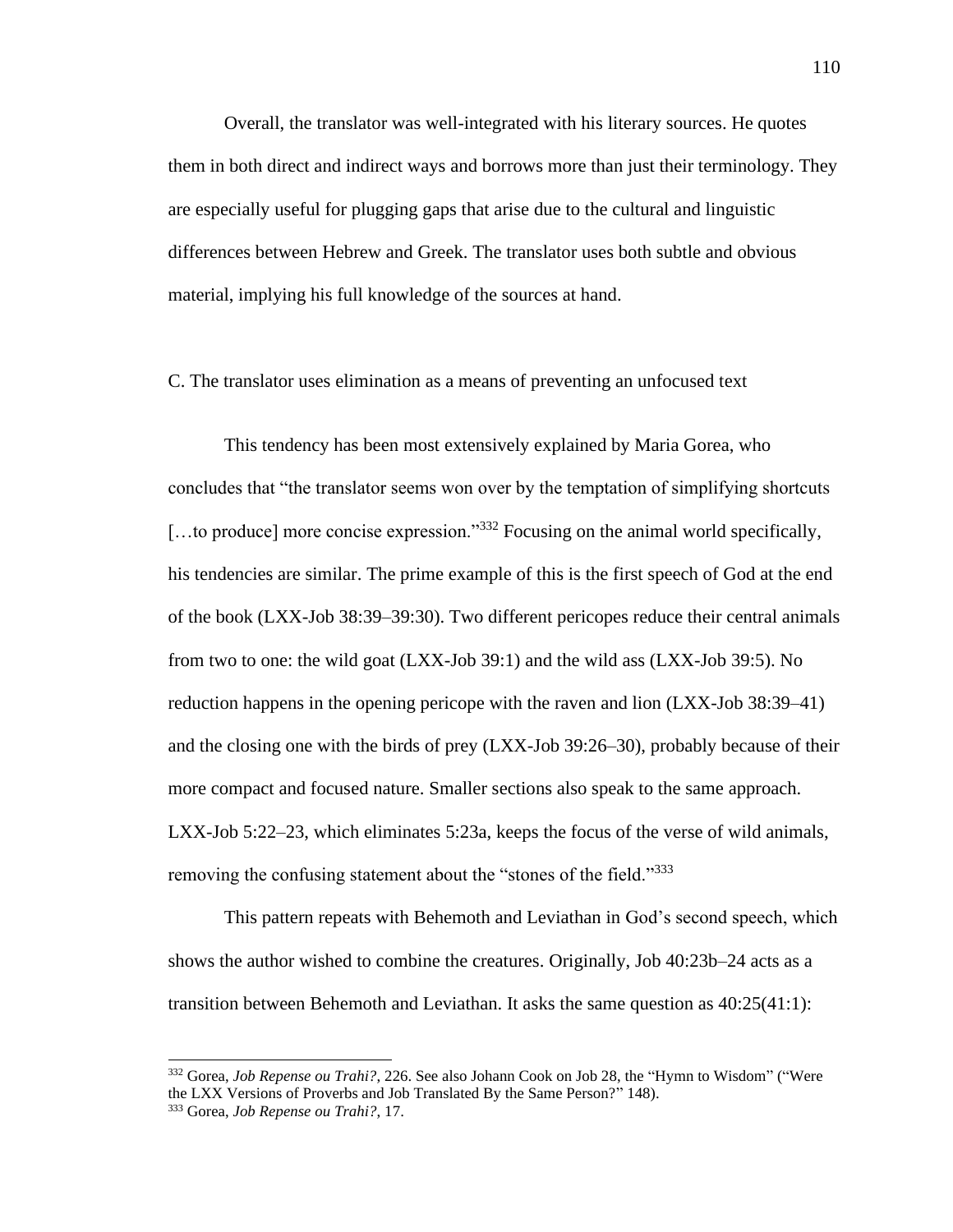Overall, the translator was well-integrated with his literary sources. He quotes them in both direct and indirect ways and borrows more than just their terminology. They are especially useful for plugging gaps that arise due to the cultural and linguistic differences between Hebrew and Greek. The translator uses both subtle and obvious material, implying his full knowledge of the sources at hand.

C. The translator uses elimination as a means of preventing an unfocused text

This tendency has been most extensively explained by Maria Gorea, who concludes that "the translator seems won over by the temptation of simplifying shortcuts […to produce] more concise expression."[332] Focusing on the animal world specifically, his tendencies are similar. The prime example of this is the first speech of God at the end of the book (LXX-Job 38:39–39:30). Two different pericopes reduce their central animals from two to one: the wild goat (LXX-Job 39:1) and the wild ass (LXX-Job 39:5). No reduction happens in the opening pericope with the raven and lion (LXX-Job 38:39–41) and the closing one with the birds of prey (LXX-Job 39:26–30), probably because of their more compact and focused nature. Smaller sections also speak to the same approach. LXX-Job 5:22–23, which eliminates 5:23a, keeps the focus of the verse of wild animals, removing the confusing statement about the "stones of the field."[333]

This pattern repeats with Behemoth and Leviathan in God's second speech, which shows the author wished to combine the creatures. Originally, Job 40:23b–24 acts as a transition between Behemoth and Leviathan. It asks the same question as 40:25(41:1):

---

[332] Gorea, *Job Repense ou Trahi?*, 226. See also Johann Cook on Job 28, the "Hymn to Wisdom" ("Were the LXX Versions of Proverbs and Job Translated By the Same Person?" 148).

[333] Gorea, *Job Repense ou Trahi?*, 17.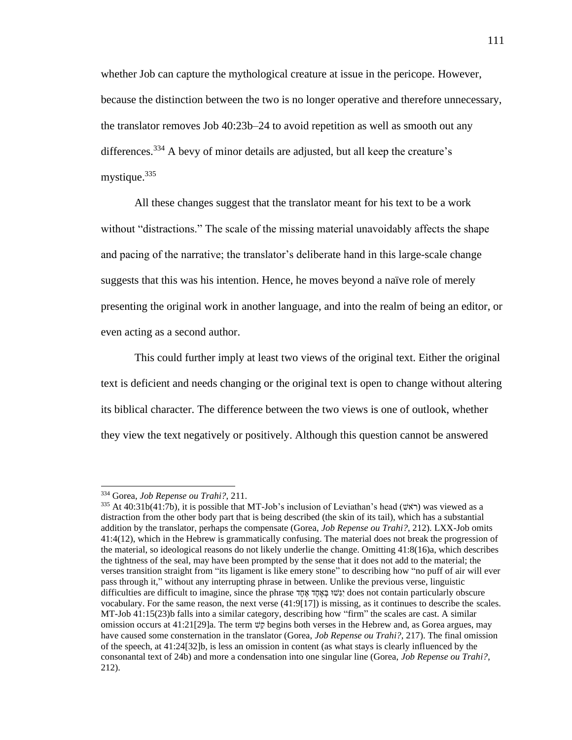whether Job can capture the mythological creature at issue in the pericope. However, because the distinction between the two is no longer operative and therefore unnecessary, the translator removes Job 40:23b–24 to avoid repetition as well as smooth out any differences.[334] A bevy of minor details are adjusted, but all keep the creature's mystique.[335]

All these changes suggest that the translator meant for his text to be a work without "distractions." The scale of the missing material unavoidably affects the shape and pacing of the narrative; the translator's deliberate hand in this large-scale change suggests that this was his intention. Hence, he moves beyond a naïve role of merely presenting the original work in another language, and into the realm of being an editor, or even acting as a second author.

This could further imply at least two views of the original text. Either the original text is deficient and needs changing or the original text is open to change without altering its biblical character. The difference between the two views is one of outlook, whether they view the text negatively or positively. Although this question cannot be answered

---

[334] Gorea, *Job Repense ou Trahi?*, 211.

[335] At 40:31b(41:7b), it is possible that MT-Job's inclusion of Leviathan's head (ראשׁ) was viewed as a distraction from the other body part that is being described (the skin of its tail), which has a substantial addition by the translator, perhaps the compensate (Gorea, *Job Repense ou Trahi?*, 212). LXX-Job omits 41:4(12), which in the Hebrew is grammatically confusing. The material does not break the progression of the material, so ideological reasons do not likely underlie the change. Omitting 41:8(16)a, which describes the tightness of the seal, may have been prompted by the sense that it does not add to the material; the verses transition straight from "its ligament is like emery stone" to describing how "no puff of air will ever pass through it," without any interrupting phrase in between. Unlike the previous verse, linguistic difficulties are difficult to imagine, since the phrase יִגַּשׁוּ בְּאֶחָד אֶחָד does not contain particularly obscure vocabulary. For the same reason, the next verse (41:9[17]) is missing, as it continues to describe the scales. MT-Job 41:15(23)b falls into a similar category, describing how "firm" the scales are cast. A similar omission occurs at 41:21[29]a. The term קַשׁ begins both verses in the Hebrew and, as Gorea argues, may have caused some consternation in the translator (Gorea, *Job Repense ou Trahi?*, 217). The final omission of the speech, at 41:24[32]b, is less an omission in content (as what stays is clearly influenced by the consonantal text of 24b) and more a condensation into one singular line (Gorea, *Job Repense ou Trahi?*, 212).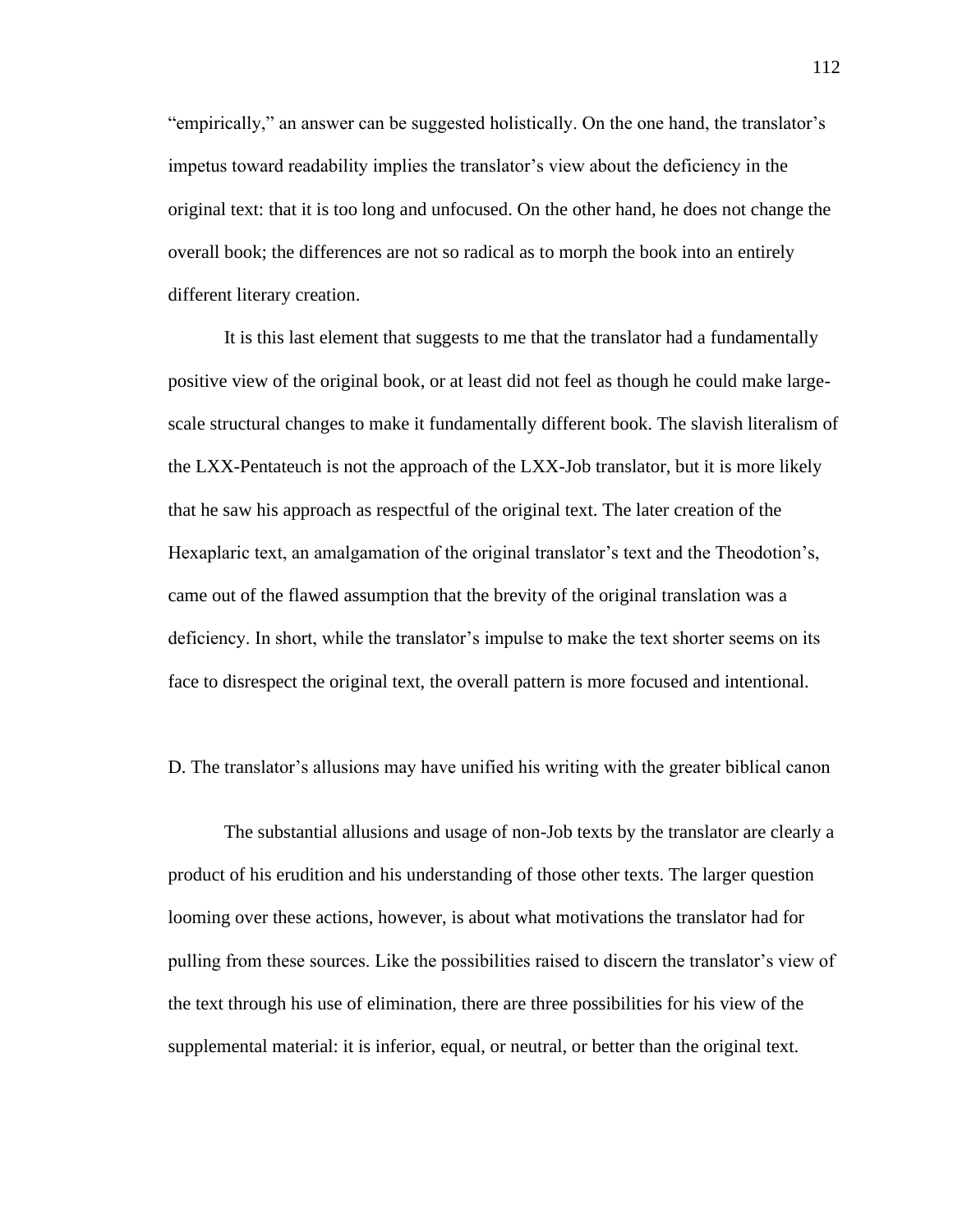"empirically," an answer can be suggested holistically. On the one hand, the translator's impetus toward readability implies the translator's view about the deficiency in the original text: that it is too long and unfocused. On the other hand, he does not change the overall book; the differences are not so radical as to morph the book into an entirely different literary creation.

It is this last element that suggests to me that the translator had a fundamentally positive view of the original book, or at least did not feel as though he could make large-scale structural changes to make it fundamentally different book. The slavish literalism of the LXX-Pentateuch is not the approach of the LXX-Job translator, but it is more likely that he saw his approach as respectful of the original text. The later creation of the Hexaplaric text, an amalgamation of the original translator's text and the Theodotion's, came out of the flawed assumption that the brevity of the original translation was a deficiency. In short, while the translator's impulse to make the text shorter seems on its face to disrespect the original text, the overall pattern is more focused and intentional.

D. The translator's allusions may have unified his writing with the greater biblical canon

The substantial allusions and usage of non-Job texts by the translator are clearly a product of his erudition and his understanding of those other texts. The larger question looming over these actions, however, is about what motivations the translator had for pulling from these sources. Like the possibilities raised to discern the translator's view of the text through his use of elimination, there are three possibilities for his view of the supplemental material: it is inferior, equal, or neutral, or better than the original text.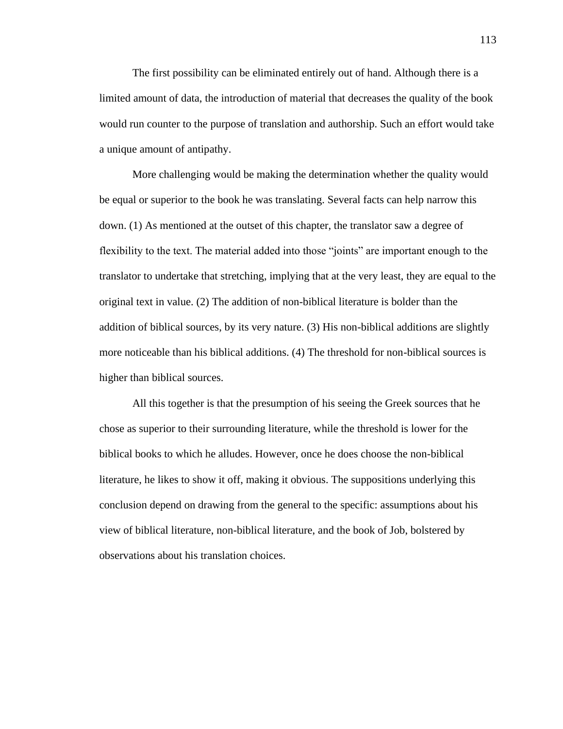The first possibility can be eliminated entirely out of hand. Although there is a limited amount of data, the introduction of material that decreases the quality of the book would run counter to the purpose of translation and authorship. Such an effort would take a unique amount of antipathy.

More challenging would be making the determination whether the quality would be equal or superior to the book he was translating. Several facts can help narrow this down. (1) As mentioned at the outset of this chapter, the translator saw a degree of flexibility to the text. The material added into those "joints" are important enough to the translator to undertake that stretching, implying that at the very least, they are equal to the original text in value. (2) The addition of non-biblical literature is bolder than the addition of biblical sources, by its very nature. (3) His non-biblical additions are slightly more noticeable than his biblical additions. (4) The threshold for non-biblical sources is higher than biblical sources.

All this together is that the presumption of his seeing the Greek sources that he chose as superior to their surrounding literature, while the threshold is lower for the biblical books to which he alludes. However, once he does choose the non-biblical literature, he likes to show it off, making it obvious. The suppositions underlying this conclusion depend on drawing from the general to the specific: assumptions about his view of biblical literature, non-biblical literature, and the book of Job, bolstered by observations about his translation choices.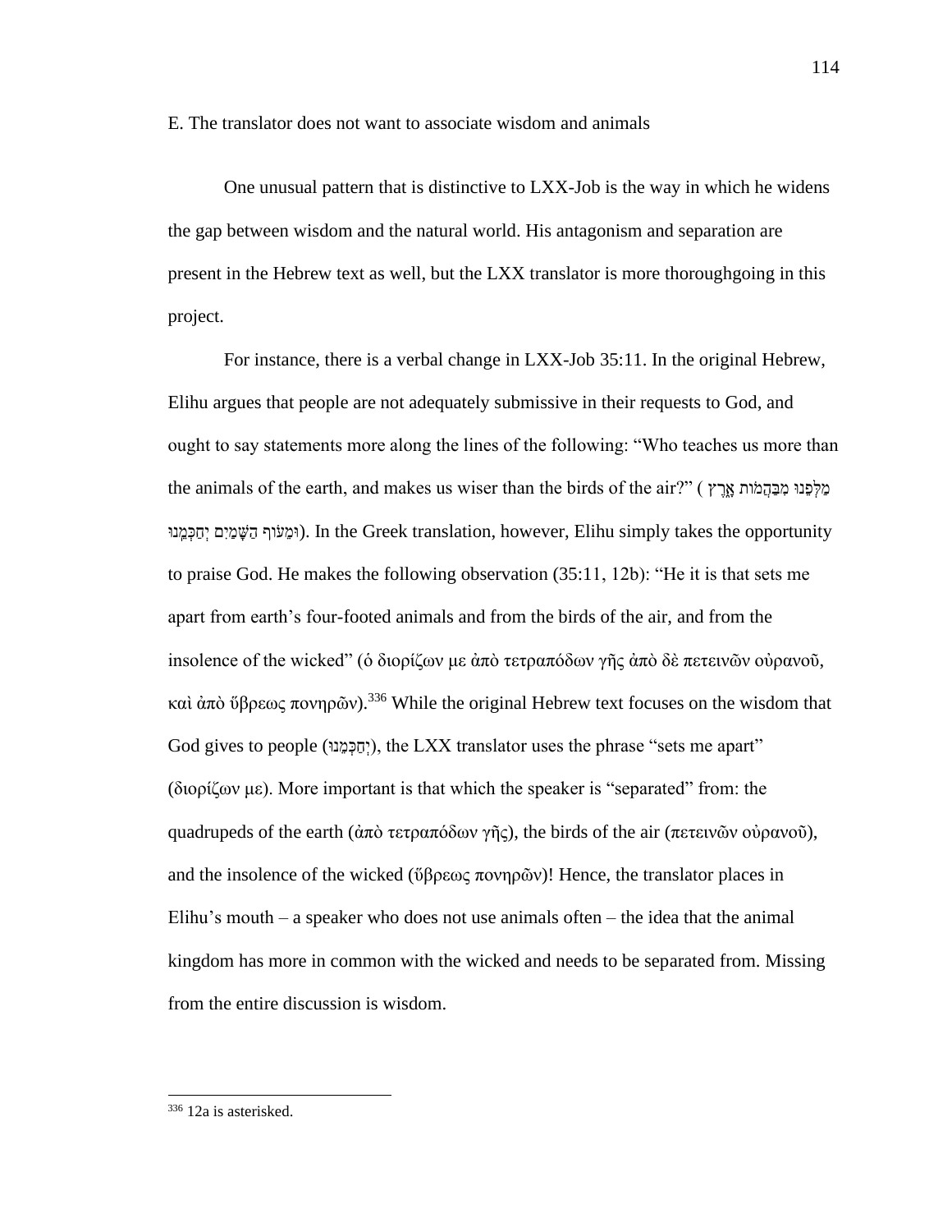E. The translator does not want to associate wisdom and animals

One unusual pattern that is distinctive to LXX-Job is the way in which he widens the gap between wisdom and the natural world. His antagonism and separation are present in the Hebrew text as well, but the LXX translator is more thoroughgoing in this project.

For instance, there is a verbal change in LXX-Job 35:11. In the original Hebrew, Elihu argues that people are not adequately submissive in their requests to God, and ought to say statements more along the lines of the following: “Who teaches us more than the animals of the earth, and makes us wiser than the birds of the air?” (מַלְּפֵנוּ מִבַּהֲמוֹת אָרֶץ וּמֵעוֹף הַשָּׁמַיִם יְחַכְּמֵנוּ). In the Greek translation, however, Elihu simply takes the opportunity to praise God. He makes the following observation (35:11, 12b): “He it is that sets me apart from earth’s four-footed animals and from the birds of the air, and from the insolence of the wicked” (ὁ διορίζων με ἀπὸ τετραπόδων γῆς ἀπὸ δὲ πετεινῶν οὐρανοῦ, καὶ ἀπὸ ὕβρεως πονηρῶν).[336] While the original Hebrew text focuses on the wisdom that God gives to people (יְחַכְּמֵנוּ), the LXX translator uses the phrase “sets me apart” (διορίζων με). More important is that which the speaker is “separated” from: the quadrupeds of the earth (ἀπὸ τετραπόδων γῆς), the birds of the air (πετεινῶν οὐρανοῦ), and the insolence of the wicked (ὕβρεως πονηρῶν)! Hence, the translator places in Elihu’s mouth – a speaker who does not use animals often – the idea that the animal kingdom has more in common with the wicked and needs to be separated from. Missing from the entire discussion is wisdom.

[336] 12a is asterisked.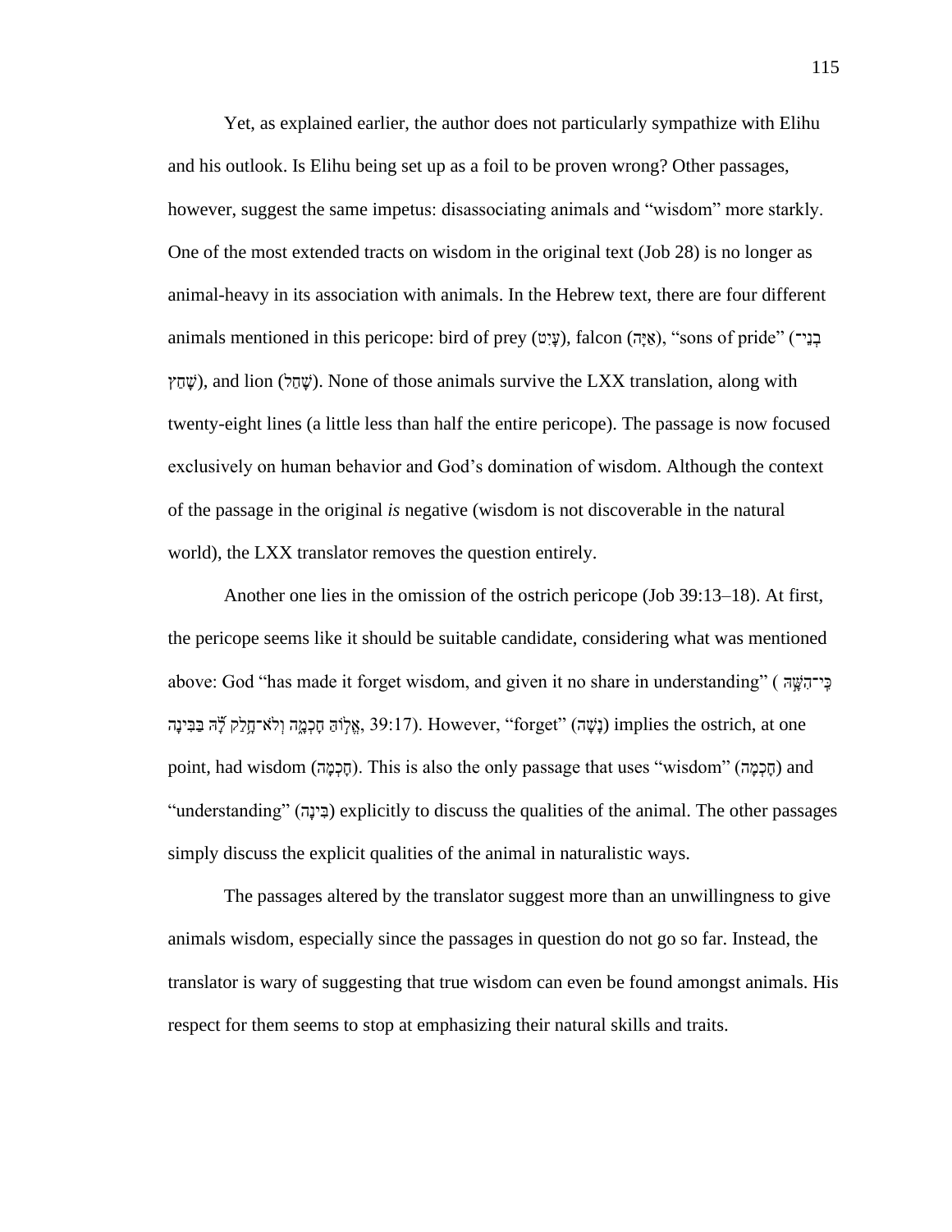Yet, as explained earlier, the author does not particularly sympathize with Elihu and his outlook. Is Elihu being set up as a foil to be proven wrong? Other passages, however, suggest the same impetus: disassociating animals and "wisdom" more starkly. One of the most extended tracts on wisdom in the original text (Job 28) is no longer as animal-heavy in its association with animals. In the Hebrew text, there are four different animals mentioned in this pericope: bird of prey (עָיִט), falcon (אַיָּה), "sons of pride" (בְנֵי־שָׁחַץ), and lion (שָׁחַל). None of those animals survive the LXX translation, along with twenty-eight lines (a little less than half the entire pericope). The passage is now focused exclusively on human behavior and God's domination of wisdom. Although the context of the passage in the original *is* negative (wisdom is not discoverable in the natural world), the LXX translator removes the question entirely.

Another one lies in the omission of the ostrich pericope (Job 39:13–18). At first, the pericope seems like it should be suitable candidate, considering what was mentioned above: God "has made it forget wisdom, and given it no share in understanding" (כִּי־הִשָּׁהּ אֱלוֹהַּ חָכְמָה וְלֹא־חָלַק לָהּ בַּבִּינָה, 39:17). However, "forget" (נָשָׁה) implies the ostrich, at one point, had wisdom (חָכְמָה). This is also the only passage that uses "wisdom" (חָכְמָה) and "understanding" (בִּינָה) explicitly to discuss the qualities of the animal. The other passages simply discuss the explicit qualities of the animal in naturalistic ways.

The passages altered by the translator suggest more than an unwillingness to give animals wisdom, especially since the passages in question do not go so far. Instead, the translator is wary of suggesting that true wisdom can even be found amongst animals. His respect for them seems to stop at emphasizing their natural skills and traits.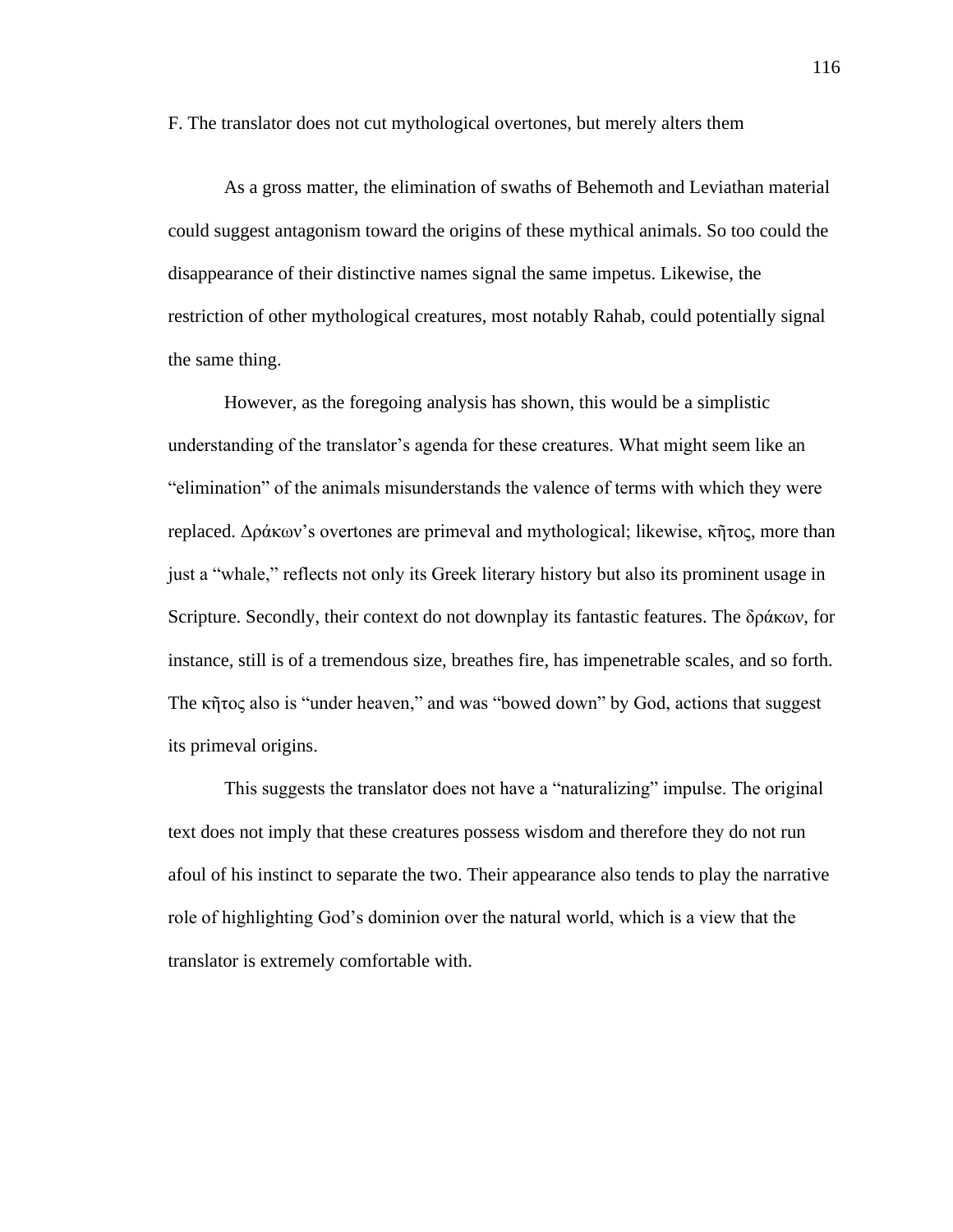### F. The translator does not cut mythological overtones, but merely alters them

As a gross matter, the elimination of swaths of Behemoth and Leviathan material could suggest antagonism toward the origins of these mythical animals. So too could the disappearance of their distinctive names signal the same impetus. Likewise, the restriction of other mythological creatures, most notably Rahab, could potentially signal the same thing.

However, as the foregoing analysis has shown, this would be a simplistic understanding of the translator's agenda for these creatures. What might seem like an "elimination" of the animals misunderstands the valence of terms with which they were replaced. Δράκων's overtones are primeval and mythological; likewise, κῆτος, more than just a "whale," reflects not only its Greek literary history but also its prominent usage in Scripture. Secondly, their context do not downplay its fantastic features. The δράκων, for instance, still is of a tremendous size, breathes fire, has impenetrable scales, and so forth. The κῆτος also is "under heaven," and was "bowed down" by God, actions that suggest its primeval origins.

This suggests the translator does not have a "naturalizing" impulse. The original text does not imply that these creatures possess wisdom and therefore they do not run afoul of his instinct to separate the two. Their appearance also tends to play the narrative role of highlighting God's dominion over the natural world, which is a view that the translator is extremely comfortable with.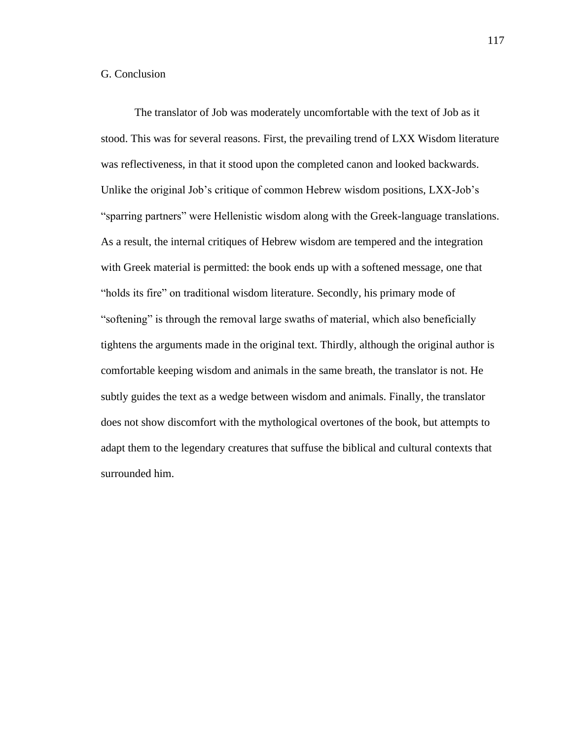## G. Conclusion

The translator of Job was moderately uncomfortable with the text of Job as it stood. This was for several reasons. First, the prevailing trend of LXX Wisdom literature was reflectiveness, in that it stood upon the completed canon and looked backwards. Unlike the original Job's critique of common Hebrew wisdom positions, LXX-Job's "sparring partners" were Hellenistic wisdom along with the Greek-language translations. As a result, the internal critiques of Hebrew wisdom are tempered and the integration with Greek material is permitted: the book ends up with a softened message, one that "holds its fire" on traditional wisdom literature. Secondly, his primary mode of "softening" is through the removal large swaths of material, which also beneficially tightens the arguments made in the original text. Thirdly, although the original author is comfortable keeping wisdom and animals in the same breath, the translator is not. He subtly guides the text as a wedge between wisdom and animals. Finally, the translator does not show discomfort with the mythological overtones of the book, but attempts to adapt them to the legendary creatures that suffuse the biblical and cultural contexts that surrounded him.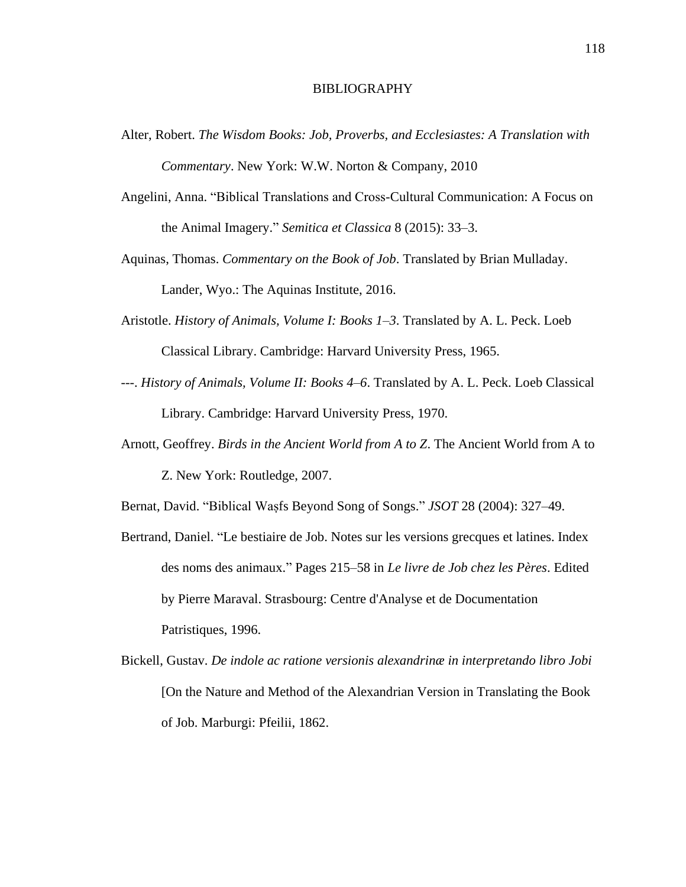# BIBLIOGRAPHY

Alter, Robert. *The Wisdom Books: Job, Proverbs, and Ecclesiastes: A Translation with Commentary*. New York: W.W. Norton & Company, 2010

Angelini, Anna. "Biblical Translations and Cross-Cultural Communication: A Focus on the Animal Imagery." *Semitica et Classica* 8 (2015): 33–3.

Aquinas, Thomas. *Commentary on the Book of Job*. Translated by Brian Mulladay. Lander, Wyo.: The Aquinas Institute, 2016.

Aristotle. *History of Animals, Volume I: Books 1–3*. Translated by A. L. Peck. Loeb Classical Library. Cambridge: Harvard University Press, 1965.

---. *History of Animals, Volume II: Books 4–6*. Translated by A. L. Peck. Loeb Classical Library. Cambridge: Harvard University Press, 1970.

Arnott, Geoffrey. *Birds in the Ancient World from A to Z*. The Ancient World from A to Z. New York: Routledge, 2007.

Bernat, David. "Biblical Waṣfs Beyond Song of Songs." *JSOT* 28 (2004): 327–49.

Bertrand, Daniel. "Le bestiaire de Job. Notes sur les versions grecques et latines. Index des noms des animaux." Pages 215–58 in *Le livre de Job chez les Pères*. Edited by Pierre Maraval. Strasbourg: Centre d'Analyse et de Documentation Patristiques, 1996.

Bickell, Gustav. *De indole ac ratione versionis alexandrinæ in interpretando libro Jobi* [On the Nature and Method of the Alexandrian Version in Translating the Book of Job. Marburgi: Pfeilii, 1862.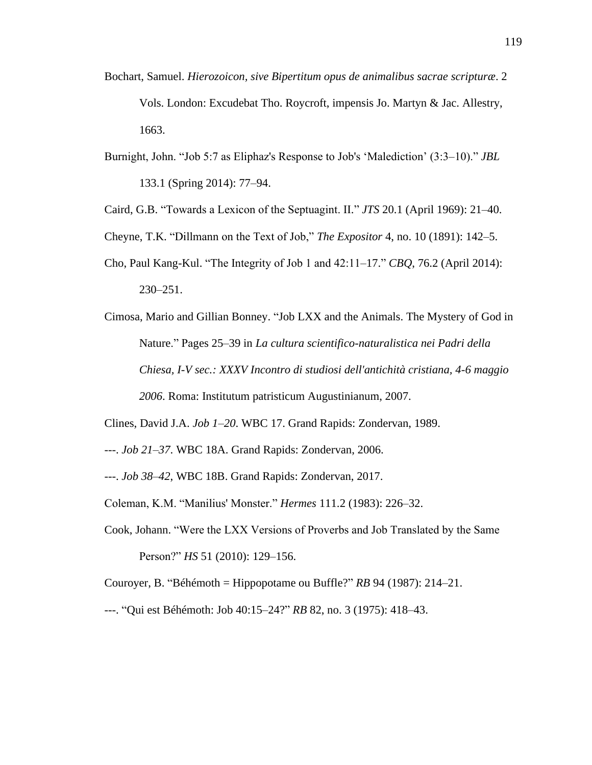Bochart, Samuel. *Hierozoicon, sive Bipertitum opus de animalibus sacrae scripturæ*. 2 Vols. London: Excudebat Tho. Roycroft, impensis Jo. Martyn & Jac. Allestry, 1663.

Burnight, John. "Job 5:7 as Eliphaz's Response to Job's 'Malediction' (3:3–10)." *JBL* 133.1 (Spring 2014): 77–94.

Caird, G.B. "Towards a Lexicon of the Septuagint. II." *JTS* 20.1 (April 1969): 21–40.

Cheyne, T.K. "Dillmann on the Text of Job," *The Expositor* 4, no. 10 (1891): 142–5.

Cho, Paul Kang-Kul. "The Integrity of Job 1 and 42:11–17." *CBQ*, 76.2 (April 2014): 230–251.

Cimosa, Mario and Gillian Bonney. "Job LXX and the Animals. The Mystery of God in Nature." Pages 25–39 in *La cultura scientifico-naturalistica nei Padri della Chiesa, I-V sec.: XXXV Incontro di studiosi dell'antichità cristiana, 4-6 maggio 2006*. Roma: Institutum patristicum Augustinianum, 2007.

Clines, David J.A. *Job 1–20*. WBC 17. Grand Rapids: Zondervan, 1989.

---. *Job 21–37*. WBC 18A. Grand Rapids: Zondervan, 2006.

---. *Job 38–42*, WBC 18B. Grand Rapids: Zondervan, 2017.

Coleman, K.M. "Manilius' Monster." *Hermes* 111.2 (1983): 226–32.

Cook, Johann. "Were the LXX Versions of Proverbs and Job Translated by the Same Person?" *HS* 51 (2010): 129–156.

Couroyer, B. "Béhémoth = Hippopotame ou Buffle?" *RB* 94 (1987): 214–21.

---. "Qui est Béhémoth: Job 40:15–24?" *RB* 82, no. 3 (1975): 418–43.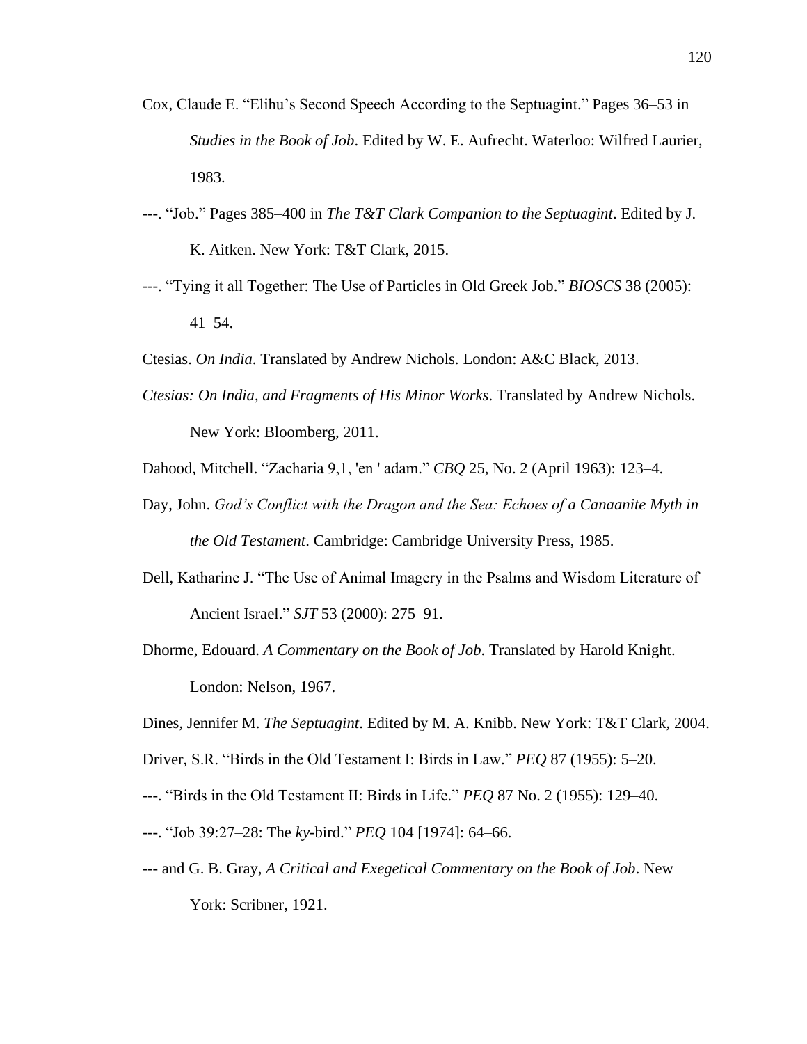Cox, Claude E. "Elihu's Second Speech According to the Septuagint." Pages 36–53 in *Studies in the Book of Job*. Edited by W. E. Aufrecht. Waterloo: Wilfred Laurier, 1983.

---. "Job." Pages 385–400 in *The T&T Clark Companion to the Septuagint*. Edited by J. K. Aitken. New York: T&T Clark, 2015.

---. "Tying it all Together: The Use of Particles in Old Greek Job." *BIOSCS* 38 (2005): 41–54.

Ctesias. *On India*. Translated by Andrew Nichols. London: A&C Black, 2013.

*Ctesias: On India, and Fragments of His Minor Works*. Translated by Andrew Nichols. New York: Bloomberg, 2011.

Dahood, Mitchell. "Zacharia 9,1, 'en ' adam." *CBQ* 25, No. 2 (April 1963): 123–4.

Day, John. *God's Conflict with the Dragon and the Sea: Echoes of a Canaanite Myth in the Old Testament*. Cambridge: Cambridge University Press, 1985.

Dell, Katharine J. "The Use of Animal Imagery in the Psalms and Wisdom Literature of Ancient Israel." *SJT* 53 (2000): 275–91.

Dhorme, Edouard. *A Commentary on the Book of Job*. Translated by Harold Knight. London: Nelson, 1967.

Dines, Jennifer M. *The Septuagint*. Edited by M. A. Knibb. New York: T&T Clark, 2004.

Driver, S.R. "Birds in the Old Testament I: Birds in Law." *PEQ* 87 (1955): 5–20.

---. "Birds in the Old Testament II: Birds in Life." *PEQ* 87 No. 2 (1955): 129–40.

---. "Job 39:27–28: The *ky*-bird." *PEQ* 104 [1974]: 64–66.

--- and G. B. Gray, *A Critical and Exegetical Commentary on the Book of Job*. New York: Scribner, 1921.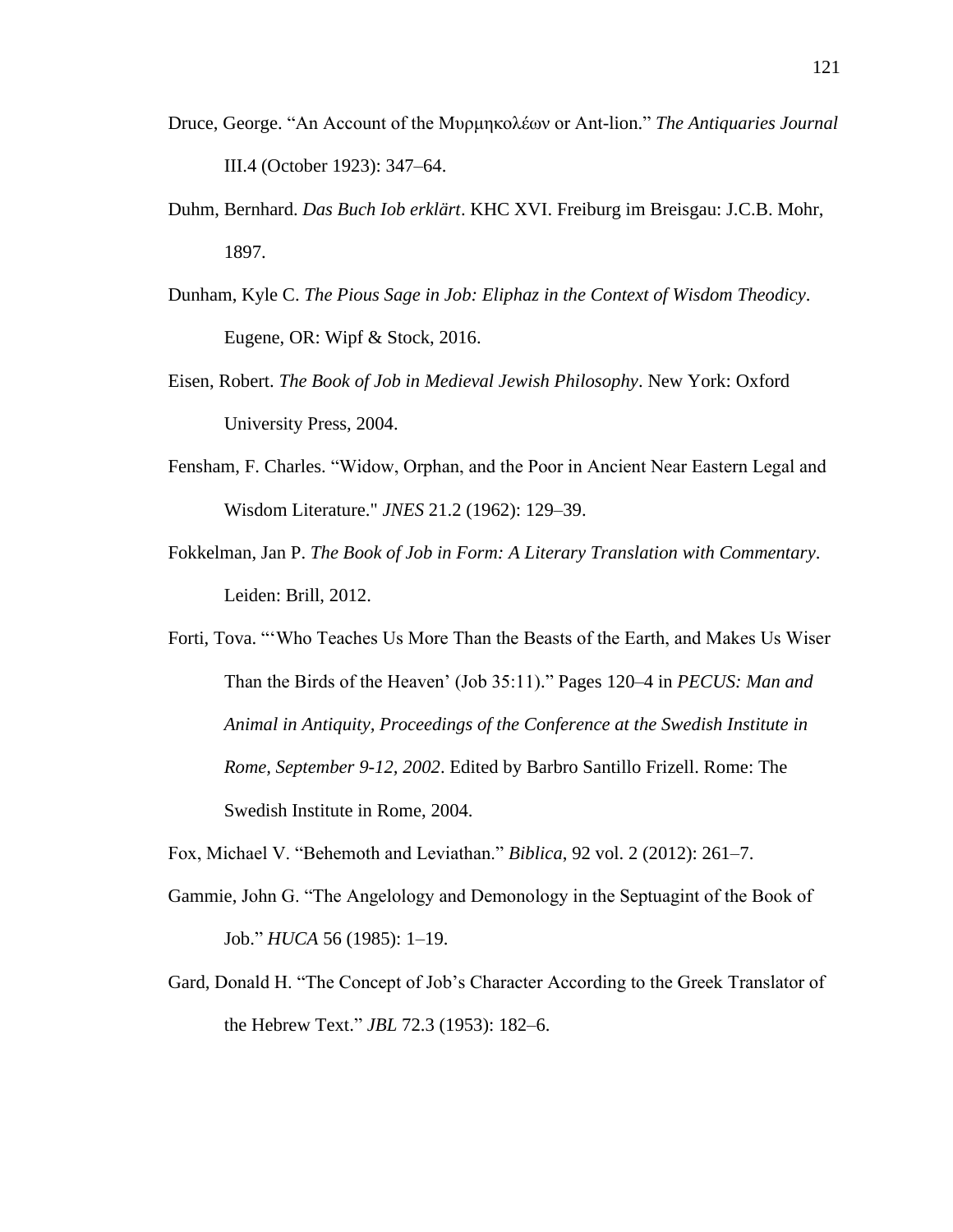Druce, George. “An Account of the Μυρμηκολέων or Ant-lion.” *The Antiquaries Journal* III.4 (October 1923): 347–64.

Duhm, Bernhard. *Das Buch Iob erklärt*. KHC XVI. Freiburg im Breisgau: J.C.B. Mohr, 1897.

Dunham, Kyle C. *The Pious Sage in Job: Eliphaz in the Context of Wisdom Theodicy*. Eugene, OR: Wipf & Stock, 2016.

Eisen, Robert. *The Book of Job in Medieval Jewish Philosophy*. New York: Oxford University Press, 2004.

Fensham, F. Charles. “Widow, Orphan, and the Poor in Ancient Near Eastern Legal and Wisdom Literature." *JNES* 21.2 (1962): 129–39.

Fokkelman, Jan P. *The Book of Job in Form: A Literary Translation with Commentary*. Leiden: Brill, 2012.

Forti, Tova. “‘Who Teaches Us More Than the Beasts of the Earth, and Makes Us Wiser Than the Birds of the Heaven’ (Job 35:11).” Pages 120–4 in *PECUS: Man and Animal in Antiquity, Proceedings of the Conference at the Swedish Institute in Rome, September 9-12, 2002*. Edited by Barbro Santillo Frizell. Rome: The Swedish Institute in Rome, 2004.

Fox, Michael V. “Behemoth and Leviathan.” *Biblica*, 92 vol. 2 (2012): 261–7.

Gammie, John G. “The Angelology and Demonology in the Septuagint of the Book of Job.” *HUCA* 56 (1985): 1–19.

Gard, Donald H. “The Concept of Job’s Character According to the Greek Translator of the Hebrew Text.” *JBL* 72.3 (1953): 182–6.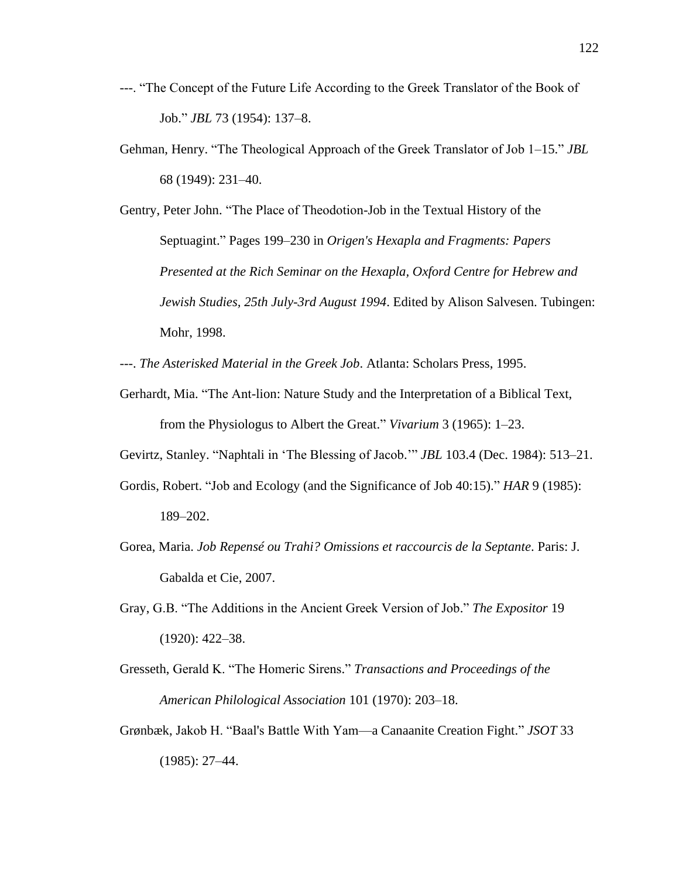---. “The Concept of the Future Life According to the Greek Translator of the Book of Job.” *JBL* 73 (1954): 137–8.

Gehman, Henry. “The Theological Approach of the Greek Translator of Job 1–15.” *JBL* 68 (1949): 231–40.

Gentry, Peter John. “The Place of Theodotion-Job in the Textual History of the Septuagint.” Pages 199–230 in *Origen's Hexapla and Fragments: Papers Presented at the Rich Seminar on the Hexapla, Oxford Centre for Hebrew and Jewish Studies, 25th July-3rd August 1994*. Edited by Alison Salvesen. Tubingen: Mohr, 1998.

---. *The Asterisked Material in the Greek Job*. Atlanta: Scholars Press, 1995.

Gerhardt, Mia. “The Ant-lion: Nature Study and the Interpretation of a Biblical Text, from the Physiologus to Albert the Great.” *Vivarium* 3 (1965): 1–23.

Gevirtz, Stanley. “Naphtali in ‘The Blessing of Jacob.’” *JBL* 103.4 (Dec. 1984): 513–21.

Gordis, Robert. “Job and Ecology (and the Significance of Job 40:15).” *HAR* 9 (1985): 189–202.

Gorea, Maria. *Job Repensé ou Trahi? Omissions et raccourcis de la Septante*. Paris: J. Gabalda et Cie, 2007.

Gray, G.B. “The Additions in the Ancient Greek Version of Job.” *The Expositor* 19 (1920): 422–38.

Gresseth, Gerald K. “The Homeric Sirens.” *Transactions and Proceedings of the American Philological Association* 101 (1970): 203–18.

Grønbæk, Jakob H. “Baal's Battle With Yam—a Canaanite Creation Fight.” *JSOT* 33 (1985): 27–44.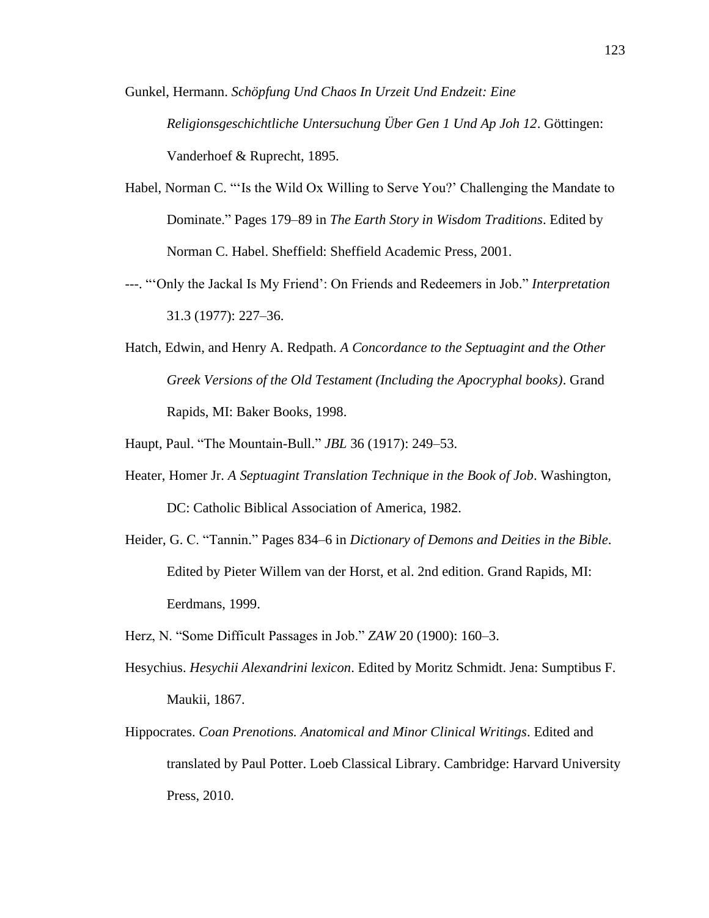Gunkel, Hermann. *Schöpfung Und Chaos In Urzeit Und Endzeit: Eine Religionsgeschichtliche Untersuchung Über Gen 1 Und Ap Joh 12*. Göttingen: Vanderhoef & Ruprecht, 1895.

Habel, Norman C. "'Is the Wild Ox Willing to Serve You?' Challenging the Mandate to Dominate." Pages 179–89 in *The Earth Story in Wisdom Traditions*. Edited by Norman C. Habel. Sheffield: Sheffield Academic Press, 2001.

---. "'Only the Jackal Is My Friend': On Friends and Redeemers in Job." *Interpretation* 31.3 (1977): 227–36.

Hatch, Edwin, and Henry A. Redpath. *A Concordance to the Septuagint and the Other Greek Versions of the Old Testament (Including the Apocryphal books)*. Grand Rapids, MI: Baker Books, 1998.

Haupt, Paul. "The Mountain-Bull." *JBL* 36 (1917): 249–53.

Heater, Homer Jr. *A Septuagint Translation Technique in the Book of Job*. Washington, DC: Catholic Biblical Association of America, 1982.

Heider, G. C. "Tannin." Pages 834–6 in *Dictionary of Demons and Deities in the Bible*. Edited by Pieter Willem van der Horst, et al. 2nd edition. Grand Rapids, MI: Eerdmans, 1999.

Herz, N. "Some Difficult Passages in Job." *ZAW* 20 (1900): 160–3.

Hesychius. *Hesychii Alexandrini lexicon*. Edited by Moritz Schmidt. Jena: Sumptibus F. Maukii, 1867.

Hippocrates. *Coan Prenotions. Anatomical and Minor Clinical Writings*. Edited and translated by Paul Potter. Loeb Classical Library. Cambridge: Harvard University Press, 2010.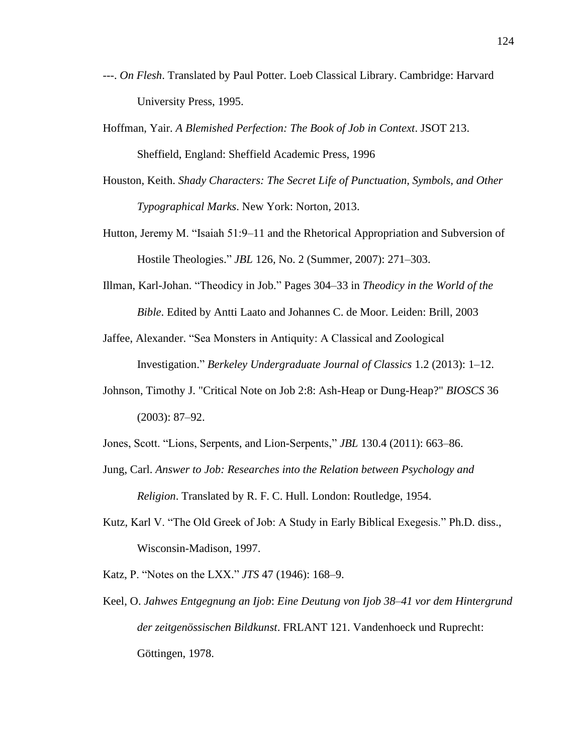---. *On Flesh*. Translated by Paul Potter. Loeb Classical Library. Cambridge: Harvard University Press, 1995.

Hoffman, Yair. *A Blemished Perfection: The Book of Job in Context*. JSOT 213. Sheffield, England: Sheffield Academic Press, 1996

Houston, Keith. *Shady Characters: The Secret Life of Punctuation, Symbols, and Other Typographical Marks*. New York: Norton, 2013.

Hutton, Jeremy M. "Isaiah 51:9–11 and the Rhetorical Appropriation and Subversion of Hostile Theologies." *JBL* 126, No. 2 (Summer, 2007): 271–303.

Illman, Karl-Johan. "Theodicy in Job." Pages 304–33 in *Theodicy in the World of the Bible*. Edited by Antti Laato and Johannes C. de Moor. Leiden: Brill, 2003

Jaffee, Alexander. "Sea Monsters in Antiquity: A Classical and Zoological Investigation." *Berkeley Undergraduate Journal of Classics* 1.2 (2013): 1–12.

Johnson, Timothy J. "Critical Note on Job 2:8: Ash-Heap or Dung-Heap?" *BIOSCS* 36 (2003): 87–92.

Jones, Scott. "Lions, Serpents, and Lion-Serpents," *JBL* 130.4 (2011): 663–86.

Jung, Carl. *Answer to Job: Researches into the Relation between Psychology and Religion*. Translated by R. F. C. Hull. London: Routledge, 1954.

Kutz, Karl V. "The Old Greek of Job: A Study in Early Biblical Exegesis." Ph.D. diss., Wisconsin-Madison, 1997.

Katz, P. "Notes on the LXX." *JTS* 47 (1946): 168–9.

Keel, O. *Jahwes Entgegnung an Ijob*: *Eine Deutung von Ijob 38–41 vor dem Hintergrund der zeitgenössischen Bildkunst*. FRLANT 121. Vandenhoeck und Ruprecht: Göttingen, 1978.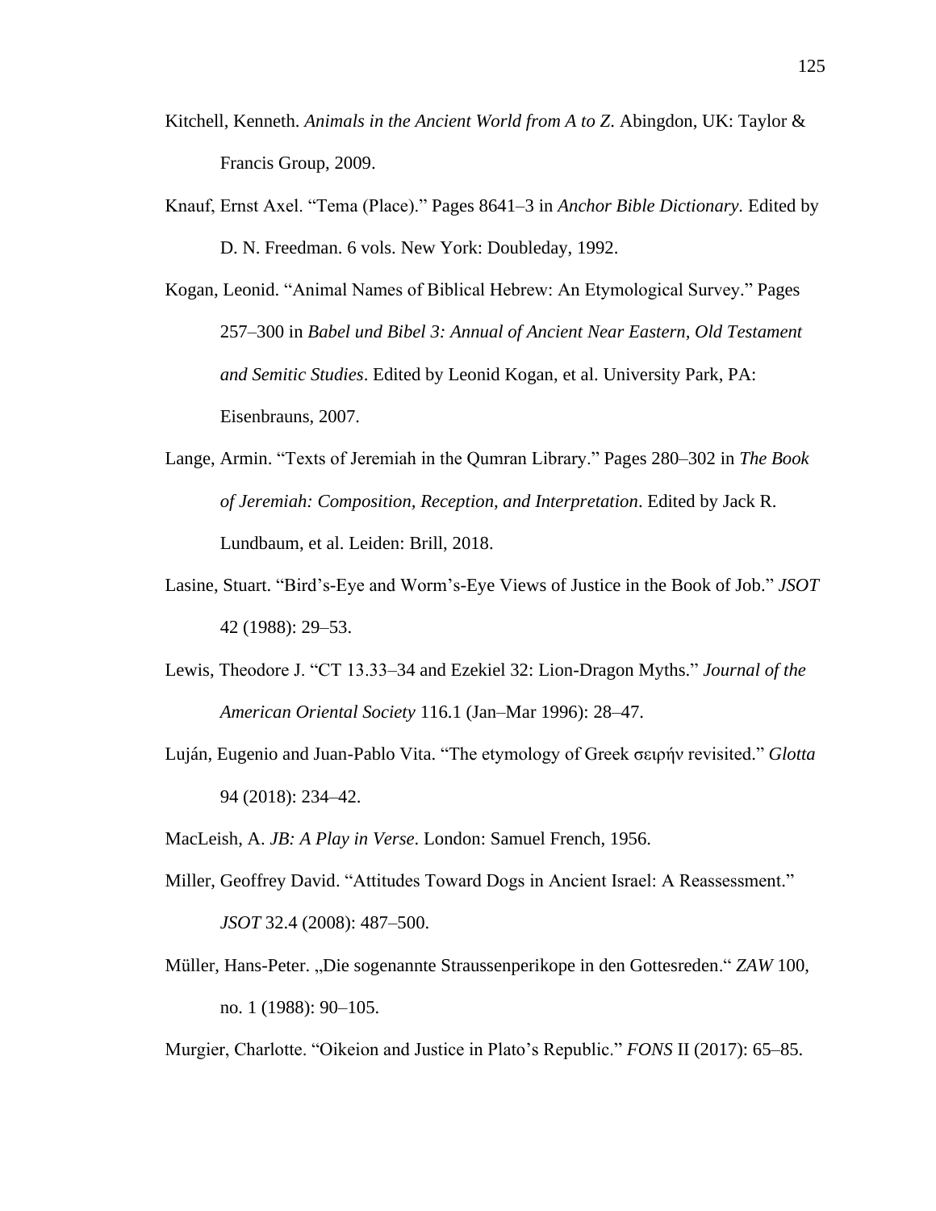Kitchell, Kenneth. *Animals in the Ancient World from A to Z*. Abingdon, UK: Taylor & Francis Group, 2009.

Knauf, Ernst Axel. "Tema (Place)." Pages 8641–3 in *Anchor Bible Dictionary*. Edited by D. N. Freedman. 6 vols. New York: Doubleday, 1992.

Kogan, Leonid. "Animal Names of Biblical Hebrew: An Etymological Survey." Pages 257–300 in *Babel und Bibel 3: Annual of Ancient Near Eastern, Old Testament and Semitic Studies*. Edited by Leonid Kogan, et al. University Park, PA: Eisenbrauns, 2007.

Lange, Armin. "Texts of Jeremiah in the Qumran Library." Pages 280–302 in *The Book of Jeremiah: Composition, Reception, and Interpretation*. Edited by Jack R. Lundbaum, et al. Leiden: Brill, 2018.

Lasine, Stuart. "Bird's-Eye and Worm's-Eye Views of Justice in the Book of Job." *JSOT* 42 (1988): 29–53.

Lewis, Theodore J. "CT 13.33–34 and Ezekiel 32: Lion-Dragon Myths." *Journal of the American Oriental Society* 116.1 (Jan–Mar 1996): 28–47.

Luján, Eugenio and Juan-Pablo Vita. "The etymology of Greek σειρήν revisited." *Glotta* 94 (2018): 234–42.

MacLeish, A. *JB: A Play in Verse*. London: Samuel French, 1956.

Miller, Geoffrey David. "Attitudes Toward Dogs in Ancient Israel: A Reassessment." *JSOT* 32.4 (2008): 487–500.

Müller, Hans-Peter. „Die sogenannte Straussenperikope in den Gottesreden." *ZAW* 100, no. 1 (1988): 90–105.

Murgier, Charlotte. "Oikeion and Justice in Plato's Republic." *FONS* II (2017): 65–85.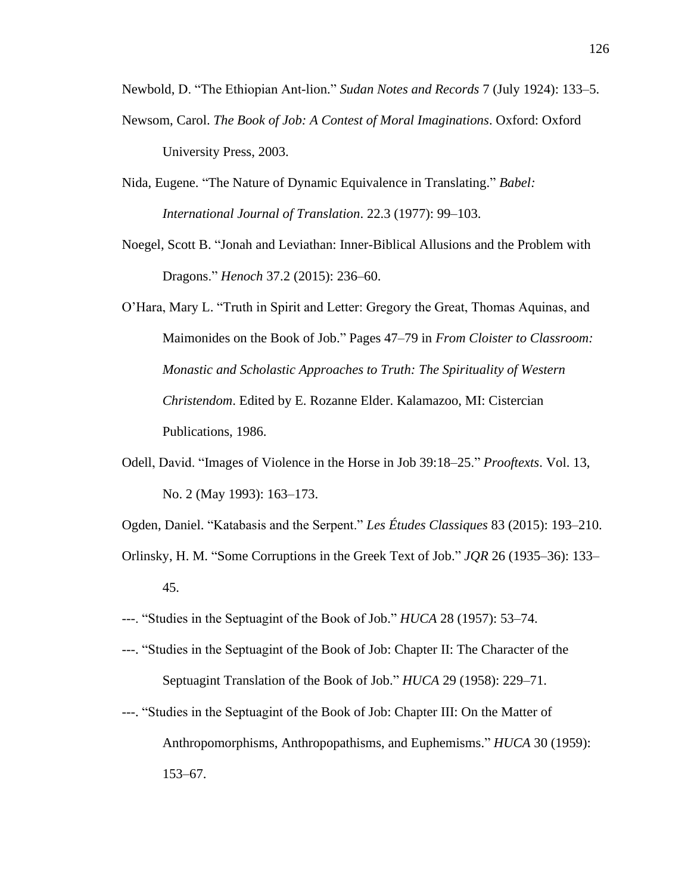Newbold, D. “The Ethiopian Ant-lion.” *Sudan Notes and Records* 7 (July 1924): 133–5.

Newsom, Carol. *The Book of Job: A Contest of Moral Imaginations*. Oxford: Oxford University Press, 2003.

Nida, Eugene. “The Nature of Dynamic Equivalence in Translating.” *Babel: International Journal of Translation*. 22.3 (1977): 99–103.

Noegel, Scott B. “Jonah and Leviathan: Inner-Biblical Allusions and the Problem with Dragons.” *Henoch* 37.2 (2015): 236–60.

O’Hara, Mary L. “Truth in Spirit and Letter: Gregory the Great, Thomas Aquinas, and Maimonides on the Book of Job.” Pages 47–79 in *From Cloister to Classroom: Monastic and Scholastic Approaches to Truth: The Spirituality of Western Christendom*. Edited by E. Rozanne Elder. Kalamazoo, MI: Cistercian Publications, 1986.

Odell, David. “Images of Violence in the Horse in Job 39:18–25.” *Prooftexts*. Vol. 13, No. 2 (May 1993): 163–173.

Ogden, Daniel. “Katabasis and the Serpent.” *Les Études Classiques* 83 (2015): 193–210.

Orlinsky, H. M. “Some Corruptions in the Greek Text of Job.” *JQR* 26 (1935–36): 133–45.

---. “Studies in the Septuagint of the Book of Job.” *HUCA* 28 (1957): 53–74.

---. “Studies in the Septuagint of the Book of Job: Chapter II: The Character of the Septuagint Translation of the Book of Job.” *HUCA* 29 (1958): 229–71.

---. “Studies in the Septuagint of the Book of Job: Chapter III: On the Matter of Anthropomorphisms, Anthropopathisms, and Euphemisms.” *HUCA* 30 (1959): 153–67.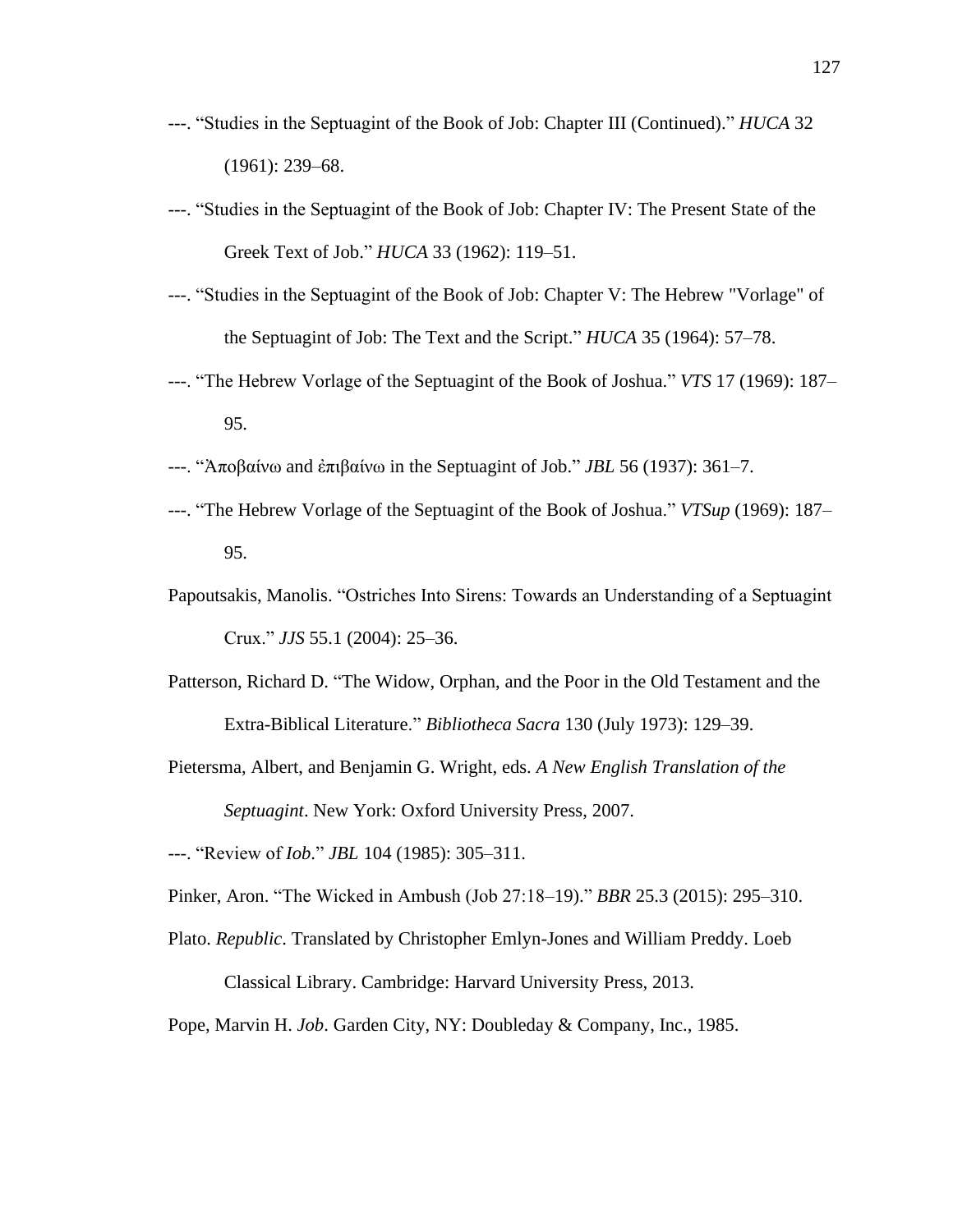---. "Studies in the Septuagint of the Book of Job: Chapter III (Continued)." *HUCA* 32 (1961): 239–68.

---. "Studies in the Septuagint of the Book of Job: Chapter IV: The Present State of the Greek Text of Job." *HUCA* 33 (1962): 119–51.

---. "Studies in the Septuagint of the Book of Job: Chapter V: The Hebrew "Vorlage" of the Septuagint of Job: The Text and the Script." *HUCA* 35 (1964): 57–78.

---. "The Hebrew Vorlage of the Septuagint of the Book of Joshua." *VTS* 17 (1969): 187–95.

---. "Ἀποβαίνω and ἐπιβαίνω in the Septuagint of Job." *JBL* 56 (1937): 361–7.

---. "The Hebrew Vorlage of the Septuagint of the Book of Joshua." *VTSup* (1969): 187–95.

Papoutsakis, Manolis. "Ostriches Into Sirens: Towards an Understanding of a Septuagint Crux." *JJS* 55.1 (2004): 25–36.

Patterson, Richard D. "The Widow, Orphan, and the Poor in the Old Testament and the Extra-Biblical Literature." *Bibliotheca Sacra* 130 (July 1973): 129–39.

Pietersma, Albert, and Benjamin G. Wright, eds. *A New English Translation of the Septuagint*. New York: Oxford University Press, 2007.

---. "Review of *Iob*." *JBL* 104 (1985): 305–311.

Pinker, Aron. "The Wicked in Ambush (Job 27:18–19)." *BBR* 25.3 (2015): 295–310.

Plato. *Republic*. Translated by Christopher Emlyn-Jones and William Preddy. Loeb Classical Library. Cambridge: Harvard University Press, 2013.

Pope, Marvin H. *Job*. Garden City, NY: Doubleday & Company, Inc., 1985.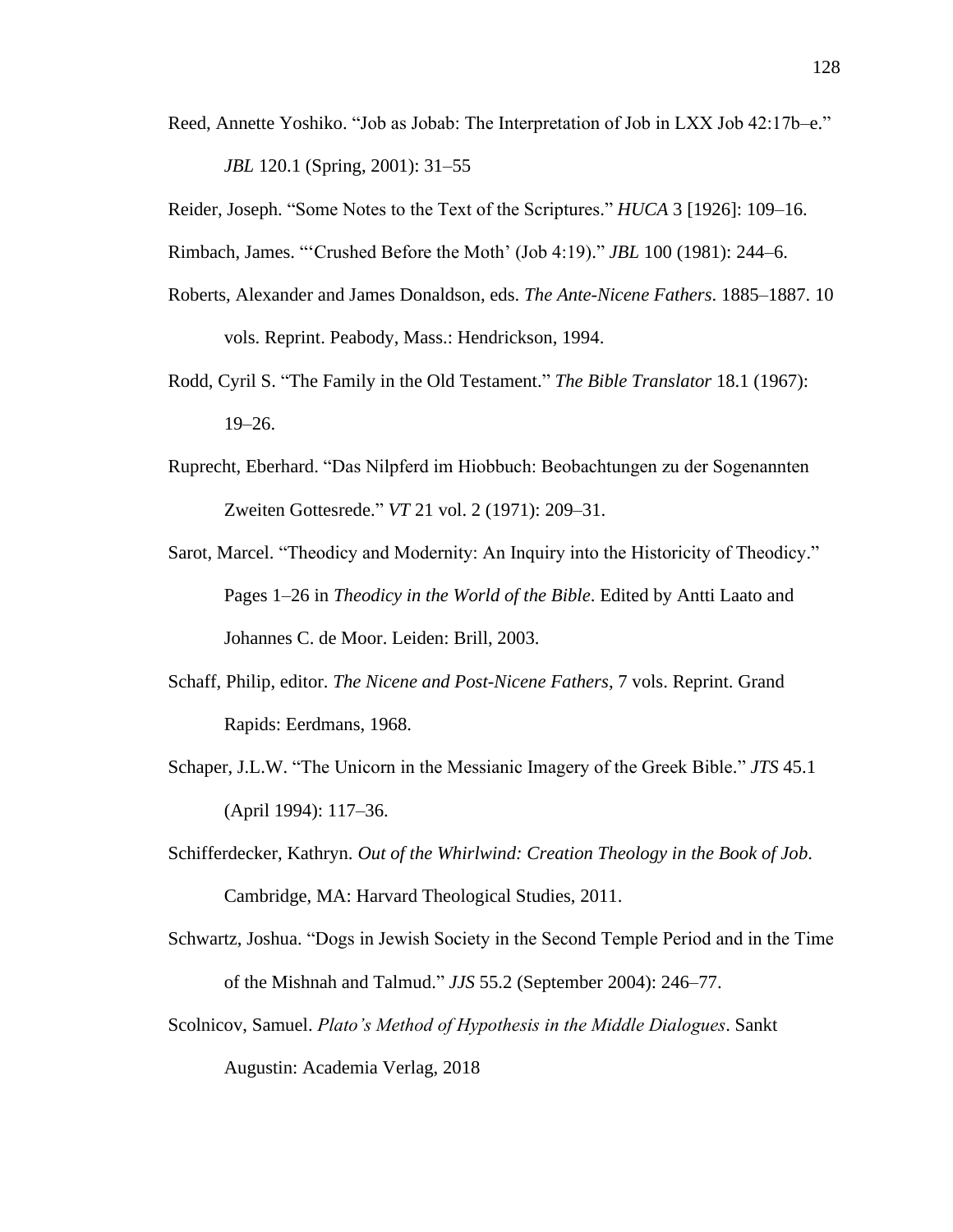Reed, Annette Yoshiko. "Job as Jobab: The Interpretation of Job in LXX Job 42:17b–e." *JBL* 120.1 (Spring, 2001): 31–55

Reider, Joseph. "Some Notes to the Text of the Scriptures." *HUCA* 3 [1926]: 109–16.

Rimbach, James. "'Crushed Before the Moth' (Job 4:19)." *JBL* 100 (1981): 244–6.

Roberts, Alexander and James Donaldson, eds. *The Ante-Nicene Fathers*. 1885–1887. 10 vols. Reprint. Peabody, Mass.: Hendrickson, 1994.

Rodd, Cyril S. "The Family in the Old Testament." *The Bible Translator* 18.1 (1967): 19–26.

Ruprecht, Eberhard. "Das Nilpferd im Hiobbuch: Beobachtungen zu der Sogenannten Zweiten Gottesrede." *VT* 21 vol. 2 (1971): 209–31.

Sarot, Marcel. "Theodicy and Modernity: An Inquiry into the Historicity of Theodicy." Pages 1–26 in *Theodicy in the World of the Bible*. Edited by Antti Laato and Johannes C. de Moor. Leiden: Brill, 2003.

Schaff, Philip, editor. *The Nicene and Post-Nicene Fathers*, 7 vols. Reprint. Grand Rapids: Eerdmans, 1968.

Schaper, J.L.W. "The Unicorn in the Messianic Imagery of the Greek Bible." *JTS* 45.1 (April 1994): 117–36.

Schifferdecker, Kathryn. *Out of the Whirlwind: Creation Theology in the Book of Job*. Cambridge, MA: Harvard Theological Studies, 2011.

Schwartz, Joshua. "Dogs in Jewish Society in the Second Temple Period and in the Time of the Mishnah and Talmud." *JJS* 55.2 (September 2004): 246–77.

Scolnicov, Samuel. *Plato's Method of Hypothesis in the Middle Dialogues*. Sankt Augustin: Academia Verlag, 2018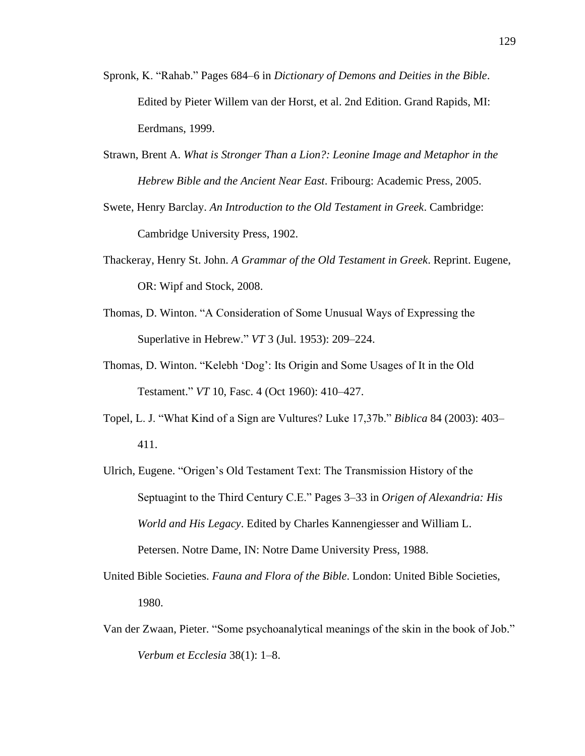Spronk, K. “Rahab.” Pages 684–6 in *Dictionary of Demons and Deities in the Bible*. Edited by Pieter Willem van der Horst, et al. 2nd Edition. Grand Rapids, MI: Eerdmans, 1999.

Strawn, Brent A. *What is Stronger Than a Lion?: Leonine Image and Metaphor in the Hebrew Bible and the Ancient Near East*. Fribourg: Academic Press, 2005.

Swete, Henry Barclay. *An Introduction to the Old Testament in Greek*. Cambridge: Cambridge University Press, 1902.

Thackeray, Henry St. John. *A Grammar of the Old Testament in Greek*. Reprint. Eugene, OR: Wipf and Stock, 2008.

Thomas, D. Winton. “A Consideration of Some Unusual Ways of Expressing the Superlative in Hebrew.” *VT* 3 (Jul. 1953): 209–224.

Thomas, D. Winton. “Kelebh ‘Dog’: Its Origin and Some Usages of It in the Old Testament.” *VT* 10, Fasc. 4 (Oct 1960): 410–427.

Topel, L. J. “What Kind of a Sign are Vultures? Luke 17,37b.” *Biblica* 84 (2003): 403–411.

Ulrich, Eugene. “Origen’s Old Testament Text: The Transmission History of the Septuagint to the Third Century C.E.” Pages 3–33 in *Origen of Alexandria: His World and His Legacy*. Edited by Charles Kannengiesser and William L. Petersen. Notre Dame, IN: Notre Dame University Press, 1988.

United Bible Societies. *Fauna and Flora of the Bible*. London: United Bible Societies, 1980.

Van der Zwaan, Pieter. “Some psychoanalytical meanings of the skin in the book of Job.” *Verbum et Ecclesia* 38(1): 1–8.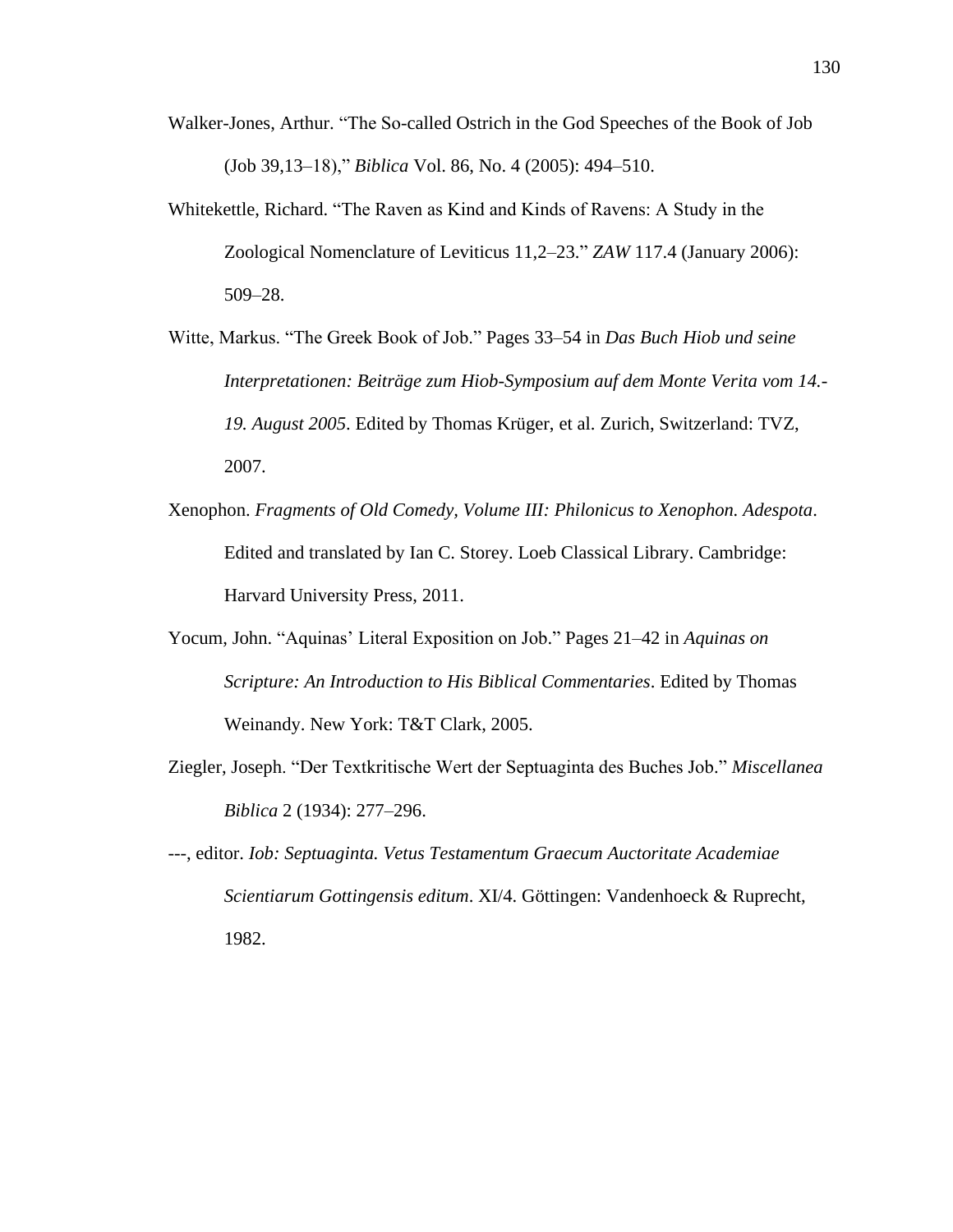Walker-Jones, Arthur. “The So-called Ostrich in the God Speeches of the Book of Job (Job 39,13–18),” *Biblica* Vol. 86, No. 4 (2005): 494–510.

Whitekettle, Richard. “The Raven as Kind and Kinds of Ravens: A Study in the Zoological Nomenclature of Leviticus 11,2–23.” *ZAW* 117.4 (January 2006): 509–28.

Witte, Markus. “The Greek Book of Job.” Pages 33–54 in *Das Buch Hiob und seine Interpretationen: Beiträge zum Hiob-Symposium auf dem Monte Verita vom 14.-19. August 2005*. Edited by Thomas Krüger, et al. Zurich, Switzerland: TVZ, 2007.

Xenophon. *Fragments of Old Comedy, Volume III: Philonicus to Xenophon. Adespota*. Edited and translated by Ian C. Storey. Loeb Classical Library. Cambridge: Harvard University Press, 2011.

Yocum, John. “Aquinas’ Literal Exposition on Job.” Pages 21–42 in *Aquinas on Scripture: An Introduction to His Biblical Commentaries*. Edited by Thomas Weinandy. New York: T&T Clark, 2005.

Ziegler, Joseph. “Der Textkritische Wert der Septuaginta des Buches Job.” *Miscellanea Biblica* 2 (1934): 277–296.

---, editor. *Iob: Septuaginta. Vetus Testamentum Graecum Auctoritate Academiae Scientiarum Gottingensis editum*. XI/4. Göttingen: Vandenhoeck & Ruprecht, 1982.